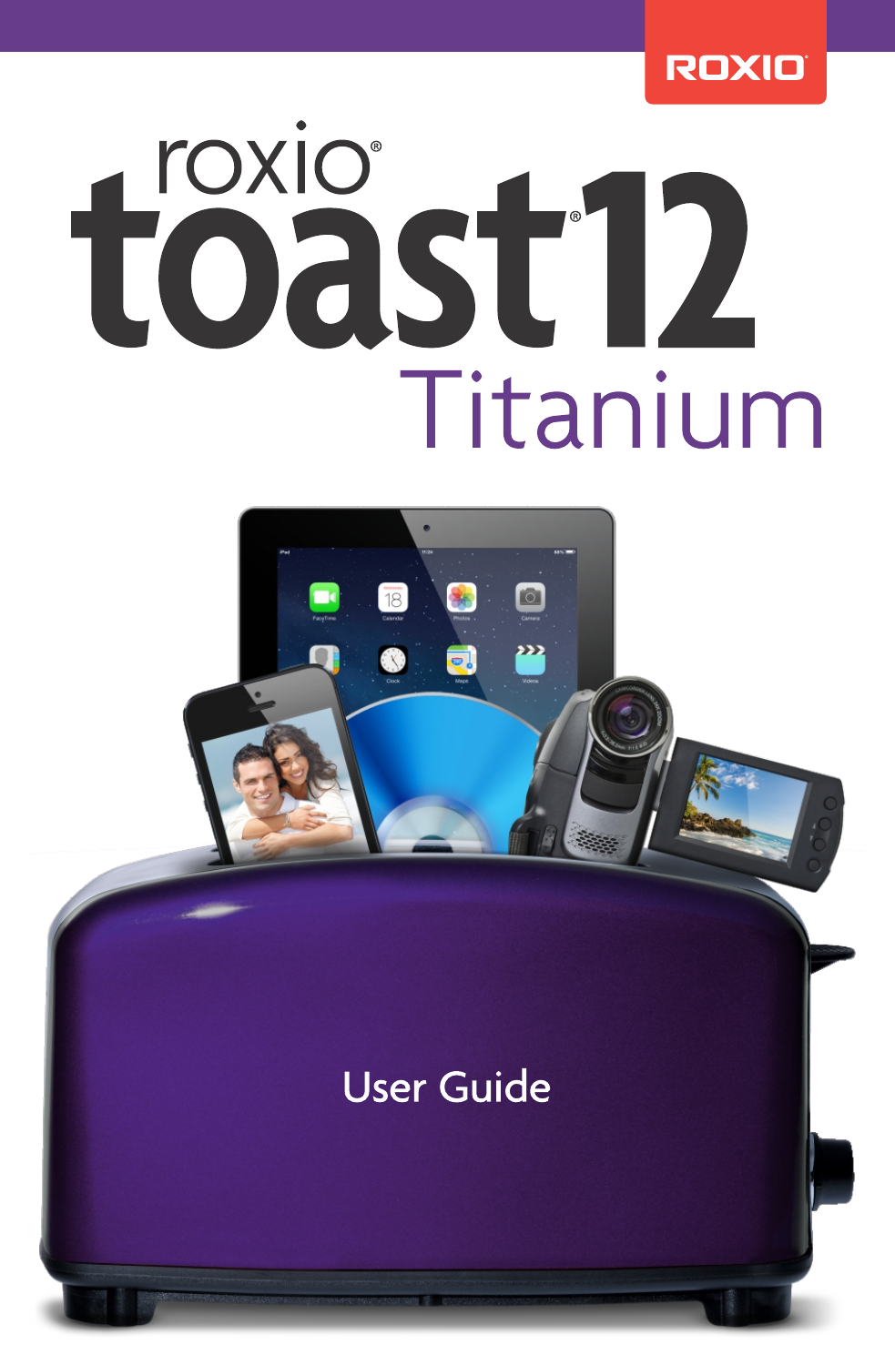ROXIO

# roxio® toast® 12 Titanium

## User Guide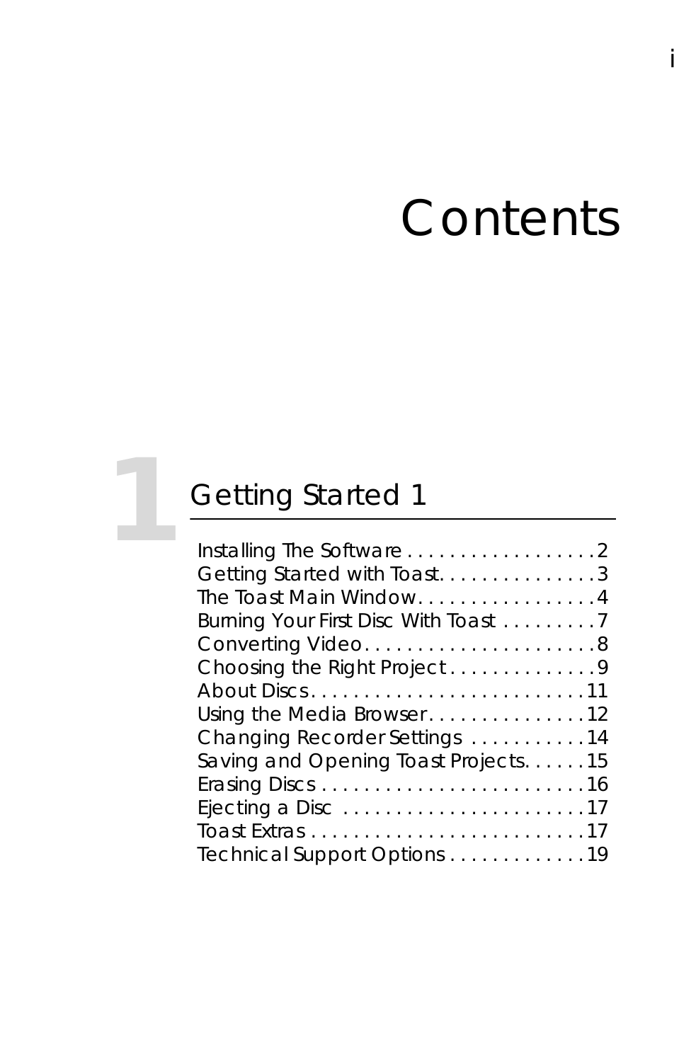# Contents

## 1 Getting Started 1

Installing The Software . . . . . . . . . . . . . . . . . . .2
Getting Started with Toast. . . . . . . . . . . . . . . .3
The Toast Main Window. . . . . . . . . . . . . . . . . .4
Burning Your First Disc With Toast . . . . . . . . .7
Converting Video. . . . . . . . . . . . . . . . . . . . . . .8
Choosing the Right Project . . . . . . . . . . . . . . .9
About Discs. . . . . . . . . . . . . . . . . . . . . . . . . . .11
Using the Media Browser. . . . . . . . . . . . . . . .12
Changing Recorder Settings . . . . . . . . . . . .14
Saving and Opening Toast Projects. . . . . .15
Erasing Discs . . . . . . . . . . . . . . . . . . . . . . . . .16
Ejecting a Disc . . . . . . . . . . . . . . . . . . . . . . .17
Toast Extras . . . . . . . . . . . . . . . . . . . . . . . . . .17
Technical Support Options . . . . . . . . . . . . .19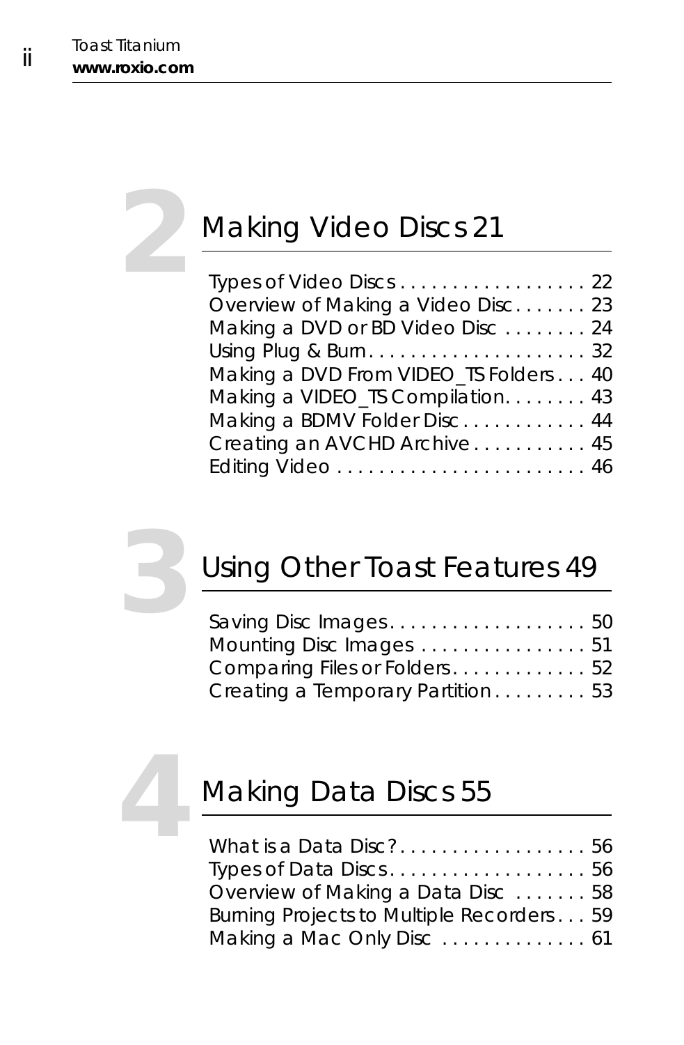## 2 Making Video Discs 21

Types of Video Discs . . . . . . . . . . . . . . . . . . 22
Overview of Making a Video Disc . . . . . . . 23
Making a DVD or BD Video Disc . . . . . . . . 24
Using Plug & Burn . . . . . . . . . . . . . . . . . . . . . 32
Making a DVD From VIDEO_TS Folders . . . 40
Making a VIDEO_TS Compilation. . . . . . . . 43
Making a BDMV Folder Disc . . . . . . . . . . . . 44
Creating an AVCHD Archive . . . . . . . . . . . 45
Editing Video . . . . . . . . . . . . . . . . . . . . . . . . 46

## 3 Using Other Toast Features 49

Saving Disc Images. . . . . . . . . . . . . . . . . . . 50
Mounting Disc Images . . . . . . . . . . . . . . . . 51
Comparing Files or Folders. . . . . . . . . . . . . 52
Creating a Temporary Partition . . . . . . . . . 53

## 4 Making Data Discs 55

What is a Data Disc? . . . . . . . . . . . . . . . . . . 56
Types of Data Discs. . . . . . . . . . . . . . . . . . . 56
Overview of Making a Data Disc . . . . . . . 58
Burning Projects to Multiple Recorders . . . 59
Making a Mac Only Disc . . . . . . . . . . . . . . 61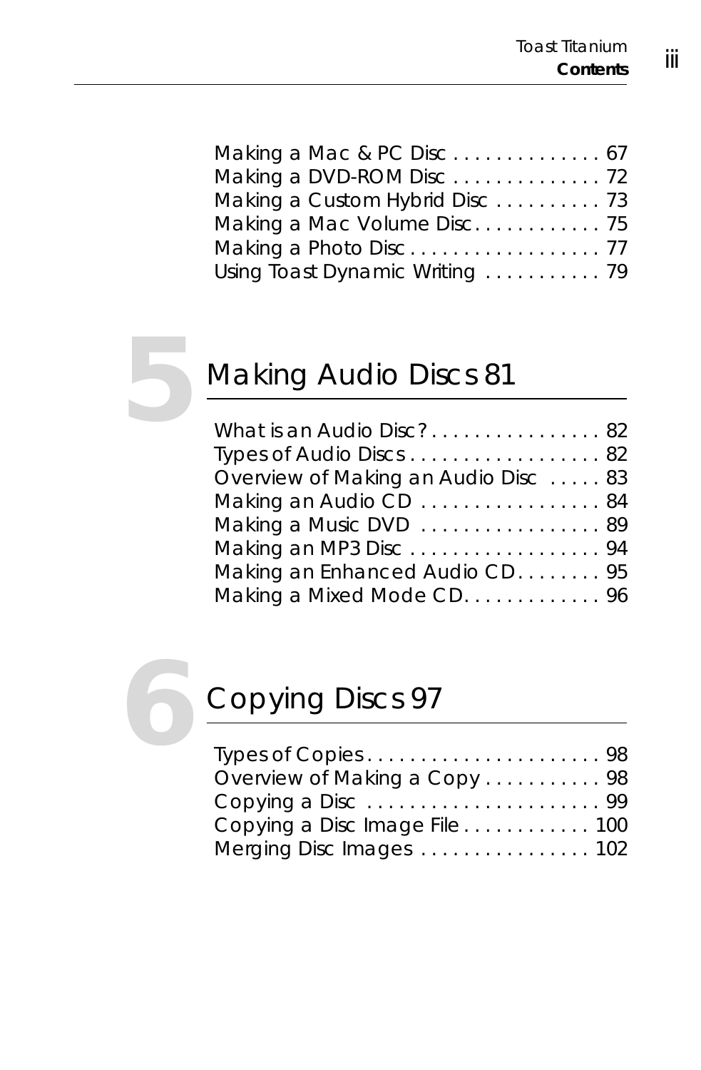Making a Mac & PC Disc . . . . . . . . . . . . . . 67
Making a DVD-ROM Disc . . . . . . . . . . . . . . 72
Making a Custom Hybrid Disc . . . . . . . . . . 73
Making a Mac Volume Disc. . . . . . . . . . . . 75
Making a Photo Disc . . . . . . . . . . . . . . . . . . 77
Using Toast Dynamic Writing . . . . . . . . . . . 79

# 5 Making Audio Discs 81

What is an Audio Disc? . . . . . . . . . . . . . . . . 82
Types of Audio Discs . . . . . . . . . . . . . . . . . . 82
Overview of Making an Audio Disc . . . . . 83
Making an Audio CD . . . . . . . . . . . . . . . . . 84
Making a Music DVD . . . . . . . . . . . . . . . . . 89
Making an MP3 Disc . . . . . . . . . . . . . . . . . . 94
Making an Enhanced Audio CD. . . . . . . . 95
Making a Mixed Mode CD. . . . . . . . . . . . . 96

# 6 Copying Discs 97

Types of Copies. . . . . . . . . . . . . . . . . . . . . . 98
Overview of Making a Copy . . . . . . . . . . . 98
Copying a Disc . . . . . . . . . . . . . . . . . . . . . 99
Copying a Disc Image File . . . . . . . . . . . . 100
Merging Disc Images . . . . . . . . . . . . . . . . 102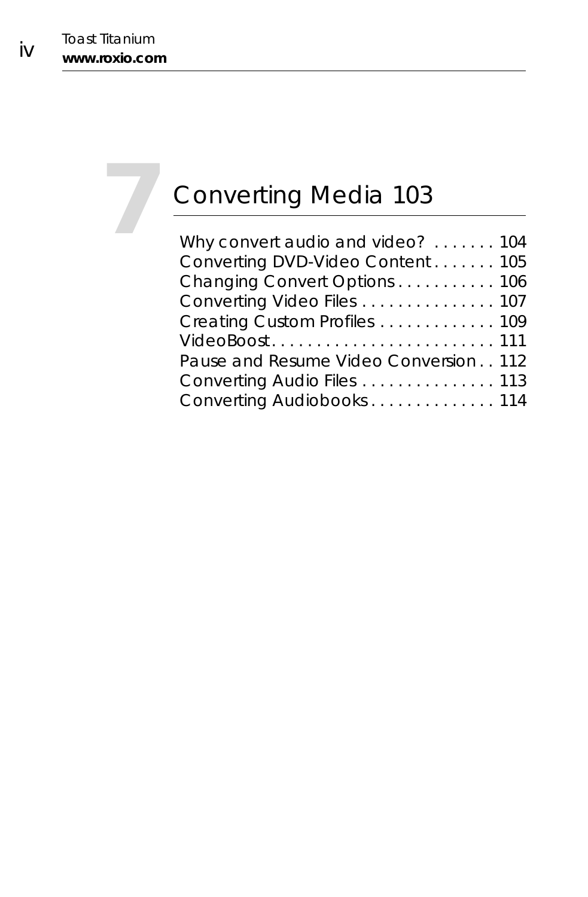# 7 Converting Media 103

Why convert audio and video? . . . . . . . 104
Converting DVD-Video Content . . . . . . . 105
Changing Convert Options . . . . . . . . . . . 106
Converting Video Files . . . . . . . . . . . . . . . 107
Creating Custom Profiles . . . . . . . . . . . . . 109
VideoBoost. . . . . . . . . . . . . . . . . . . . . . . . . 111
Pause and Resume Video Conversion . . 112
Converting Audio Files . . . . . . . . . . . . . . . 113
Converting Audiobooks . . . . . . . . . . . . . . 114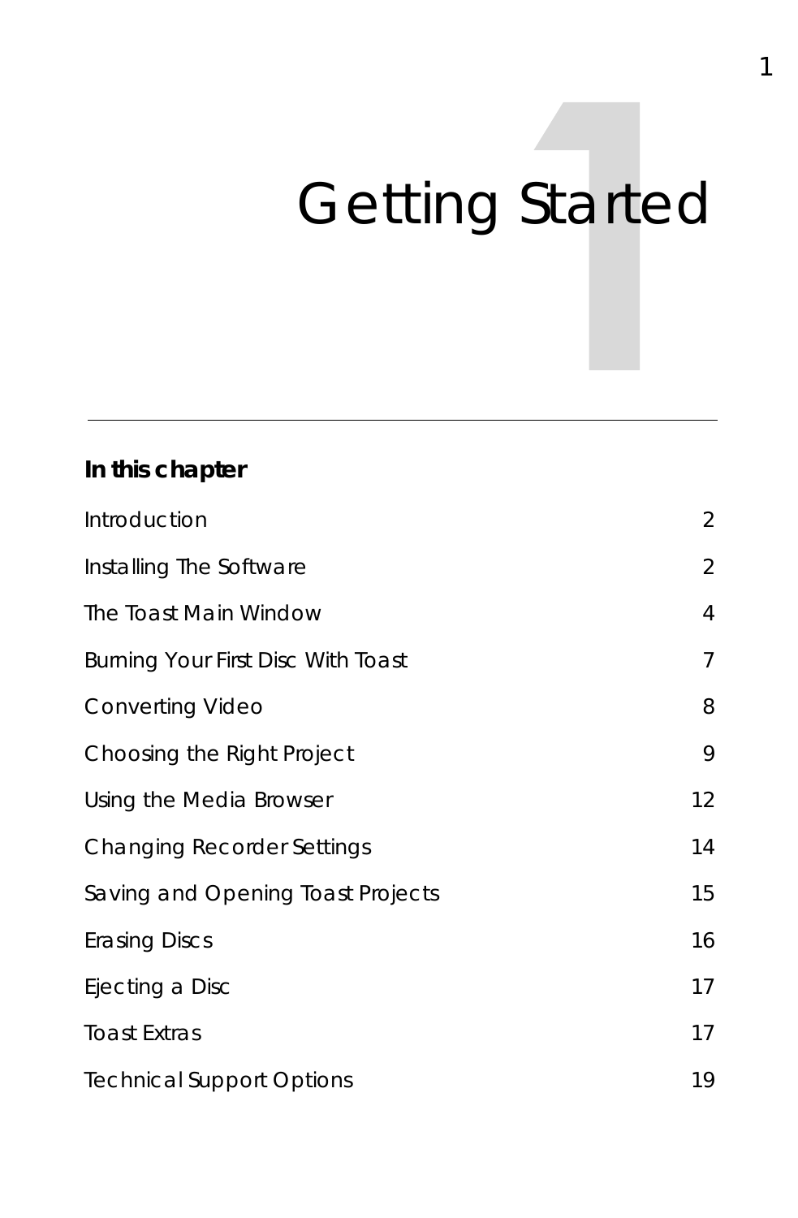# Getting Started

**In this chapter**

| | |
|---|---|
| Introduction | 2 |
| Installing The Software | 2 |
| The Toast Main Window | 4 |
| Burning Your First Disc With Toast | 7 |
| Converting Video | 8 |
| Choosing the Right Project | 9 |
| Using the Media Browser | 12 |
| Changing Recorder Settings | 14 |
| Saving and Opening Toast Projects | 15 |
| Erasing Discs | 16 |
| Ejecting a Disc | 17 |
| Toast Extras | 17 |
| Technical Support Options | 19 |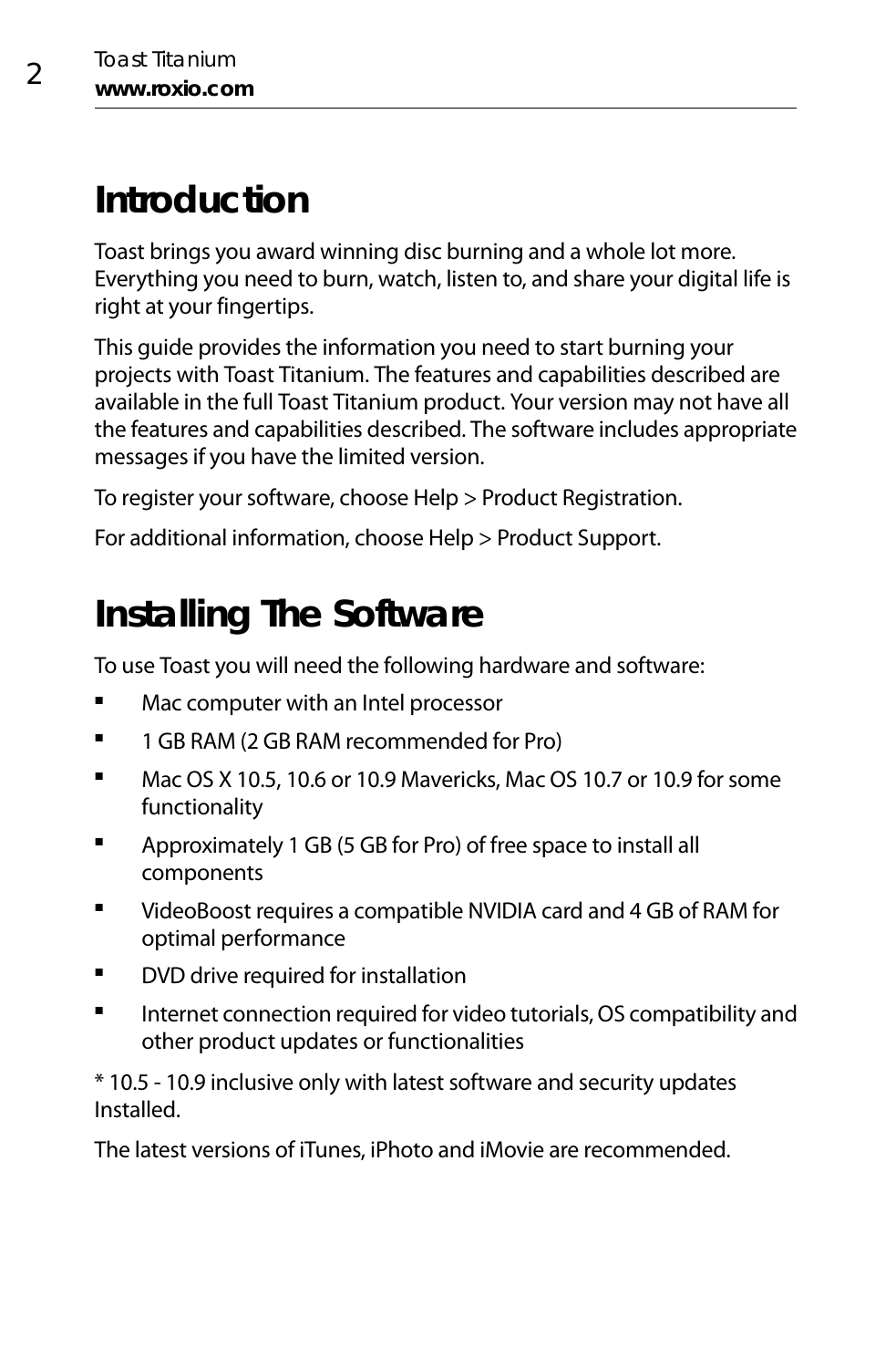# Introduction

Toast brings you award winning disc burning and a whole lot more. Everything you need to burn, watch, listen to, and share your digital life is right at your fingertips.

This guide provides the information you need to start burning your projects with Toast Titanium. The features and capabilities described are available in the full Toast Titanium product. Your version may not have all the features and capabilities described. The software includes appropriate messages if you have the limited version.

To register your software, choose Help > Product Registration.

For additional information, choose Help > Product Support.

# Installing The Software

To use Toast you will need the following hardware and software:

- Mac computer with an Intel processor
- 1 GB RAM (2 GB RAM recommended for Pro)
- Mac OS X 10.5, 10.6 or 10.9 Mavericks, Mac OS 10.7 or 10.9 for some functionality
- Approximately 1 GB (5 GB for Pro) of free space to install all components
- VideoBoost requires a compatible NVIDIA card and 4 GB of RAM for optimal performance
- DVD drive required for installation
- Internet connection required for video tutorials, OS compatibility and other product updates or functionalities

* 10.5 - 10.9 inclusive only with latest software and security updates Installed.

The latest versions of iTunes, iPhoto and iMovie are recommended.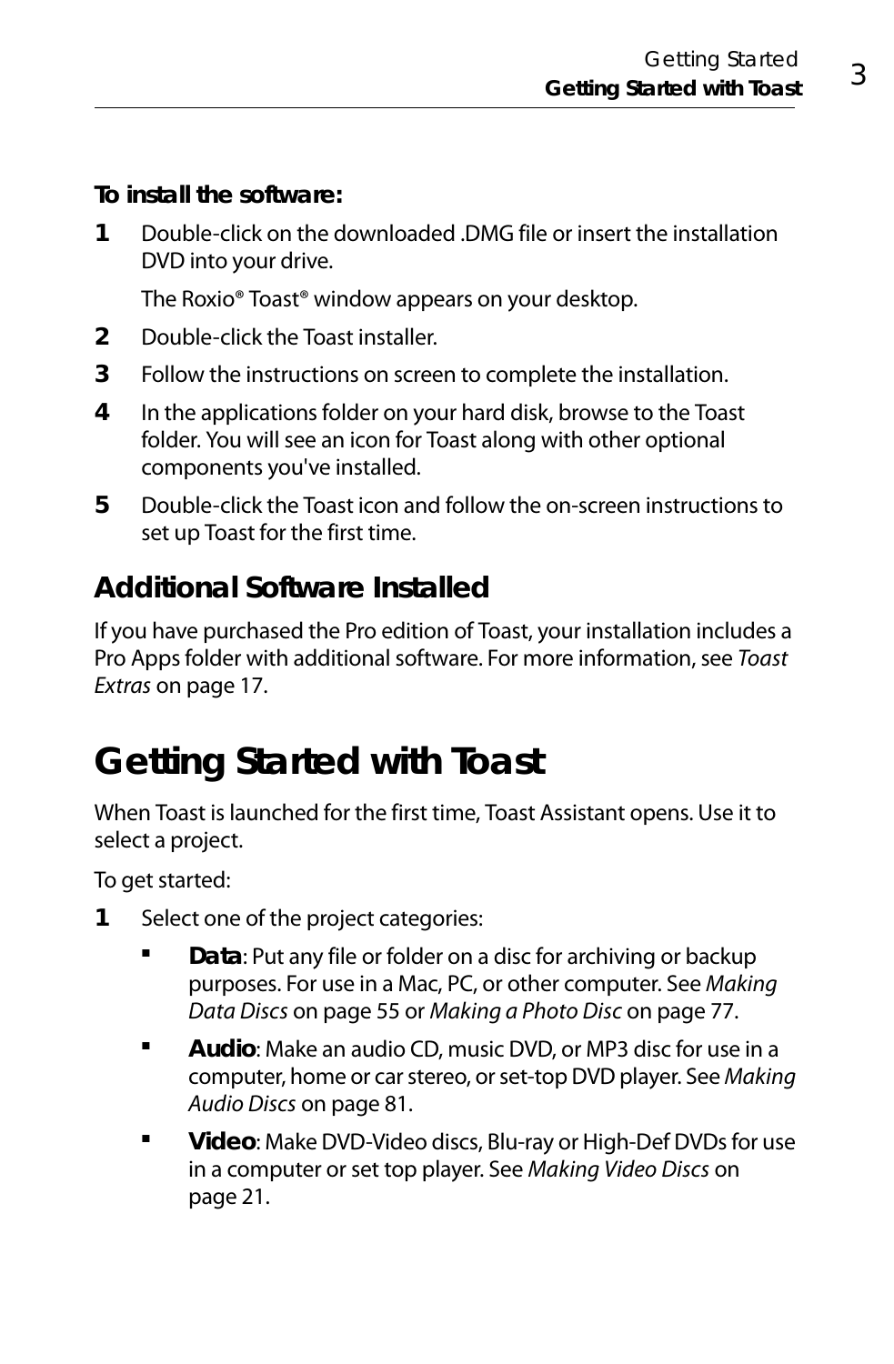**To install the software:**

1. Double-click on the downloaded .DMG file or insert the installation DVD into your drive.

   The Roxio® Toast® window appears on your desktop.
2. Double-click the Toast installer.
3. Follow the instructions on screen to complete the installation.
4. In the applications folder on your hard disk, browse to the Toast folder. You will see an icon for Toast along with other optional components you've installed.
5. Double-click the Toast icon and follow the on-screen instructions to set up Toast for the first time.

## Additional Software Installed

If you have purchased the Pro edition of Toast, your installation includes a Pro Apps folder with additional software. For more information, see *Toast Extras* on page 17.

# Getting Started with Toast

When Toast is launched for the first time, Toast Assistant opens. Use it to select a project.

To get started:

1. Select one of the project categories:
   - **Data**: Put any file or folder on a disc for archiving or backup purposes. For use in a Mac, PC, or other computer. See *Making Data Discs* on page 55 or *Making a Photo Disc* on page 77.
   - **Audio**: Make an audio CD, music DVD, or MP3 disc for use in a computer, home or car stereo, or set-top DVD player. See *Making Audio Discs* on page 81.
   - **Video**: Make DVD-Video discs, Blu-ray or High-Def DVDs for use in a computer or set top player. See *Making Video Discs* on page 21.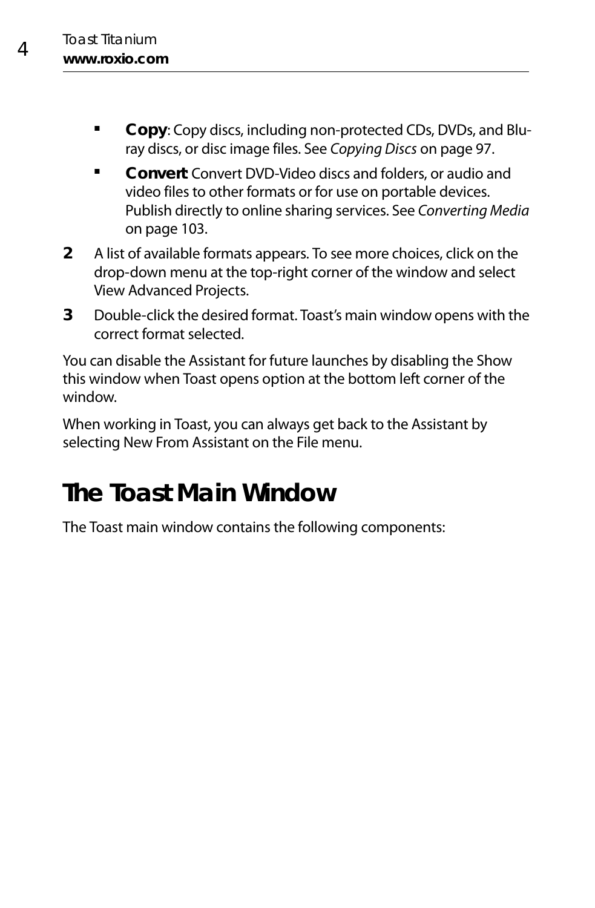- **Copy**: Copy discs, including non-protected CDs, DVDs, and Blu-ray discs, or disc image files. See *Copying Discs* on page 97.
- **Convert** Convert DVD-Video discs and folders, or audio and video files to other formats or for use on portable devices. Publish directly to online sharing services. See *Converting Media* on page 103.

**2** A list of available formats appears. To see more choices, click on the drop-down menu at the top-right corner of the window and select View Advanced Projects.

**3** Double-click the desired format. Toast's main window opens with the correct format selected.

You can disable the Assistant for future launches by disabling the Show this window when Toast opens option at the bottom left corner of the window.

When working in Toast, you can always get back to the Assistant by selecting New From Assistant on the File menu.

# The Toast Main Window

The Toast main window contains the following components: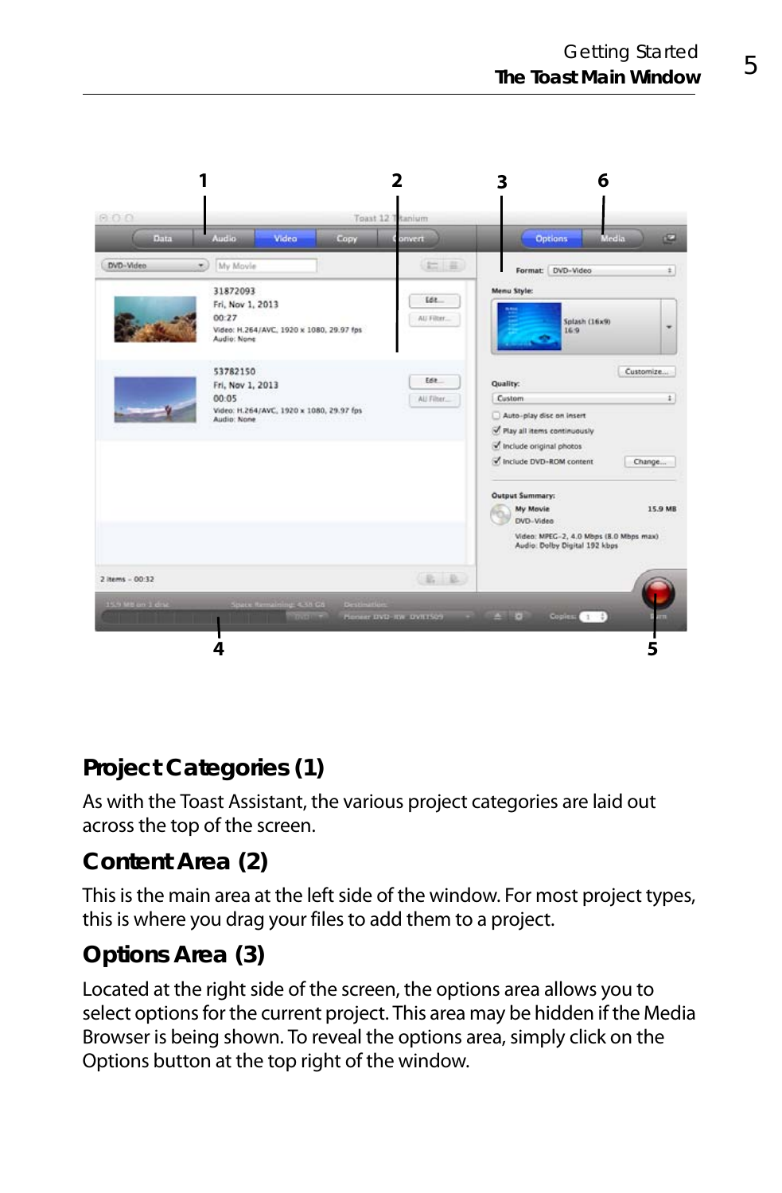## Project Categories (1)

As with the Toast Assistant, the various project categories are laid out across the top of the screen.

## Content Area (2)

This is the main area at the left side of the window. For most project types, this is where you drag your files to add them to a project.

## Options Area (3)

Located at the right side of the screen, the options area allows you to select options for the current project. This area may be hidden if the Media Browser is being shown. To reveal the options area, simply click on the Options button at the top right of the window.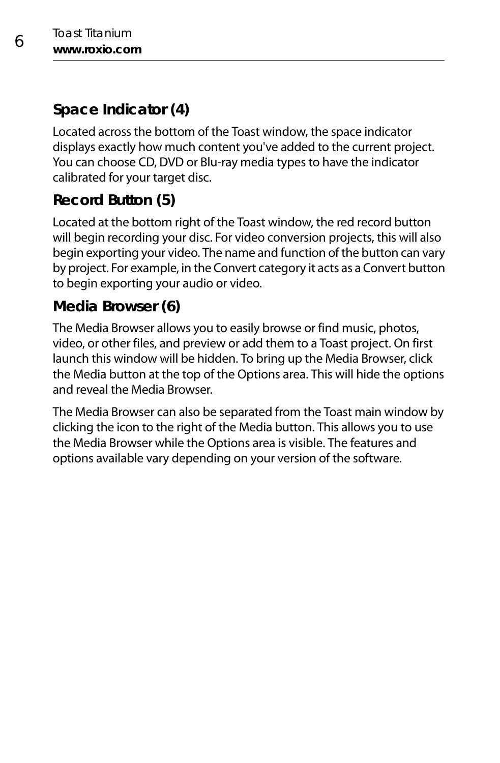## Space Indicator (4)

Located across the bottom of the Toast window, the space indicator displays exactly how much content you've added to the current project. You can choose CD, DVD or Blu-ray media types to have the indicator calibrated for your target disc.

## Record Button (5)

Located at the bottom right of the Toast window, the red record button will begin recording your disc. For video conversion projects, this will also begin exporting your video. The name and function of the button can vary by project. For example, in the Convert category it acts as a Convert button to begin exporting your audio or video.

## Media Browser (6)

The Media Browser allows you to easily browse or find music, photos, video, or other files, and preview or add them to a Toast project. On first launch this window will be hidden. To bring up the Media Browser, click the Media button at the top of the Options area. This will hide the options and reveal the Media Browser.

The Media Browser can also be separated from the Toast main window by clicking the icon to the right of the Media button. This allows you to use the Media Browser while the Options area is visible. The features and options available vary depending on your version of the software.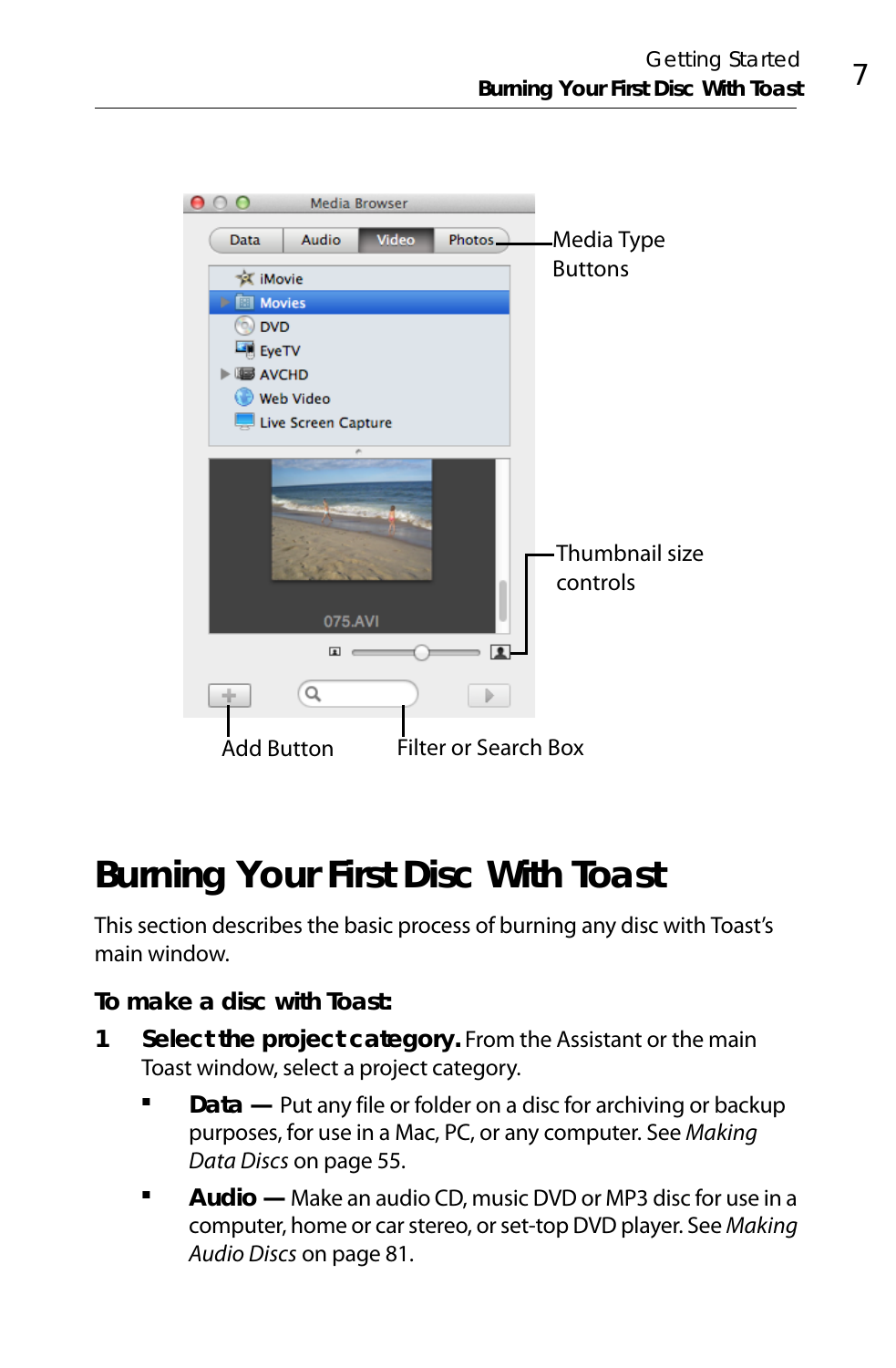Media Type Buttons

Thumbnail size controls

Add Button

Filter or Search Box

# Burning Your First Disc With Toast

This section describes the basic process of burning any disc with Toast's main window.

### To make a disc with Toast:

1. **Select the project category.** From the Assistant or the main Toast window, select a project category.
   - **Data —** Put any file or folder on a disc for archiving or backup purposes, for use in a Mac, PC, or any computer. See *Making Data Discs* on page 55.
   - **Audio —** Make an audio CD, music DVD or MP3 disc for use in a computer, home or car stereo, or set-top DVD player. See *Making Audio Discs* on page 81.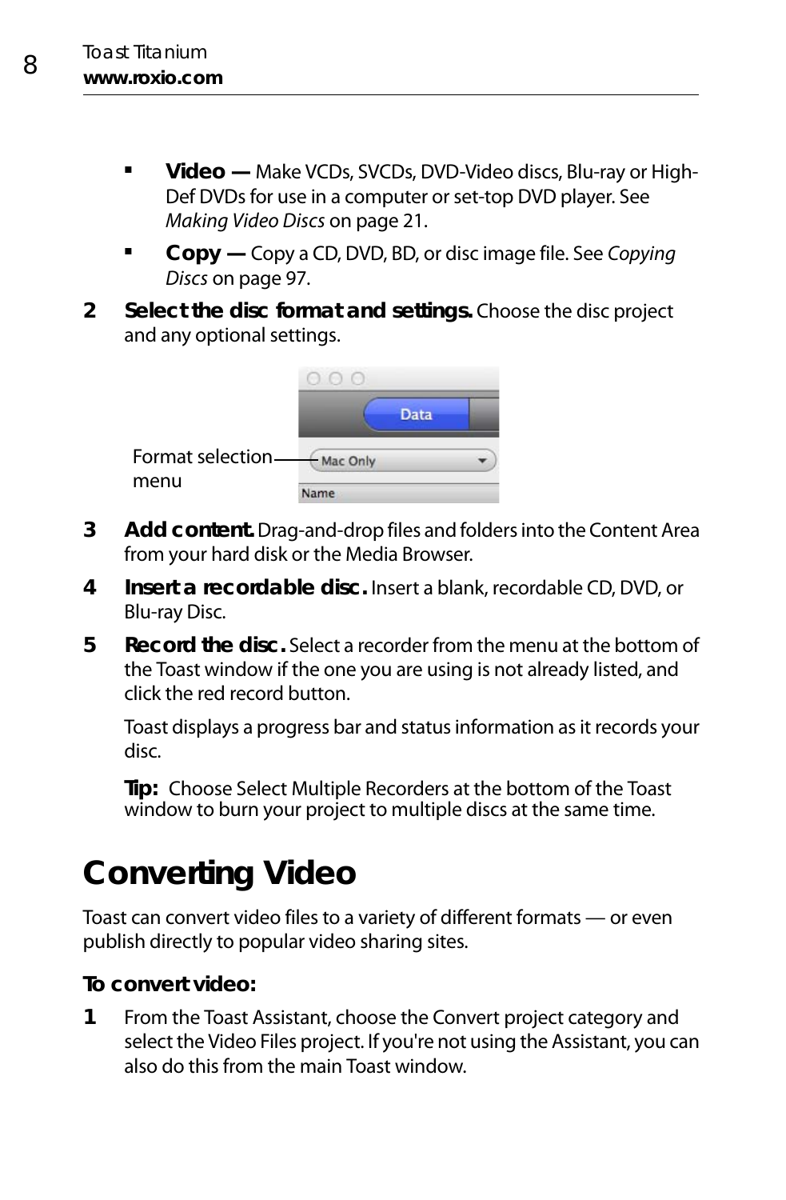- **Video —** Make VCDs, SVCDs, DVD-Video discs, Blu-ray or High-Def DVDs for use in a computer or set-top DVD player. See *Making Video Discs* on page 21.
- **Copy —** Copy a CD, DVD, BD, or disc image file. See *Copying Discs* on page 97.

2 **Select the disc format and settings.** Choose the disc project and any optional settings.

Format selection menu

3 **Add content.** Drag-and-drop files and folders into the Content Area from your hard disk or the Media Browser.

4 **Insert a recordable disc.** Insert a blank, recordable CD, DVD, or Blu-ray Disc.

5 **Record the disc.** Select a recorder from the menu at the bottom of the Toast window if the one you are using is not already listed, and click the red record button.

   Toast displays a progress bar and status information as it records your disc.

   **Tip:** Choose Select Multiple Recorders at the bottom of the Toast window to burn your project to multiple discs at the same time.

# Converting Video

Toast can convert video files to a variety of different formats — or even publish directly to popular video sharing sites.

**To convert video:**

1 From the Toast Assistant, choose the Convert project category and select the Video Files project. If you're not using the Assistant, you can also do this from the main Toast window.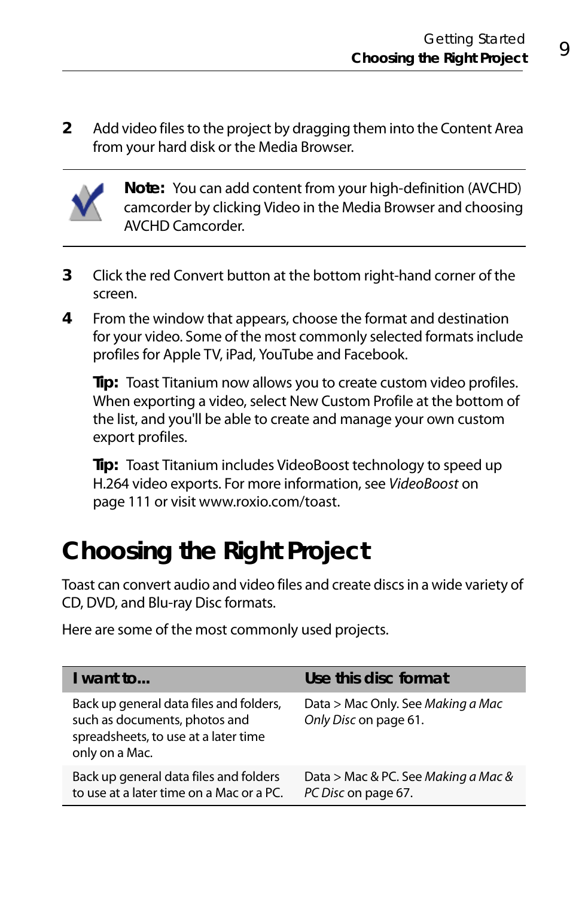2. Add video files to the project by dragging them into the Content Area from your hard disk or the Media Browser.

**Note:** You can add content from your high-definition (AVCHD) camcorder by clicking Video in the Media Browser and choosing AVCHD Camcorder.

3. Click the red Convert button at the bottom right-hand corner of the screen.
4. From the window that appears, choose the format and destination for your video. Some of the most commonly selected formats include profiles for Apple TV, iPad, YouTube and Facebook.

   **Tip:** Toast Titanium now allows you to create custom video profiles. When exporting a video, select New Custom Profile at the bottom of the list, and you'll be able to create and manage your own custom export profiles.

   **Tip:** Toast Titanium includes VideoBoost technology to speed up H.264 video exports. For more information, see *VideoBoost* on page 111 or visit www.roxio.com/toast.

# Choosing the Right Project

Toast can convert audio and video files and create discs in a wide variety of CD, DVD, and Blu-ray Disc formats.

Here are some of the most commonly used projects.

| I want to... | Use this disc format |
|---|---|
| Back up general data files and folders, such as documents, photos and spreadsheets, to use at a later time only on a Mac. | Data > Mac Only. See *Making a Mac Only Disc* on page 61. |
| Back up general data files and folders to use at a later time on a Mac or a PC. | Data > Mac & PC. See *Making a Mac & PC Disc* on page 67. |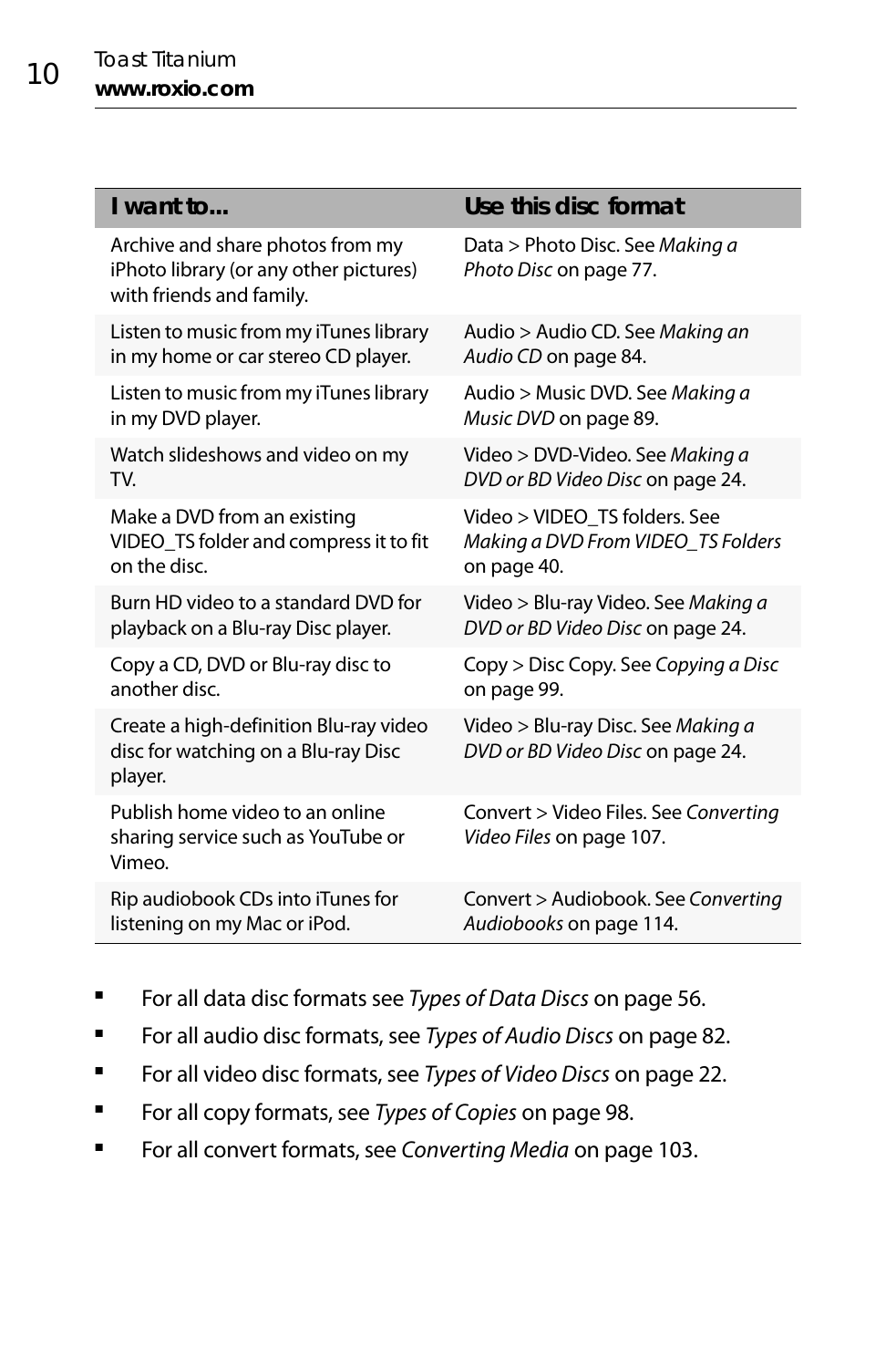| I want to... | Use this disc format |
|---|---|
| Archive and share photos from my iPhoto library (or any other pictures) with friends and family. | Data > Photo Disc. See *Making a Photo Disc* on page 77. |
| Listen to music from my iTunes library in my home or car stereo CD player. | Audio > Audio CD. See *Making an Audio CD* on page 84. |
| Listen to music from my iTunes library in my DVD player. | Audio > Music DVD. See *Making a Music DVD* on page 89. |
| Watch slideshows and video on my TV. | Video > DVD-Video. See *Making a DVD or BD Video Disc* on page 24. |
| Make a DVD from an existing VIDEO_TS folder and compress it to fit on the disc. | Video > VIDEO_TS folders. See *Making a DVD From VIDEO_TS Folders* on page 40. |
| Burn HD video to a standard DVD for playback on a Blu-ray Disc player. | Video > Blu-ray Video. See *Making a DVD or BD Video Disc* on page 24. |
| Copy a CD, DVD or Blu-ray disc to another disc. | Copy > Disc Copy. See *Copying a Disc* on page 99. |
| Create a high-definition Blu-ray video disc for watching on a Blu-ray Disc player. | Video > Blu-ray Disc. See *Making a DVD or BD Video Disc* on page 24. |
| Publish home video to an online sharing service such as YouTube or Vimeo. | Convert > Video Files. See *Converting Video Files* on page 107. |
| Rip audiobook CDs into iTunes for listening on my Mac or iPod. | Convert > Audiobook. See *Converting Audiobooks* on page 114. |

- For all data disc formats see *Types of Data Discs* on page 56.
- For all audio disc formats, see *Types of Audio Discs* on page 82.
- For all video disc formats, see *Types of Video Discs* on page 22.
- For all copy formats, see *Types of Copies* on page 98.
- For all convert formats, see *Converting Media* on page 103.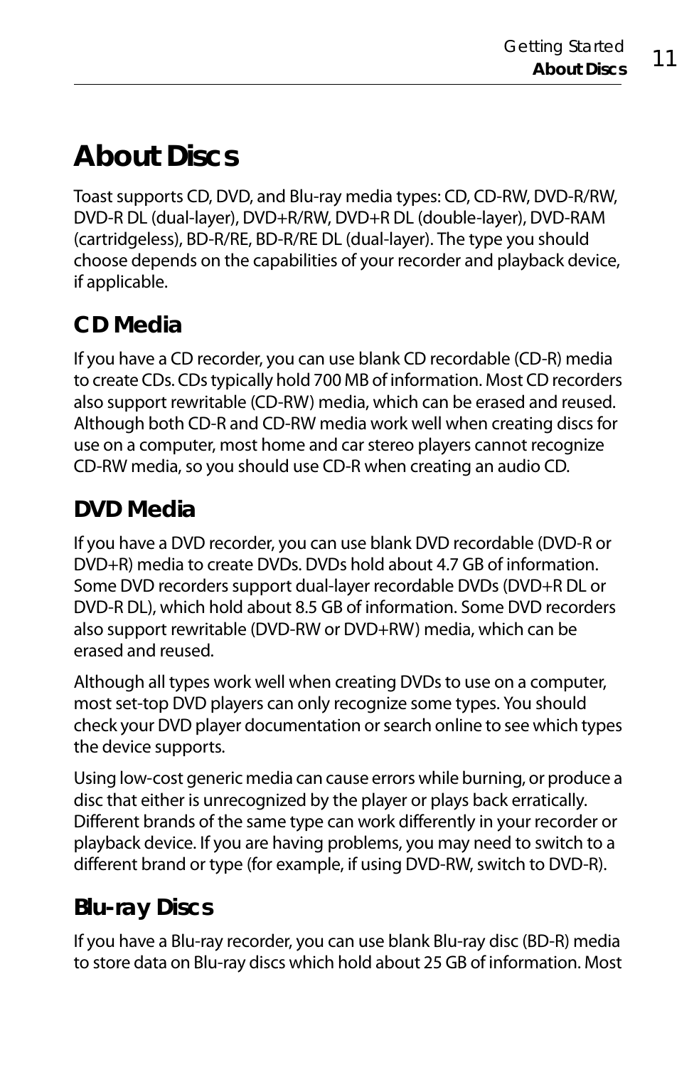# About Discs

Toast supports CD, DVD, and Blu-ray media types: CD, CD-RW, DVD-R/RW, DVD-R DL (dual-layer), DVD+R/RW, DVD+R DL (double-layer), DVD-RAM (cartridgeless), BD-R/RE, BD-R/RE DL (dual-layer). The type you should choose depends on the capabilities of your recorder and playback device, if applicable.

## CD Media

If you have a CD recorder, you can use blank CD recordable (CD-R) media to create CDs. CDs typically hold 700 MB of information. Most CD recorders also support rewritable (CD-RW) media, which can be erased and reused. Although both CD-R and CD-RW media work well when creating discs for use on a computer, most home and car stereo players cannot recognize CD-RW media, so you should use CD-R when creating an audio CD.

## DVD Media

If you have a DVD recorder, you can use blank DVD recordable (DVD-R or DVD+R) media to create DVDs. DVDs hold about 4.7 GB of information. Some DVD recorders support dual-layer recordable DVDs (DVD+R DL or DVD-R DL), which hold about 8.5 GB of information. Some DVD recorders also support rewritable (DVD-RW or DVD+RW) media, which can be erased and reused.

Although all types work well when creating DVDs to use on a computer, most set-top DVD players can only recognize some types. You should check your DVD player documentation or search online to see which types the device supports.

Using low-cost generic media can cause errors while burning, or produce a disc that either is unrecognized by the player or plays back erratically. Different brands of the same type can work differently in your recorder or playback device. If you are having problems, you may need to switch to a different brand or type (for example, if using DVD-RW, switch to DVD-R).

## Blu-ray Discs

If you have a Blu-ray recorder, you can use blank Blu-ray disc (BD-R) media to store data on Blu-ray discs which hold about 25 GB of information. Most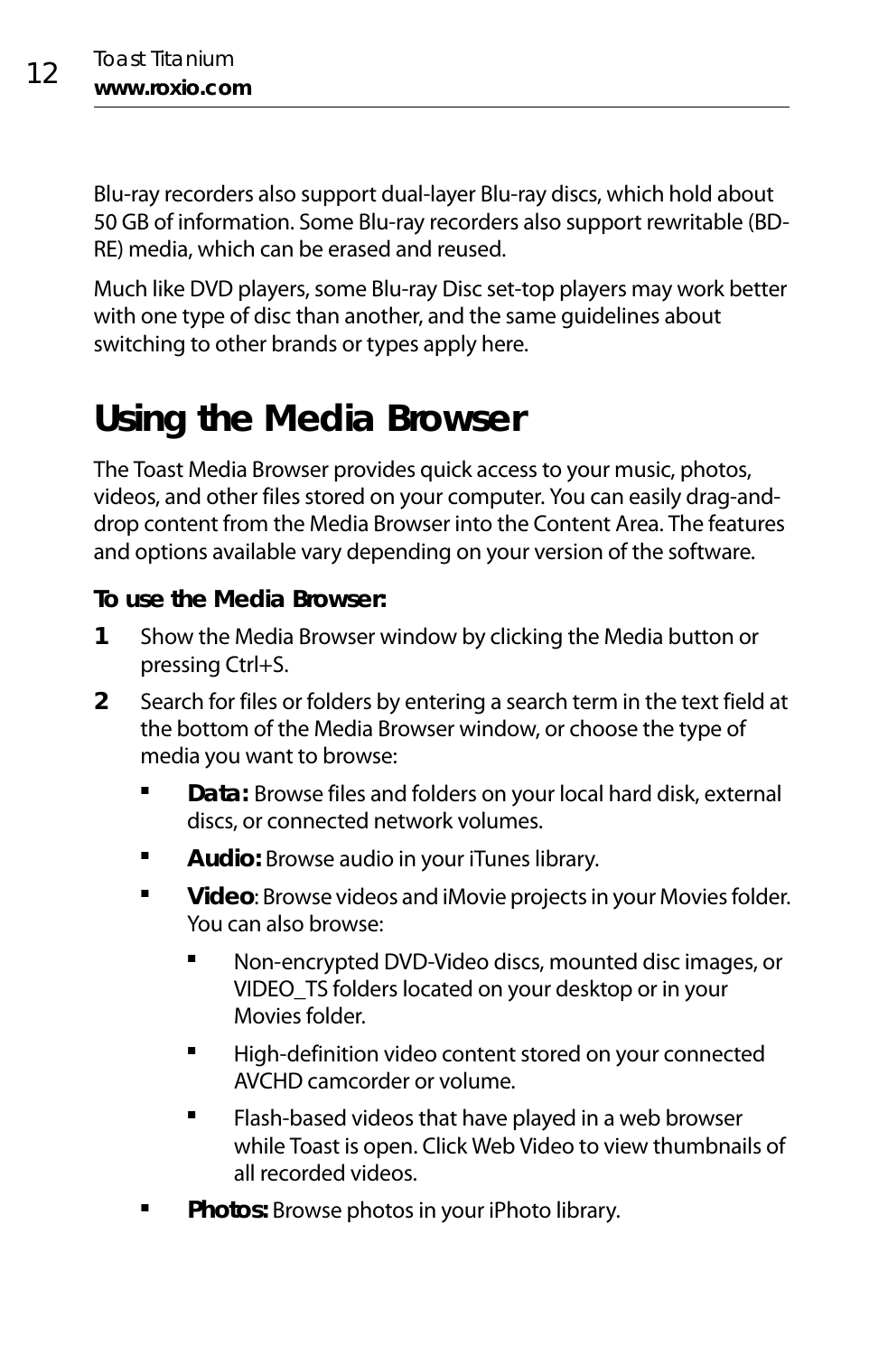Blu-ray recorders also support dual-layer Blu-ray discs, which hold about 50 GB of information. Some Blu-ray recorders also support rewritable (BD-RE) media, which can be erased and reused.

Much like DVD players, some Blu-ray Disc set-top players may work better with one type of disc than another, and the same guidelines about switching to other brands or types apply here.

# Using the Media Browser

The Toast Media Browser provides quick access to your music, photos, videos, and other files stored on your computer. You can easily drag-and-drop content from the Media Browser into the Content Area. The features and options available vary depending on your version of the software.

**To use the Media Browser:**

1. Show the Media Browser window by clicking the Media button or pressing Ctrl+S.
2. Search for files or folders by entering a search term in the text field at the bottom of the Media Browser window, or choose the type of media you want to browse:
   - **Data:** Browse files and folders on your local hard disk, external discs, or connected network volumes.
   - **Audio:** Browse audio in your iTunes library.
   - **Video**: Browse videos and iMovie projects in your Movies folder. You can also browse:
     - Non-encrypted DVD-Video discs, mounted disc images, or VIDEO_TS folders located on your desktop or in your Movies folder.
     - High-definition video content stored on your connected AVCHD camcorder or volume.
     - Flash-based videos that have played in a web browser while Toast is open. Click Web Video to view thumbnails of all recorded videos.
   - **Photos:** Browse photos in your iPhoto library.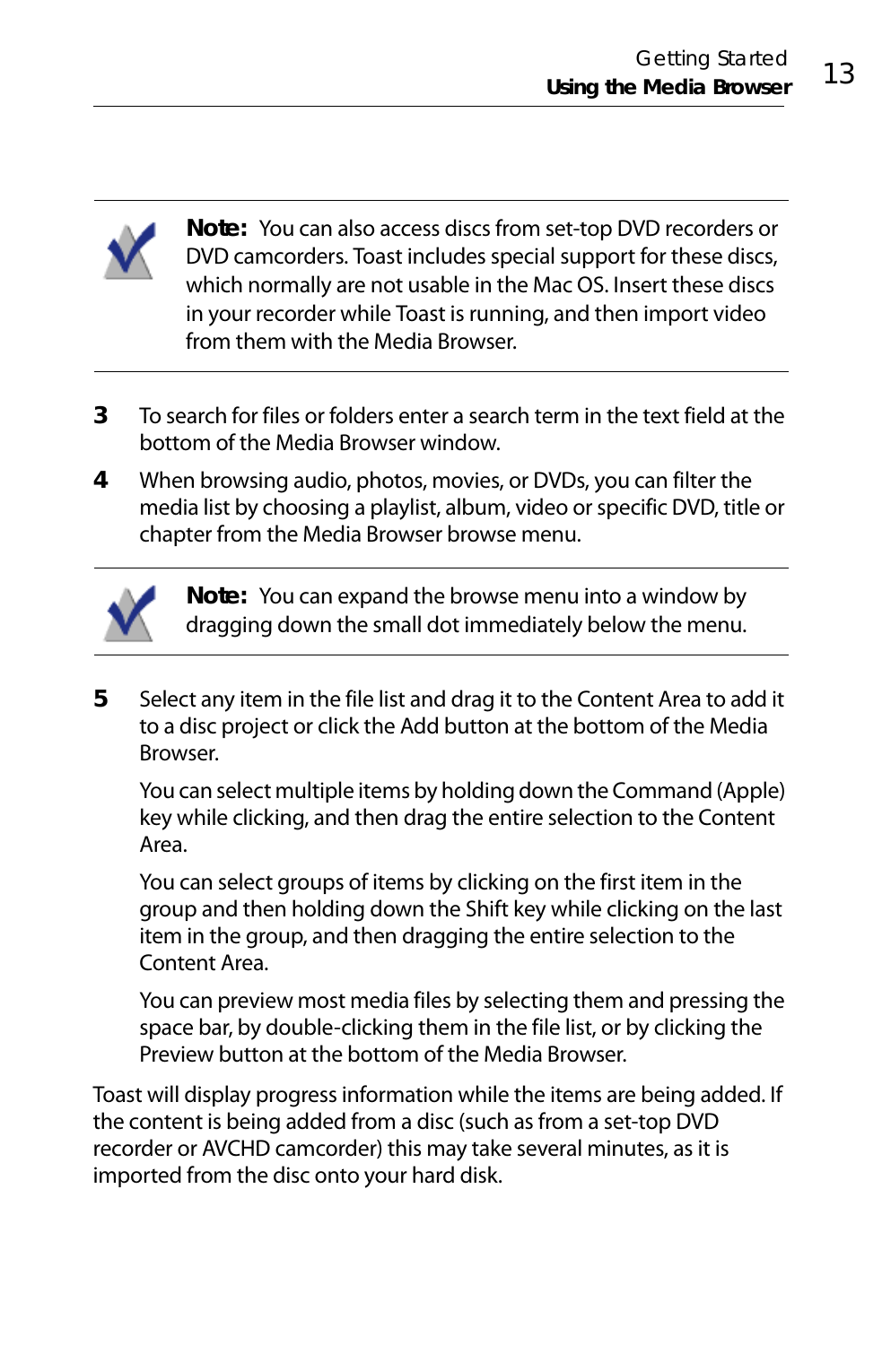**Note:** You can also access discs from set-top DVD recorders or DVD camcorders. Toast includes special support for these discs, which normally are not usable in the Mac OS. Insert these discs in your recorder while Toast is running, and then import video from them with the Media Browser.

3 To search for files or folders enter a search term in the text field at the bottom of the Media Browser window.

4 When browsing audio, photos, movies, or DVDs, you can filter the media list by choosing a playlist, album, video or specific DVD, title or chapter from the Media Browser browse menu.

**Note:** You can expand the browse menu into a window by dragging down the small dot immediately below the menu.

5 Select any item in the file list and drag it to the Content Area to add it to a disc project or click the Add button at the bottom of the Media Browser.

   You can select multiple items by holding down the Command (Apple) key while clicking, and then drag the entire selection to the Content Area.

   You can select groups of items by clicking on the first item in the group and then holding down the Shift key while clicking on the last item in the group, and then dragging the entire selection to the Content Area.

   You can preview most media files by selecting them and pressing the space bar, by double-clicking them in the file list, or by clicking the Preview button at the bottom of the Media Browser.

Toast will display progress information while the items are being added. If the content is being added from a disc (such as from a set-top DVD recorder or AVCHD camcorder) this may take several minutes, as it is imported from the disc onto your hard disk.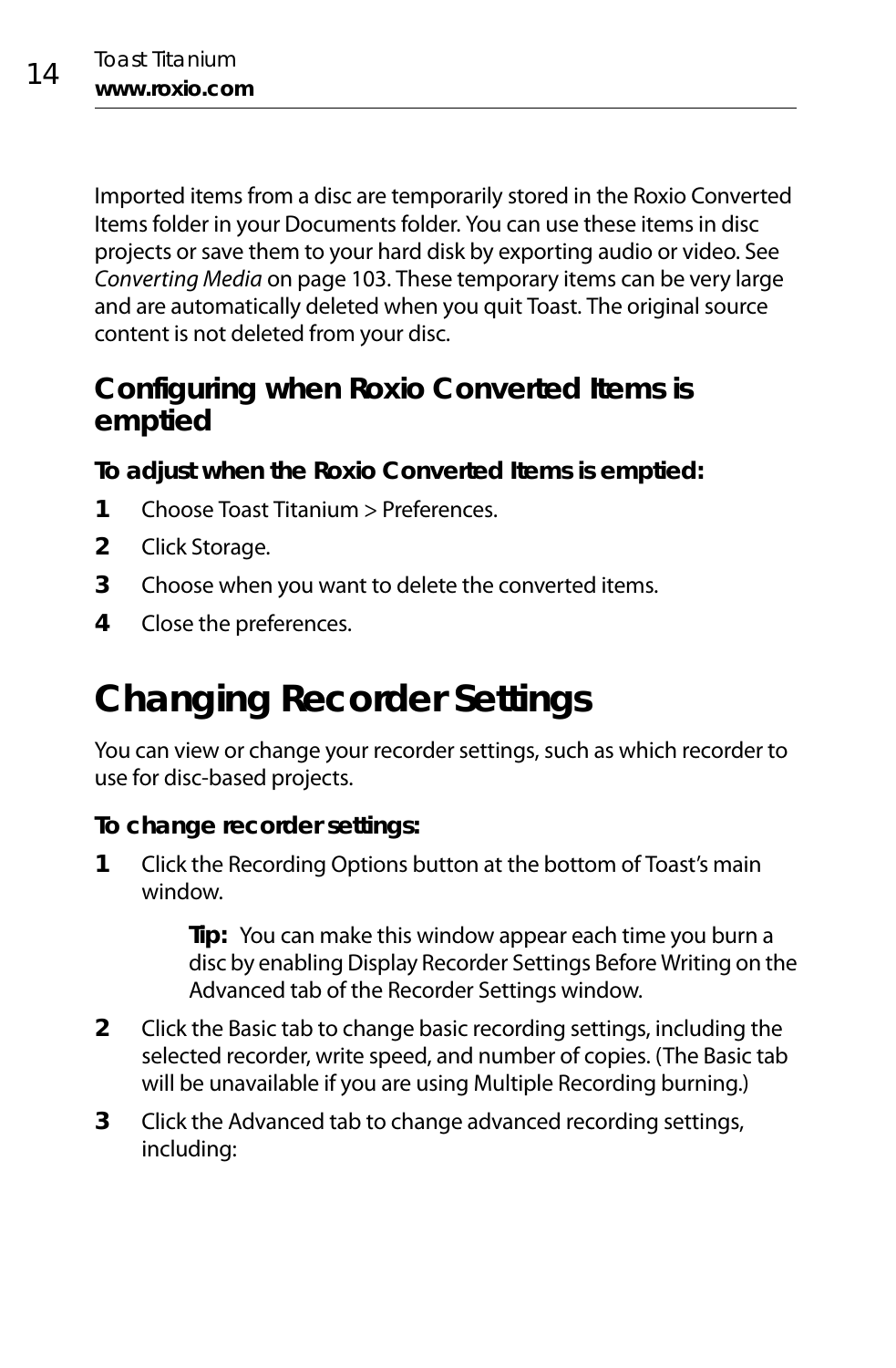Imported items from a disc are temporarily stored in the Roxio Converted Items folder in your Documents folder. You can use these items in disc projects or save them to your hard disk by exporting audio or video. See *Converting Media* on page 103. These temporary items can be very large and are automatically deleted when you quit Toast. The original source content is not deleted from your disc.

## Configuring when Roxio Converted Items is emptied

**To adjust when the Roxio Converted Items is emptied:**

1. Choose Toast Titanium > Preferences.
2. Click Storage.
3. Choose when you want to delete the converted items.
4. Close the preferences.

# Changing Recorder Settings

You can view or change your recorder settings, such as which recorder to use for disc-based projects.

**To change recorder settings:**

1. Click the Recording Options button at the bottom of Toast's main window.

   **Tip:** You can make this window appear each time you burn a disc by enabling Display Recorder Settings Before Writing on the Advanced tab of the Recorder Settings window.

2. Click the Basic tab to change basic recording settings, including the selected recorder, write speed, and number of copies. (The Basic tab will be unavailable if you are using Multiple Recording burning.)
3. Click the Advanced tab to change advanced recording settings, including: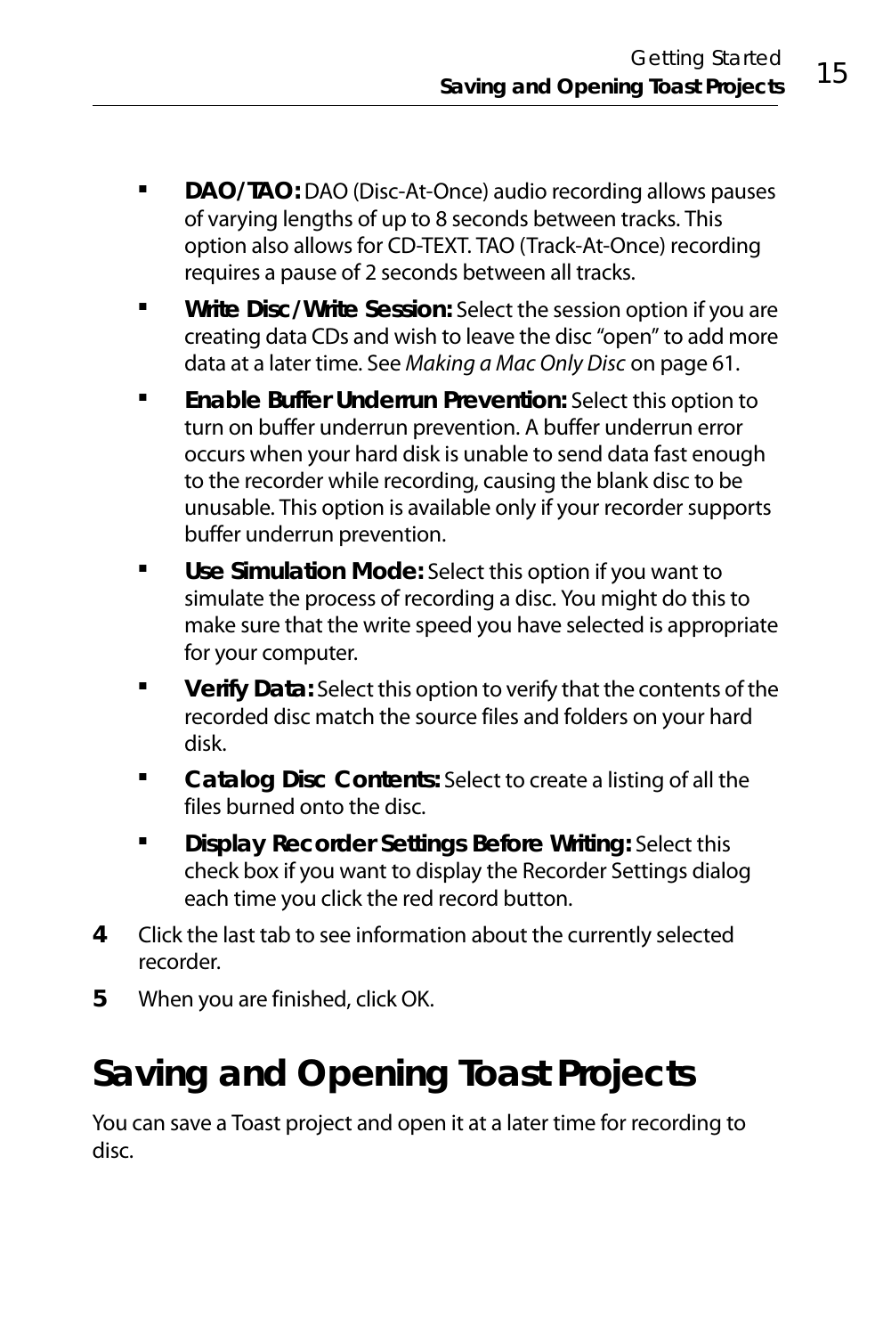- **DAO/TAO:** DAO (Disc-At-Once) audio recording allows pauses of varying lengths of up to 8 seconds between tracks. This option also allows for CD-TEXT. TAO (Track-At-Once) recording requires a pause of 2 seconds between all tracks.
- **Write Disc/Write Session:** Select the session option if you are creating data CDs and wish to leave the disc "open" to add more data at a later time. See *Making a Mac Only Disc* on page 61.
- **Enable Buffer Underrun Prevention:** Select this option to turn on buffer underrun prevention. A buffer underrun error occurs when your hard disk is unable to send data fast enough to the recorder while recording, causing the blank disc to be unusable. This option is available only if your recorder supports buffer underrun prevention.
- **Use Simulation Mode:** Select this option if you want to simulate the process of recording a disc. You might do this to make sure that the write speed you have selected is appropriate for your computer.
- **Verify Data:** Select this option to verify that the contents of the recorded disc match the source files and folders on your hard disk.
- **Catalog Disc Contents:** Select to create a listing of all the files burned onto the disc.
- **Display Recorder Settings Before Writing:** Select this check box if you want to display the Recorder Settings dialog each time you click the red record button.

**4** Click the last tab to see information about the currently selected recorder.

**5** When you are finished, click OK.

# Saving and Opening Toast Projects

You can save a Toast project and open it at a later time for recording to disc.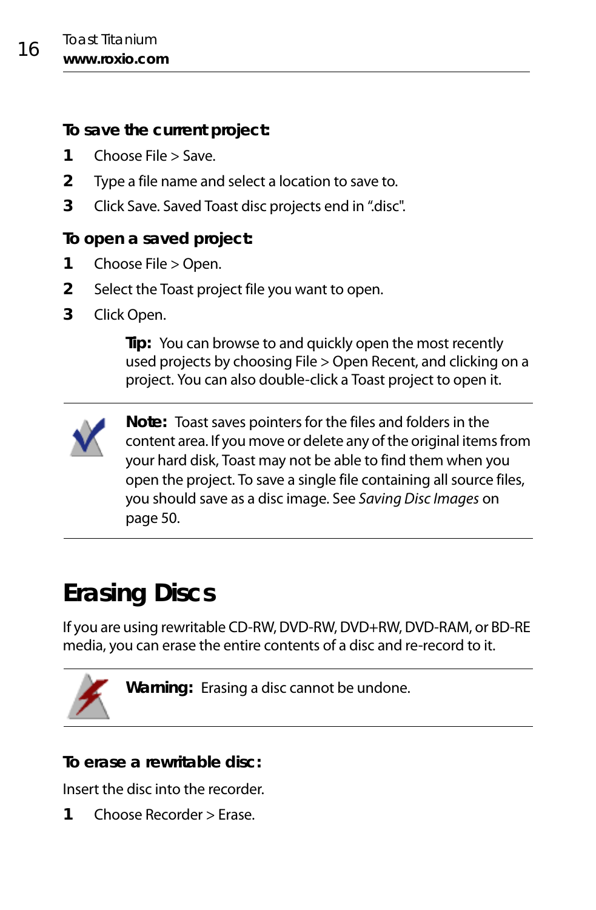**To save the current project:**

1. Choose File > Save.
2. Type a file name and select a location to save to.
3. Click Save. Saved Toast disc projects end in ".disc".

**To open a saved project:**

1. Choose File > Open.
2. Select the Toast project file you want to open.
3. Click Open.

> **Tip:** You can browse to and quickly open the most recently used projects by choosing File > Open Recent, and clicking on a project. You can also double-click a Toast project to open it.

---

**Note:** Toast saves pointers for the files and folders in the content area. If you move or delete any of the original items from your hard disk, Toast may not be able to find them when you open the project. To save a single file containing all source files, you should save as a disc image. See *Saving Disc Images* on page 50.

---

# Erasing Discs

If you are using rewritable CD-RW, DVD-RW, DVD+RW, DVD-RAM, or BD-RE media, you can erase the entire contents of a disc and re-record to it.

---

**Warning:** Erasing a disc cannot be undone.

---

**To erase a rewritable disc:**

Insert the disc into the recorder.

1. Choose Recorder > Erase.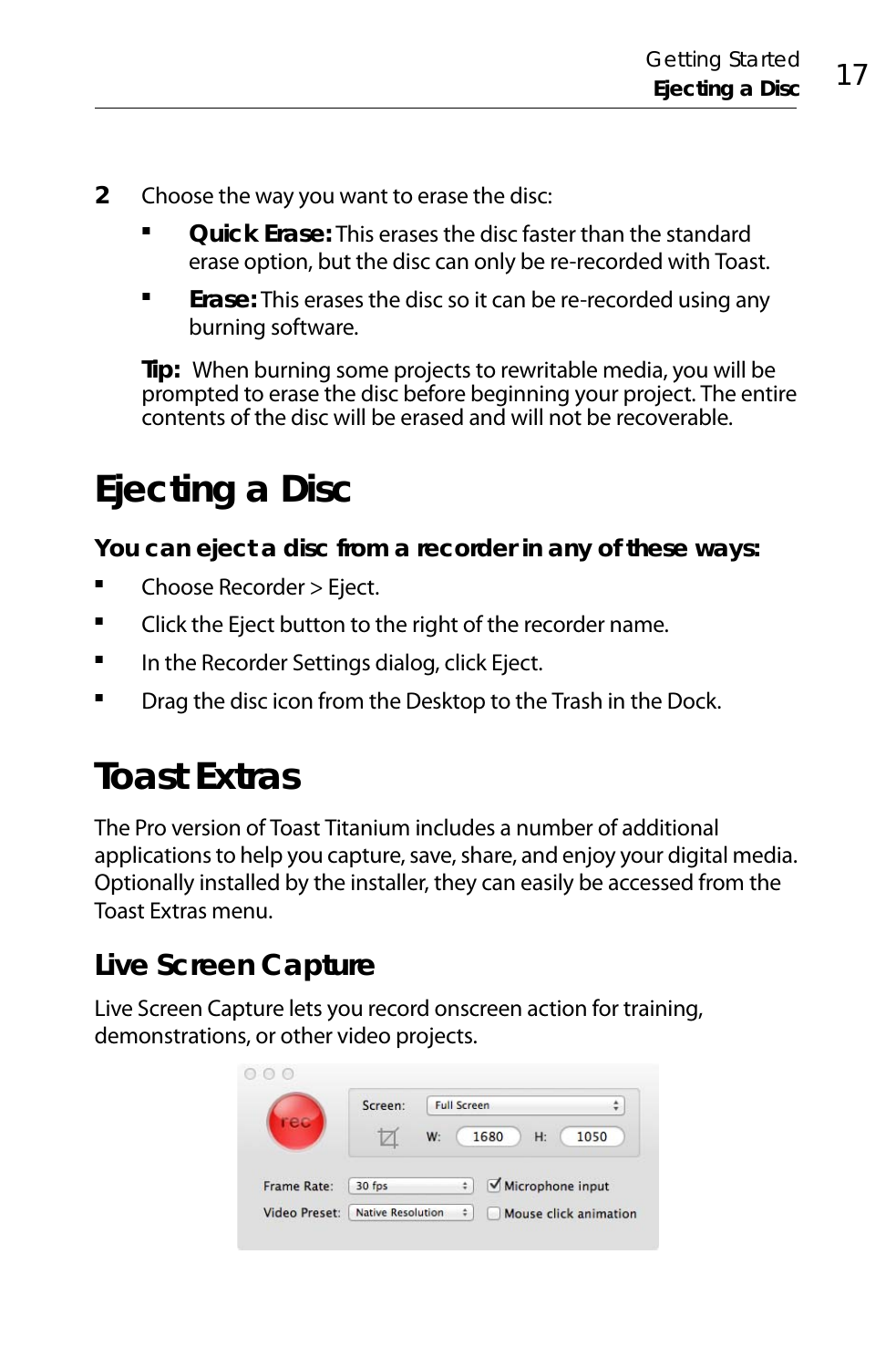2. Choose the way you want to erase the disc:
   - **Quick Erase:** This erases the disc faster than the standard erase option, but the disc can only be re-recorded with Toast.
   - **Erase:** This erases the disc so it can be re-recorded using any burning software.

   **Tip:** When burning some projects to rewritable media, you will be prompted to erase the disc before beginning your project. The entire contents of the disc will be erased and will not be recoverable.

# Ejecting a Disc

**You can eject a disc from a recorder in any of these ways:**

- Choose Recorder > Eject.
- Click the Eject button to the right of the recorder name.
- In the Recorder Settings dialog, click Eject.
- Drag the disc icon from the Desktop to the Trash in the Dock.

# Toast Extras

The Pro version of Toast Titanium includes a number of additional applications to help you capture, save, share, and enjoy your digital media. Optionally installed by the installer, they can easily be accessed from the Toast Extras menu.

## Live Screen Capture

Live Screen Capture lets you record onscreen action for training, demonstrations, or other video projects.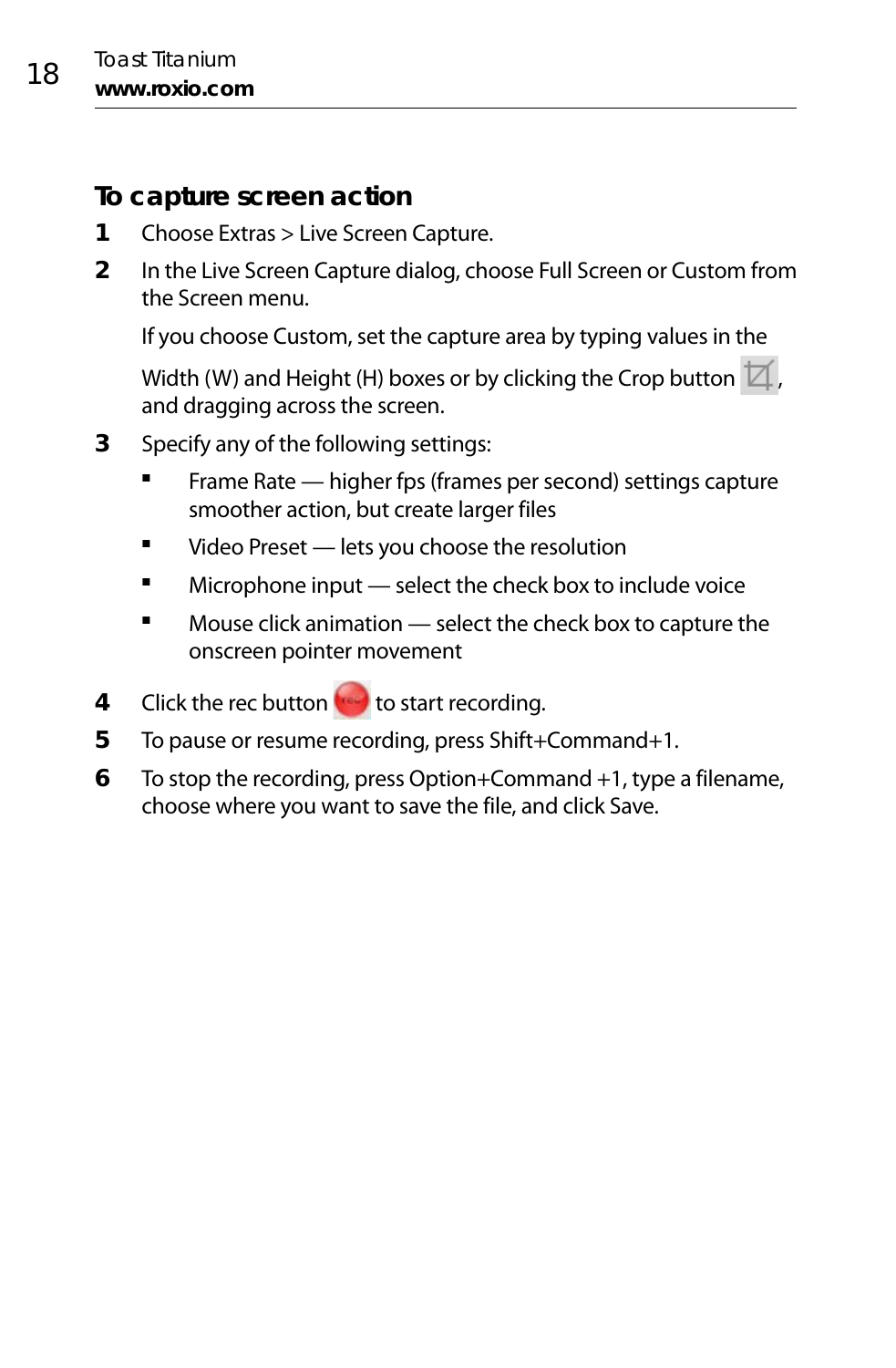### To capture screen action

1. Choose Extras > Live Screen Capture.
2. In the Live Screen Capture dialog, choose Full Screen or Custom from the Screen menu.

   If you choose Custom, set the capture area by typing values in the Width (W) and Height (H) boxes or by clicking the Crop button, and dragging across the screen.
3. Specify any of the following settings:
   - Frame Rate — higher fps (frames per second) settings capture smoother action, but create larger files
   - Video Preset — lets you choose the resolution
   - Microphone input — select the check box to include voice
   - Mouse click animation — select the check box to capture the onscreen pointer movement
4. Click the rec button to start recording.
5. To pause or resume recording, press Shift+Command+1.
6. To stop the recording, press Option+Command +1, type a filename, choose where you want to save the file, and click Save.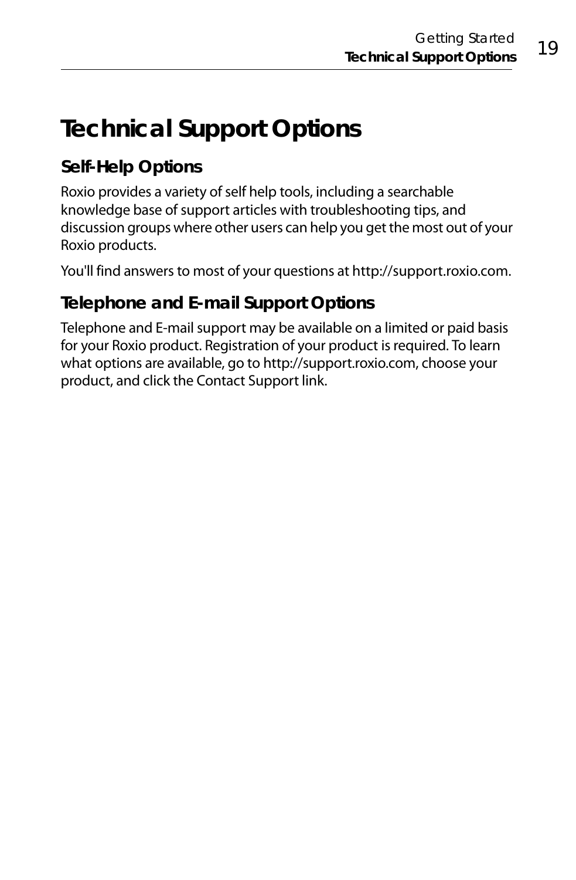# Technical Support Options

## Self-Help Options

Roxio provides a variety of self help tools, including a searchable knowledge base of support articles with troubleshooting tips, and discussion groups where other users can help you get the most out of your Roxio products.

You'll find answers to most of your questions at http://support.roxio.com.

## Telephone and E-mail Support Options

Telephone and E-mail support may be available on a limited or paid basis for your Roxio product. Registration of your product is required. To learn what options are available, go to http://support.roxio.com, choose your product, and click the Contact Support link.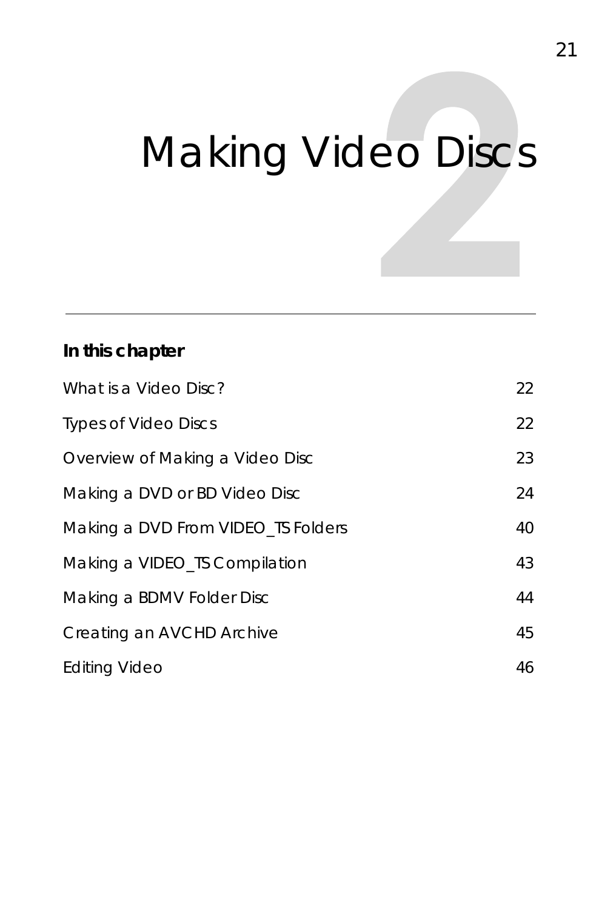# 2 Making Video Discs

**In this chapter**

| | |
|---|---|
| What is a Video Disc? | 22 |
| Types of Video Discs | 22 |
| Overview of Making a Video Disc | 23 |
| Making a DVD or BD Video Disc | 24 |
| Making a DVD From VIDEO_TS Folders | 40 |
| Making a VIDEO_TS Compilation | 43 |
| Making a BDMV Folder Disc | 44 |
| Creating an AVCHD Archive | 45 |
| Editing Video | 46 |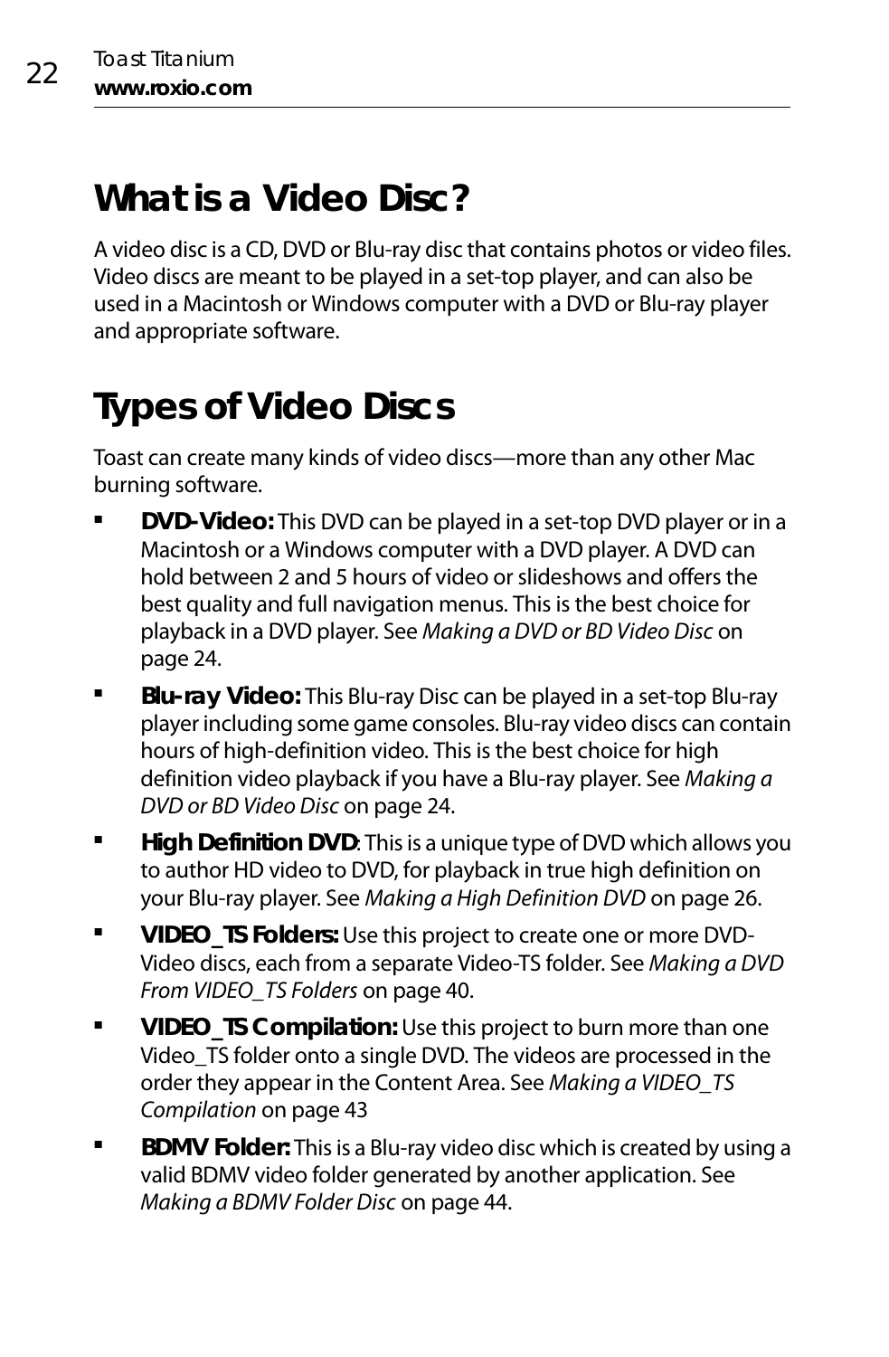# What is a Video Disc?

A video disc is a CD, DVD or Blu-ray disc that contains photos or video files. Video discs are meant to be played in a set-top player, and can also be used in a Macintosh or Windows computer with a DVD or Blu-ray player and appropriate software.

# Types of Video Discs

Toast can create many kinds of video discs—more than any other Mac burning software.

- **DVD-Video:** This DVD can be played in a set-top DVD player or in a Macintosh or a Windows computer with a DVD player. A DVD can hold between 2 and 5 hours of video or slideshows and offers the best quality and full navigation menus. This is the best choice for playback in a DVD player. See *Making a DVD or BD Video Disc* on page 24.
- **Blu-ray Video:** This Blu-ray Disc can be played in a set-top Blu-ray player including some game consoles. Blu-ray video discs can contain hours of high-definition video. This is the best choice for high definition video playback if you have a Blu-ray player. See *Making a DVD or BD Video Disc* on page 24.
- **High Definition DVD**: This is a unique type of DVD which allows you to author HD video to DVD, for playback in true high definition on your Blu-ray player. See *Making a High Definition DVD* on page 26.
- **VIDEO_TS Folders:** Use this project to create one or more DVD-Video discs, each from a separate Video-TS folder. See *Making a DVD From VIDEO_TS Folders* on page 40.
- **VIDEO_TS Compilation:** Use this project to burn more than one Video_TS folder onto a single DVD. The videos are processed in the order they appear in the Content Area. See *Making a VIDEO_TS Compilation* on page 43
- **BDMV Folder:** This is a Blu-ray video disc which is created by using a valid BDMV video folder generated by another application. See *Making a BDMV Folder Disc* on page 44.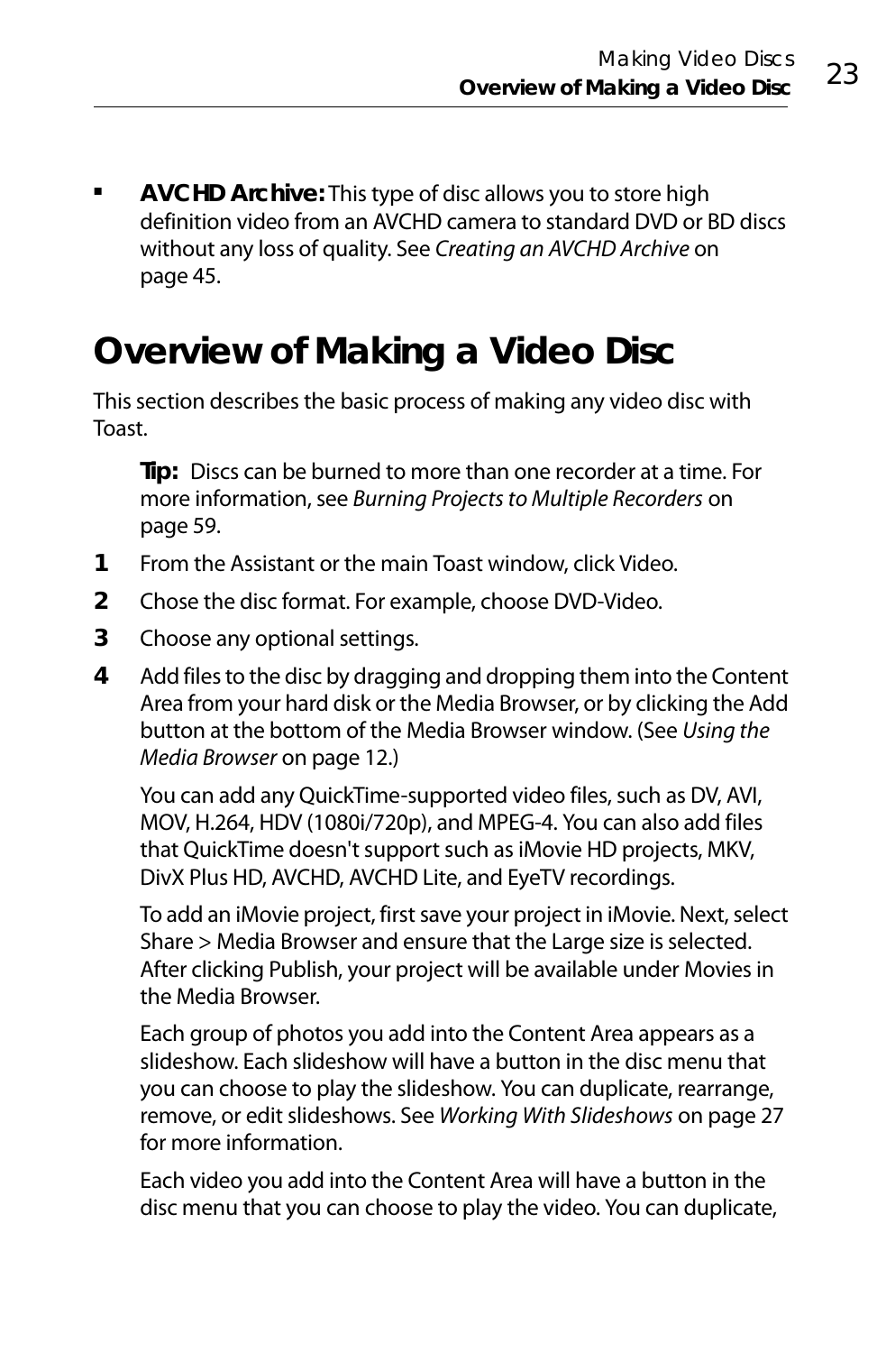- **AVCHD Archive:** This type of disc allows you to store high definition video from an AVCHD camera to standard DVD or BD discs without any loss of quality. See *Creating an AVCHD Archive* on page 45.

# Overview of Making a Video Disc

This section describes the basic process of making any video disc with Toast.

> **Tip:** Discs can be burned to more than one recorder at a time. For more information, see *Burning Projects to Multiple Recorders* on page 59.

1. From the Assistant or the main Toast window, click Video.
2. Chose the disc format. For example, choose DVD-Video.
3. Choose any optional settings.
4. Add files to the disc by dragging and dropping them into the Content Area from your hard disk or the Media Browser, or by clicking the Add button at the bottom of the Media Browser window. (See *Using the Media Browser* on page 12.)

   You can add any QuickTime-supported video files, such as DV, AVI, MOV, H.264, HDV (1080i/720p), and MPEG-4. You can also add files that QuickTime doesn't support such as iMovie HD projects, MKV, DivX Plus HD, AVCHD, AVCHD Lite, and EyeTV recordings.

   To add an iMovie project, first save your project in iMovie. Next, select Share > Media Browser and ensure that the Large size is selected. After clicking Publish, your project will be available under Movies in the Media Browser.

   Each group of photos you add into the Content Area appears as a slideshow. Each slideshow will have a button in the disc menu that you can choose to play the slideshow. You can duplicate, rearrange, remove, or edit slideshows. See *Working With Slideshows* on page 27 for more information.

   Each video you add into the Content Area will have a button in the disc menu that you can choose to play the video. You can duplicate,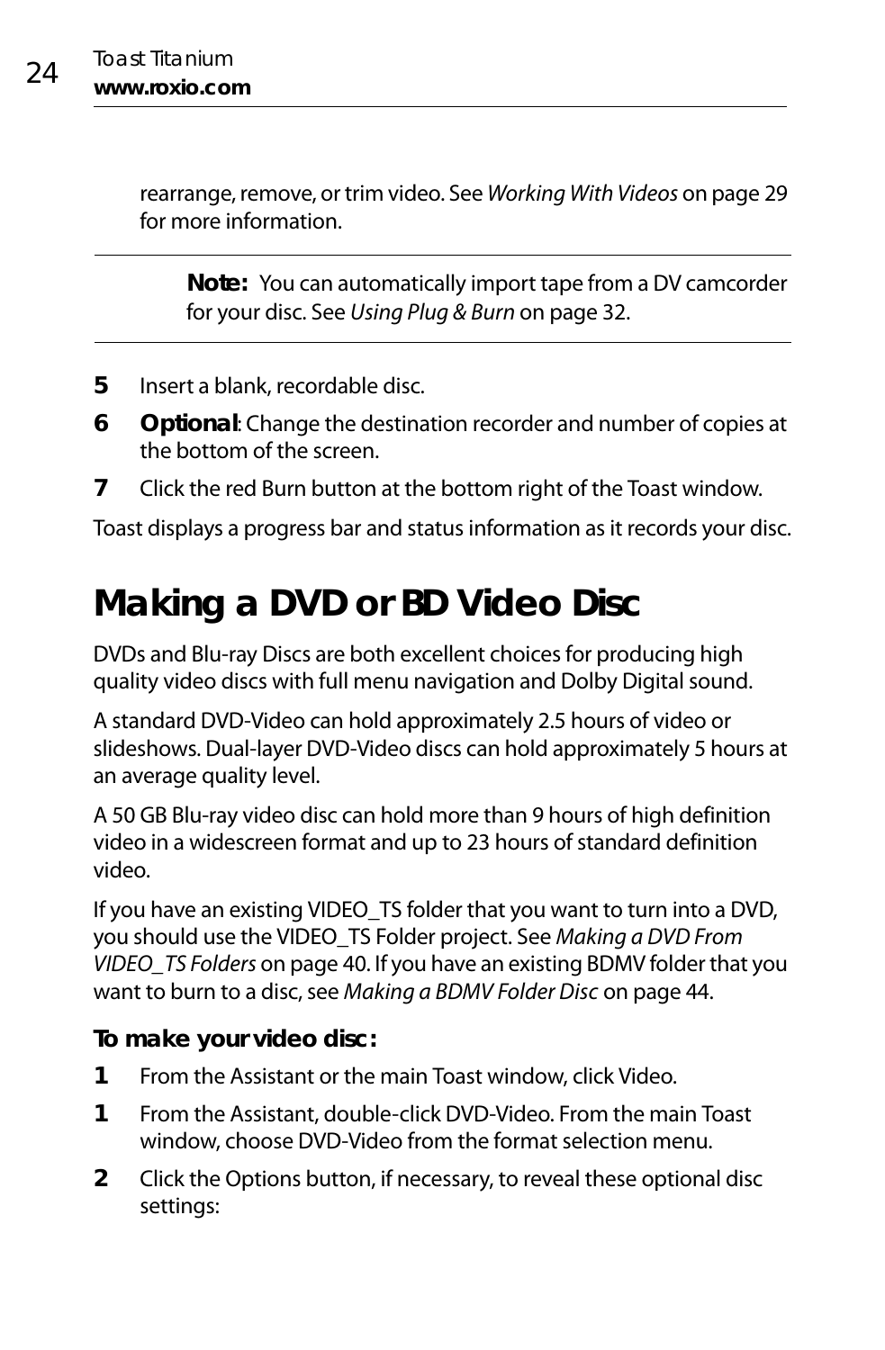rearrange, remove, or trim video. See *Working With Videos* on page 29 for more information.

> **Note:** You can automatically import tape from a DV camcorder for your disc. See *Using Plug & Burn* on page 32.

5. Insert a blank, recordable disc.
6. **Optional**: Change the destination recorder and number of copies at the bottom of the screen.
7. Click the red Burn button at the bottom right of the Toast window.

Toast displays a progress bar and status information as it records your disc.

## Making a DVD or BD Video Disc

DVDs and Blu-ray Discs are both excellent choices for producing high quality video discs with full menu navigation and Dolby Digital sound.

A standard DVD-Video can hold approximately 2.5 hours of video or slideshows. Dual-layer DVD-Video discs can hold approximately 5 hours at an average quality level.

A 50 GB Blu-ray video disc can hold more than 9 hours of high definition video in a widescreen format and up to 23 hours of standard definition video.

If you have an existing VIDEO_TS folder that you want to turn into a DVD, you should use the VIDEO_TS Folder project. See *Making a DVD From VIDEO_TS Folders* on page 40. If you have an existing BDMV folder that you want to burn to a disc, see *Making a BDMV Folder Disc* on page 44.

**To make your video disc:**

1 From the Assistant or the main Toast window, click Video.

1 From the Assistant, double-click DVD-Video. From the main Toast window, choose DVD-Video from the format selection menu.

2 Click the Options button, if necessary, to reveal these optional disc settings: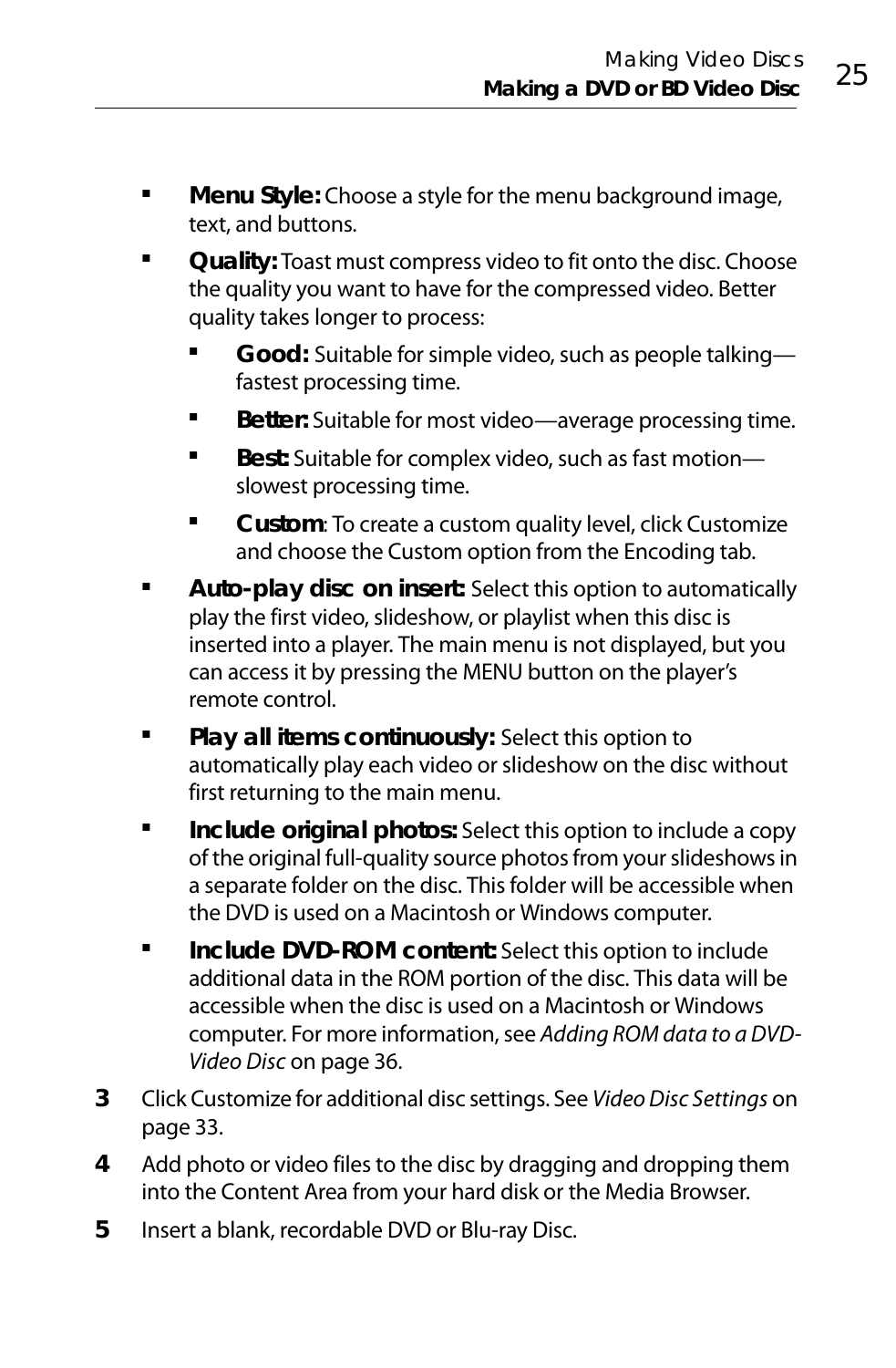- **Menu Style:** Choose a style for the menu background image, text, and buttons.
- **Quality:** Toast must compress video to fit onto the disc. Choose the quality you want to have for the compressed video. Better quality takes longer to process:
  - **Good:** Suitable for simple video, such as people talking—fastest processing time.
  - **Better:** Suitable for most video—average processing time.
  - **Best:** Suitable for complex video, such as fast motion—slowest processing time.
  - **Custom**: To create a custom quality level, click Customize and choose the Custom option from the Encoding tab.
- **Auto-play disc on insert:** Select this option to automatically play the first video, slideshow, or playlist when this disc is inserted into a player. The main menu is not displayed, but you can access it by pressing the MENU button on the player's remote control.
- **Play all items continuously:** Select this option to automatically play each video or slideshow on the disc without first returning to the main menu.
- **Include original photos:** Select this option to include a copy of the original full-quality source photos from your slideshows in a separate folder on the disc. This folder will be accessible when the DVD is used on a Macintosh or Windows computer.
- **Include DVD-ROM content:** Select this option to include additional data in the ROM portion of the disc. This data will be accessible when the disc is used on a Macintosh or Windows computer. For more information, see *Adding ROM data to a DVD-Video Disc* on page 36.

3. Click Customize for additional disc settings. See *Video Disc Settings* on page 33.
4. Add photo or video files to the disc by dragging and dropping them into the Content Area from your hard disk or the Media Browser.
5. Insert a blank, recordable DVD or Blu-ray Disc.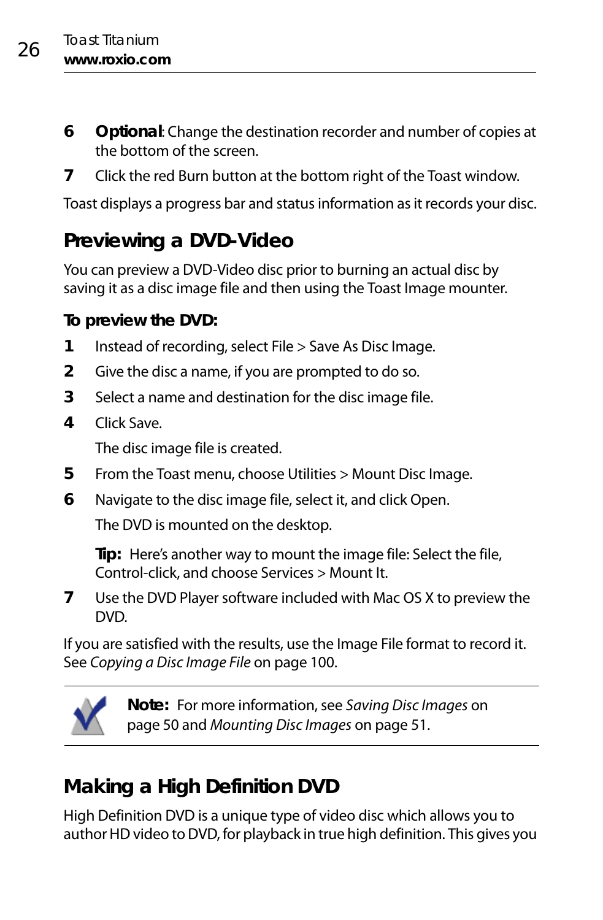6. **Optional**: Change the destination recorder and number of copies at the bottom of the screen.
7. Click the red Burn button at the bottom right of the Toast window.

Toast displays a progress bar and status information as it records your disc.

## Previewing a DVD-Video

You can preview a DVD-Video disc prior to burning an actual disc by saving it as a disc image file and then using the Toast Image mounter.

### To preview the DVD:

1. Instead of recording, select File > Save As Disc Image.
2. Give the disc a name, if you are prompted to do so.
3. Select a name and destination for the disc image file.
4. Click Save.

   The disc image file is created.
5. From the Toast menu, choose Utilities > Mount Disc Image.
6. Navigate to the disc image file, select it, and click Open.

   The DVD is mounted on the desktop.

   **Tip:** Here's another way to mount the image file: Select the file, Control-click, and choose Services > Mount It.
7. Use the DVD Player software included with Mac OS X to preview the DVD.

If you are satisfied with the results, use the Image File format to record it. See *Copying a Disc Image File* on page 100.

**Note:** For more information, see *Saving Disc Images* on page 50 and *Mounting Disc Images* on page 51.

## Making a High Definition DVD

High Definition DVD is a unique type of video disc which allows you to author HD video to DVD, for playback in true high definition. This gives you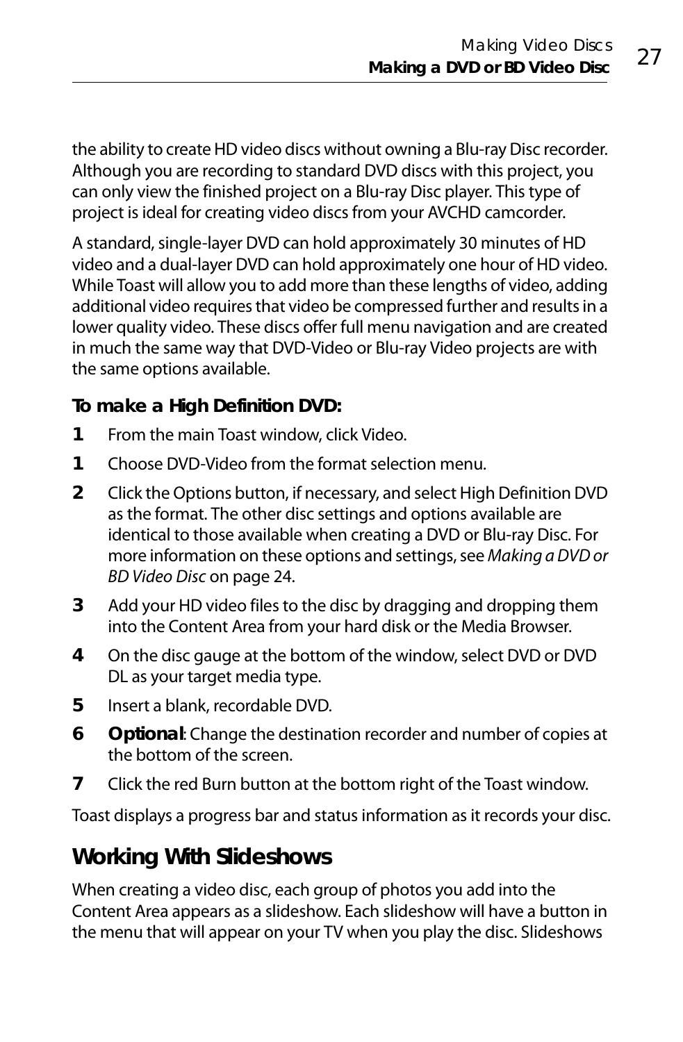the ability to create HD video discs without owning a Blu-ray Disc recorder. Although you are recording to standard DVD discs with this project, you can only view the finished project on a Blu-ray Disc player. This type of project is ideal for creating video discs from your AVCHD camcorder.

A standard, single-layer DVD can hold approximately 30 minutes of HD video and a dual-layer DVD can hold approximately one hour of HD video. While Toast will allow you to add more than these lengths of video, adding additional video requires that video be compressed further and results in a lower quality video. These discs offer full menu navigation and are created in much the same way that DVD-Video or Blu-ray Video projects are with the same options available.

**To make a High Definition DVD:**

1 From the main Toast window, click Video.

1 Choose DVD-Video from the format selection menu.

2 Click the Options button, if necessary, and select High Definition DVD as the format. The other disc settings and options available are identical to those available when creating a DVD or Blu-ray Disc. For more information on these options and settings, see *Making a DVD or BD Video Disc* on page 24.

3 Add your HD video files to the disc by dragging and dropping them into the Content Area from your hard disk or the Media Browser.

4 On the disc gauge at the bottom of the window, select DVD or DVD DL as your target media type.

5 Insert a blank, recordable DVD.

6 **Optional**: Change the destination recorder and number of copies at the bottom of the screen.

7 Click the red Burn button at the bottom right of the Toast window.

Toast displays a progress bar and status information as it records your disc.

## Working With Slideshows

When creating a video disc, each group of photos you add into the Content Area appears as a slideshow. Each slideshow will have a button in the menu that will appear on your TV when you play the disc. Slideshows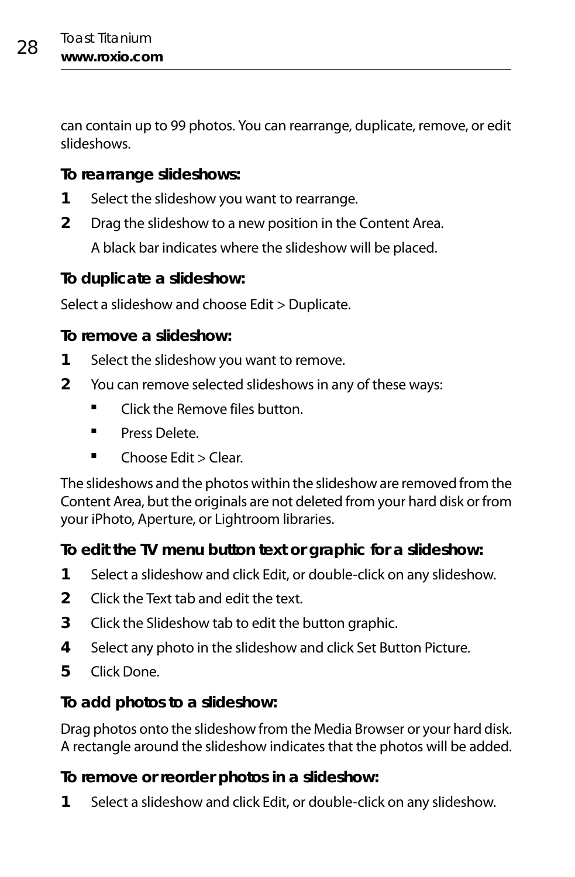can contain up to 99 photos. You can rearrange, duplicate, remove, or edit slideshows.

**To rearrange slideshows:**

1. Select the slideshow you want to rearrange.
2. Drag the slideshow to a new position in the Content Area.

   A black bar indicates where the slideshow will be placed.

**To duplicate a slideshow:**

Select a slideshow and choose Edit > Duplicate.

**To remove a slideshow:**

1. Select the slideshow you want to remove.
2. You can remove selected slideshows in any of these ways:
   - Click the Remove files button.
   - Press Delete.
   - Choose Edit > Clear.

The slideshows and the photos within the slideshow are removed from the Content Area, but the originals are not deleted from your hard disk or from your iPhoto, Aperture, or Lightroom libraries.

**To edit the TV menu button text or graphic for a slideshow:**

1. Select a slideshow and click Edit, or double-click on any slideshow.
2. Click the Text tab and edit the text.
3. Click the Slideshow tab to edit the button graphic.
4. Select any photo in the slideshow and click Set Button Picture.
5. Click Done.

**To add photos to a slideshow:**

Drag photos onto the slideshow from the Media Browser or your hard disk. A rectangle around the slideshow indicates that the photos will be added.

**To remove or reorder photos in a slideshow:**

1. Select a slideshow and click Edit, or double-click on any slideshow.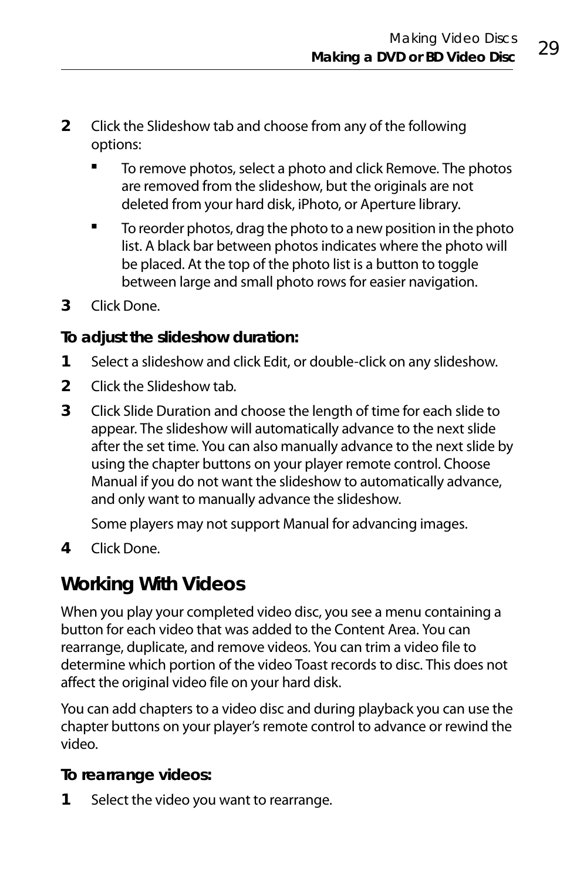2. Click the Slideshow tab and choose from any of the following options:
   - To remove photos, select a photo and click Remove. The photos are removed from the slideshow, but the originals are not deleted from your hard disk, iPhoto, or Aperture library.
   - To reorder photos, drag the photo to a new position in the photo list. A black bar between photos indicates where the photo will be placed. At the top of the photo list is a button to toggle between large and small photo rows for easier navigation.
3. Click Done.

**To adjust the slideshow duration:**

1. Select a slideshow and click Edit, or double-click on any slideshow.
2. Click the Slideshow tab.
3. Click Slide Duration and choose the length of time for each slide to appear. The slideshow will automatically advance to the next slide after the set time. You can also manually advance to the next slide by using the chapter buttons on your player remote control. Choose Manual if you do not want the slideshow to automatically advance, and only want to manually advance the slideshow.

   Some players may not support Manual for advancing images.
4. Click Done.

## Working With Videos

When you play your completed video disc, you see a menu containing a button for each video that was added to the Content Area. You can rearrange, duplicate, and remove videos. You can trim a video file to determine which portion of the video Toast records to disc. This does not affect the original video file on your hard disk.

You can add chapters to a video disc and during playback you can use the chapter buttons on your player's remote control to advance or rewind the video.

**To rearrange videos:**

1. Select the video you want to rearrange.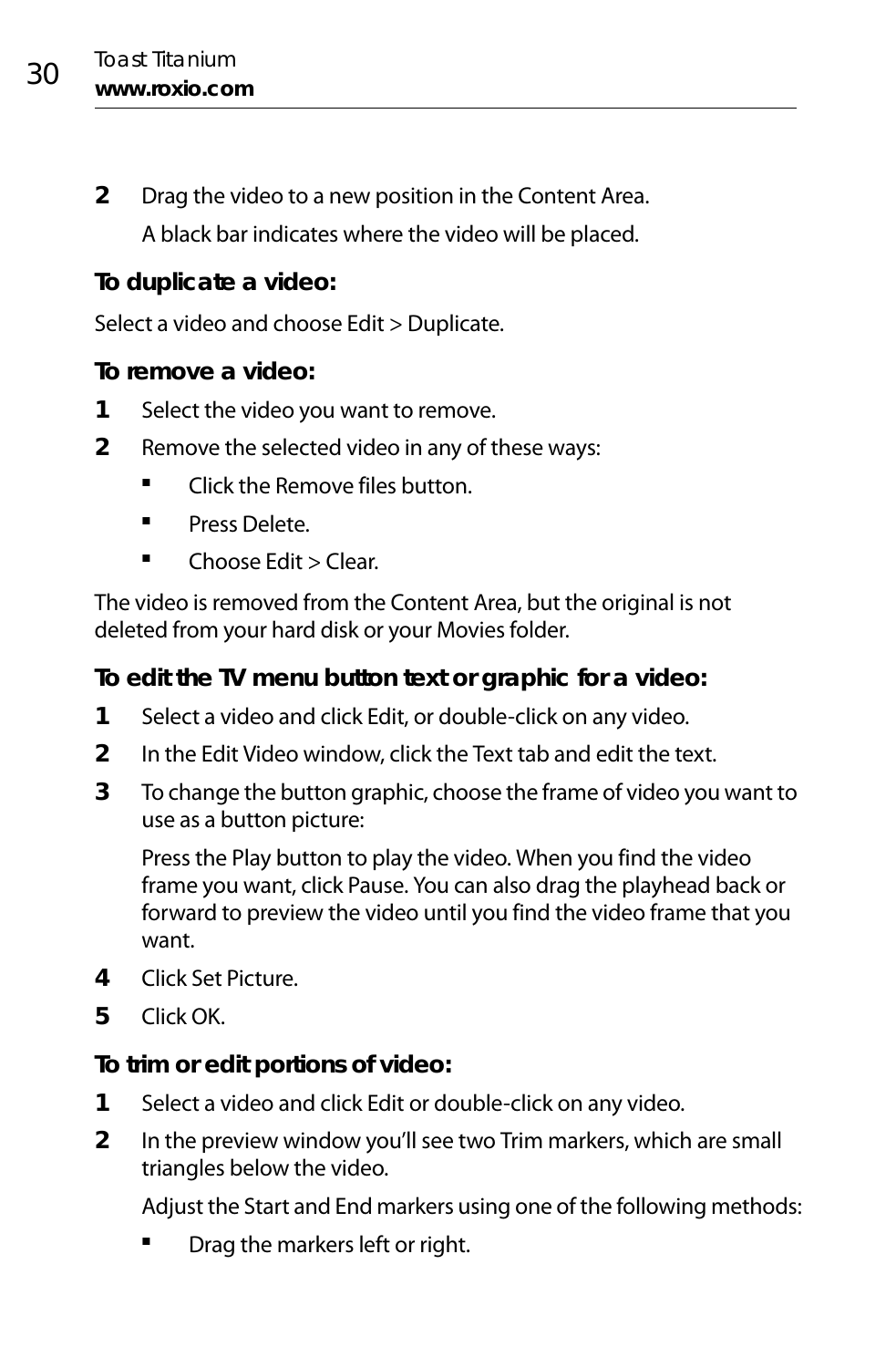2. Drag the video to a new position in the Content Area.

   A black bar indicates where the video will be placed.

### To duplicate a video:

Select a video and choose Edit > Duplicate.

### To remove a video:

1. Select the video you want to remove.
2. Remove the selected video in any of these ways:
   - Click the Remove files button.
   - Press Delete.
   - Choose Edit > Clear.

The video is removed from the Content Area, but the original is not deleted from your hard disk or your Movies folder.

### To edit the TV menu button text or graphic for a video:

1. Select a video and click Edit, or double-click on any video.
2. In the Edit Video window, click the Text tab and edit the text.
3. To change the button graphic, choose the frame of video you want to use as a button picture:

   Press the Play button to play the video. When you find the video frame you want, click Pause. You can also drag the playhead back or forward to preview the video until you find the video frame that you want.
4. Click Set Picture.
5. Click OK.

### To trim or edit portions of video:

1. Select a video and click Edit or double-click on any video.
2. In the preview window you'll see two Trim markers, which are small triangles below the video.

   Adjust the Start and End markers using one of the following methods:
   - Drag the markers left or right.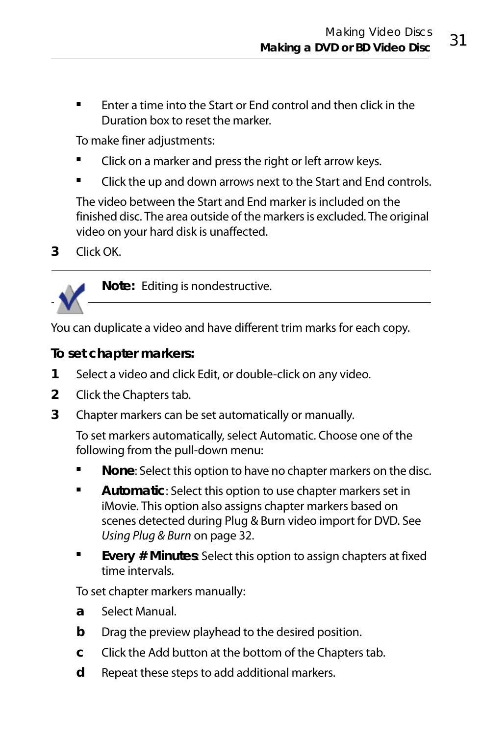- Enter a time into the Start or End control and then click in the Duration box to reset the marker.

To make finer adjustments:

- Click on a marker and press the right or left arrow keys.
- Click the up and down arrows next to the Start and End controls.

The video between the Start and End marker is included on the finished disc. The area outside of the markers is excluded. The original video on your hard disk is unaffected.

3. Click OK.

**Note:** Editing is nondestructive.

You can duplicate a video and have different trim marks for each copy.

**To set chapter markers:**

1. Select a video and click Edit, or double-click on any video.
2. Click the Chapters tab.
3. Chapter markers can be set automatically or manually.

   To set markers automatically, select Automatic. Choose one of the following from the pull-down menu:

   - **None**: Select this option to have no chapter markers on the disc.
   - **Automatic**: Select this option to use chapter markers set in iMovie. This option also assigns chapter markers based on scenes detected during Plug & Burn video import for DVD. See *Using Plug & Burn* on page 32.
   - **Every # Minutes**: Select this option to assign chapters at fixed time intervals.

   To set chapter markers manually:

   a. Select Manual.
   b. Drag the preview playhead to the desired position.
   c. Click the Add button at the bottom of the Chapters tab.
   d. Repeat these steps to add additional markers.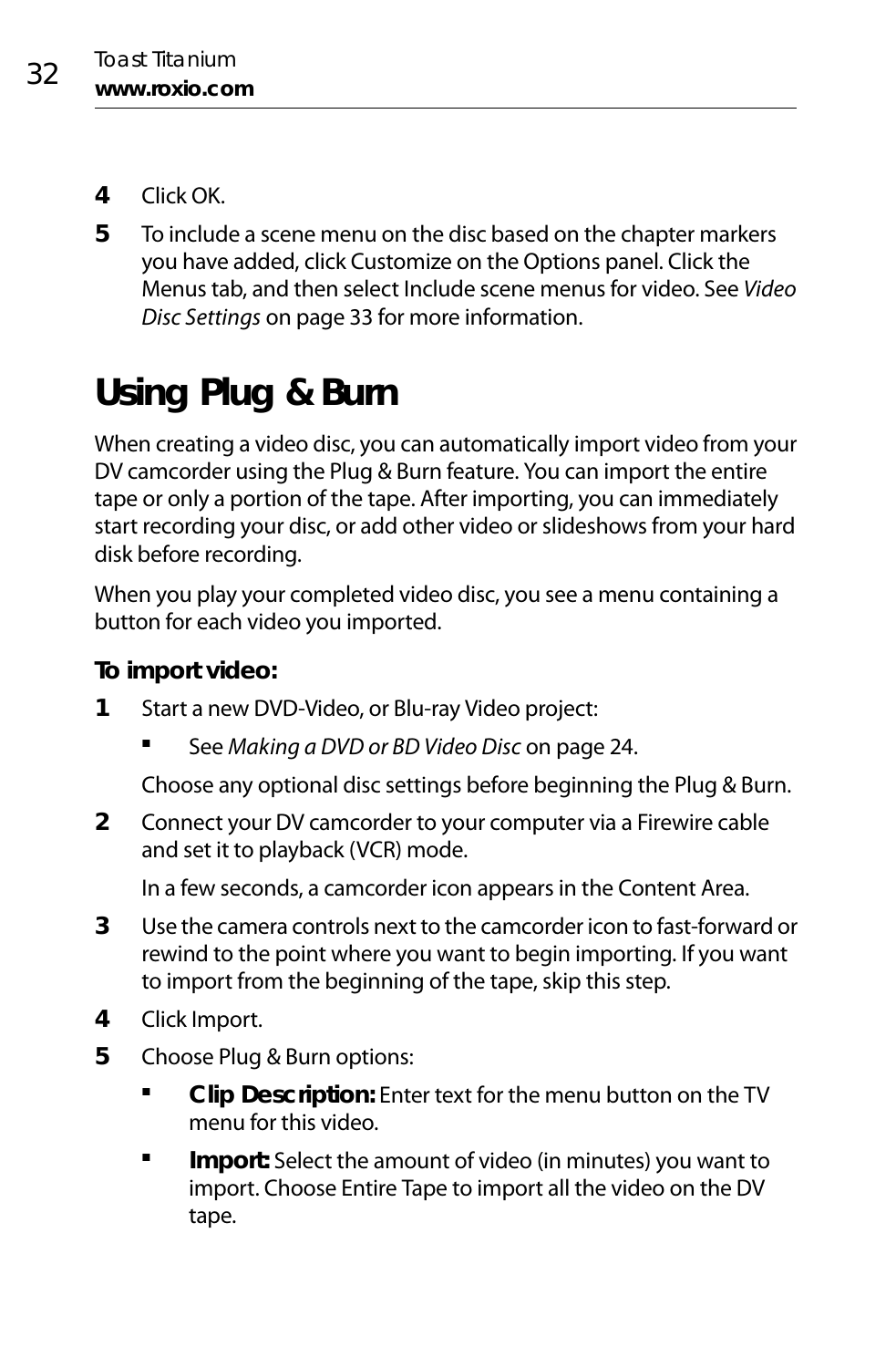4. Click OK.
5. To include a scene menu on the disc based on the chapter markers you have added, click Customize on the Options panel. Click the Menus tab, and then select Include scene menus for video. See *Video Disc Settings* on page 33 for more information.

# Using Plug & Burn

When creating a video disc, you can automatically import video from your DV camcorder using the Plug & Burn feature. You can import the entire tape or only a portion of the tape. After importing, you can immediately start recording your disc, or add other video or slideshows from your hard disk before recording.

When you play your completed video disc, you see a menu containing a button for each video you imported.

**To import video:**

1. Start a new DVD-Video, or Blu-ray Video project:
   - See *Making a DVD or BD Video Disc* on page 24.

   Choose any optional disc settings before beginning the Plug & Burn.
2. Connect your DV camcorder to your computer via a Firewire cable and set it to playback (VCR) mode.

   In a few seconds, a camcorder icon appears in the Content Area.
3. Use the camera controls next to the camcorder icon to fast-forward or rewind to the point where you want to begin importing. If you want to import from the beginning of the tape, skip this step.
4. Click Import.
5. Choose Plug & Burn options:
   - **Clip Description:** Enter text for the menu button on the TV menu for this video.
   - **Import:** Select the amount of video (in minutes) you want to import. Choose Entire Tape to import all the video on the DV tape.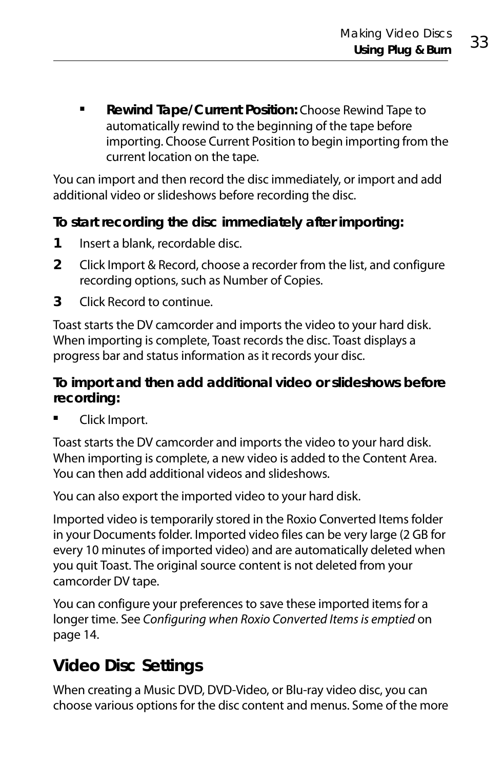- **Rewind Tape/Current Position:** Choose Rewind Tape to automatically rewind to the beginning of the tape before importing. Choose Current Position to begin importing from the current location on the tape.

You can import and then record the disc immediately, or import and add additional video or slideshows before recording the disc.

**To start recording the disc immediately after importing:**

1. Insert a blank, recordable disc.
2. Click Import & Record, choose a recorder from the list, and configure recording options, such as Number of Copies.
3. Click Record to continue.

Toast starts the DV camcorder and imports the video to your hard disk. When importing is complete, Toast records the disc. Toast displays a progress bar and status information as it records your disc.

**To import and then add additional video or slideshows before recording:**

- Click Import.

Toast starts the DV camcorder and imports the video to your hard disk. When importing is complete, a new video is added to the Content Area. You can then add additional videos and slideshows.

You can also export the imported video to your hard disk.

Imported video is temporarily stored in the Roxio Converted Items folder in your Documents folder. Imported video files can be very large (2 GB for every 10 minutes of imported video) and are automatically deleted when you quit Toast. The original source content is not deleted from your camcorder DV tape.

You can configure your preferences to save these imported items for a longer time. See *Configuring when Roxio Converted Items is emptied* on page 14.

## Video Disc Settings

When creating a Music DVD, DVD-Video, or Blu-ray video disc, you can choose various options for the disc content and menus. Some of the more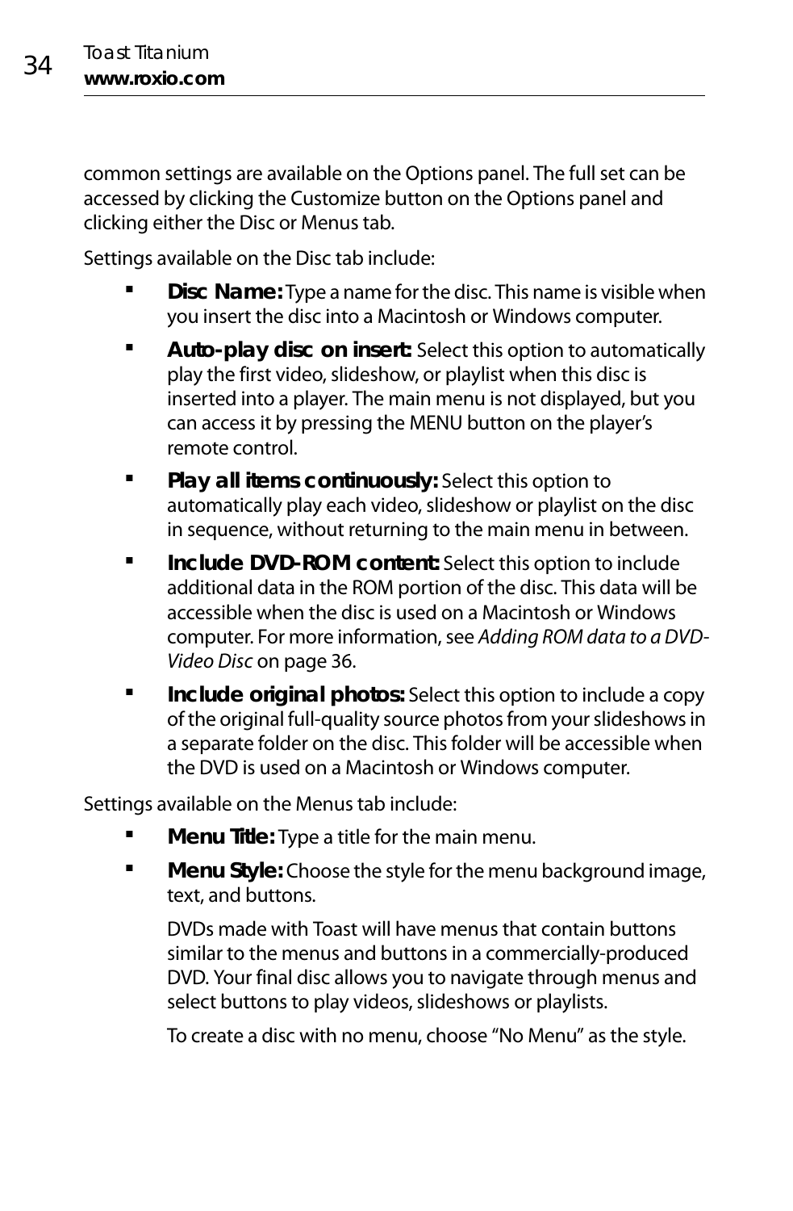common settings are available on the Options panel. The full set can be accessed by clicking the Customize button on the Options panel and clicking either the Disc or Menus tab.

Settings available on the Disc tab include:

- **Disc Name:** Type a name for the disc. This name is visible when you insert the disc into a Macintosh or Windows computer.
- **Auto-play disc on insert:** Select this option to automatically play the first video, slideshow, or playlist when this disc is inserted into a player. The main menu is not displayed, but you can access it by pressing the MENU button on the player's remote control.
- **Play all items continuously:** Select this option to automatically play each video, slideshow or playlist on the disc in sequence, without returning to the main menu in between.
- **Include DVD-ROM content:** Select this option to include additional data in the ROM portion of the disc. This data will be accessible when the disc is used on a Macintosh or Windows computer. For more information, see *Adding ROM data to a DVD-Video Disc* on page 36.
- **Include original photos:** Select this option to include a copy of the original full-quality source photos from your slideshows in a separate folder on the disc. This folder will be accessible when the DVD is used on a Macintosh or Windows computer.

Settings available on the Menus tab include:

- **Menu Title:** Type a title for the main menu.
- **Menu Style:** Choose the style for the menu background image, text, and buttons.

  DVDs made with Toast will have menus that contain buttons similar to the menus and buttons in a commercially-produced DVD. Your final disc allows you to navigate through menus and select buttons to play videos, slideshows or playlists.

  To create a disc with no menu, choose "No Menu" as the style.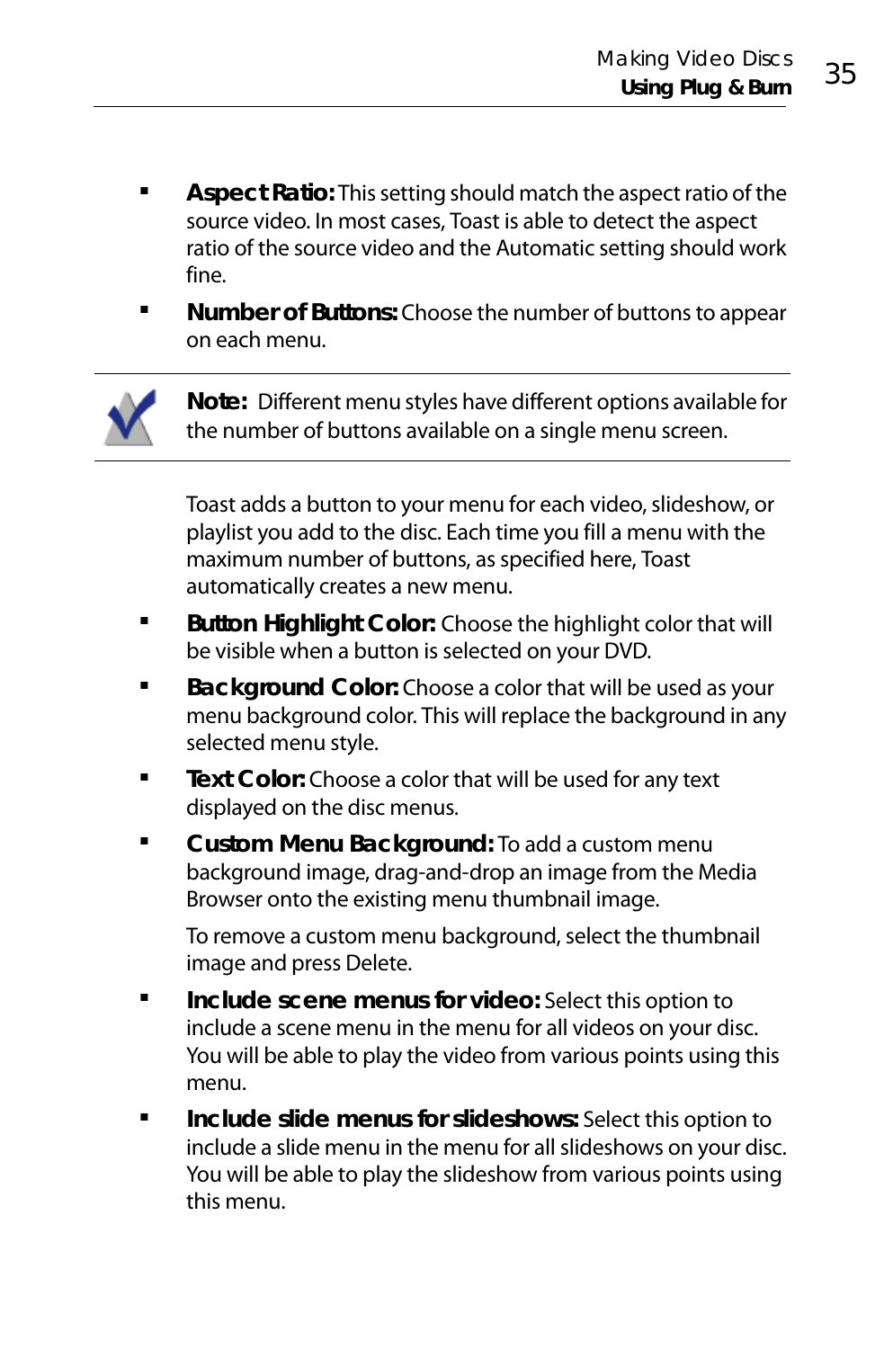- **Aspect Ratio:** This setting should match the aspect ratio of the source video. In most cases, Toast is able to detect the aspect ratio of the source video and the Automatic setting should work fine.
- **Number of Buttons:** Choose the number of buttons to appear on each menu.

> **Note:** Different menu styles have different options available for the number of buttons available on a single menu screen.

  Toast adds a button to your menu for each video, slideshow, or playlist you add to the disc. Each time you fill a menu with the maximum number of buttons, as specified here, Toast automatically creates a new menu.

- **Button Highlight Color:** Choose the highlight color that will be visible when a button is selected on your DVD.
- **Background Color:** Choose a color that will be used as your menu background color. This will replace the background in any selected menu style.
- **Text Color:** Choose a color that will be used for any text displayed on the disc menus.
- **Custom Menu Background:** To add a custom menu background image, drag-and-drop an image from the Media Browser onto the existing menu thumbnail image.

  To remove a custom menu background, select the thumbnail image and press Delete.
- **Include scene menus for video:** Select this option to include a scene menu in the menu for all videos on your disc. You will be able to play the video from various points using this menu.
- **Include slide menus for slideshows:** Select this option to include a slide menu in the menu for all slideshows on your disc. You will be able to play the slideshow from various points using this menu.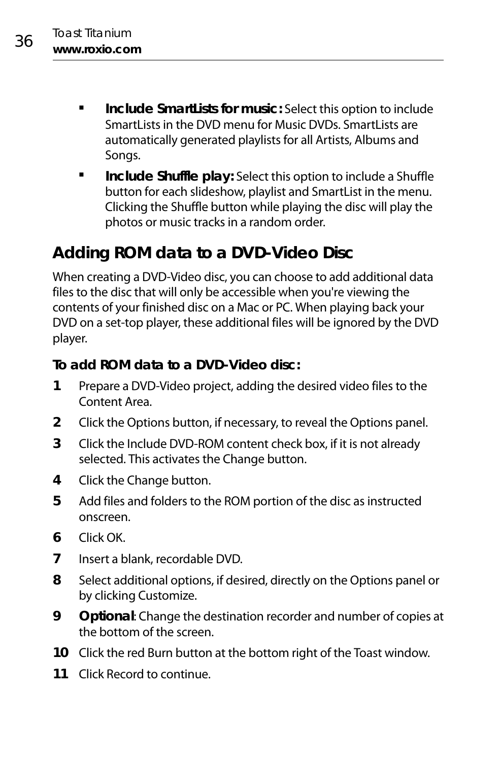- **Include SmartLists for music:** Select this option to include SmartLists in the DVD menu for Music DVDs. SmartLists are automatically generated playlists for all Artists, Albums and Songs.
- **Include Shuffle play:** Select this option to include a Shuffle button for each slideshow, playlist and SmartList in the menu. Clicking the Shuffle button while playing the disc will play the photos or music tracks in a random order.

## Adding ROM data to a DVD-Video Disc

When creating a DVD-Video disc, you can choose to add additional data files to the disc that will only be accessible when you're viewing the contents of your finished disc on a Mac or PC. When playing back your DVD on a set-top player, these additional files will be ignored by the DVD player.

**To add ROM data to a DVD-Video disc:**

1. Prepare a DVD-Video project, adding the desired video files to the Content Area.
2. Click the Options button, if necessary, to reveal the Options panel.
3. Click the Include DVD-ROM content check box, if it is not already selected. This activates the Change button.
4. Click the Change button.
5. Add files and folders to the ROM portion of the disc as instructed onscreen.
6. Click OK.
7. Insert a blank, recordable DVD.
8. Select additional options, if desired, directly on the Options panel or by clicking Customize.
9. **Optional**: Change the destination recorder and number of copies at the bottom of the screen.
10. Click the red Burn button at the bottom right of the Toast window.
11. Click Record to continue.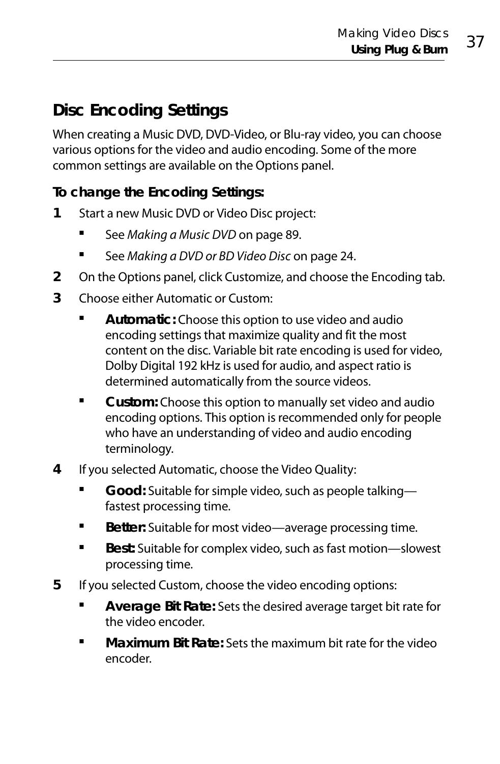## Disc Encoding Settings

When creating a Music DVD, DVD-Video, or Blu-ray video, you can choose various options for the video and audio encoding. Some of the more common settings are available on the Options panel.

### To change the Encoding Settings:

1. Start a new Music DVD or Video Disc project:
   - See *Making a Music DVD* on page 89.
   - See *Making a DVD or BD Video Disc* on page 24.
2. On the Options panel, click Customize, and choose the Encoding tab.
3. Choose either Automatic or Custom:
   - **Automatic:** Choose this option to use video and audio encoding settings that maximize quality and fit the most content on the disc. Variable bit rate encoding is used for video, Dolby Digital 192 kHz is used for audio, and aspect ratio is determined automatically from the source videos.
   - **Custom:** Choose this option to manually set video and audio encoding options. This option is recommended only for people who have an understanding of video and audio encoding terminology.
4. If you selected Automatic, choose the Video Quality:
   - **Good:** Suitable for simple video, such as people talking—fastest processing time.
   - **Better:** Suitable for most video—average processing time.
   - **Best:** Suitable for complex video, such as fast motion—slowest processing time.
5. If you selected Custom, choose the video encoding options:
   - **Average Bit Rate:** Sets the desired average target bit rate for the video encoder.
   - **Maximum Bit Rate:** Sets the maximum bit rate for the video encoder.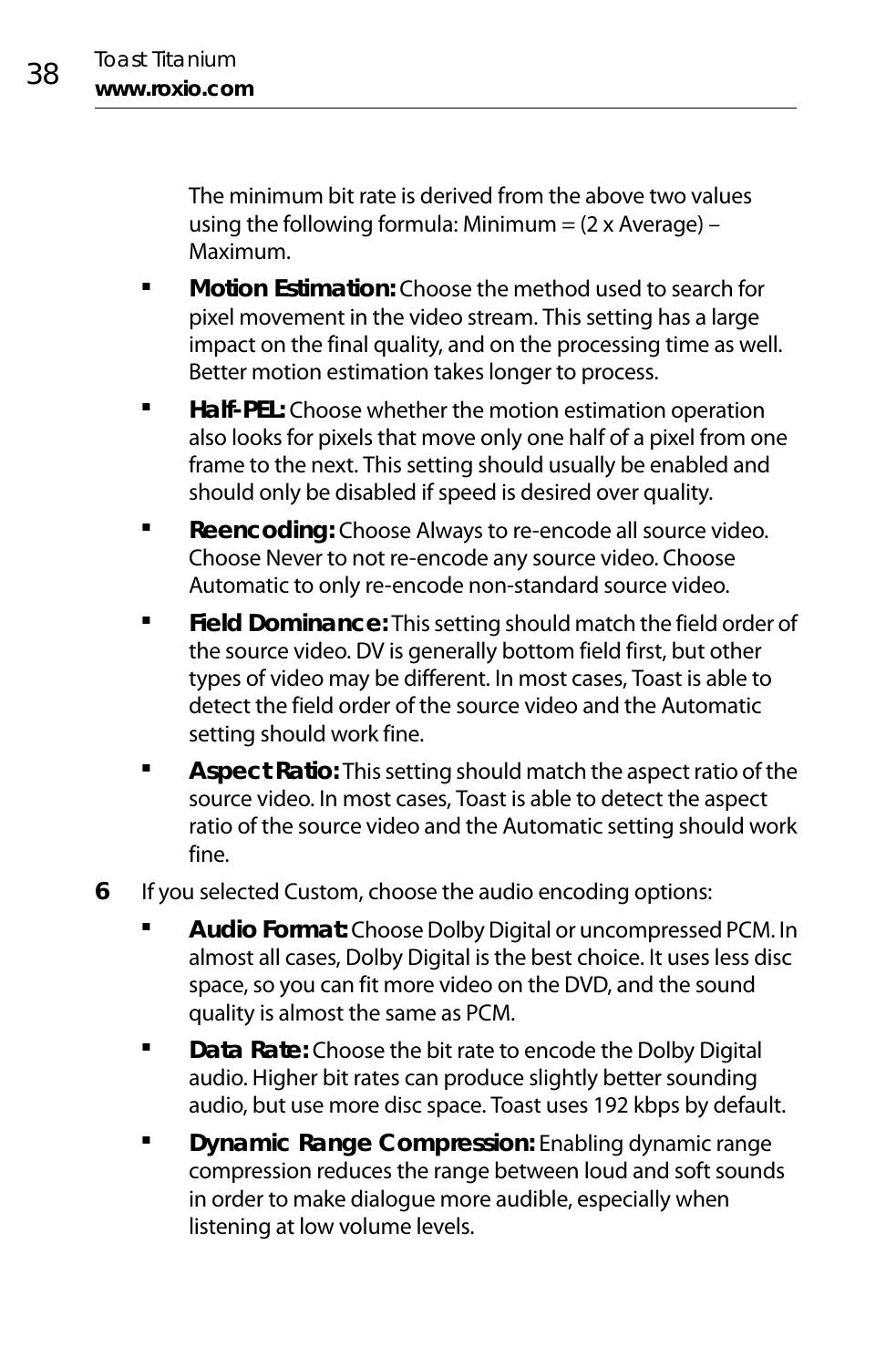The minimum bit rate is derived from the above two values using the following formula: Minimum = (2 x Average) – Maximum.

- **Motion Estimation:** Choose the method used to search for pixel movement in the video stream. This setting has a large impact on the final quality, and on the processing time as well. Better motion estimation takes longer to process.
- **Half-PEL:** Choose whether the motion estimation operation also looks for pixels that move only one half of a pixel from one frame to the next. This setting should usually be enabled and should only be disabled if speed is desired over quality.
- **Reencoding:** Choose Always to re-encode all source video. Choose Never to not re-encode any source video. Choose Automatic to only re-encode non-standard source video.
- **Field Dominance:** This setting should match the field order of the source video. DV is generally bottom field first, but other types of video may be different. In most cases, Toast is able to detect the field order of the source video and the Automatic setting should work fine.
- **Aspect Ratio:** This setting should match the aspect ratio of the source video. In most cases, Toast is able to detect the aspect ratio of the source video and the Automatic setting should work fine.

**6** If you selected Custom, choose the audio encoding options:

- **Audio Format:** Choose Dolby Digital or uncompressed PCM. In almost all cases, Dolby Digital is the best choice. It uses less disc space, so you can fit more video on the DVD, and the sound quality is almost the same as PCM.
- **Data Rate:** Choose the bit rate to encode the Dolby Digital audio. Higher bit rates can produce slightly better sounding audio, but use more disc space. Toast uses 192 kbps by default.
- **Dynamic Range Compression:** Enabling dynamic range compression reduces the range between loud and soft sounds in order to make dialogue more audible, especially when listening at low volume levels.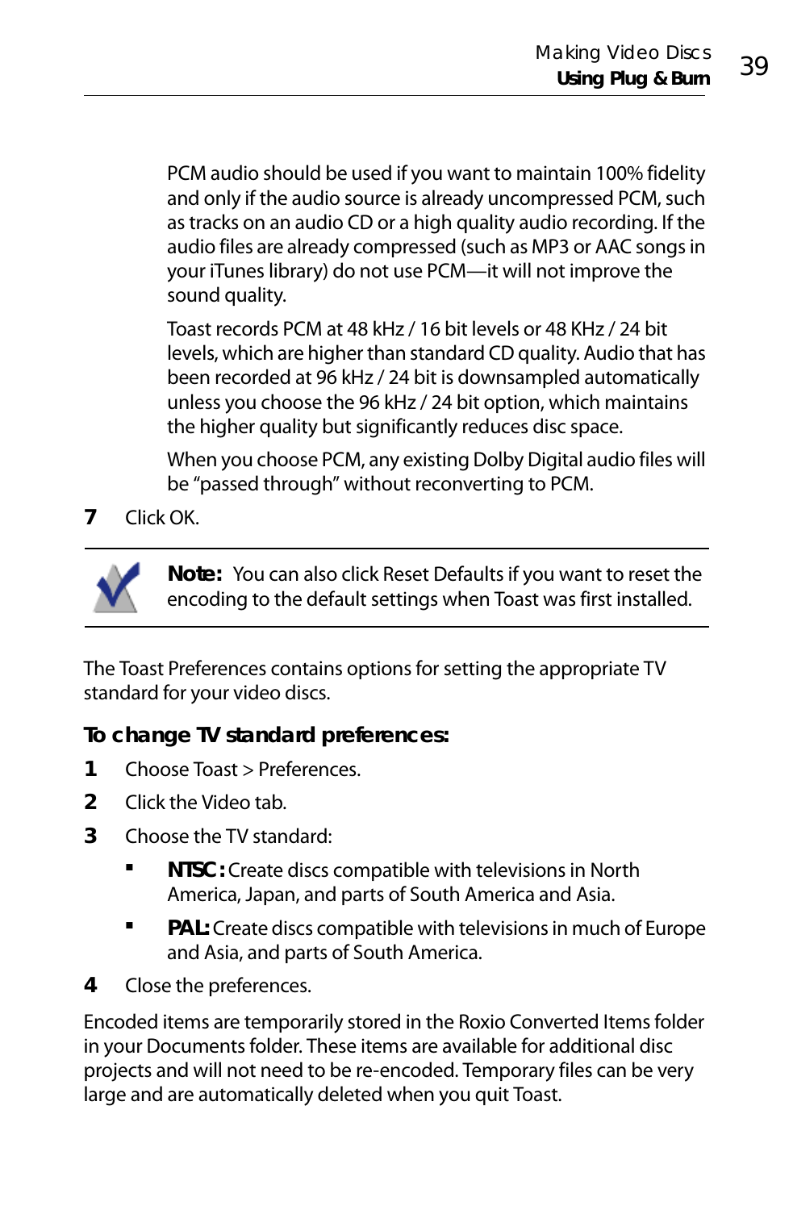PCM audio should be used if you want to maintain 100% fidelity and only if the audio source is already uncompressed PCM, such as tracks on an audio CD or a high quality audio recording. If the audio files are already compressed (such as MP3 or AAC songs in your iTunes library) do not use PCM—it will not improve the sound quality.

Toast records PCM at 48 kHz / 16 bit levels or 48 KHz / 24 bit levels, which are higher than standard CD quality. Audio that has been recorded at 96 kHz / 24 bit is downsampled automatically unless you choose the 96 kHz / 24 bit option, which maintains the higher quality but significantly reduces disc space.

When you choose PCM, any existing Dolby Digital audio files will be “passed through” without reconverting to PCM.

7. Click OK.

**Note:** You can also click Reset Defaults if you want to reset the encoding to the default settings when Toast was first installed.

The Toast Preferences contains options for setting the appropriate TV standard for your video discs.

### To change TV standard preferences:

1. Choose Toast > Preferences.
2. Click the Video tab.
3. Choose the TV standard:
   - **NTSC:** Create discs compatible with televisions in North America, Japan, and parts of South America and Asia.
   - **PAL:** Create discs compatible with televisions in much of Europe and Asia, and parts of South America.
4. Close the preferences.

Encoded items are temporarily stored in the Roxio Converted Items folder in your Documents folder. These items are available for additional disc projects and will not need to be re-encoded. Temporary files can be very large and are automatically deleted when you quit Toast.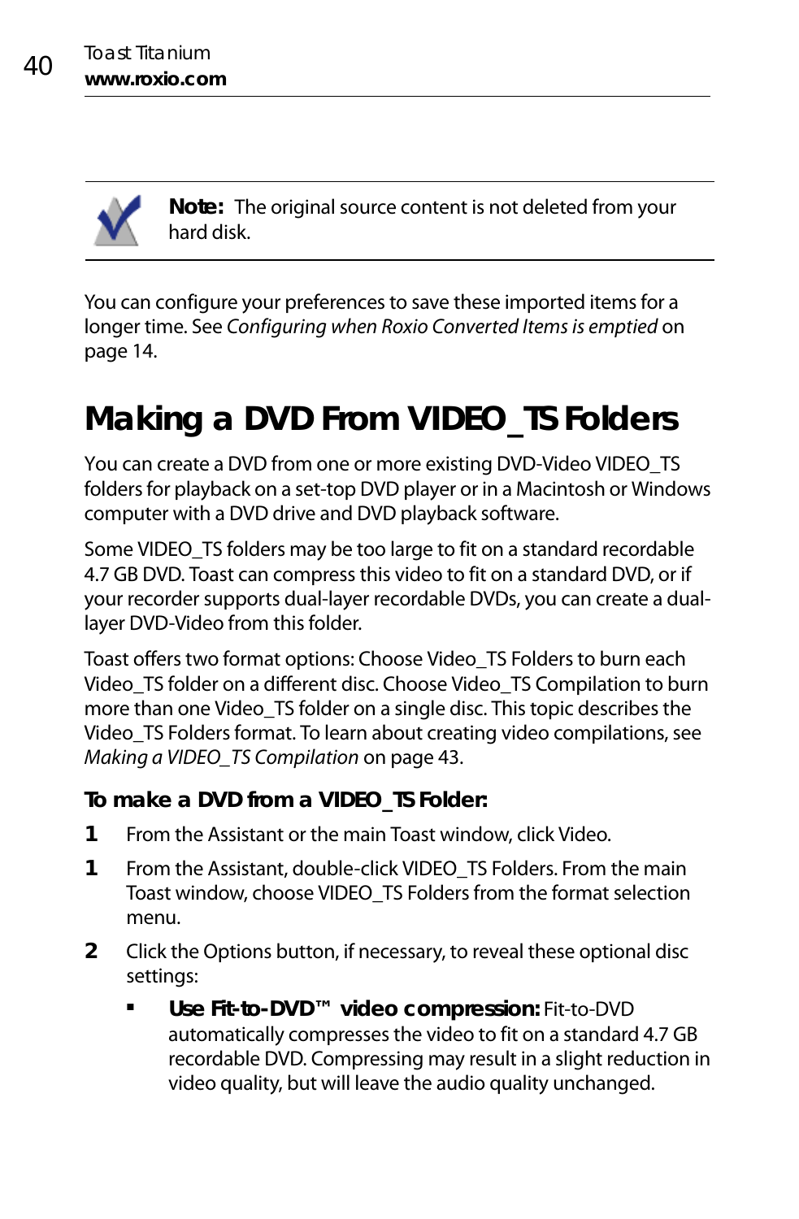**Note:** The original source content is not deleted from your hard disk.

You can configure your preferences to save these imported items for a longer time. See *Configuring when Roxio Converted Items is emptied* on page 14.

# Making a DVD From VIDEO_TS Folders

You can create a DVD from one or more existing DVD-Video VIDEO_TS folders for playback on a set-top DVD player or in a Macintosh or Windows computer with a DVD drive and DVD playback software.

Some VIDEO_TS folders may be too large to fit on a standard recordable 4.7 GB DVD. Toast can compress this video to fit on a standard DVD, or if your recorder supports dual-layer recordable DVDs, you can create a dual-layer DVD-Video from this folder.

Toast offers two format options: Choose Video_TS Folders to burn each Video_TS folder on a different disc. Choose Video_TS Compilation to burn more than one Video_TS folder on a single disc. This topic describes the Video_TS Folders format. To learn about creating video compilations, see *Making a VIDEO_TS Compilation* on page 43.

**To make a DVD from a VIDEO_TS Folder:**

1. From the Assistant or the main Toast window, click Video.

1. From the Assistant, double-click VIDEO_TS Folders. From the main Toast window, choose VIDEO_TS Folders from the format selection menu.

2. Click the Options button, if necessary, to reveal these optional disc settings:
   - **Use Fit-to-DVD™ video compression:** Fit-to-DVD automatically compresses the video to fit on a standard 4.7 GB recordable DVD. Compressing may result in a slight reduction in video quality, but will leave the audio quality unchanged.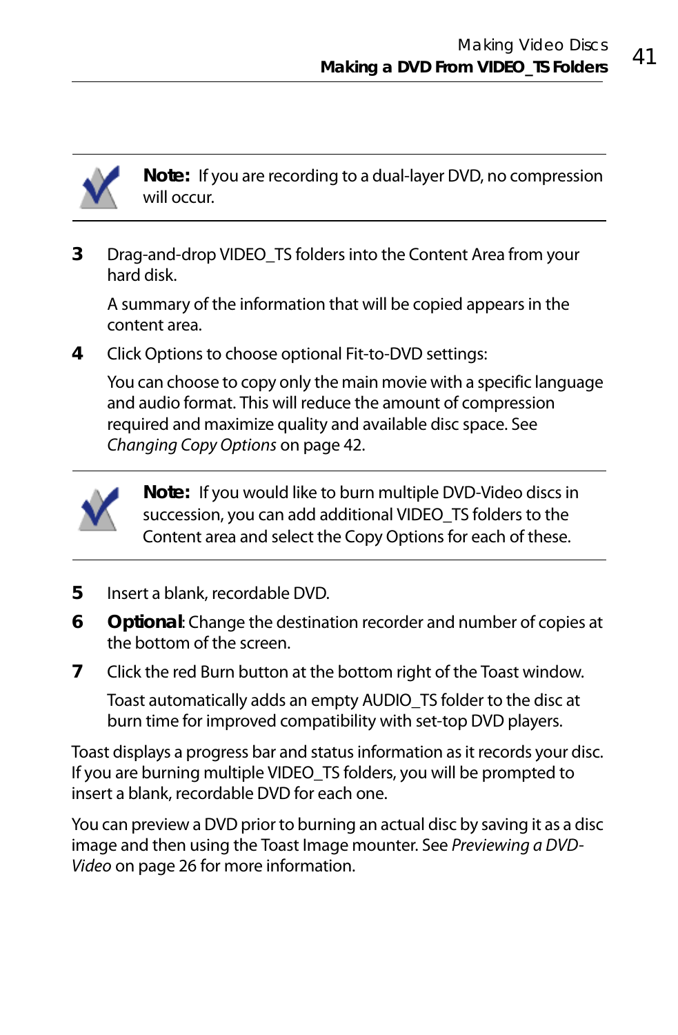**Note:** If you are recording to a dual-layer DVD, no compression will occur.

3. Drag-and-drop VIDEO_TS folders into the Content Area from your hard disk.

   A summary of the information that will be copied appears in the content area.

4. Click Options to choose optional Fit-to-DVD settings:

   You can choose to copy only the main movie with a specific language and audio format. This will reduce the amount of compression required and maximize quality and available disc space. See *Changing Copy Options* on page 42.

**Note:** If you would like to burn multiple DVD-Video discs in succession, you can add additional VIDEO_TS folders to the Content area and select the Copy Options for each of these.

5. Insert a blank, recordable DVD.

6. **Optional**: Change the destination recorder and number of copies at the bottom of the screen.

7. Click the red Burn button at the bottom right of the Toast window.

   Toast automatically adds an empty AUDIO_TS folder to the disc at burn time for improved compatibility with set-top DVD players.

Toast displays a progress bar and status information as it records your disc. If you are burning multiple VIDEO_TS folders, you will be prompted to insert a blank, recordable DVD for each one.

You can preview a DVD prior to burning an actual disc by saving it as a disc image and then using the Toast Image mounter. See *Previewing a DVD-Video* on page 26 for more information.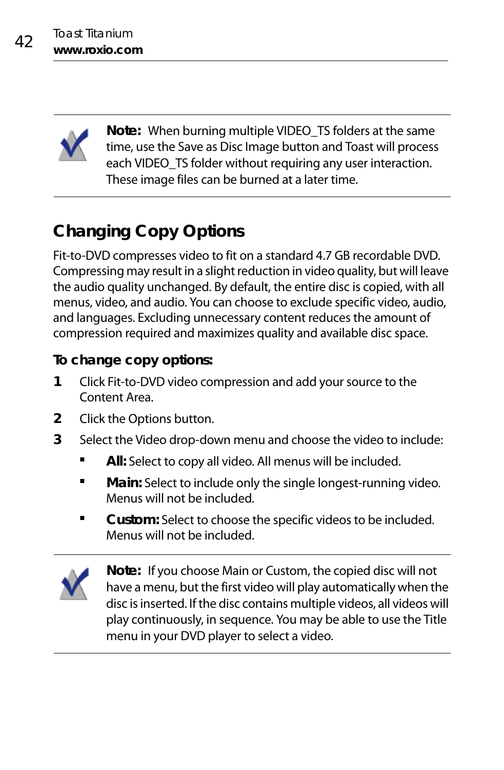**Note:** When burning multiple VIDEO_TS folders at the same time, use the Save as Disc Image button and Toast will process each VIDEO_TS folder without requiring any user interaction. These image files can be burned at a later time.

## Changing Copy Options

Fit-to-DVD compresses video to fit on a standard 4.7 GB recordable DVD. Compressing may result in a slight reduction in video quality, but will leave the audio quality unchanged. By default, the entire disc is copied, with all menus, video, and audio. You can choose to exclude specific video, audio, and languages. Excluding unnecessary content reduces the amount of compression required and maximizes quality and available disc space.

### To change copy options:

1. Click Fit-to-DVD video compression and add your source to the Content Area.
2. Click the Options button.
3. Select the Video drop-down menu and choose the video to include:
   - **All:** Select to copy all video. All menus will be included.
   - **Main:** Select to include only the single longest-running video. Menus will not be included.
   - **Custom:** Select to choose the specific videos to be included. Menus will not be included.

**Note:** If you choose Main or Custom, the copied disc will not have a menu, but the first video will play automatically when the disc is inserted. If the disc contains multiple videos, all videos will play continuously, in sequence. You may be able to use the Title menu in your DVD player to select a video.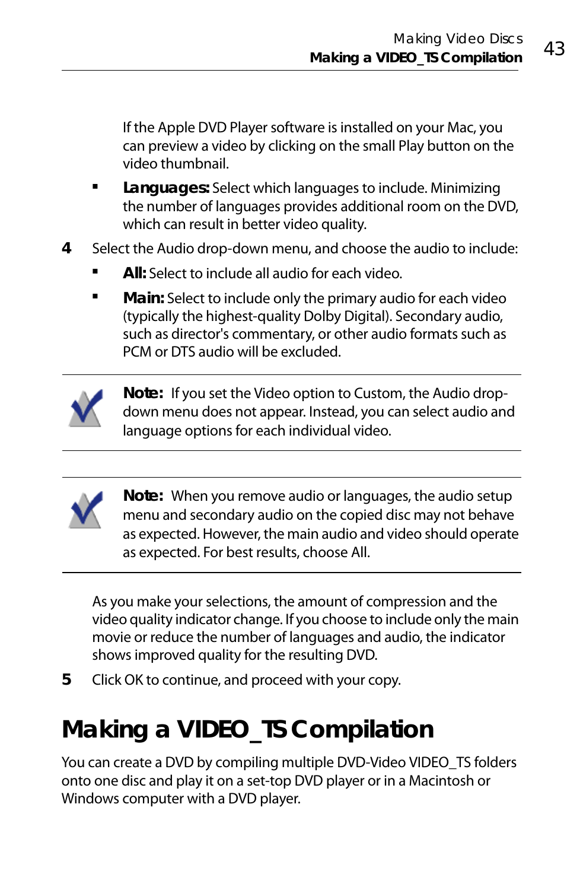If the Apple DVD Player software is installed on your Mac, you can preview a video by clicking on the small Play button on the video thumbnail.

- **Languages:** Select which languages to include. Minimizing the number of languages provides additional room on the DVD, which can result in better video quality.

4 Select the Audio drop-down menu, and choose the audio to include:

- **All:** Select to include all audio for each video.
- **Main:** Select to include only the primary audio for each video (typically the highest-quality Dolby Digital). Secondary audio, such as director's commentary, or other audio formats such as PCM or DTS audio will be excluded.

**Note:** If you set the Video option to Custom, the Audio drop-down menu does not appear. Instead, you can select audio and language options for each individual video.

**Note:** When you remove audio or languages, the audio setup menu and secondary audio on the copied disc may not behave as expected. However, the main audio and video should operate as expected. For best results, choose All.

As you make your selections, the amount of compression and the video quality indicator change. If you choose to include only the main movie or reduce the number of languages and audio, the indicator shows improved quality for the resulting DVD.

5 Click OK to continue, and proceed with your copy.

# Making a VIDEO_TS Compilation

You can create a DVD by compiling multiple DVD-Video VIDEO_TS folders onto one disc and play it on a set-top DVD player or in a Macintosh or Windows computer with a DVD player.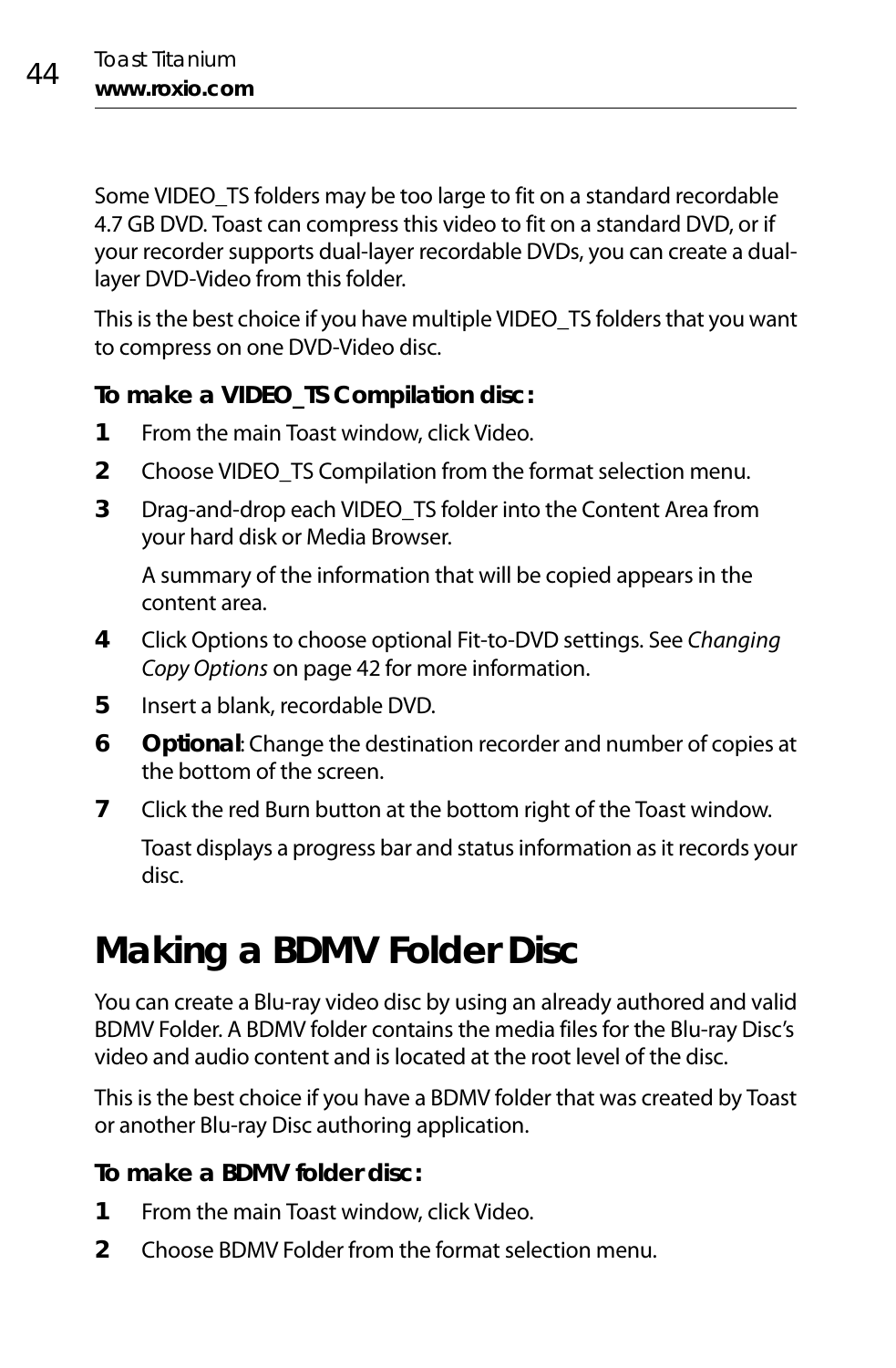Some VIDEO_TS folders may be too large to fit on a standard recordable 4.7 GB DVD. Toast can compress this video to fit on a standard DVD, or if your recorder supports dual-layer recordable DVDs, you can create a dual-layer DVD-Video from this folder.

This is the best choice if you have multiple VIDEO_TS folders that you want to compress on one DVD-Video disc.

**To make a VIDEO_TS Compilation disc:**

1. From the main Toast window, click Video.
2. Choose VIDEO_TS Compilation from the format selection menu.
3. Drag-and-drop each VIDEO_TS folder into the Content Area from your hard disk or Media Browser.

   A summary of the information that will be copied appears in the content area.
4. Click Options to choose optional Fit-to-DVD settings. See *Changing Copy Options* on page 42 for more information.
5. Insert a blank, recordable DVD.
6. **Optional**: Change the destination recorder and number of copies at the bottom of the screen.
7. Click the red Burn button at the bottom right of the Toast window.

   Toast displays a progress bar and status information as it records your disc.

# Making a BDMV Folder Disc

You can create a Blu-ray video disc by using an already authored and valid BDMV Folder. A BDMV folder contains the media files for the Blu-ray Disc's video and audio content and is located at the root level of the disc.

This is the best choice if you have a BDMV folder that was created by Toast or another Blu-ray Disc authoring application.

**To make a BDMV folder disc:**

1. From the main Toast window, click Video.
2. Choose BDMV Folder from the format selection menu.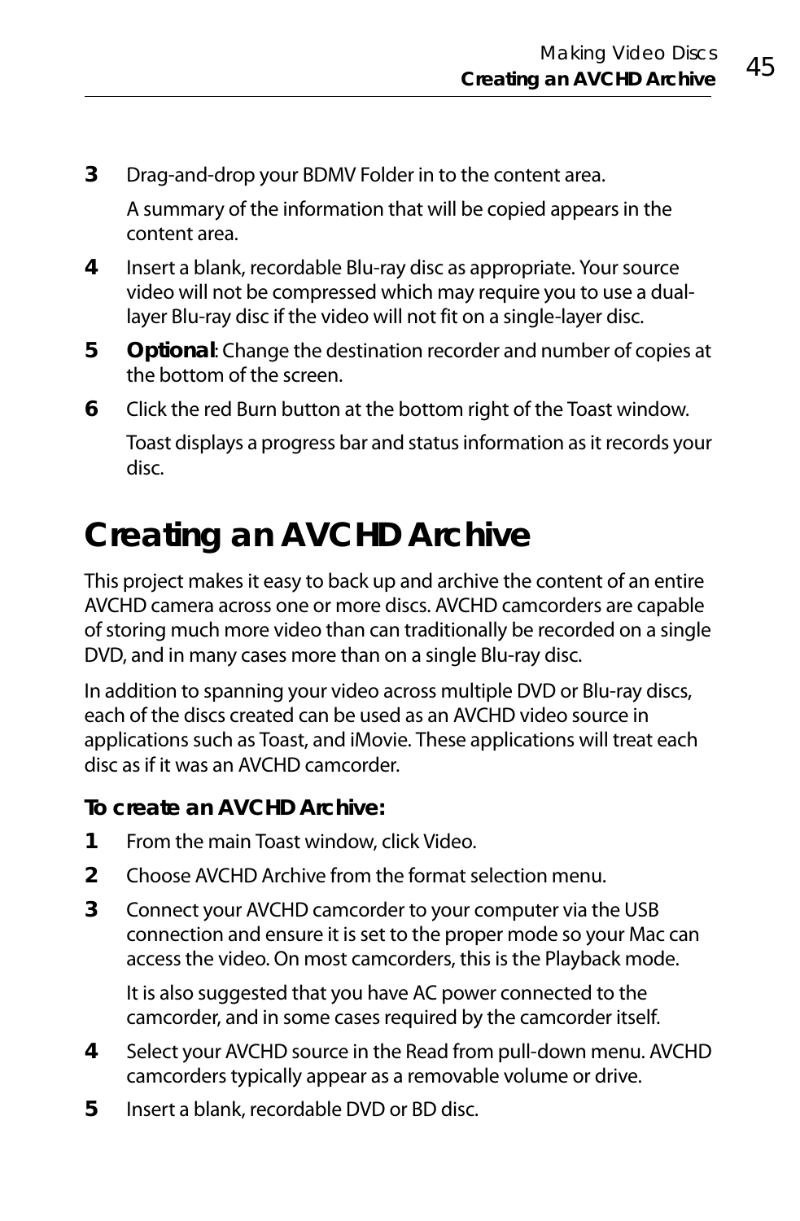3. Drag-and-drop your BDMV Folder in to the content area.

   A summary of the information that will be copied appears in the content area.

4. Insert a blank, recordable Blu-ray disc as appropriate. Your source video will not be compressed which may require you to use a dual-layer Blu-ray disc if the video will not fit on a single-layer disc.

5. **Optional**: Change the destination recorder and number of copies at the bottom of the screen.

6. Click the red Burn button at the bottom right of the Toast window.

   Toast displays a progress bar and status information as it records your disc.

# Creating an AVCHD Archive

This project makes it easy to back up and archive the content of an entire AVCHD camera across one or more discs. AVCHD camcorders are capable of storing much more video than can traditionally be recorded on a single DVD, and in many cases more than on a single Blu-ray disc.

In addition to spanning your video across multiple DVD or Blu-ray discs, each of the discs created can be used as an AVCHD video source in applications such as Toast, and iMovie. These applications will treat each disc as if it was an AVCHD camcorder.

### To create an AVCHD Archive:

1. From the main Toast window, click Video.

2. Choose AVCHD Archive from the format selection menu.

3. Connect your AVCHD camcorder to your computer via the USB connection and ensure it is set to the proper mode so your Mac can access the video. On most camcorders, this is the Playback mode.

   It is also suggested that you have AC power connected to the camcorder, and in some cases required by the camcorder itself.

4. Select your AVCHD source in the Read from pull-down menu. AVCHD camcorders typically appear as a removable volume or drive.

5. Insert a blank, recordable DVD or BD disc.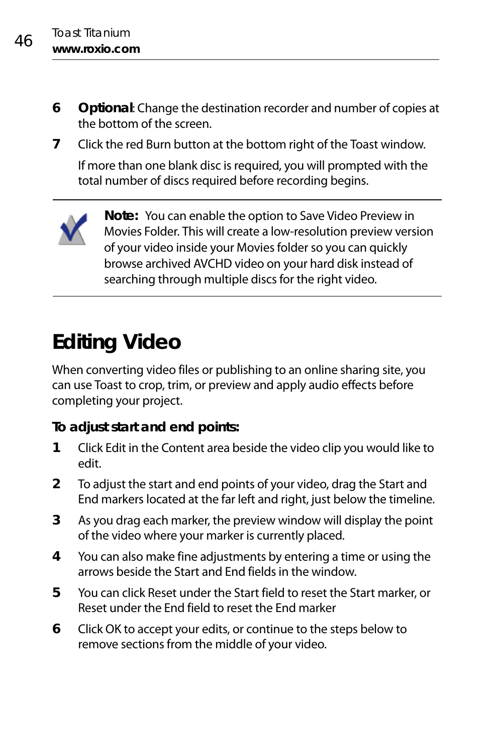6. **Optional**: Change the destination recorder and number of copies at the bottom of the screen.
7. Click the red Burn button at the bottom right of the Toast window.

   If more than one blank disc is required, you will prompted with the total number of discs required before recording begins.

---

**Note:** You can enable the option to Save Video Preview in Movies Folder. This will create a low-resolution preview version of your video inside your Movies folder so you can quickly browse archived AVCHD video on your hard disk instead of searching through multiple discs for the right video.

---

# Editing Video

When converting video files or publishing to an online sharing site, you can use Toast to crop, trim, or preview and apply audio effects before completing your project.

**To adjust start and end points:**

1. Click Edit in the Content area beside the video clip you would like to edit.
2. To adjust the start and end points of your video, drag the Start and End markers located at the far left and right, just below the timeline.
3. As you drag each marker, the preview window will display the point of the video where your marker is currently placed.
4. You can also make fine adjustments by entering a time or using the arrows beside the Start and End fields in the window.
5. You can click Reset under the Start field to reset the Start marker, or Reset under the End field to reset the End marker
6. Click OK to accept your edits, or continue to the steps below to remove sections from the middle of your video.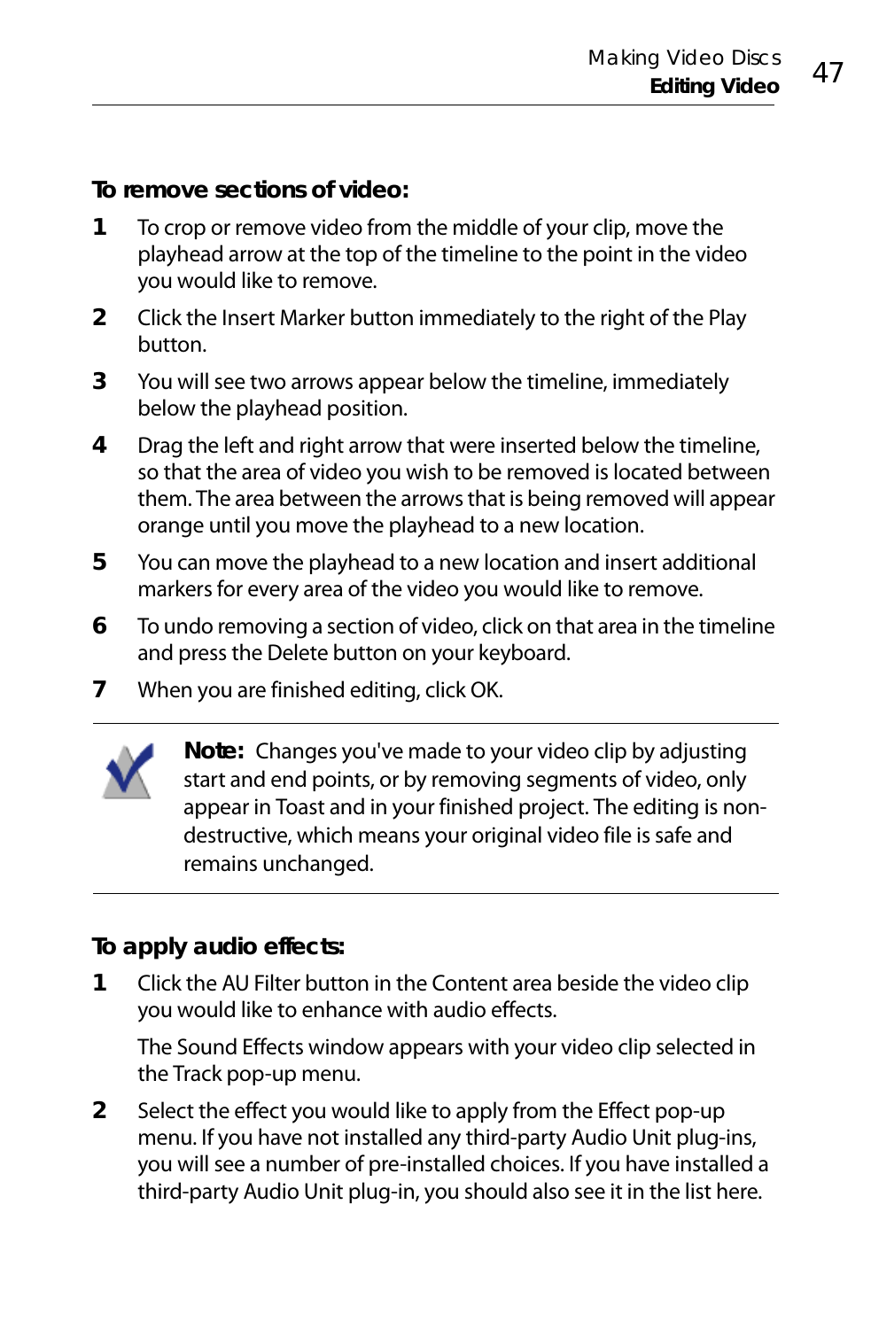**To remove sections of video:**

1. To crop or remove video from the middle of your clip, move the playhead arrow at the top of the timeline to the point in the video you would like to remove.
2. Click the Insert Marker button immediately to the right of the Play button.
3. You will see two arrows appear below the timeline, immediately below the playhead position.
4. Drag the left and right arrow that were inserted below the timeline, so that the area of video you wish to be removed is located between them. The area between the arrows that is being removed will appear orange until you move the playhead to a new location.
5. You can move the playhead to a new location and insert additional markers for every area of the video you would like to remove.
6. To undo removing a section of video, click on that area in the timeline and press the Delete button on your keyboard.
7. When you are finished editing, click OK.

---

**Note:** Changes you've made to your video clip by adjusting start and end points, or by removing segments of video, only appear in Toast and in your finished project. The editing is non-destructive, which means your original video file is safe and remains unchanged.

---

**To apply audio effects:**

1. Click the AU Filter button in the Content area beside the video clip you would like to enhance with audio effects.

   The Sound Effects window appears with your video clip selected in the Track pop-up menu.

2. Select the effect you would like to apply from the Effect pop-up menu. If you have not installed any third-party Audio Unit plug-ins, you will see a number of pre-installed choices. If you have installed a third-party Audio Unit plug-in, you should also see it in the list here.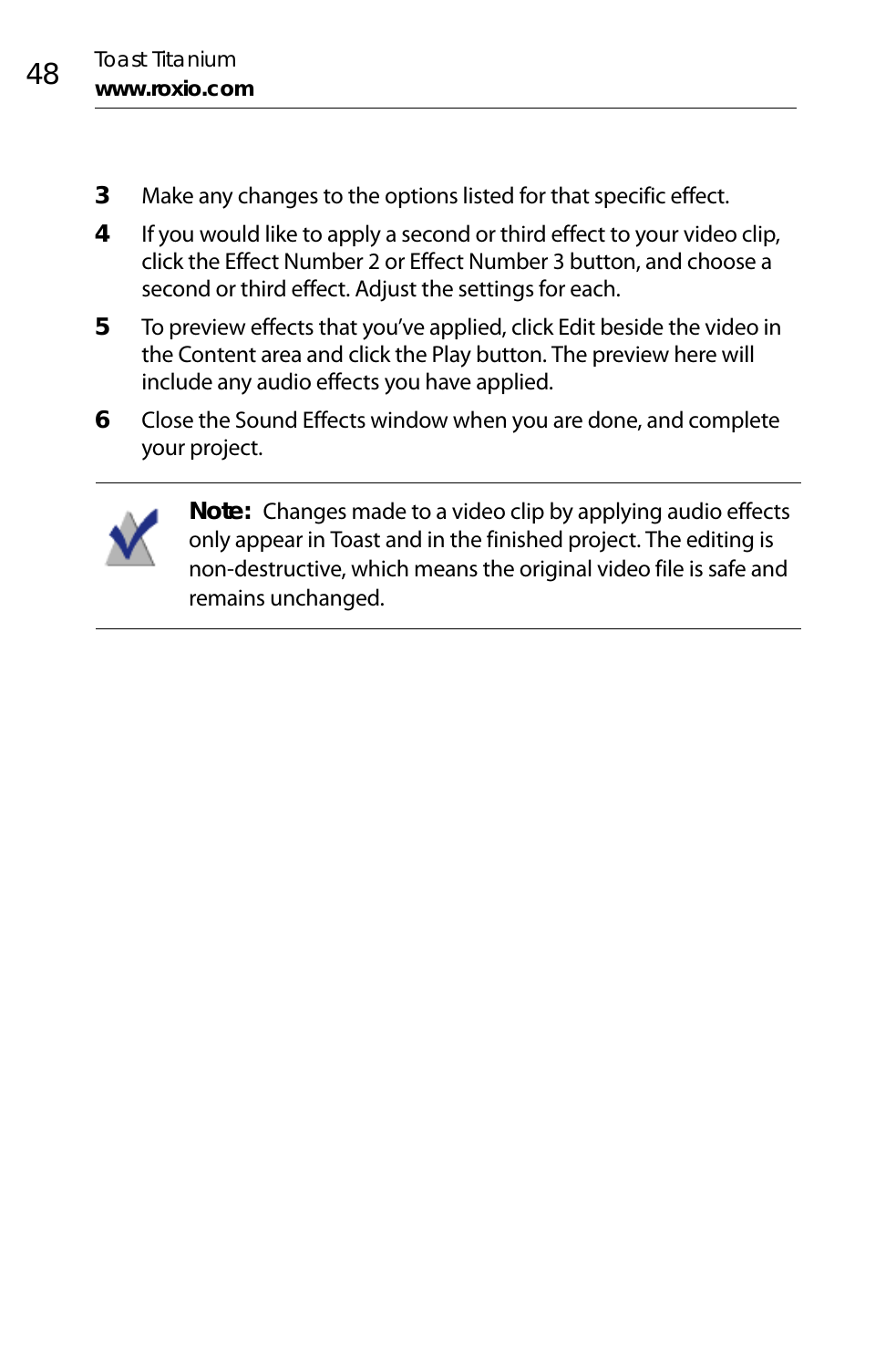3. Make any changes to the options listed for that specific effect.
4. If you would like to apply a second or third effect to your video clip, click the Effect Number 2 or Effect Number 3 button, and choose a second or third effect. Adjust the settings for each.
5. To preview effects that you've applied, click Edit beside the video in the Content area and click the Play button. The preview here will include any audio effects you have applied.
6. Close the Sound Effects window when you are done, and complete your project.

---

**Note:** Changes made to a video clip by applying audio effects only appear in Toast and in the finished project. The editing is non-destructive, which means the original video file is safe and remains unchanged.

---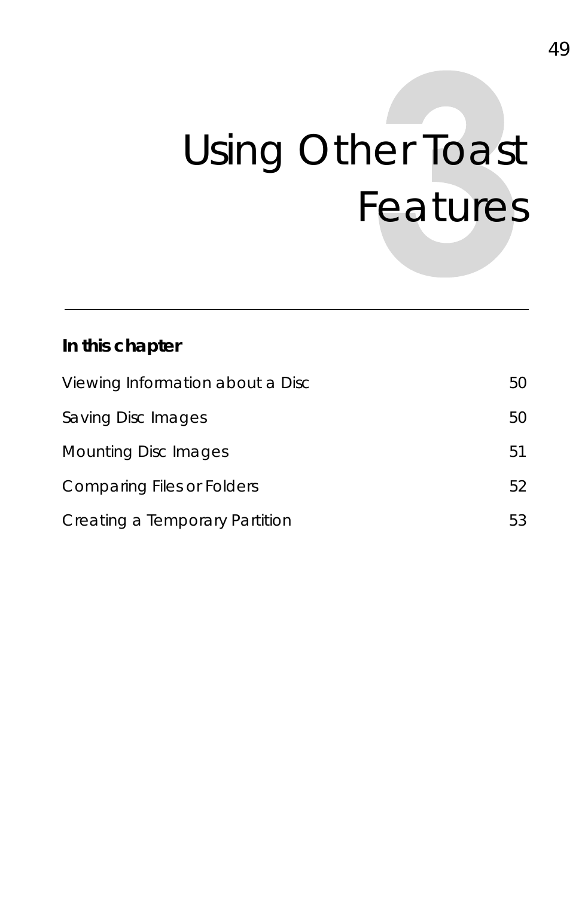# 3 Using Other Toast Features

**In this chapter**

| | |
|---|---|
| Viewing Information about a Disc | 50 |
| Saving Disc Images | 50 |
| Mounting Disc Images | 51 |
| Comparing Files or Folders | 52 |
| Creating a Temporary Partition | 53 |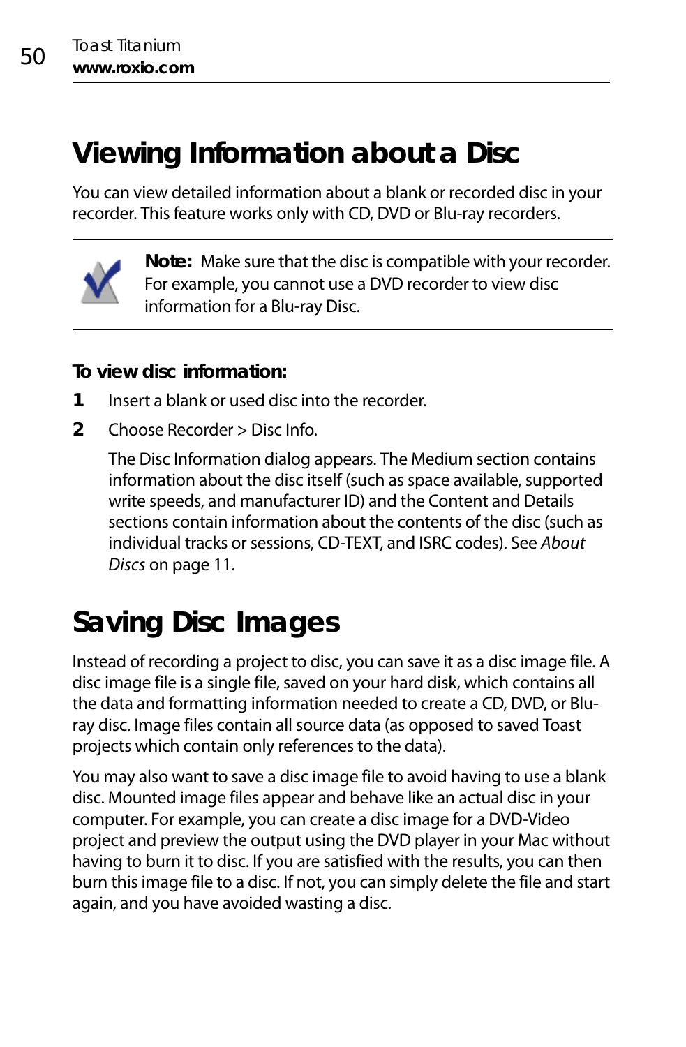# Viewing Information about a Disc

You can view detailed information about a blank or recorded disc in your recorder. This feature works only with CD, DVD or Blu-ray recorders.

**Note:** Make sure that the disc is compatible with your recorder. For example, you cannot use a DVD recorder to view disc information for a Blu-ray Disc.

**To view disc information:**

1. Insert a blank or used disc into the recorder.
2. Choose Recorder > Disc Info.

   The Disc Information dialog appears. The Medium section contains information about the disc itself (such as space available, supported write speeds, and manufacturer ID) and the Content and Details sections contain information about the contents of the disc (such as individual tracks or sessions, CD-TEXT, and ISRC codes). See *About Discs* on page 11.

# Saving Disc Images

Instead of recording a project to disc, you can save it as a disc image file. A disc image file is a single file, saved on your hard disk, which contains all the data and formatting information needed to create a CD, DVD, or Blu-ray disc. Image files contain all source data (as opposed to saved Toast projects which contain only references to the data).

You may also want to save a disc image file to avoid having to use a blank disc. Mounted image files appear and behave like an actual disc in your computer. For example, you can create a disc image for a DVD-Video project and preview the output using the DVD player in your Mac without having to burn it to disc. If you are satisfied with the results, you can then burn this image file to a disc. If not, you can simply delete the file and start again, and you have avoided wasting a disc.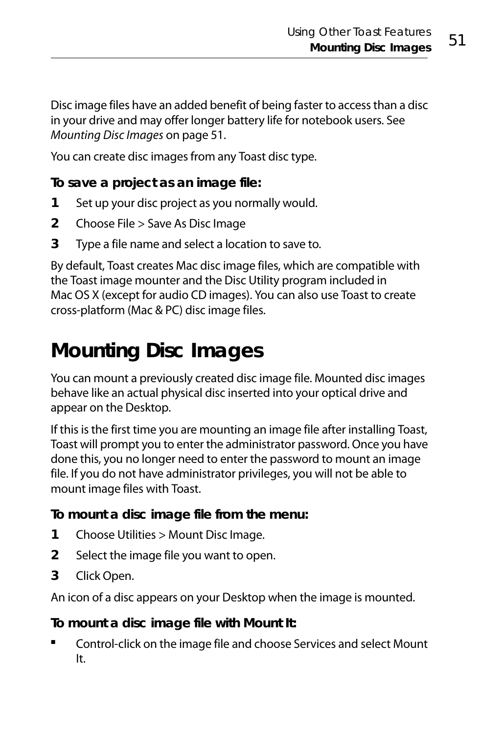Disc image files have an added benefit of being faster to access than a disc in your drive and may offer longer battery life for notebook users. See *Mounting Disc Images* on page 51.

You can create disc images from any Toast disc type.

**To save a project as an image file:**

1. Set up your disc project as you normally would.
2. Choose File > Save As Disc Image
3. Type a file name and select a location to save to.

By default, Toast creates Mac disc image files, which are compatible with the Toast image mounter and the Disc Utility program included in Mac OS X (except for audio CD images). You can also use Toast to create cross-platform (Mac & PC) disc image files.

# Mounting Disc Images

You can mount a previously created disc image file. Mounted disc images behave like an actual physical disc inserted into your optical drive and appear on the Desktop.

If this is the first time you are mounting an image file after installing Toast, Toast will prompt you to enter the administrator password. Once you have done this, you no longer need to enter the password to mount an image file. If you do not have administrator privileges, you will not be able to mount image files with Toast.

**To mount a disc image file from the menu:**

1. Choose Utilities > Mount Disc Image.
2. Select the image file you want to open.
3. Click Open.

An icon of a disc appears on your Desktop when the image is mounted.

**To mount a disc image file with Mount It:**

- Control-click on the image file and choose Services and select Mount It.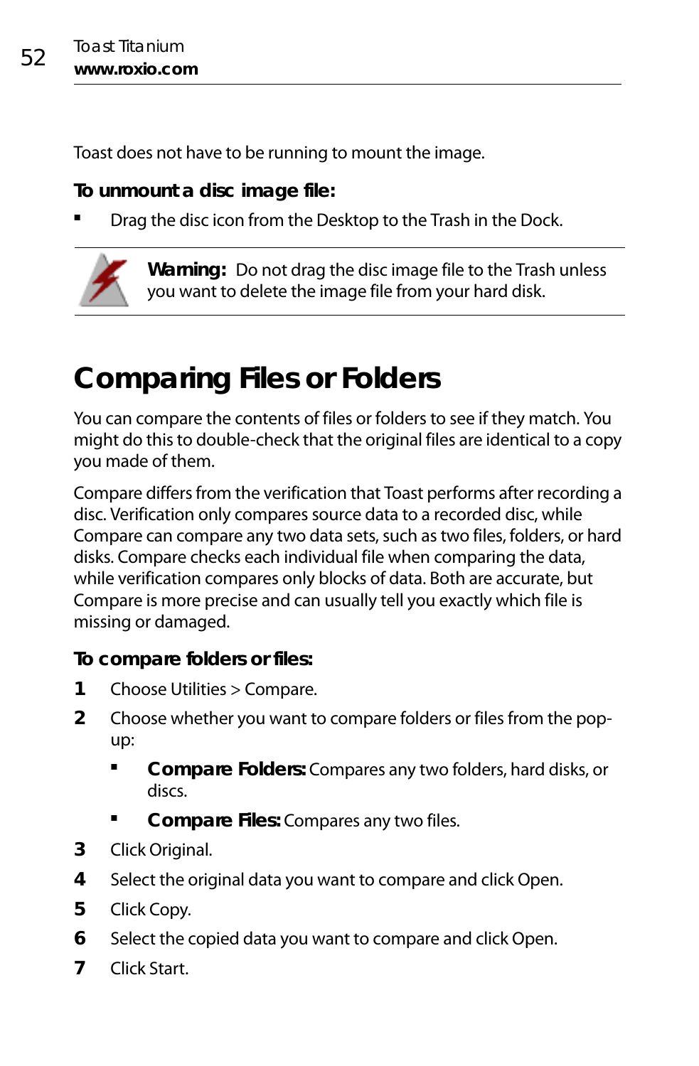Toast does not have to be running to mount the image.

**To unmount a disc image file:**

- Drag the disc icon from the Desktop to the Trash in the Dock.

**Warning:** Do not drag the disc image file to the Trash unless you want to delete the image file from your hard disk.

# Comparing Files or Folders

You can compare the contents of files or folders to see if they match. You might do this to double-check that the original files are identical to a copy you made of them.

Compare differs from the verification that Toast performs after recording a disc. Verification only compares source data to a recorded disc, while Compare can compare any two data sets, such as two files, folders, or hard disks. Compare checks each individual file when comparing the data, while verification compares only blocks of data. Both are accurate, but Compare is more precise and can usually tell you exactly which file is missing or damaged.

**To compare folders or files:**

1. Choose Utilities > Compare.
2. Choose whether you want to compare folders or files from the pop-up:
   - **Compare Folders:** Compares any two folders, hard disks, or discs.
   - **Compare Files:** Compares any two files.
3. Click Original.
4. Select the original data you want to compare and click Open.
5. Click Copy.
6. Select the copied data you want to compare and click Open.
7. Click Start.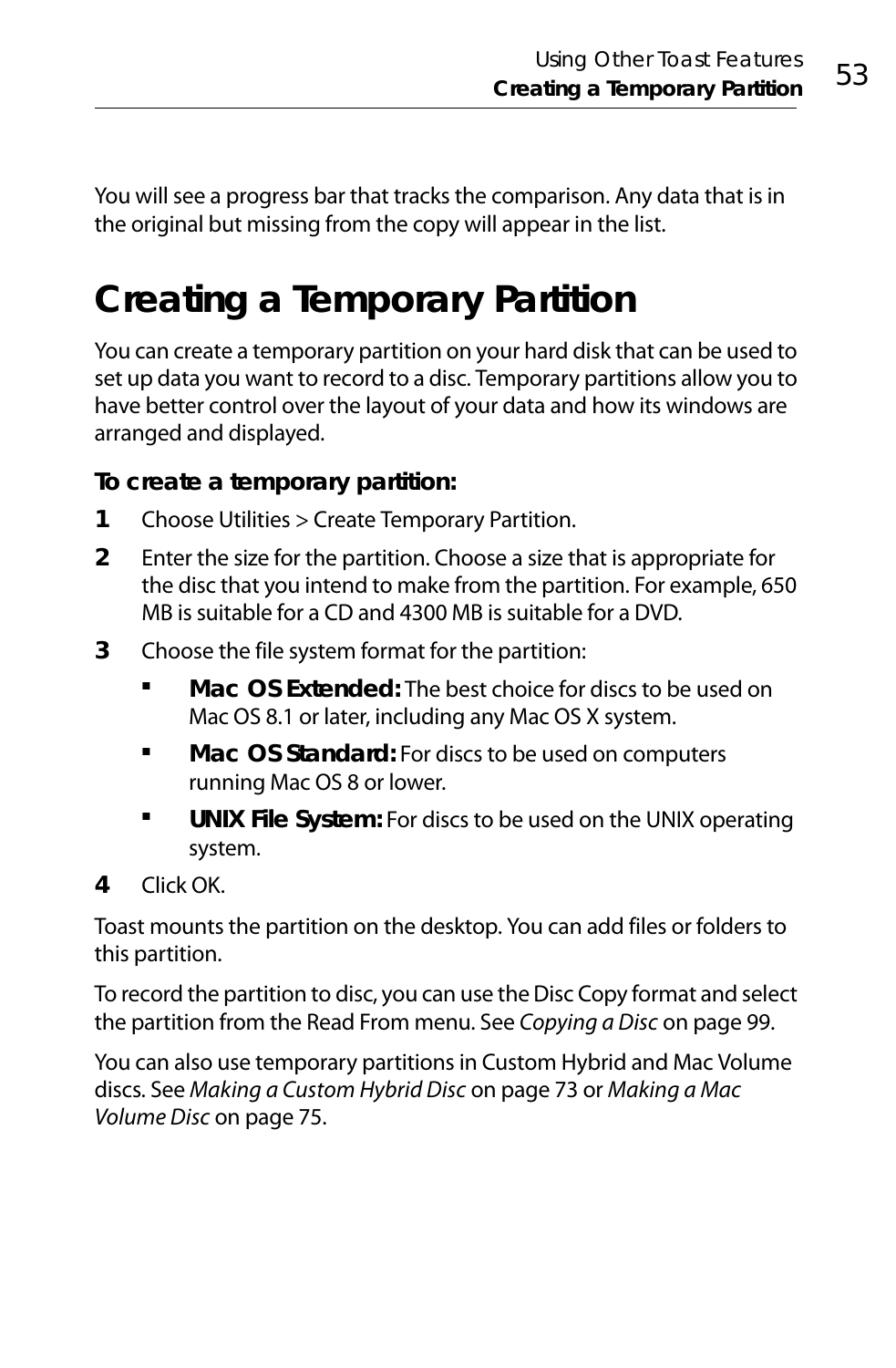You will see a progress bar that tracks the comparison. Any data that is in the original but missing from the copy will appear in the list.

# Creating a Temporary Partition

You can create a temporary partition on your hard disk that can be used to set up data you want to record to a disc. Temporary partitions allow you to have better control over the layout of your data and how its windows are arranged and displayed.

**To create a temporary partition:**

1. Choose Utilities > Create Temporary Partition.
2. Enter the size for the partition. Choose a size that is appropriate for the disc that you intend to make from the partition. For example, 650 MB is suitable for a CD and 4300 MB is suitable for a DVD.
3. Choose the file system format for the partition:
   - **Mac OS Extended:** The best choice for discs to be used on Mac OS 8.1 or later, including any Mac OS X system.
   - **Mac OS Standard:** For discs to be used on computers running Mac OS 8 or lower.
   - **UNIX File System:** For discs to be used on the UNIX operating system.
4. Click OK.

Toast mounts the partition on the desktop. You can add files or folders to this partition.

To record the partition to disc, you can use the Disc Copy format and select the partition from the Read From menu. See *Copying a Disc* on page 99.

You can also use temporary partitions in Custom Hybrid and Mac Volume discs. See *Making a Custom Hybrid Disc* on page 73 or *Making a Mac Volume Disc* on page 75.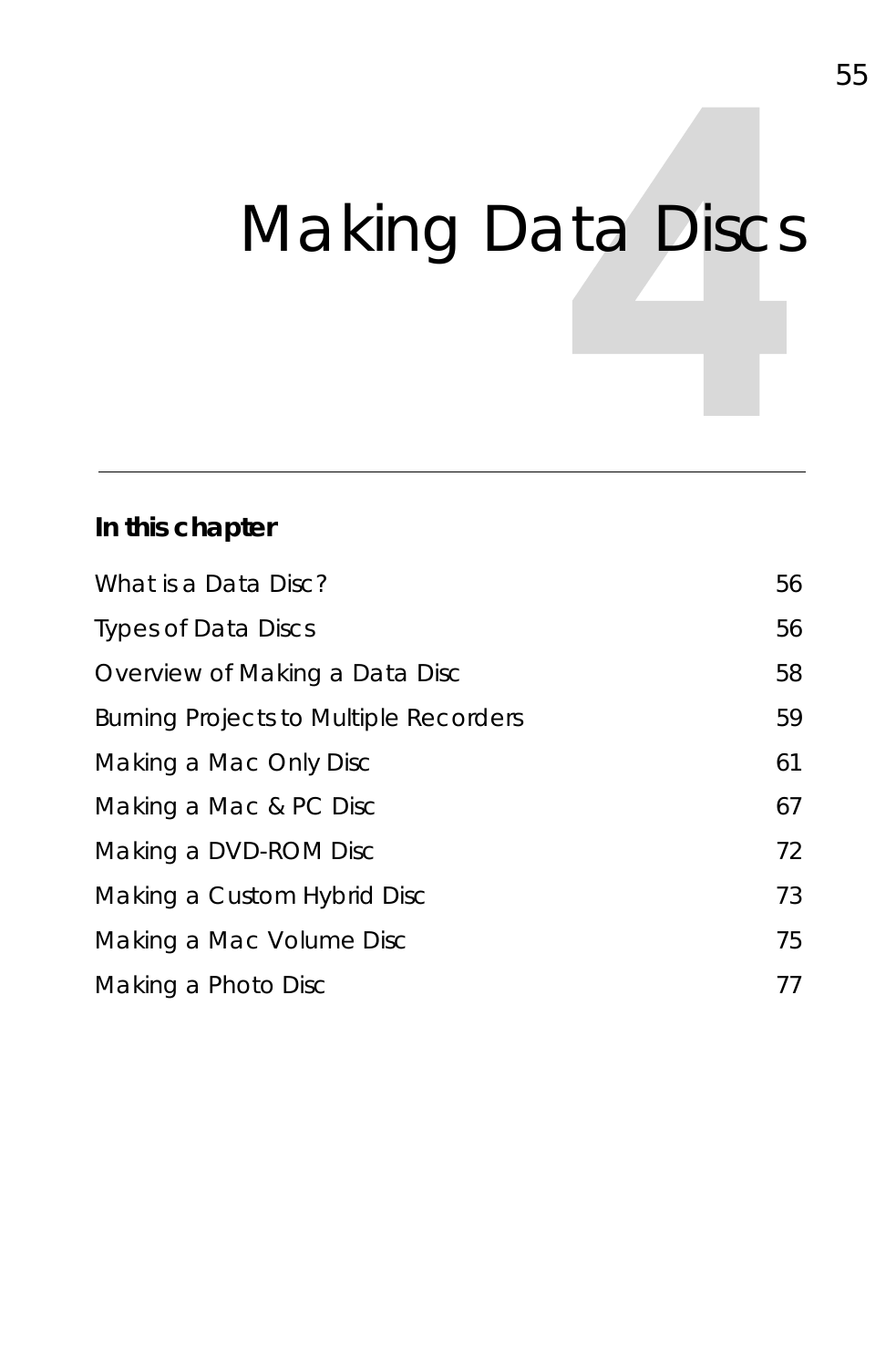# 4 Making Data Discs

---

**In this chapter**

| | |
|---|---|
| What is a Data Disc? | 56 |
| Types of Data Discs | 56 |
| Overview of Making a Data Disc | 58 |
| Burning Projects to Multiple Recorders | 59 |
| Making a Mac Only Disc | 61 |
| Making a Mac & PC Disc | 67 |
| Making a DVD-ROM Disc | 72 |
| Making a Custom Hybrid Disc | 73 |
| Making a Mac Volume Disc | 75 |
| Making a Photo Disc | 77 |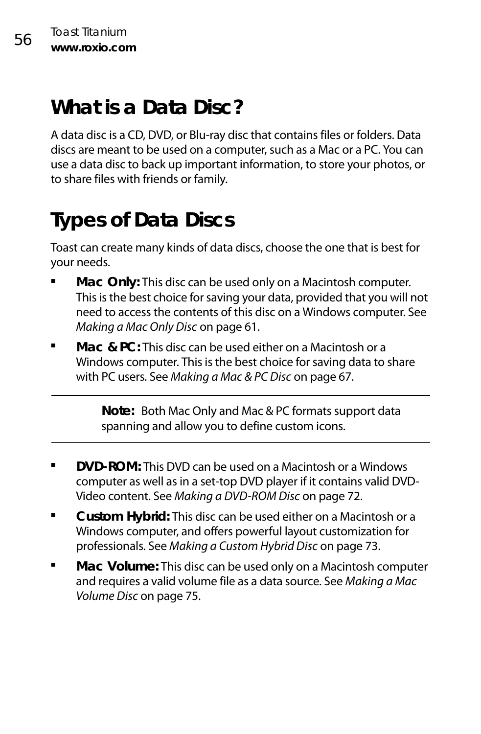# What is a Data Disc?

A data disc is a CD, DVD, or Blu-ray disc that contains files or folders. Data discs are meant to be used on a computer, such as a Mac or a PC. You can use a data disc to back up important information, to store your photos, or to share files with friends or family.

# Types of Data Discs

Toast can create many kinds of data discs, choose the one that is best for your needs.

- **Mac Only:** This disc can be used only on a Macintosh computer. This is the best choice for saving your data, provided that you will not need to access the contents of this disc on a Windows computer. See *Making a Mac Only Disc* on page 61.
- **Mac & PC:** This disc can be used either on a Macintosh or a Windows computer. This is the best choice for saving data to share with PC users. See *Making a Mac & PC Disc* on page 67.

> **Note:** Both Mac Only and Mac & PC formats support data spanning and allow you to define custom icons.

- **DVD-ROM:** This DVD can be used on a Macintosh or a Windows computer as well as in a set-top DVD player if it contains valid DVD-Video content. See *Making a DVD-ROM Disc* on page 72.
- **Custom Hybrid:** This disc can be used either on a Macintosh or a Windows computer, and offers powerful layout customization for professionals. See *Making a Custom Hybrid Disc* on page 73.
- **Mac Volume:** This disc can be used only on a Macintosh computer and requires a valid volume file as a data source. See *Making a Mac Volume Disc* on page 75.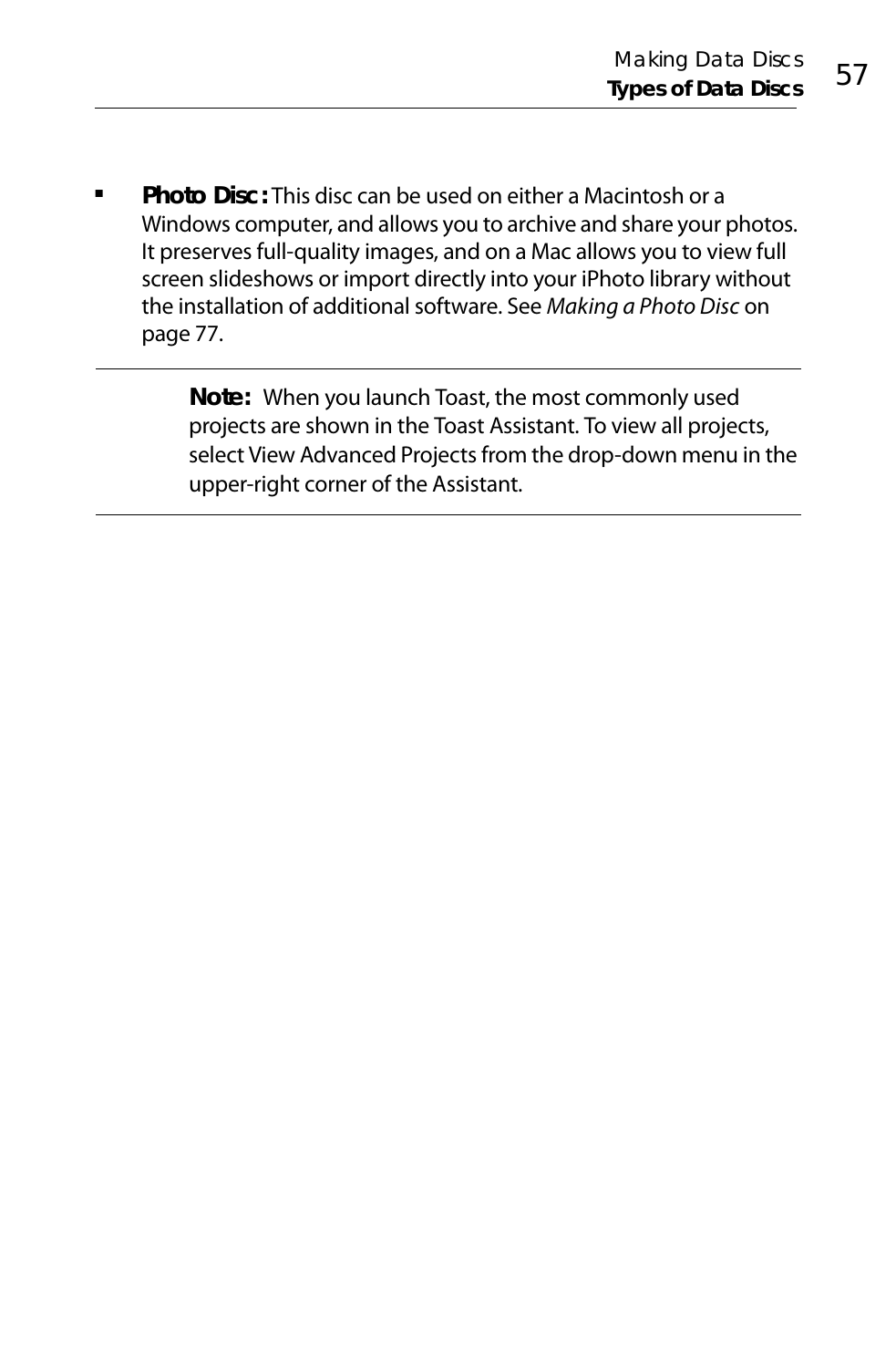- **Photo Disc:** This disc can be used on either a Macintosh or a Windows computer, and allows you to archive and share your photos. It preserves full-quality images, and on a Mac allows you to view full screen slideshows or import directly into your iPhoto library without the installation of additional software. See *Making a Photo Disc* on page 77.

---

**Note:** When you launch Toast, the most commonly used projects are shown in the Toast Assistant. To view all projects, select View Advanced Projects from the drop-down menu in the upper-right corner of the Assistant.

---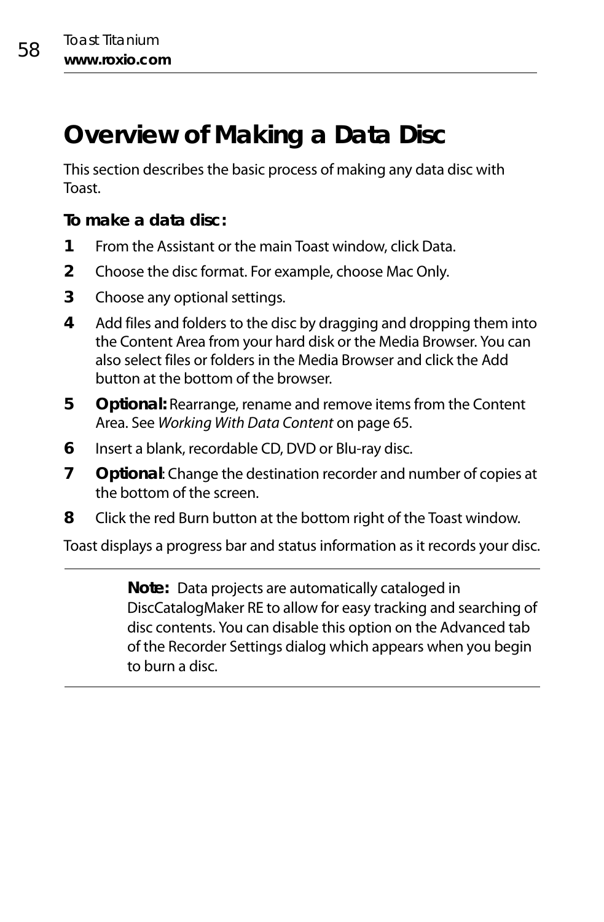# Overview of Making a Data Disc

This section describes the basic process of making any data disc with Toast.

**To make a data disc:**

1. From the Assistant or the main Toast window, click Data.
2. Choose the disc format. For example, choose Mac Only.
3. Choose any optional settings.
4. Add files and folders to the disc by dragging and dropping them into the Content Area from your hard disk or the Media Browser. You can also select files or folders in the Media Browser and click the Add button at the bottom of the browser.
5. **Optional:** Rearrange, rename and remove items from the Content Area. See *Working With Data Content* on page 65.
6. Insert a blank, recordable CD, DVD or Blu-ray disc.
7. **Optional**: Change the destination recorder and number of copies at the bottom of the screen.
8. Click the red Burn button at the bottom right of the Toast window.

Toast displays a progress bar and status information as it records your disc.

---

**Note:** Data projects are automatically cataloged in DiscCatalogMaker RE to allow for easy tracking and searching of disc contents. You can disable this option on the Advanced tab of the Recorder Settings dialog which appears when you begin to burn a disc.

---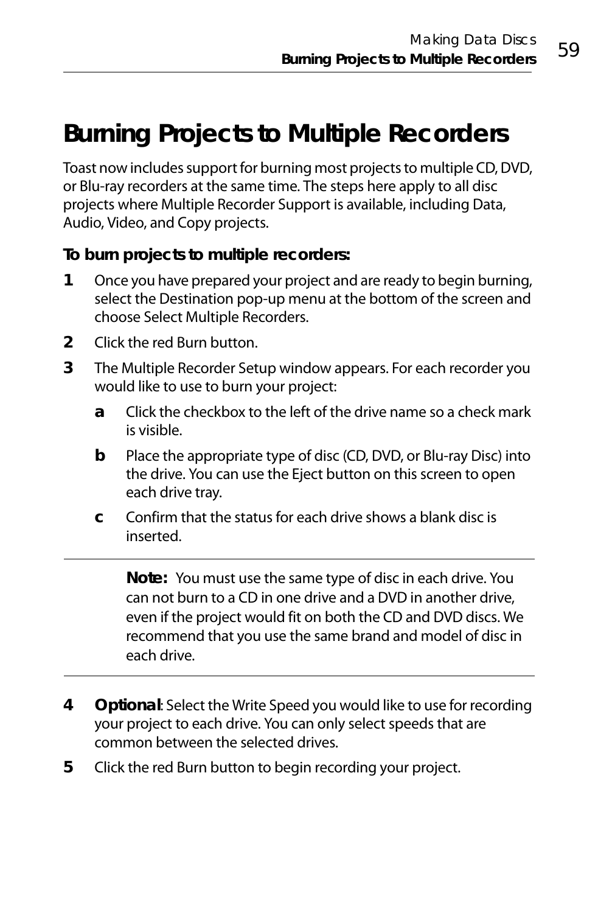# Burning Projects to Multiple Recorders

Toast now includes support for burning most projects to multiple CD, DVD, or Blu-ray recorders at the same time. The steps here apply to all disc projects where Multiple Recorder Support is available, including Data, Audio, Video, and Copy projects.

**To burn projects to multiple recorders:**

1. Once you have prepared your project and are ready to begin burning, select the Destination pop-up menu at the bottom of the screen and choose Select Multiple Recorders.
2. Click the red Burn button.
3. The Multiple Recorder Setup window appears. For each recorder you would like to use to burn your project:
   - **a** Click the checkbox to the left of the drive name so a check mark is visible.
   - **b** Place the appropriate type of disc (CD, DVD, or Blu-ray Disc) into the drive. You can use the Eject button on this screen to open each drive tray.
   - **c** Confirm that the status for each drive shows a blank disc is inserted.

---

**Note:** You must use the same type of disc in each drive. You can not burn to a CD in one drive and a DVD in another drive, even if the project would fit on both the CD and DVD discs. We recommend that you use the same brand and model of disc in each drive.

---

4. **Optional**: Select the Write Speed you would like to use for recording your project to each drive. You can only select speeds that are common between the selected drives.
5. Click the red Burn button to begin recording your project.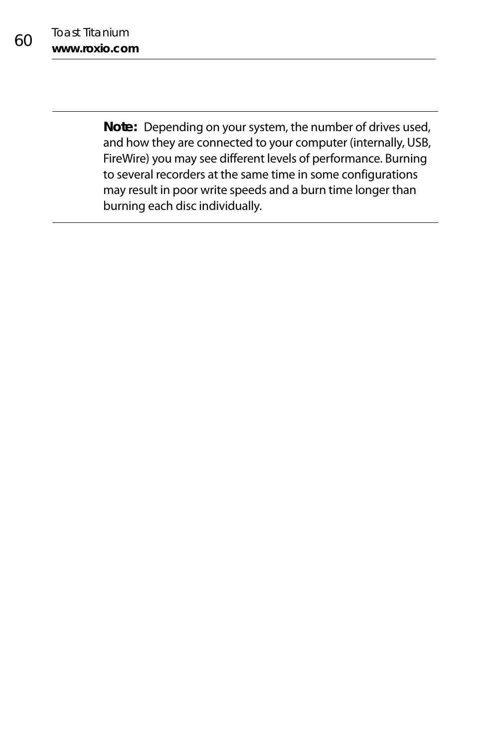**Note:** Depending on your system, the number of drives used, and how they are connected to your computer (internally, USB, FireWire) you may see different levels of performance. Burning to several recorders at the same time in some configurations may result in poor write speeds and a burn time longer than burning each disc individually.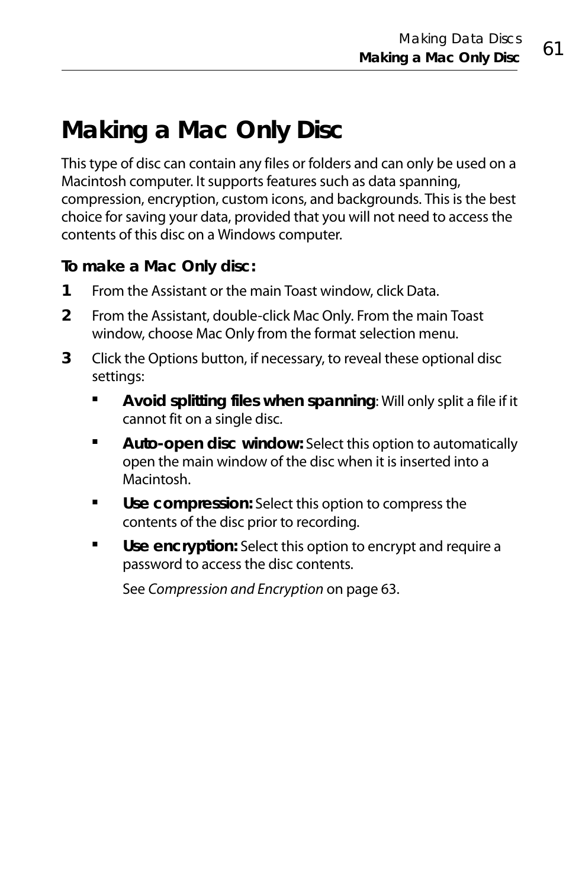# Making a Mac Only Disc

This type of disc can contain any files or folders and can only be used on a Macintosh computer. It supports features such as data spanning, compression, encryption, custom icons, and backgrounds. This is the best choice for saving your data, provided that you will not need to access the contents of this disc on a Windows computer.

**To make a Mac Only disc:**

1. From the Assistant or the main Toast window, click Data.
2. From the Assistant, double-click Mac Only. From the main Toast window, choose Mac Only from the format selection menu.
3. Click the Options button, if necessary, to reveal these optional disc settings:
   - **Avoid splitting files when spanning**: Will only split a file if it cannot fit on a single disc.
   - **Auto-open disc window:** Select this option to automatically open the main window of the disc when it is inserted into a Macintosh.
   - **Use compression:** Select this option to compress the contents of the disc prior to recording.
   - **Use encryption:** Select this option to encrypt and require a password to access the disc contents.

   See *Compression and Encryption* on page 63.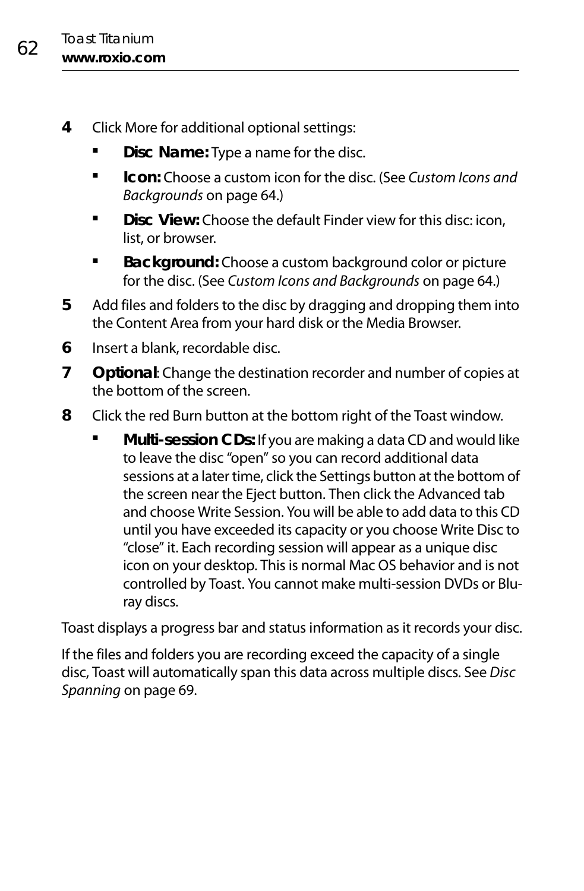4. Click More for additional optional settings:
   - **Disc Name:** Type a name for the disc.
   - **Icon:** Choose a custom icon for the disc. (See *Custom Icons and Backgrounds* on page 64.)
   - **Disc View:** Choose the default Finder view for this disc: icon, list, or browser.
   - **Background:** Choose a custom background color or picture for the disc. (See *Custom Icons and Backgrounds* on page 64.)
5. Add files and folders to the disc by dragging and dropping them into the Content Area from your hard disk or the Media Browser.
6. Insert a blank, recordable disc.
7. **Optional**: Change the destination recorder and number of copies at the bottom of the screen.
8. Click the red Burn button at the bottom right of the Toast window.
   - **Multi-session CDs:** If you are making a data CD and would like to leave the disc “open” so you can record additional data sessions at a later time, click the Settings button at the bottom of the screen near the Eject button. Then click the Advanced tab and choose Write Session. You will be able to add data to this CD until you have exceeded its capacity or you choose Write Disc to “close” it. Each recording session will appear as a unique disc icon on your desktop. This is normal Mac OS behavior and is not controlled by Toast. You cannot make multi-session DVDs or Blu-ray discs.

Toast displays a progress bar and status information as it records your disc.

If the files and folders you are recording exceed the capacity of a single disc, Toast will automatically span this data across multiple discs. See *Disc Spanning* on page 69.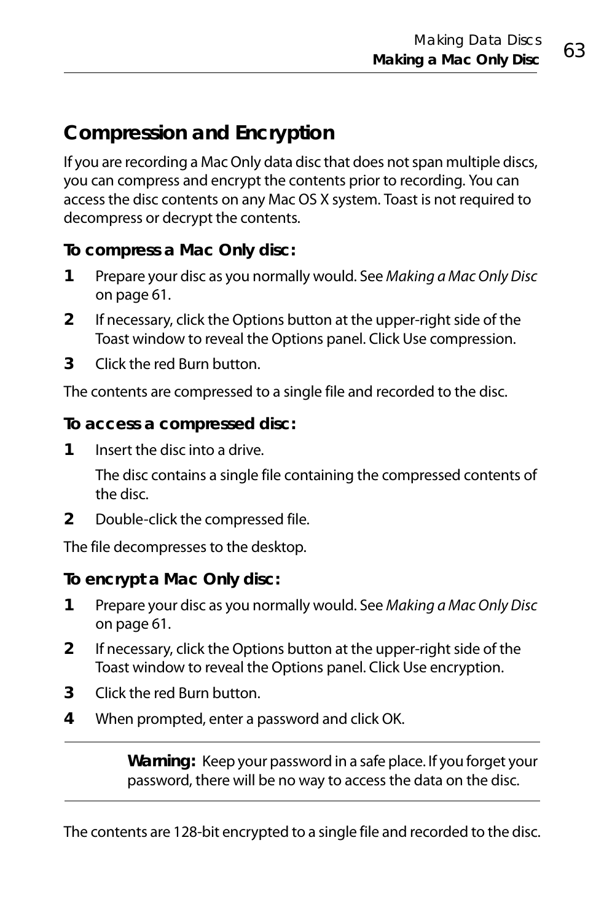## Compression and Encryption

If you are recording a Mac Only data disc that does not span multiple discs, you can compress and encrypt the contents prior to recording. You can access the disc contents on any Mac OS X system. Toast is not required to decompress or decrypt the contents.

### To compress a Mac Only disc:

1. Prepare your disc as you normally would. See *Making a Mac Only Disc* on page 61.
2. If necessary, click the Options button at the upper-right side of the Toast window to reveal the Options panel. Click Use compression.
3. Click the red Burn button.

The contents are compressed to a single file and recorded to the disc.

### To access a compressed disc:

1. Insert the disc into a drive.

   The disc contains a single file containing the compressed contents of the disc.
2. Double-click the compressed file.

The file decompresses to the desktop.

### To encrypt a Mac Only disc:

1. Prepare your disc as you normally would. See *Making a Mac Only Disc* on page 61.
2. If necessary, click the Options button at the upper-right side of the Toast window to reveal the Options panel. Click Use encryption.
3. Click the red Burn button.
4. When prompted, enter a password and click OK.

> **Warning:** Keep your password in a safe place. If you forget your password, there will be no way to access the data on the disc.

The contents are 128-bit encrypted to a single file and recorded to the disc.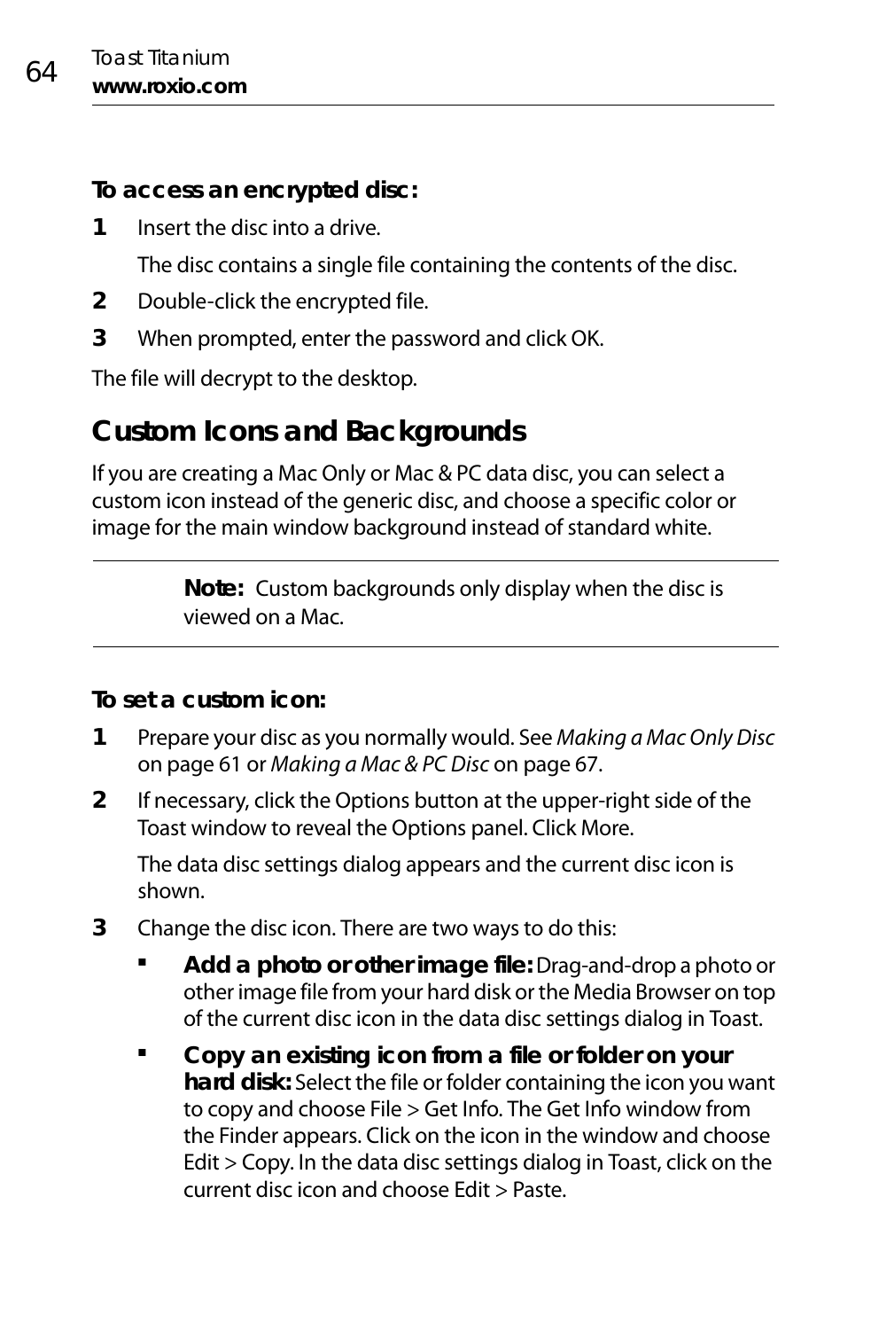**To access an encrypted disc:**

1. Insert the disc into a drive.

   The disc contains a single file containing the contents of the disc.

2. Double-click the encrypted file.
3. When prompted, enter the password and click OK.

The file will decrypt to the desktop.

## Custom Icons and Backgrounds

If you are creating a Mac Only or Mac & PC data disc, you can select a custom icon instead of the generic disc, and choose a specific color or image for the main window background instead of standard white.

> **Note:** Custom backgrounds only display when the disc is viewed on a Mac.

**To set a custom icon:**

1. Prepare your disc as you normally would. See *Making a Mac Only Disc* on page 61 or *Making a Mac & PC Disc* on page 67.
2. If necessary, click the Options button at the upper-right side of the Toast window to reveal the Options panel. Click More.

   The data disc settings dialog appears and the current disc icon is shown.

3. Change the disc icon. There are two ways to do this:
   - **Add a photo or other image file:** Drag-and-drop a photo or other image file from your hard disk or the Media Browser on top of the current disc icon in the data disc settings dialog in Toast.
   - **Copy an existing icon from a file or folder on your hard disk:** Select the file or folder containing the icon you want to copy and choose File > Get Info. The Get Info window from the Finder appears. Click on the icon in the window and choose Edit > Copy. In the data disc settings dialog in Toast, click on the current disc icon and choose Edit > Paste.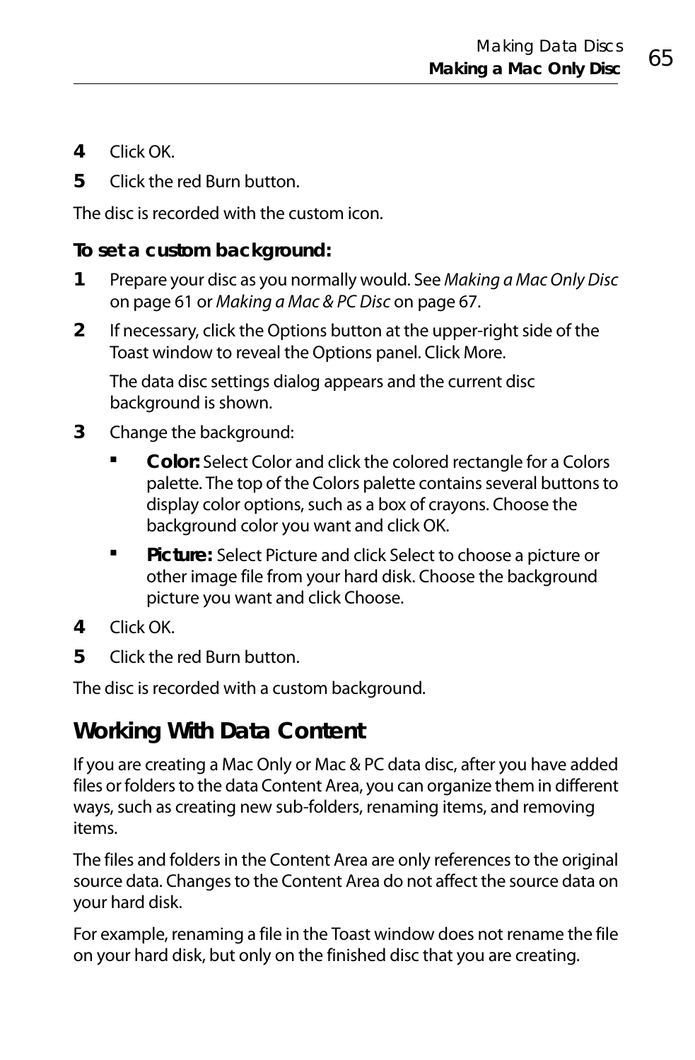4. Click OK.
5. Click the red Burn button.

The disc is recorded with the custom icon.

**To set a custom background:**

1. Prepare your disc as you normally would. See *Making a Mac Only Disc* on page 61 or *Making a Mac & PC Disc* on page 67.
2. If necessary, click the Options button at the upper-right side of the Toast window to reveal the Options panel. Click More.

   The data disc settings dialog appears and the current disc background is shown.
3. Change the background:
   - **Color:** Select Color and click the colored rectangle for a Colors palette. The top of the Colors palette contains several buttons to display color options, such as a box of crayons. Choose the background color you want and click OK.
   - **Picture:** Select Picture and click Select to choose a picture or other image file from your hard disk. Choose the background picture you want and click Choose.
4. Click OK.
5. Click the red Burn button.

The disc is recorded with a custom background.

## Working With Data Content

If you are creating a Mac Only or Mac & PC data disc, after you have added files or folders to the data Content Area, you can organize them in different ways, such as creating new sub-folders, renaming items, and removing items.

The files and folders in the Content Area are only references to the original source data. Changes to the Content Area do not affect the source data on your hard disk.

For example, renaming a file in the Toast window does not rename the file on your hard disk, but only on the finished disc that you are creating.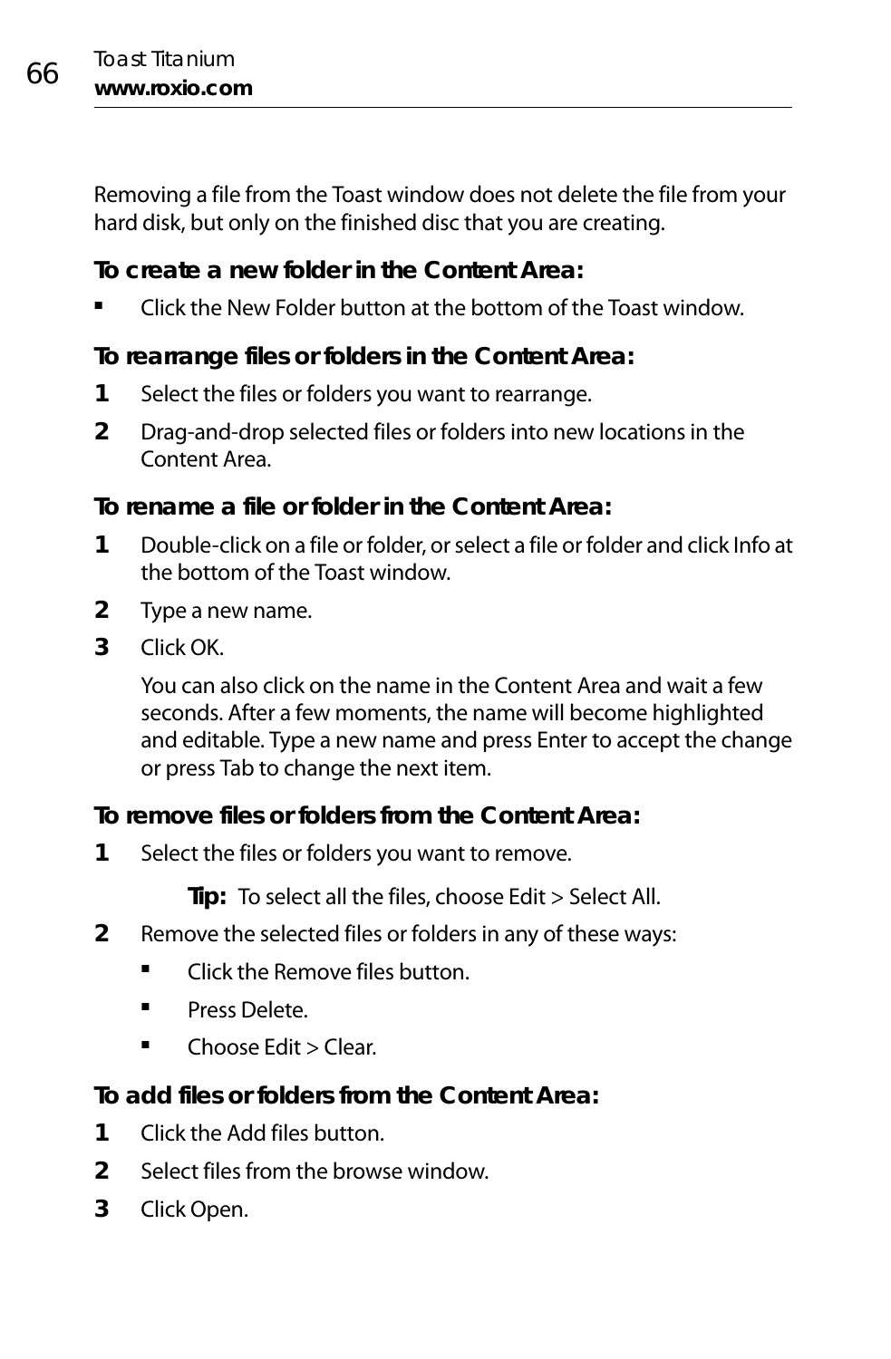Removing a file from the Toast window does not delete the file from your hard disk, but only on the finished disc that you are creating.

### To create a new folder in the Content Area:

- Click the New Folder button at the bottom of the Toast window.

### To rearrange files or folders in the Content Area:

1. Select the files or folders you want to rearrange.
2. Drag-and-drop selected files or folders into new locations in the Content Area.

### To rename a file or folder in the Content Area:

1. Double-click on a file or folder, or select a file or folder and click Info at the bottom of the Toast window.
2. Type a new name.
3. Click OK.

   You can also click on the name in the Content Area and wait a few seconds. After a few moments, the name will become highlighted and editable. Type a new name and press Enter to accept the change or press Tab to change the next item.

### To remove files or folders from the Content Area:

1. Select the files or folders you want to remove.

   **Tip:** To select all the files, choose Edit > Select All.

2. Remove the selected files or folders in any of these ways:
   - Click the Remove files button.
   - Press Delete.
   - Choose Edit > Clear.

### To add files or folders from the Content Area:

1. Click the Add files button.
2. Select files from the browse window.
3. Click Open.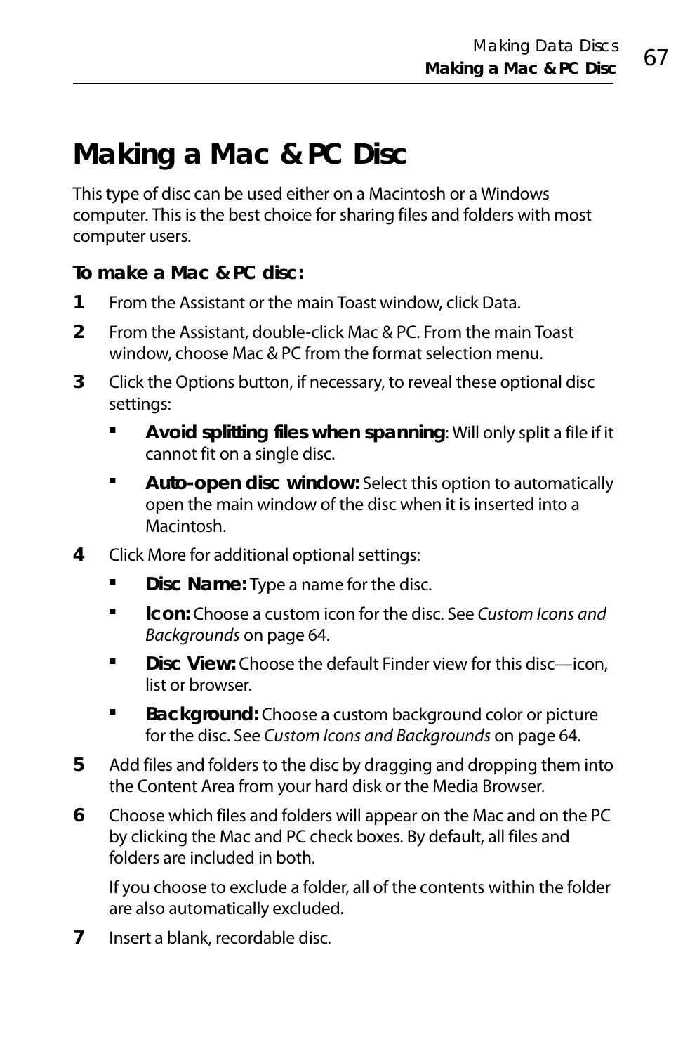# Making a Mac & PC Disc

This type of disc can be used either on a Macintosh or a Windows computer. This is the best choice for sharing files and folders with most computer users.

### To make a Mac & PC disc:

1. From the Assistant or the main Toast window, click Data.
2. From the Assistant, double-click Mac & PC. From the main Toast window, choose Mac & PC from the format selection menu.
3. Click the Options button, if necessary, to reveal these optional disc settings:
   - **Avoid splitting files when spanning**: Will only split a file if it cannot fit on a single disc.
   - **Auto-open disc window:** Select this option to automatically open the main window of the disc when it is inserted into a Macintosh.
4. Click More for additional optional settings:
   - **Disc Name:** Type a name for the disc.
   - **Icon:** Choose a custom icon for the disc. See *Custom Icons and Backgrounds* on page 64.
   - **Disc View:** Choose the default Finder view for this disc—icon, list or browser.
   - **Background:** Choose a custom background color or picture for the disc. See *Custom Icons and Backgrounds* on page 64.
5. Add files and folders to the disc by dragging and dropping them into the Content Area from your hard disk or the Media Browser.
6. Choose which files and folders will appear on the Mac and on the PC by clicking the Mac and PC check boxes. By default, all files and folders are included in both.

   If you choose to exclude a folder, all of the contents within the folder are also automatically excluded.
7. Insert a blank, recordable disc.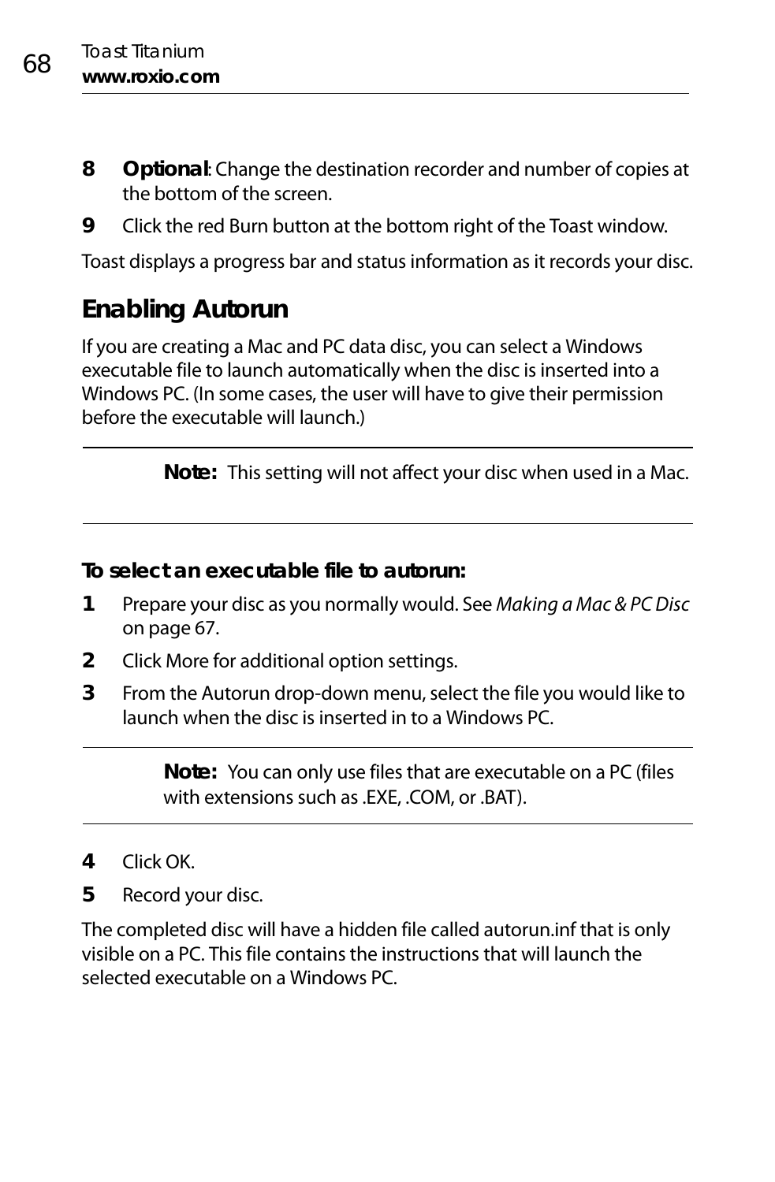8. **Optional**: Change the destination recorder and number of copies at the bottom of the screen.
9. Click the red Burn button at the bottom right of the Toast window.

Toast displays a progress bar and status information as it records your disc.

## Enabling Autorun

If you are creating a Mac and PC data disc, you can select a Windows executable file to launch automatically when the disc is inserted into a Windows PC. (In some cases, the user will have to give their permission before the executable will launch.)

---

**Note:** This setting will not affect your disc when used in a Mac.

---

**To select an executable file to autorun:**

1. Prepare your disc as you normally would. See *Making a Mac & PC Disc* on page 67.
2. Click More for additional option settings.
3. From the Autorun drop-down menu, select the file you would like to launch when the disc is inserted in to a Windows PC.

---

**Note:** You can only use files that are executable on a PC (files with extensions such as .EXE, .COM, or .BAT).

---

4. Click OK.
5. Record your disc.

The completed disc will have a hidden file called autorun.inf that is only visible on a PC. This file contains the instructions that will launch the selected executable on a Windows PC.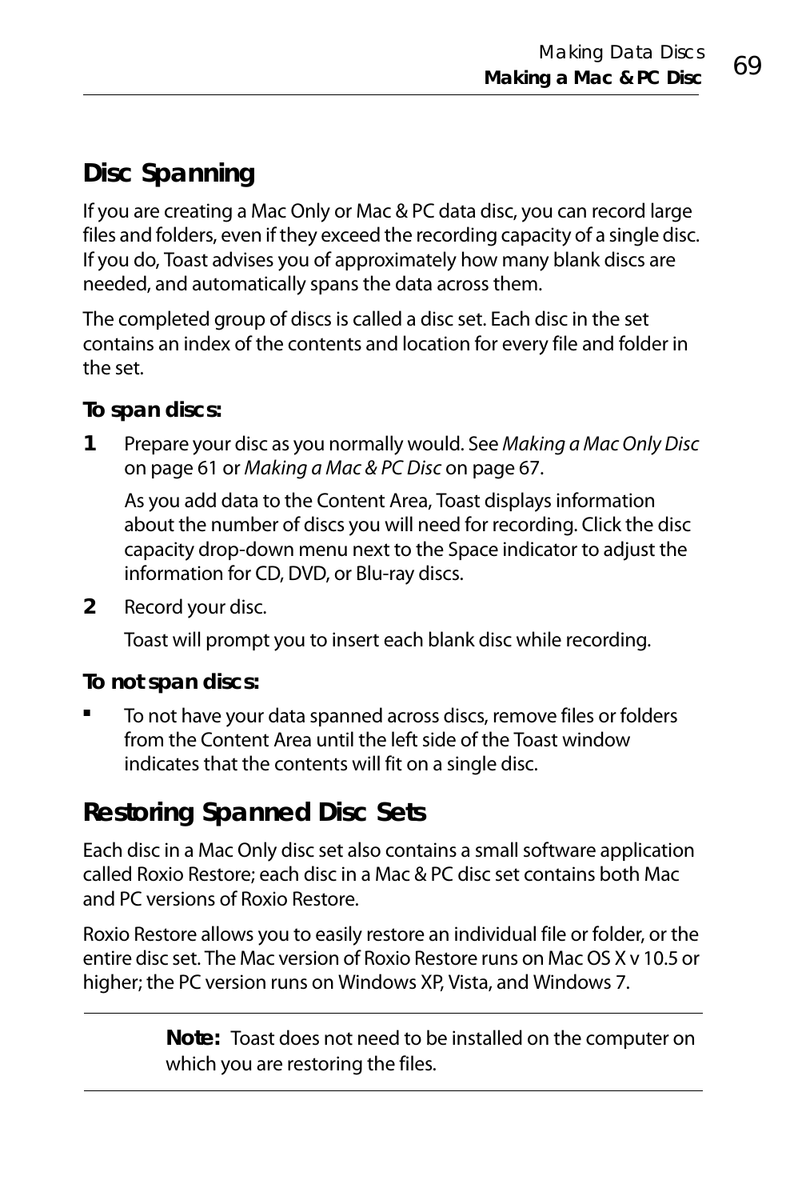## Disc Spanning

If you are creating a Mac Only or Mac & PC data disc, you can record large files and folders, even if they exceed the recording capacity of a single disc. If you do, Toast advises you of approximately how many blank discs are needed, and automatically spans the data across them.

The completed group of discs is called a disc set. Each disc in the set contains an index of the contents and location for every file and folder in the set.

**To span discs:**

1. Prepare your disc as you normally would. See *Making a Mac Only Disc* on page 61 or *Making a Mac & PC Disc* on page 67.

   As you add data to the Content Area, Toast displays information about the number of discs you will need for recording. Click the disc capacity drop-down menu next to the Space indicator to adjust the information for CD, DVD, or Blu-ray discs.

2. Record your disc.

   Toast will prompt you to insert each blank disc while recording.

**To not span discs:**

- To not have your data spanned across discs, remove files or folders from the Content Area until the left side of the Toast window indicates that the contents will fit on a single disc.

## Restoring Spanned Disc Sets

Each disc in a Mac Only disc set also contains a small software application called Roxio Restore; each disc in a Mac & PC disc set contains both Mac and PC versions of Roxio Restore.

Roxio Restore allows you to easily restore an individual file or folder, or the entire disc set. The Mac version of Roxio Restore runs on Mac OS X v 10.5 or higher; the PC version runs on Windows XP, Vista, and Windows 7.

---

**Note:** Toast does not need to be installed on the computer on which you are restoring the files.

---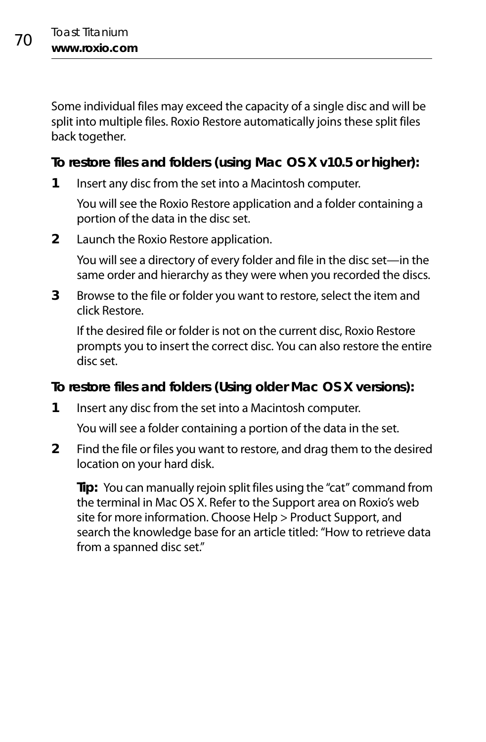Some individual files may exceed the capacity of a single disc and will be split into multiple files. Roxio Restore automatically joins these split files back together.

**To restore files and folders (using Mac OS X v10.5 or higher):**

1. Insert any disc from the set into a Macintosh computer.

   You will see the Roxio Restore application and a folder containing a portion of the data in the disc set.

2. Launch the Roxio Restore application.

   You will see a directory of every folder and file in the disc set—in the same order and hierarchy as they were when you recorded the discs.

3. Browse to the file or folder you want to restore, select the item and click Restore.

   If the desired file or folder is not on the current disc, Roxio Restore prompts you to insert the correct disc. You can also restore the entire disc set.

**To restore files and folders (Using older Mac OS X versions):**

1. Insert any disc from the set into a Macintosh computer.

   You will see a folder containing a portion of the data in the set.

2. Find the file or files you want to restore, and drag them to the desired location on your hard disk.

   **Tip:** You can manually rejoin split files using the “cat” command from the terminal in Mac OS X. Refer to the Support area on Roxio’s web site for more information. Choose Help > Product Support, and search the knowledge base for an article titled: “How to retrieve data from a spanned disc set.”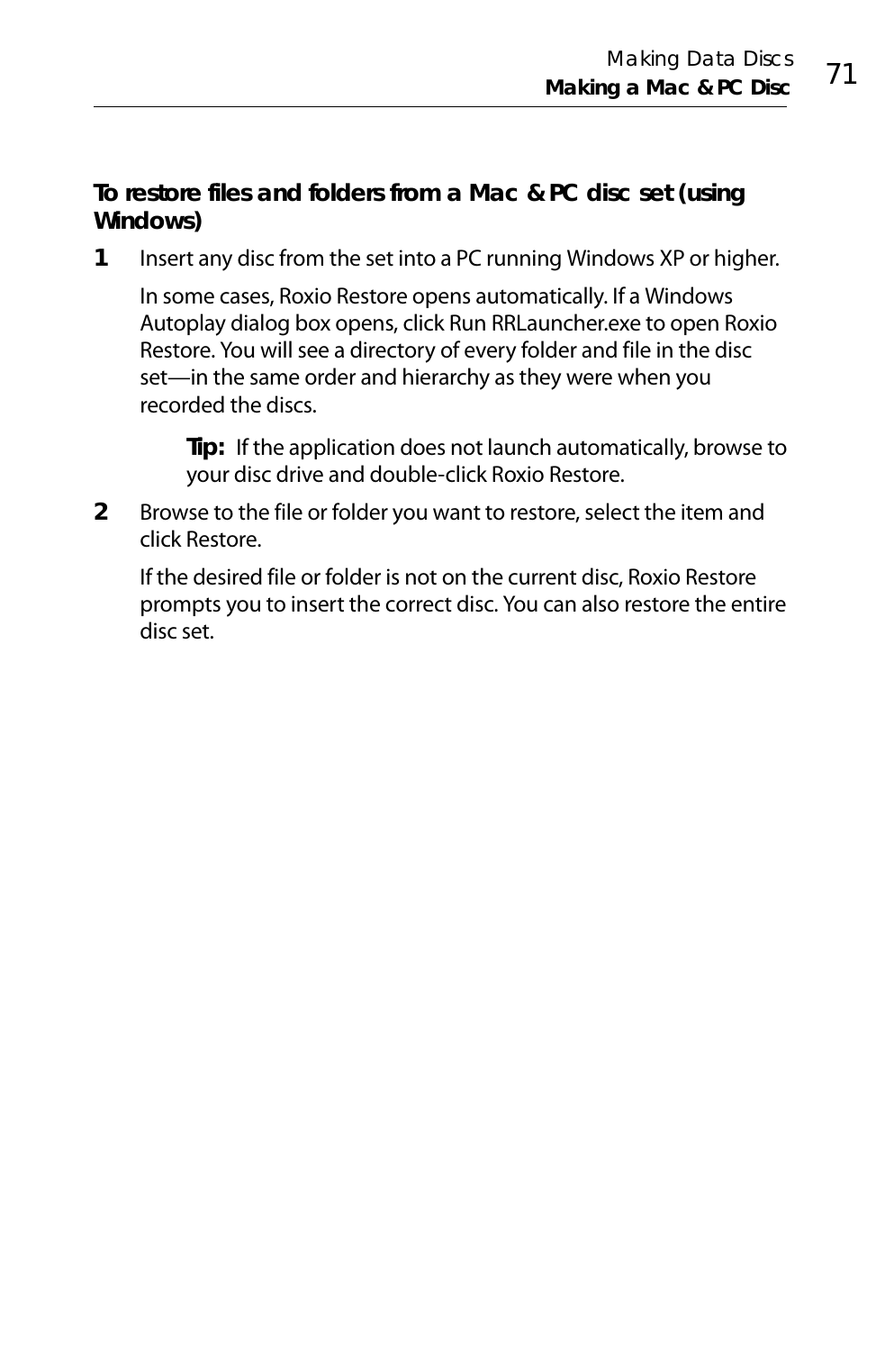#### To restore files and folders from a Mac & PC disc set (using Windows)

**1** Insert any disc from the set into a PC running Windows XP or higher.

In some cases, Roxio Restore opens automatically. If a Windows Autoplay dialog box opens, click Run RRLauncher.exe to open Roxio Restore. You will see a directory of every folder and file in the disc set—in the same order and hierarchy as they were when you recorded the discs.

> **Tip:** If the application does not launch automatically, browse to your disc drive and double-click Roxio Restore.

**2** Browse to the file or folder you want to restore, select the item and click Restore.

If the desired file or folder is not on the current disc, Roxio Restore prompts you to insert the correct disc. You can also restore the entire disc set.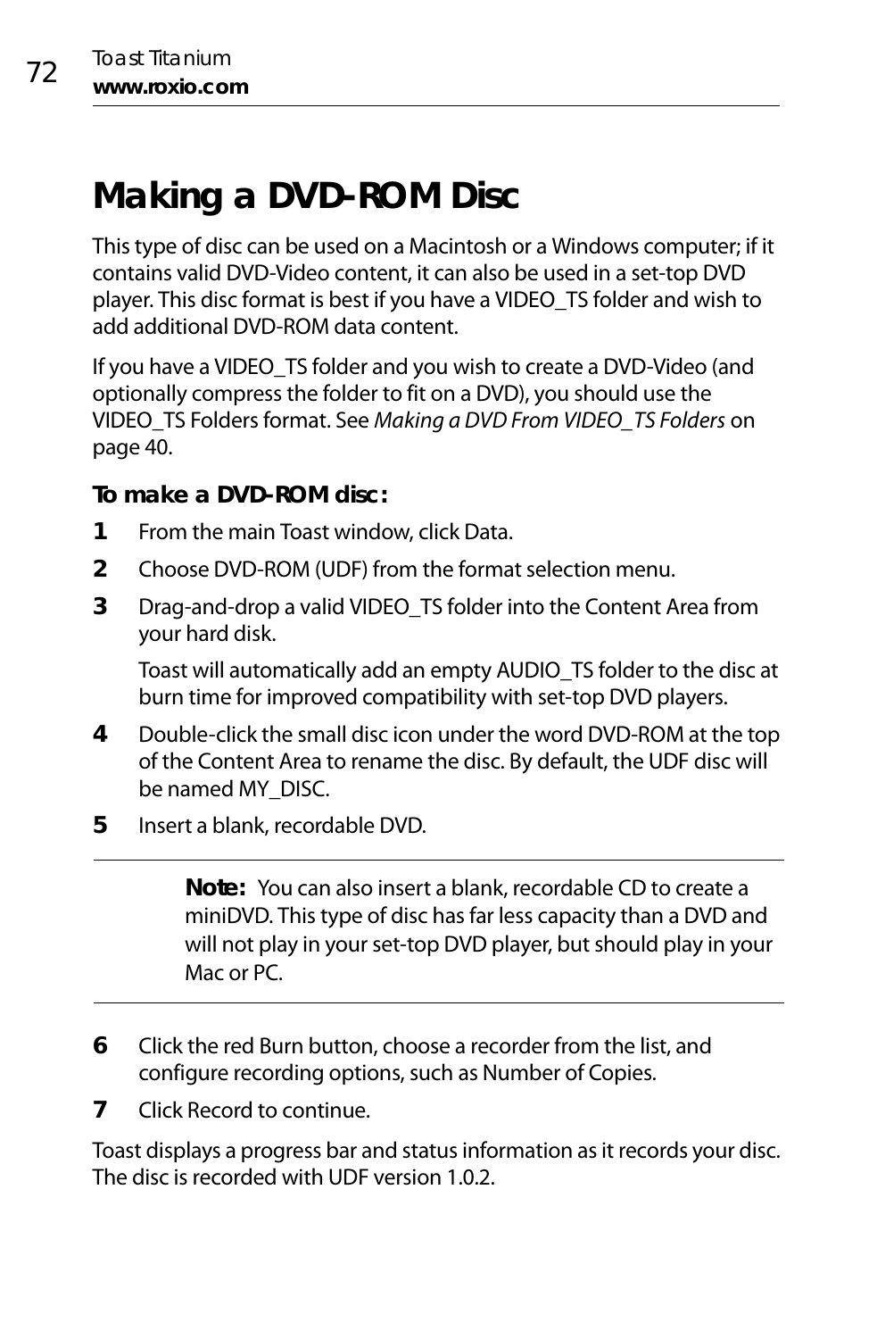# Making a DVD-ROM Disc

This type of disc can be used on a Macintosh or a Windows computer; if it contains valid DVD-Video content, it can also be used in a set-top DVD player. This disc format is best if you have a VIDEO_TS folder and wish to add additional DVD-ROM data content.

If you have a VIDEO_TS folder and you wish to create a DVD-Video (and optionally compress the folder to fit on a DVD), you should use the VIDEO_TS Folders format. See *Making a DVD From VIDEO_TS Folders* on page 40.

**To make a DVD-ROM disc:**

1. From the main Toast window, click Data.
2. Choose DVD-ROM (UDF) from the format selection menu.
3. Drag-and-drop a valid VIDEO_TS folder into the Content Area from your hard disk.

   Toast will automatically add an empty AUDIO_TS folder to the disc at burn time for improved compatibility with set-top DVD players.
4. Double-click the small disc icon under the word DVD-ROM at the top of the Content Area to rename the disc. By default, the UDF disc will be named MY_DISC.
5. Insert a blank, recordable DVD.

> **Note:** You can also insert a blank, recordable CD to create a miniDVD. This type of disc has far less capacity than a DVD and will not play in your set-top DVD player, but should play in your Mac or PC.

6. Click the red Burn button, choose a recorder from the list, and configure recording options, such as Number of Copies.
7. Click Record to continue.

Toast displays a progress bar and status information as it records your disc. The disc is recorded with UDF version 1.0.2.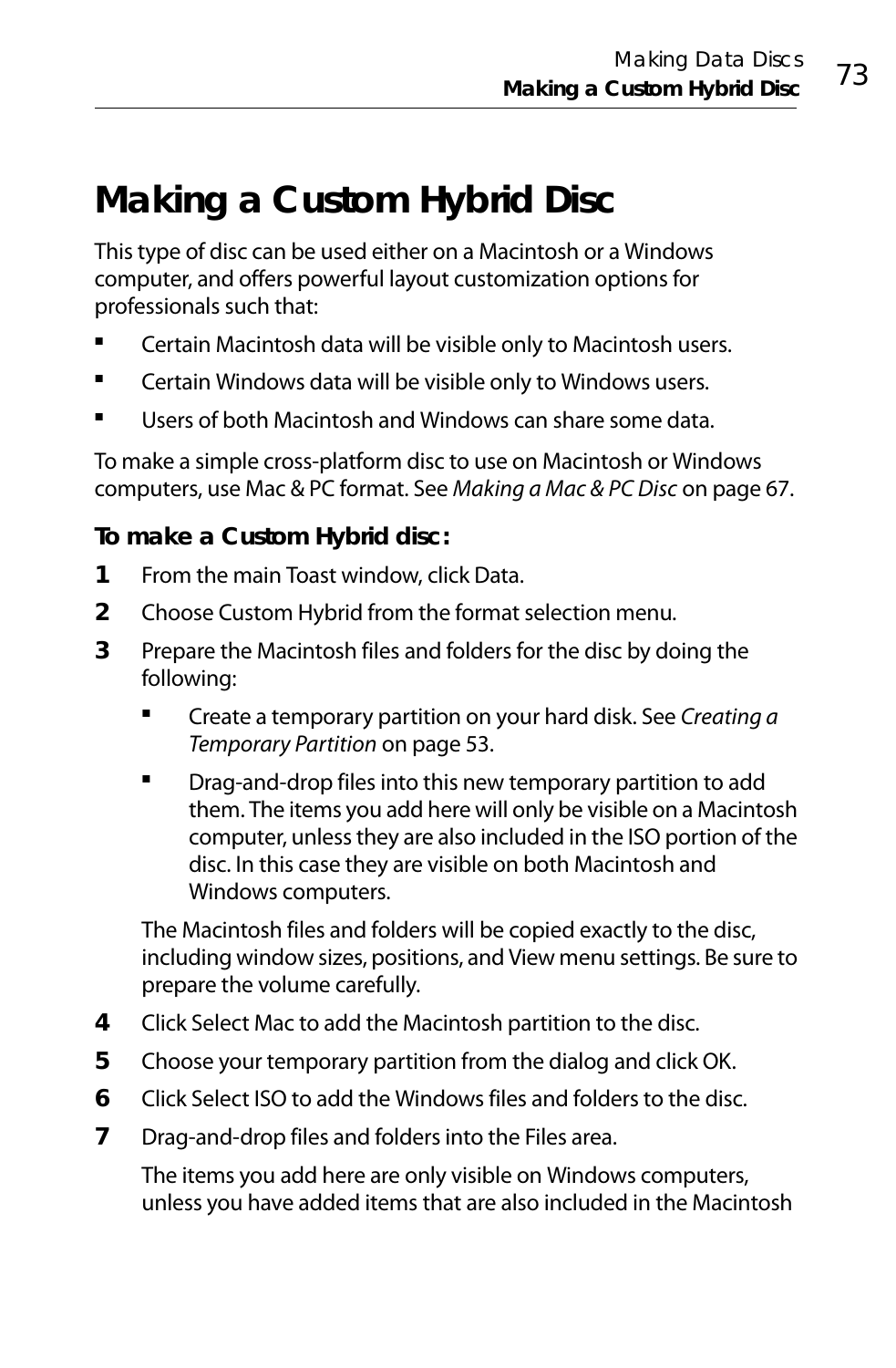# Making a Custom Hybrid Disc

This type of disc can be used either on a Macintosh or a Windows computer, and offers powerful layout customization options for professionals such that:

- Certain Macintosh data will be visible only to Macintosh users.
- Certain Windows data will be visible only to Windows users.
- Users of both Macintosh and Windows can share some data.

To make a simple cross-platform disc to use on Macintosh or Windows computers, use Mac & PC format. See *Making a Mac & PC Disc* on page 67.

**To make a Custom Hybrid disc:**

1. From the main Toast window, click Data.
2. Choose Custom Hybrid from the format selection menu.
3. Prepare the Macintosh files and folders for the disc by doing the following:
   - Create a temporary partition on your hard disk. See *Creating a Temporary Partition* on page 53.
   - Drag-and-drop files into this new temporary partition to add them. The items you add here will only be visible on a Macintosh computer, unless they are also included in the ISO portion of the disc. In this case they are visible on both Macintosh and Windows computers.

   The Macintosh files and folders will be copied exactly to the disc, including window sizes, positions, and View menu settings. Be sure to prepare the volume carefully.
4. Click Select Mac to add the Macintosh partition to the disc.
5. Choose your temporary partition from the dialog and click OK.
6. Click Select ISO to add the Windows files and folders to the disc.
7. Drag-and-drop files and folders into the Files area.

   The items you add here are only visible on Windows computers, unless you have added items that are also included in the Macintosh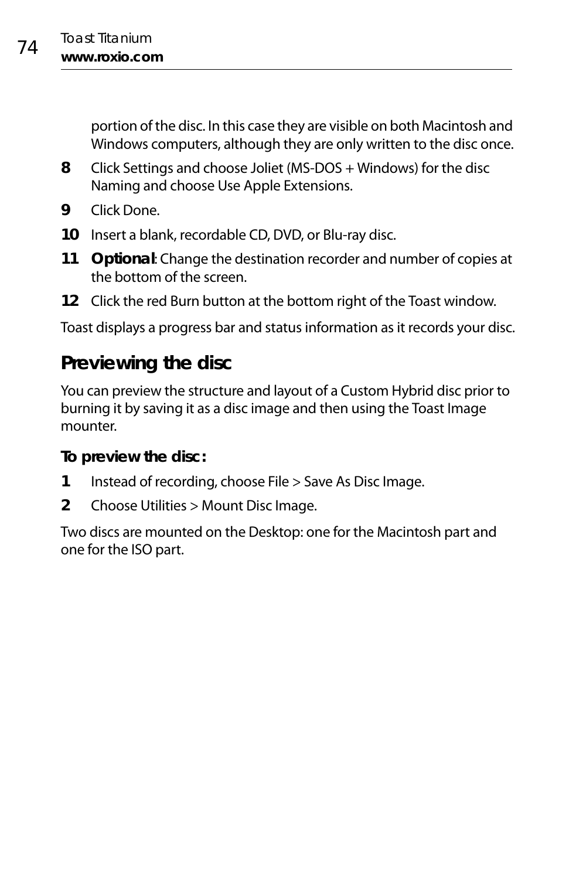portion of the disc. In this case they are visible on both Macintosh and Windows computers, although they are only written to the disc once.

8. Click Settings and choose Joliet (MS-DOS + Windows) for the disc Naming and choose Use Apple Extensions.
9. Click Done.
10. Insert a blank, recordable CD, DVD, or Blu-ray disc.
11. **Optional**: Change the destination recorder and number of copies at the bottom of the screen.
12. Click the red Burn button at the bottom right of the Toast window.

Toast displays a progress bar and status information as it records your disc.

## Previewing the disc

You can preview the structure and layout of a Custom Hybrid disc prior to burning it by saving it as a disc image and then using the Toast Image mounter.

**To preview the disc:**

1. Instead of recording, choose File > Save As Disc Image.
2. Choose Utilities > Mount Disc Image.

Two discs are mounted on the Desktop: one for the Macintosh part and one for the ISO part.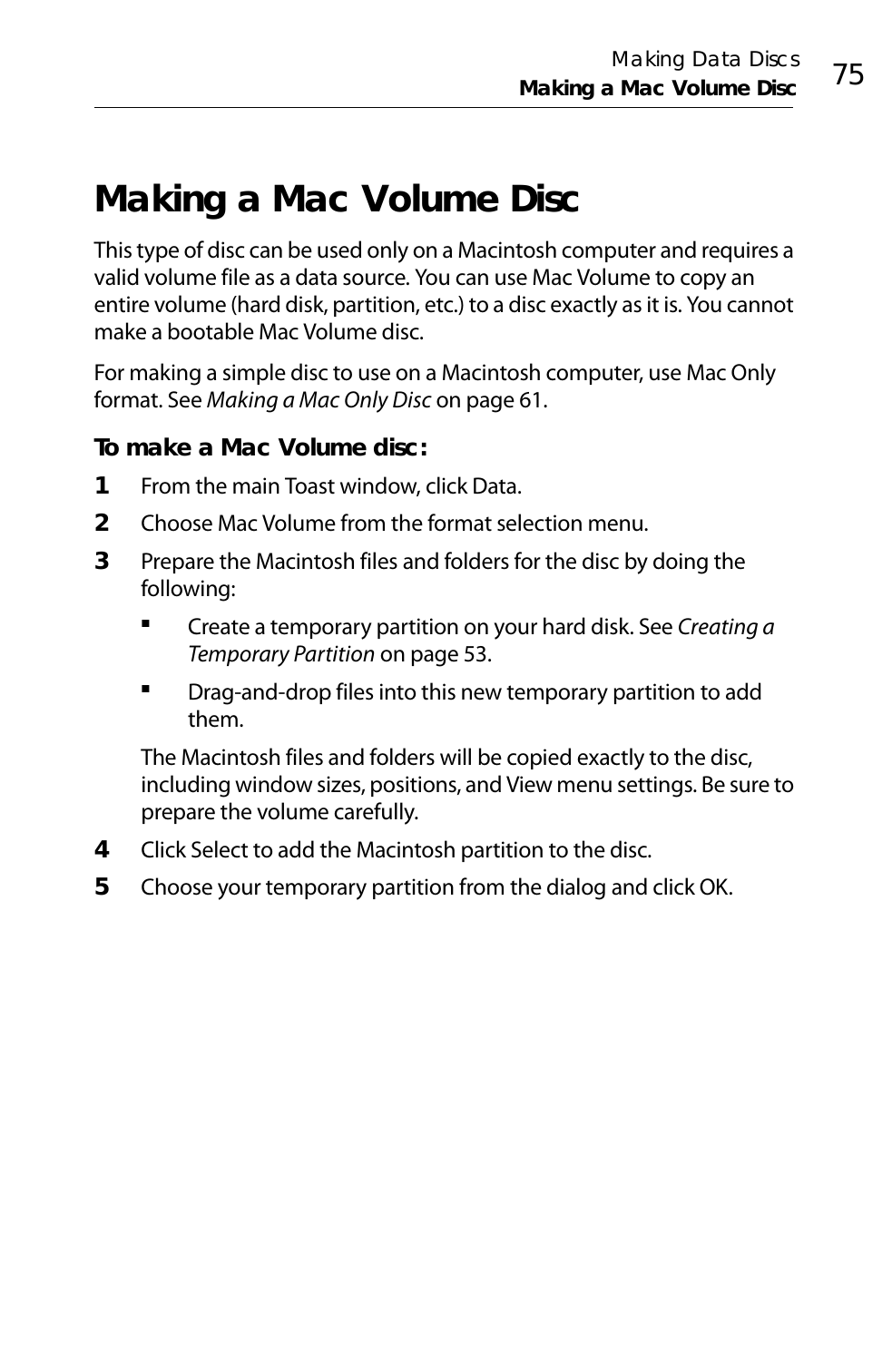# Making a Mac Volume Disc

This type of disc can be used only on a Macintosh computer and requires a valid volume file as a data source. You can use Mac Volume to copy an entire volume (hard disk, partition, etc.) to a disc exactly as it is. You cannot make a bootable Mac Volume disc.

For making a simple disc to use on a Macintosh computer, use Mac Only format. See *Making a Mac Only Disc* on page 61.

### To make a Mac Volume disc:

1. From the main Toast window, click Data.
2. Choose Mac Volume from the format selection menu.
3. Prepare the Macintosh files and folders for the disc by doing the following:
   - Create a temporary partition on your hard disk. See *Creating a Temporary Partition* on page 53.
   - Drag-and-drop files into this new temporary partition to add them.

   The Macintosh files and folders will be copied exactly to the disc, including window sizes, positions, and View menu settings. Be sure to prepare the volume carefully.
4. Click Select to add the Macintosh partition to the disc.
5. Choose your temporary partition from the dialog and click OK.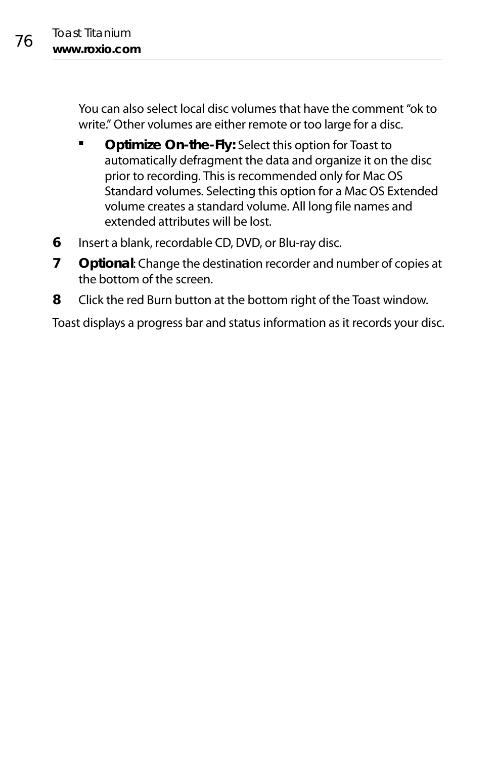You can also select local disc volumes that have the comment “ok to write.” Other volumes are either remote or too large for a disc.

- **Optimize On-the-Fly:** Select this option for Toast to automatically defragment the data and organize it on the disc prior to recording. This is recommended only for Mac OS Standard volumes. Selecting this option for a Mac OS Extended volume creates a standard volume. All long file names and extended attributes will be lost.

6. Insert a blank, recordable CD, DVD, or Blu-ray disc.
7. **Optional**: Change the destination recorder and number of copies at the bottom of the screen.
8. Click the red Burn button at the bottom right of the Toast window.

Toast displays a progress bar and status information as it records your disc.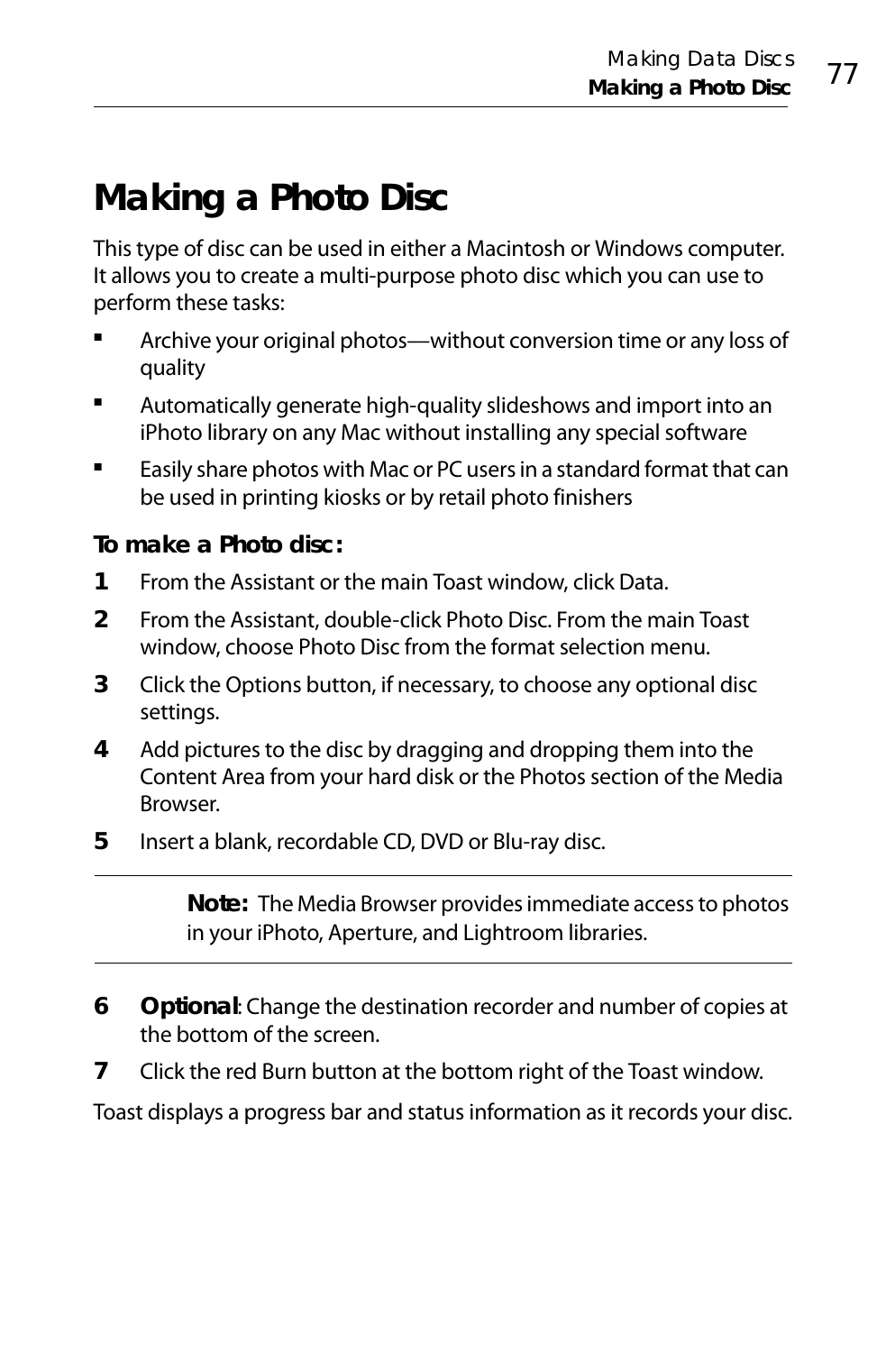# Making a Photo Disc

This type of disc can be used in either a Macintosh or Windows computer. It allows you to create a multi-purpose photo disc which you can use to perform these tasks:

- Archive your original photos—without conversion time or any loss of quality
- Automatically generate high-quality slideshows and import into an iPhoto library on any Mac without installing any special software
- Easily share photos with Mac or PC users in a standard format that can be used in printing kiosks or by retail photo finishers

**To make a Photo disc:**

1. From the Assistant or the main Toast window, click Data.
2. From the Assistant, double-click Photo Disc. From the main Toast window, choose Photo Disc from the format selection menu.
3. Click the Options button, if necessary, to choose any optional disc settings.
4. Add pictures to the disc by dragging and dropping them into the Content Area from your hard disk or the Photos section of the Media Browser.
5. Insert a blank, recordable CD, DVD or Blu-ray disc.

> **Note:** The Media Browser provides immediate access to photos in your iPhoto, Aperture, and Lightroom libraries.

6. **Optional**: Change the destination recorder and number of copies at the bottom of the screen.
7. Click the red Burn button at the bottom right of the Toast window.

Toast displays a progress bar and status information as it records your disc.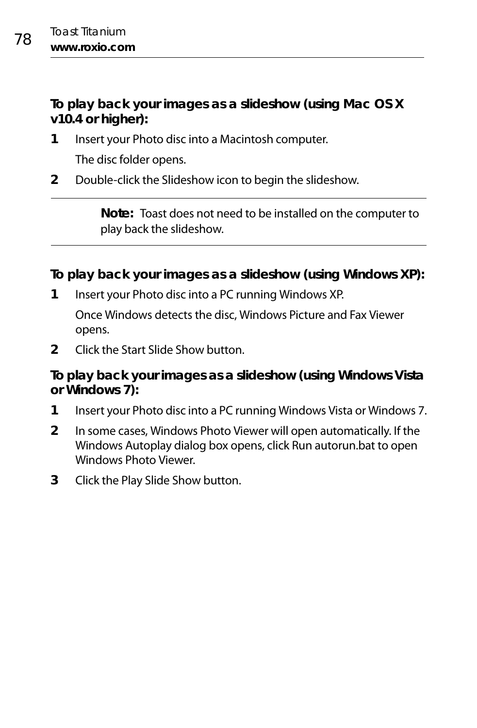**To play back your images as a slideshow (using Mac OS X v10.4 or higher):**

1. Insert your Photo disc into a Macintosh computer.

   The disc folder opens.

2. Double-click the Slideshow icon to begin the slideshow.

---

**Note:** Toast does not need to be installed on the computer to play back the slideshow.

---

**To play back your images as a slideshow (using Windows XP):**

1. Insert your Photo disc into a PC running Windows XP.

   Once Windows detects the disc, Windows Picture and Fax Viewer opens.

2. Click the Start Slide Show button.

**To play back your images as a slideshow (using Windows Vista or Windows 7):**

1. Insert your Photo disc into a PC running Windows Vista or Windows 7.
2. In some cases, Windows Photo Viewer will open automatically. If the Windows Autoplay dialog box opens, click Run autorun.bat to open Windows Photo Viewer.
3. Click the Play Slide Show button.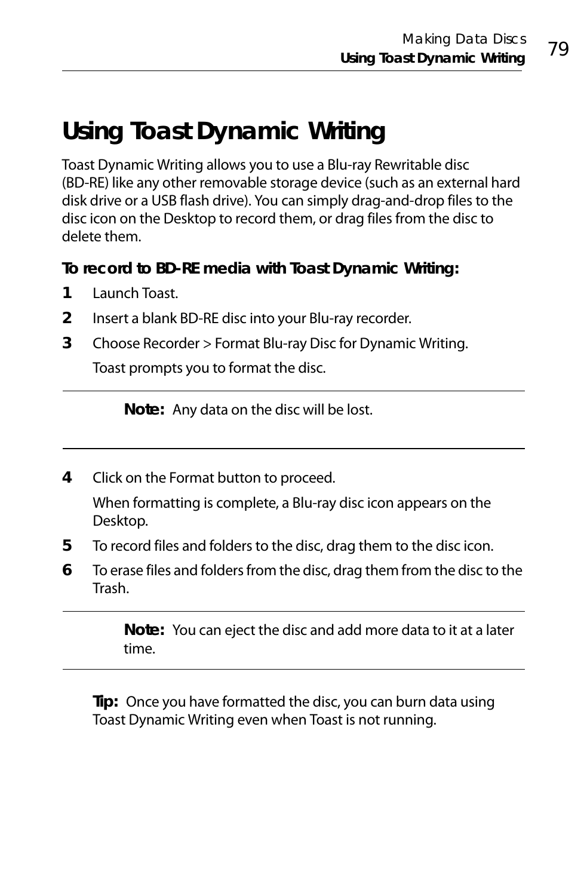# Using Toast Dynamic Writing

Toast Dynamic Writing allows you to use a Blu-ray Rewritable disc (BD-RE) like any other removable storage device (such as an external hard disk drive or a USB flash drive). You can simply drag-and-drop files to the disc icon on the Desktop to record them, or drag files from the disc to delete them.

**To record to BD-RE media with Toast Dynamic Writing:**

1. Launch Toast.
2. Insert a blank BD-RE disc into your Blu-ray recorder.
3. Choose Recorder > Format Blu-ray Disc for Dynamic Writing.

   Toast prompts you to format the disc.

> **Note:** Any data on the disc will be lost.

4. Click on the Format button to proceed.

   When formatting is complete, a Blu-ray disc icon appears on the Desktop.
5. To record files and folders to the disc, drag them to the disc icon.
6. To erase files and folders from the disc, drag them from the disc to the Trash.

> **Note:** You can eject the disc and add more data to it at a later time.

**Tip:** Once you have formatted the disc, you can burn data using Toast Dynamic Writing even when Toast is not running.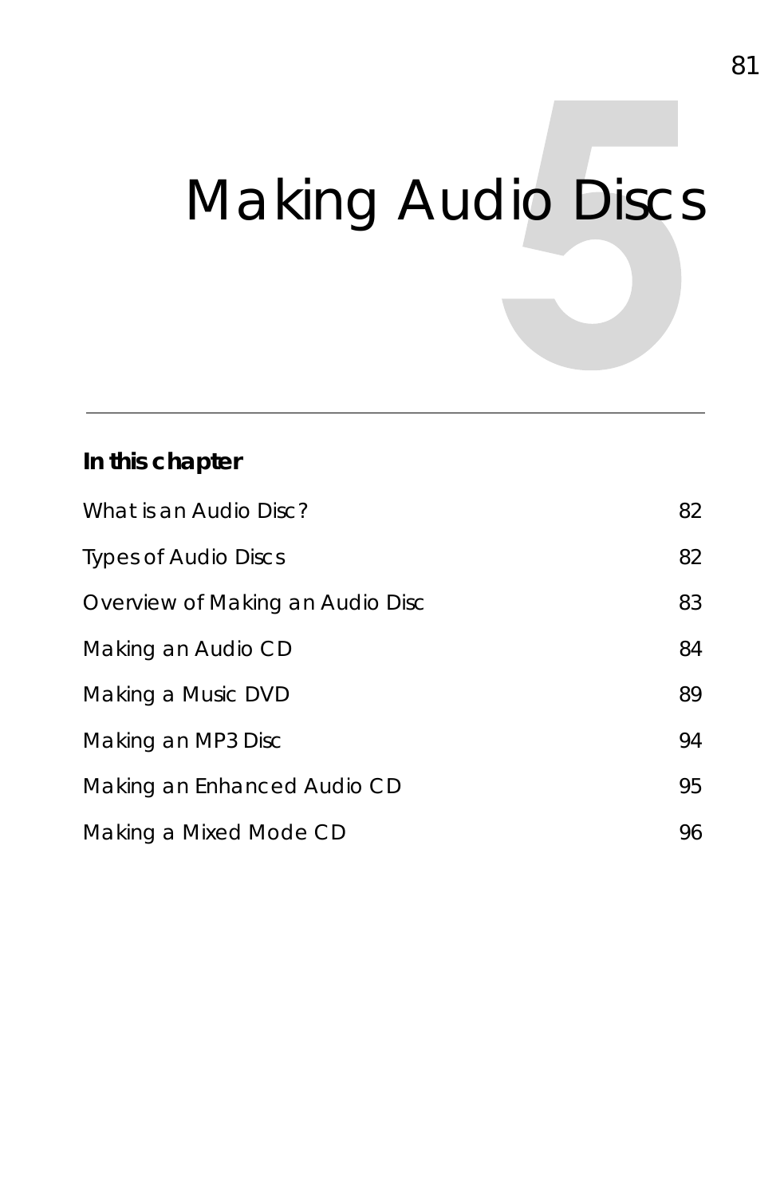# 5 Making Audio Discs

**In this chapter**

| | |
|---|---|
| What is an Audio Disc? | 82 |
| Types of Audio Discs | 82 |
| Overview of Making an Audio Disc | 83 |
| Making an Audio CD | 84 |
| Making a Music DVD | 89 |
| Making an MP3 Disc | 94 |
| Making an Enhanced Audio CD | 95 |
| Making a Mixed Mode CD | 96 |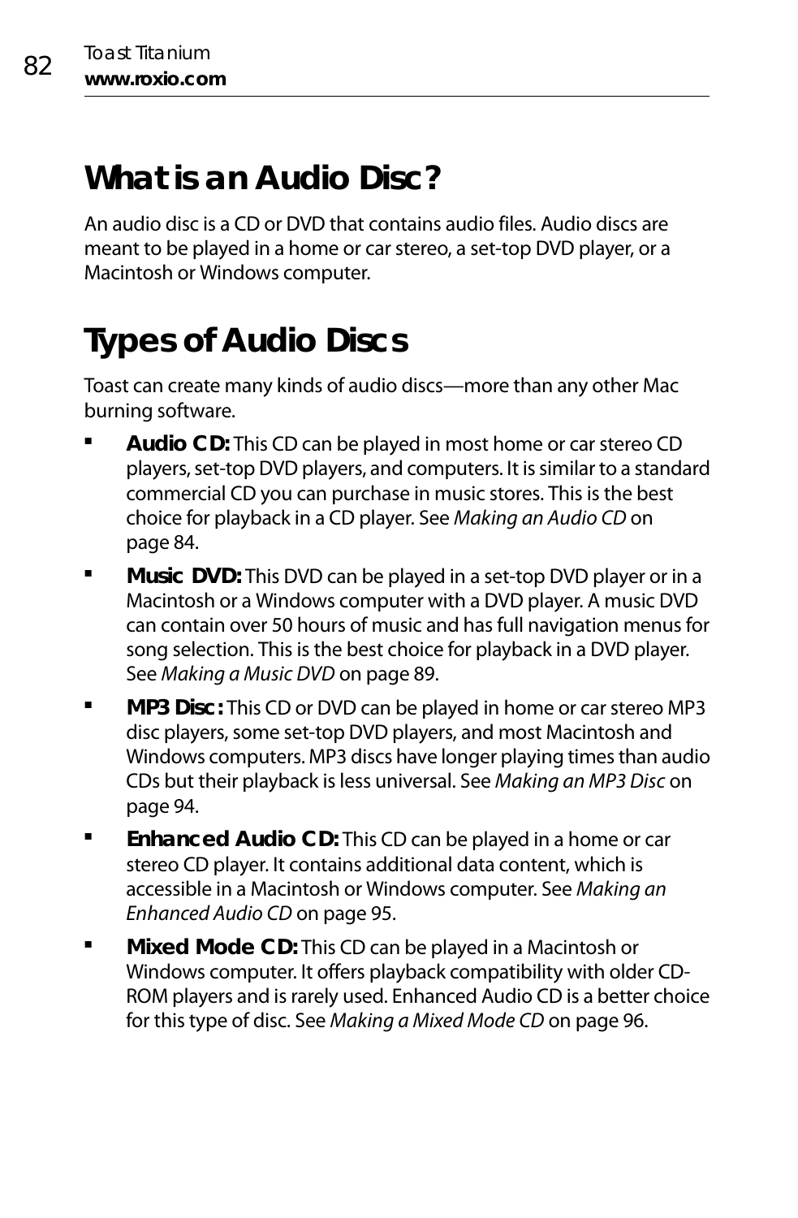# What is an Audio Disc?

An audio disc is a CD or DVD that contains audio files. Audio discs are meant to be played in a home or car stereo, a set-top DVD player, or a Macintosh or Windows computer.

# Types of Audio Discs

Toast can create many kinds of audio discs—more than any other Mac burning software.

- **Audio CD:** This CD can be played in most home or car stereo CD players, set-top DVD players, and computers. It is similar to a standard commercial CD you can purchase in music stores. This is the best choice for playback in a CD player. See *Making an Audio CD* on page 84.
- **Music DVD:** This DVD can be played in a set-top DVD player or in a Macintosh or a Windows computer with a DVD player. A music DVD can contain over 50 hours of music and has full navigation menus for song selection. This is the best choice for playback in a DVD player. See *Making a Music DVD* on page 89.
- **MP3 Disc:** This CD or DVD can be played in home or car stereo MP3 disc players, some set-top DVD players, and most Macintosh and Windows computers. MP3 discs have longer playing times than audio CDs but their playback is less universal. See *Making an MP3 Disc* on page 94.
- **Enhanced Audio CD:** This CD can be played in a home or car stereo CD player. It contains additional data content, which is accessible in a Macintosh or Windows computer. See *Making an Enhanced Audio CD* on page 95.
- **Mixed Mode CD:** This CD can be played in a Macintosh or Windows computer. It offers playback compatibility with older CD-ROM players and is rarely used. Enhanced Audio CD is a better choice for this type of disc. See *Making a Mixed Mode CD* on page 96.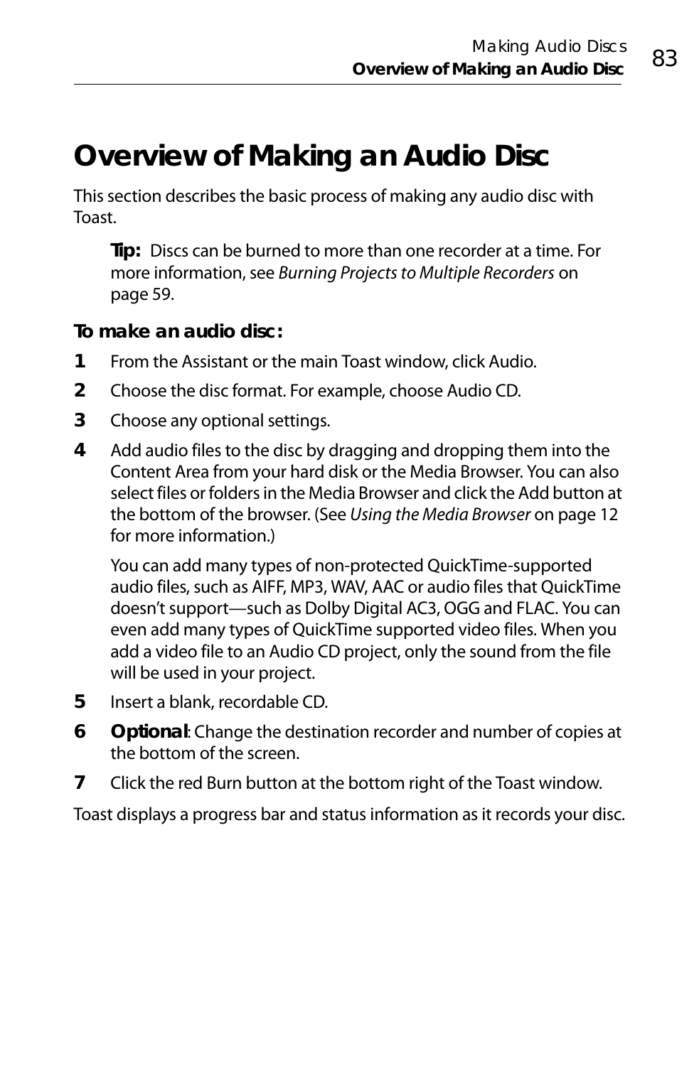# Overview of Making an Audio Disc

This section describes the basic process of making any audio disc with Toast.

> **Tip:** Discs can be burned to more than one recorder at a time. For more information, see *Burning Projects to Multiple Recorders* on page 59.

**To make an audio disc:**

1. From the Assistant or the main Toast window, click Audio.
2. Choose the disc format. For example, choose Audio CD.
3. Choose any optional settings.
4. Add audio files to the disc by dragging and dropping them into the Content Area from your hard disk or the Media Browser. You can also select files or folders in the Media Browser and click the Add button at the bottom of the browser. (See *Using the Media Browser* on page 12 for more information.)

   You can add many types of non-protected QuickTime-supported audio files, such as AIFF, MP3, WAV, AAC or audio files that QuickTime doesn't support—such as Dolby Digital AC3, OGG and FLAC. You can even add many types of QuickTime supported video files. When you add a video file to an Audio CD project, only the sound from the file will be used in your project.
5. Insert a blank, recordable CD.
6. **Optional**: Change the destination recorder and number of copies at the bottom of the screen.
7. Click the red Burn button at the bottom right of the Toast window.

Toast displays a progress bar and status information as it records your disc.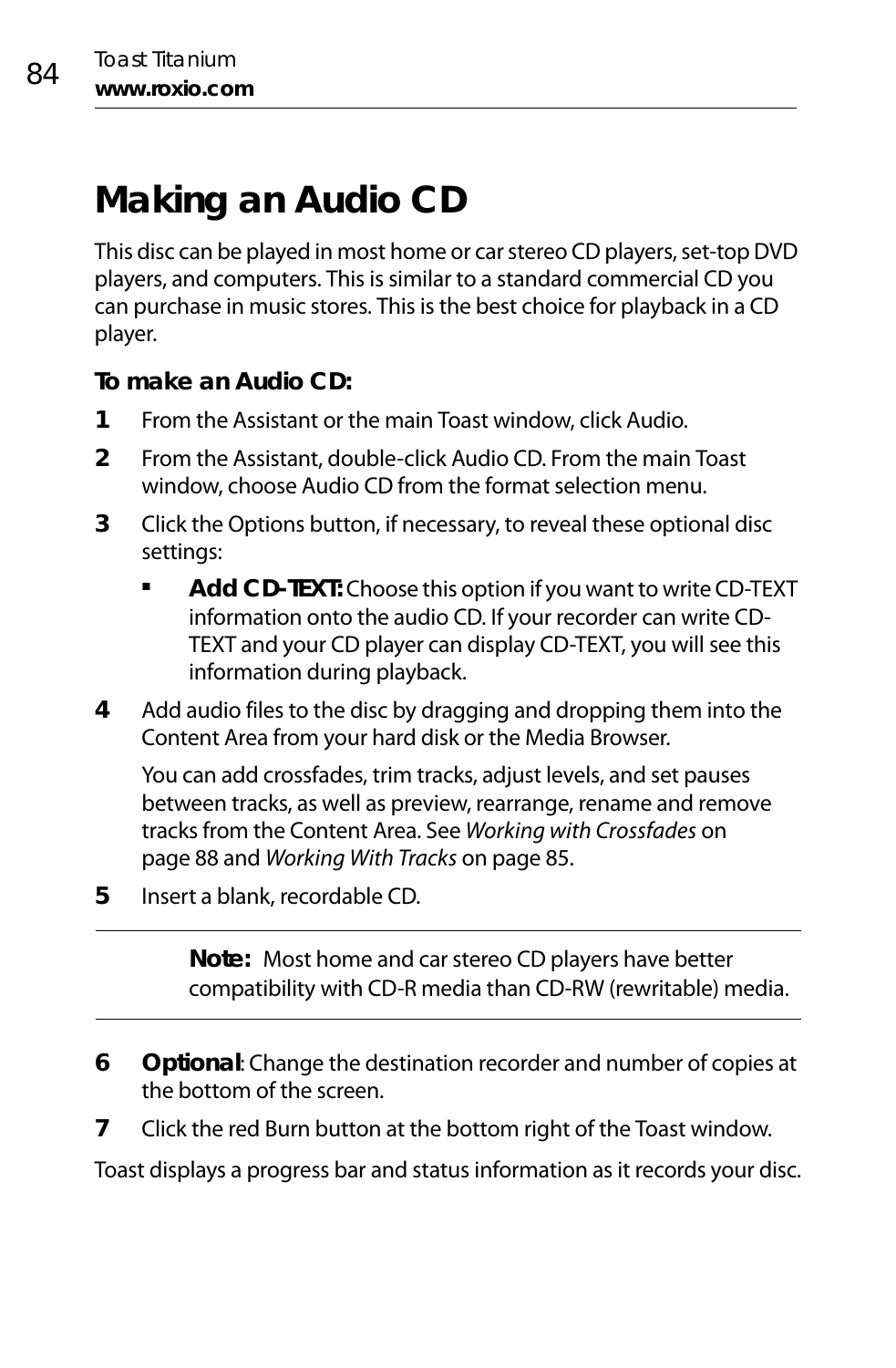# Making an Audio CD

This disc can be played in most home or car stereo CD players, set-top DVD players, and computers. This is similar to a standard commercial CD you can purchase in music stores. This is the best choice for playback in a CD player.

**To make an Audio CD:**

1. From the Assistant or the main Toast window, click Audio.
2. From the Assistant, double-click Audio CD. From the main Toast window, choose Audio CD from the format selection menu.
3. Click the Options button, if necessary, to reveal these optional disc settings:
   - **Add CD-TEXT:** Choose this option if you want to write CD-TEXT information onto the audio CD. If your recorder can write CD-TEXT and your CD player can display CD-TEXT, you will see this information during playback.
4. Add audio files to the disc by dragging and dropping them into the Content Area from your hard disk or the Media Browser.

   You can add crossfades, trim tracks, adjust levels, and set pauses between tracks, as well as preview, rearrange, rename and remove tracks from the Content Area. See *Working with Crossfades* on page 88 and *Working With Tracks* on page 85.
5. Insert a blank, recordable CD.

> **Note:** Most home and car stereo CD players have better compatibility with CD-R media than CD-RW (rewritable) media.

6. **Optional**: Change the destination recorder and number of copies at the bottom of the screen.
7. Click the red Burn button at the bottom right of the Toast window.

Toast displays a progress bar and status information as it records your disc.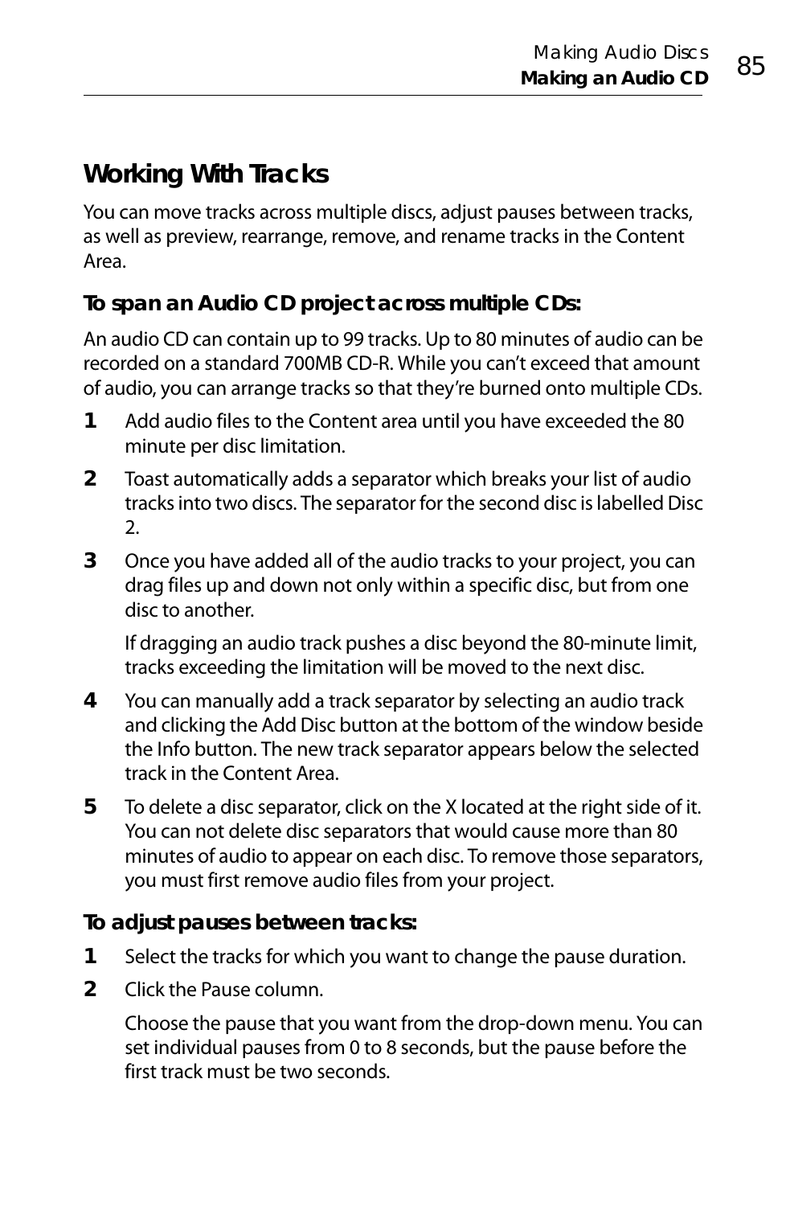## Working With Tracks

You can move tracks across multiple discs, adjust pauses between tracks, as well as preview, rearrange, remove, and rename tracks in the Content Area.

### To span an Audio CD project across multiple CDs:

An audio CD can contain up to 99 tracks. Up to 80 minutes of audio can be recorded on a standard 700MB CD-R. While you can't exceed that amount of audio, you can arrange tracks so that they're burned onto multiple CDs.

1. Add audio files to the Content area until you have exceeded the 80 minute per disc limitation.
2. Toast automatically adds a separator which breaks your list of audio tracks into two discs. The separator for the second disc is labelled Disc 2.
3. Once you have added all of the audio tracks to your project, you can drag files up and down not only within a specific disc, but from one disc to another.

   If dragging an audio track pushes a disc beyond the 80-minute limit, tracks exceeding the limitation will be moved to the next disc.
4. You can manually add a track separator by selecting an audio track and clicking the Add Disc button at the bottom of the window beside the Info button. The new track separator appears below the selected track in the Content Area.
5. To delete a disc separator, click on the X located at the right side of it. You can not delete disc separators that would cause more than 80 minutes of audio to appear on each disc. To remove those separators, you must first remove audio files from your project.

### To adjust pauses between tracks:

1. Select the tracks for which you want to change the pause duration.
2. Click the Pause column.

   Choose the pause that you want from the drop-down menu. You can set individual pauses from 0 to 8 seconds, but the pause before the first track must be two seconds.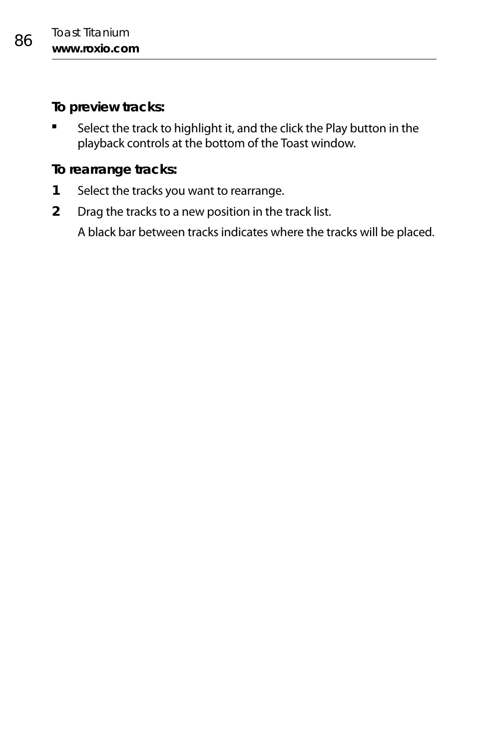**To preview tracks:**

- Select the track to highlight it, and the click the Play button in the playback controls at the bottom of the Toast window.

**To rearrange tracks:**

1. Select the tracks you want to rearrange.
2. Drag the tracks to a new position in the track list.

   A black bar between tracks indicates where the tracks will be placed.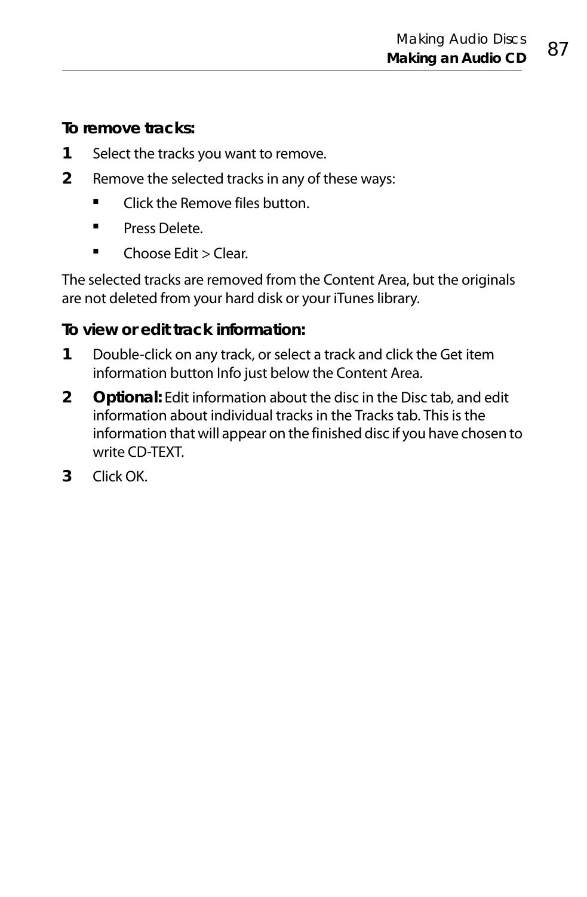**To remove tracks:**

1. Select the tracks you want to remove.
2. Remove the selected tracks in any of these ways:
   - Click the Remove files button.
   - Press Delete.
   - Choose Edit > Clear.

The selected tracks are removed from the Content Area, but the originals are not deleted from your hard disk or your iTunes library.

**To view or edit track information:**

1. Double-click on any track, or select a track and click the Get item information button Info just below the Content Area.
2. **Optional:** Edit information about the disc in the Disc tab, and edit information about individual tracks in the Tracks tab. This is the information that will appear on the finished disc if you have chosen to write CD-TEXT.
3. Click OK.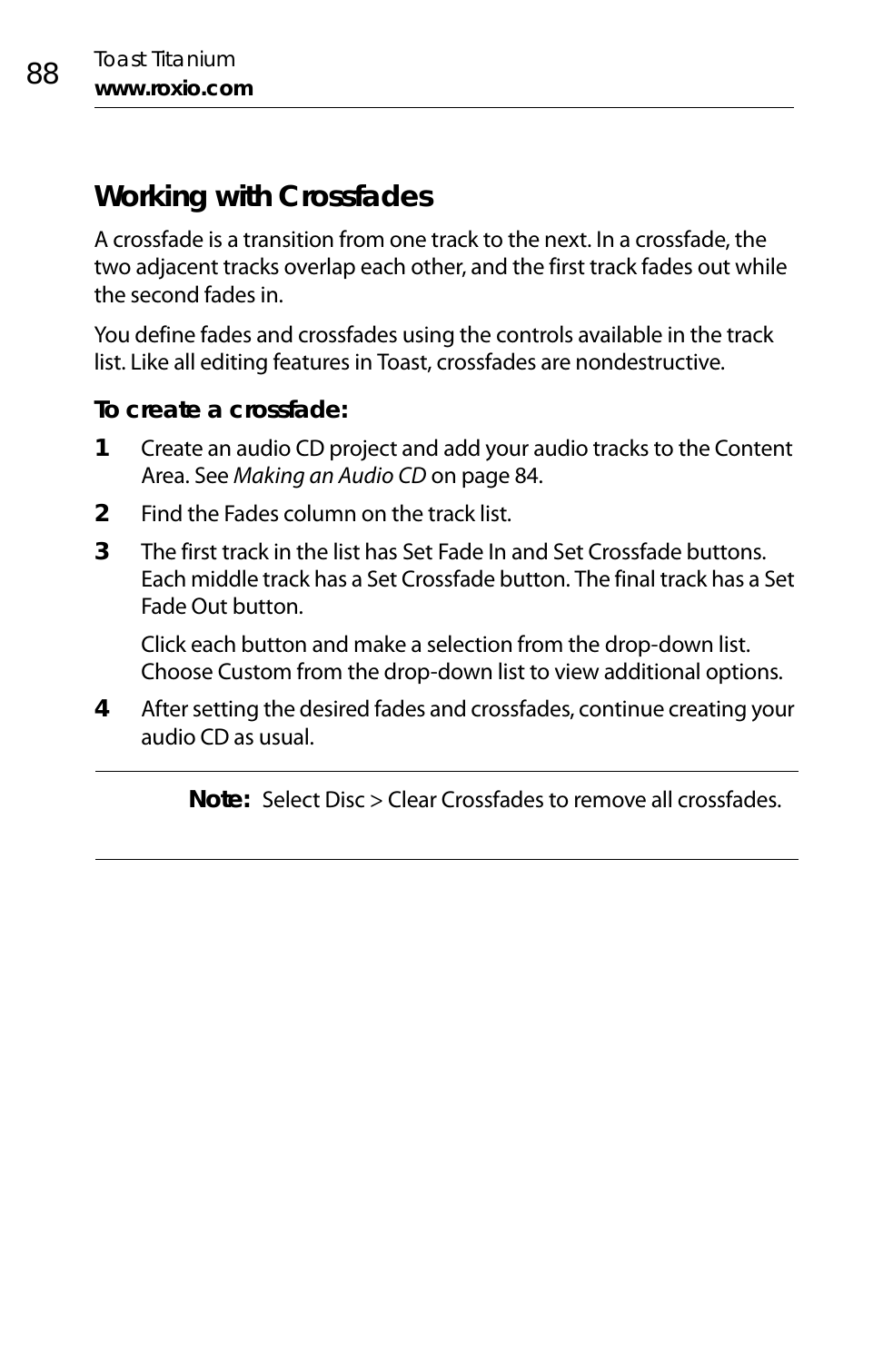## Working with Crossfades

A crossfade is a transition from one track to the next. In a crossfade, the two adjacent tracks overlap each other, and the first track fades out while the second fades in.

You define fades and crossfades using the controls available in the track list. Like all editing features in Toast, crossfades are nondestructive.

### To create a crossfade:

1. Create an audio CD project and add your audio tracks to the Content Area. See *Making an Audio CD* on page 84.
2. Find the Fades column on the track list.
3. The first track in the list has Set Fade In and Set Crossfade buttons. Each middle track has a Set Crossfade button. The final track has a Set Fade Out button.

   Click each button and make a selection from the drop-down list. Choose Custom from the drop-down list to view additional options.
4. After setting the desired fades and crossfades, continue creating your audio CD as usual.

---

**Note:** Select Disc > Clear Crossfades to remove all crossfades.

---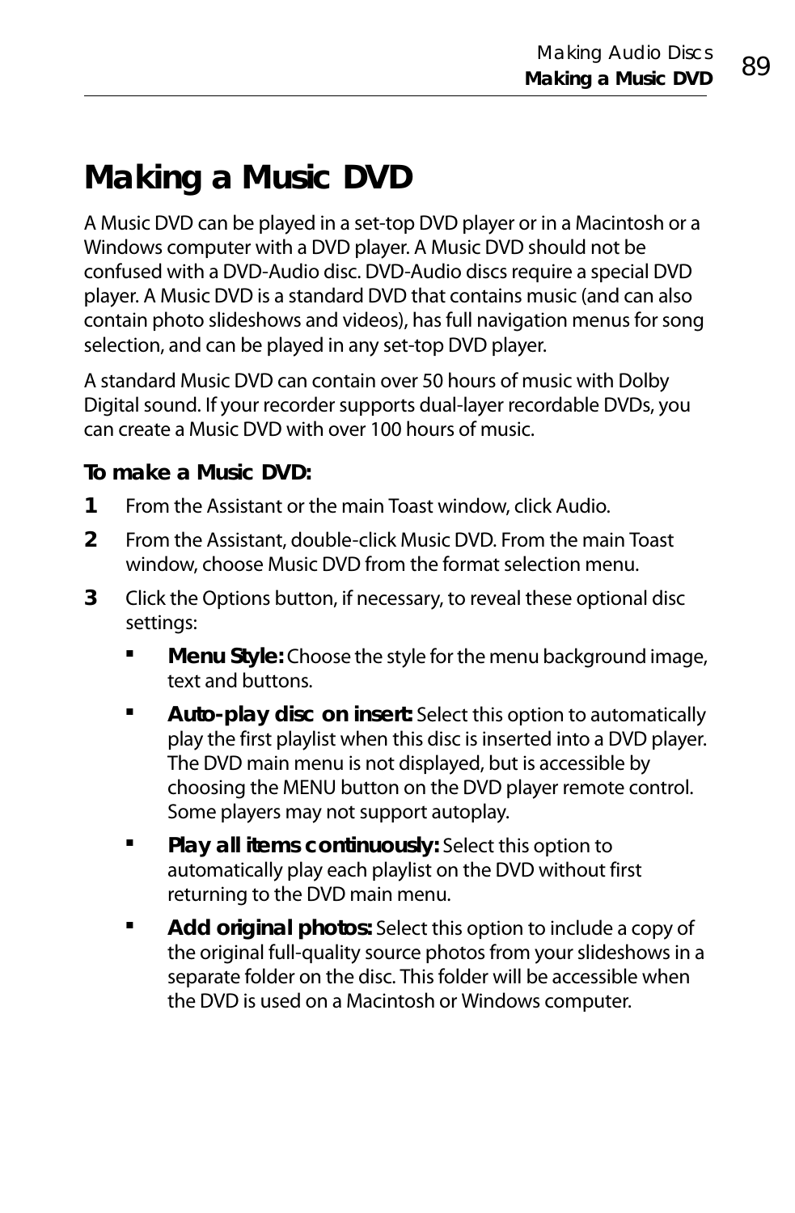# Making a Music DVD

A Music DVD can be played in a set-top DVD player or in a Macintosh or a Windows computer with a DVD player. A Music DVD should not be confused with a DVD-Audio disc. DVD-Audio discs require a special DVD player. A Music DVD is a standard DVD that contains music (and can also contain photo slideshows and videos), has full navigation menus for song selection, and can be played in any set-top DVD player.

A standard Music DVD can contain over 50 hours of music with Dolby Digital sound. If your recorder supports dual-layer recordable DVDs, you can create a Music DVD with over 100 hours of music.

**To make a Music DVD:**

1. From the Assistant or the main Toast window, click Audio.
2. From the Assistant, double-click Music DVD. From the main Toast window, choose Music DVD from the format selection menu.
3. Click the Options button, if necessary, to reveal these optional disc settings:
   - **Menu Style:** Choose the style for the menu background image, text and buttons.
   - **Auto-play disc on insert:** Select this option to automatically play the first playlist when this disc is inserted into a DVD player. The DVD main menu is not displayed, but is accessible by choosing the MENU button on the DVD player remote control. Some players may not support autoplay.
   - **Play all items continuously:** Select this option to automatically play each playlist on the DVD without first returning to the DVD main menu.
   - **Add original photos:** Select this option to include a copy of the original full-quality source photos from your slideshows in a separate folder on the disc. This folder will be accessible when the DVD is used on a Macintosh or Windows computer.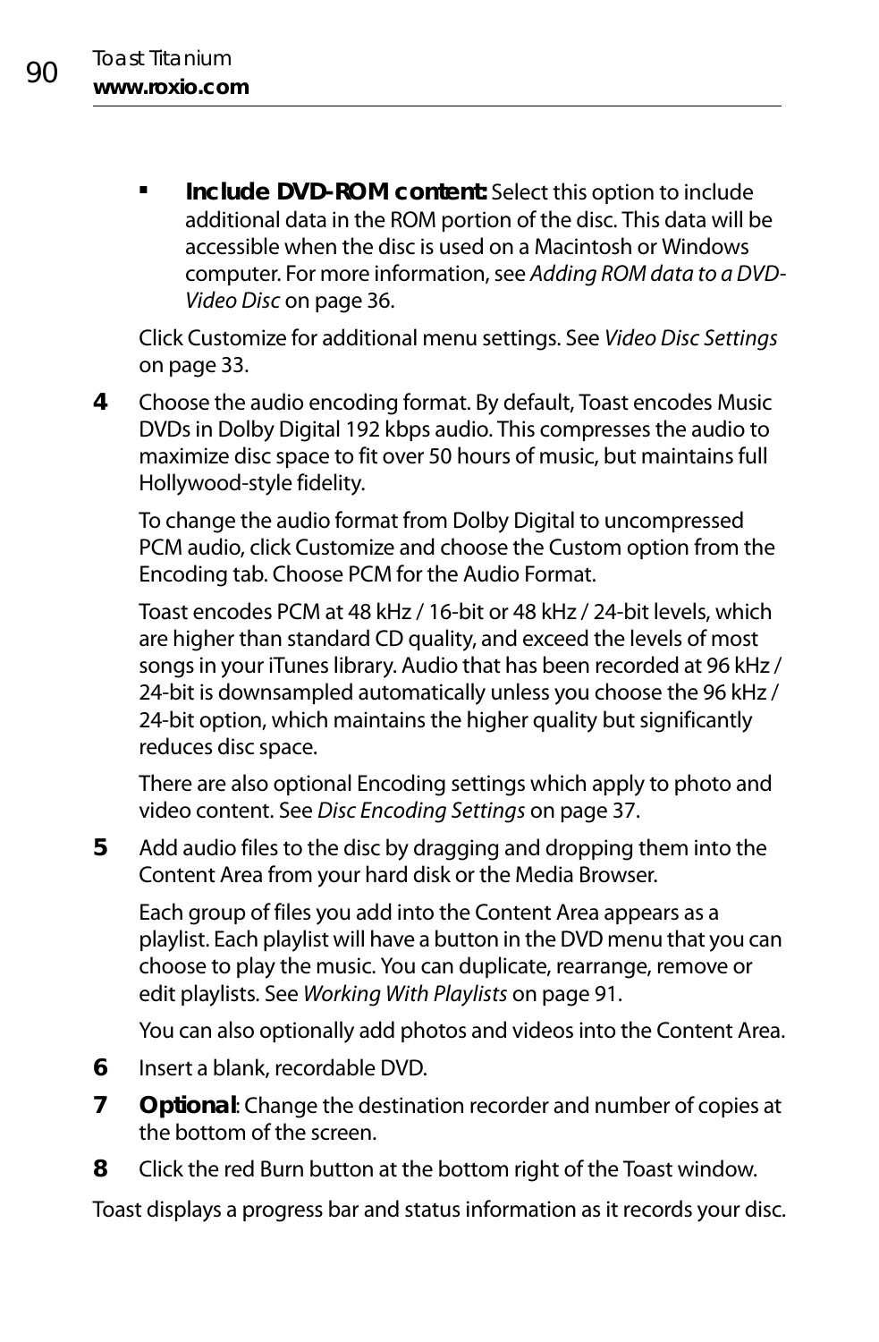- **Include DVD-ROM content:** Select this option to include additional data in the ROM portion of the disc. This data will be accessible when the disc is used on a Macintosh or Windows computer. For more information, see *Adding ROM data to a DVD-Video Disc* on page 36.

   Click Customize for additional menu settings. See *Video Disc Settings* on page 33.

4. Choose the audio encoding format. By default, Toast encodes Music DVDs in Dolby Digital 192 kbps audio. This compresses the audio to maximize disc space to fit over 50 hours of music, but maintains full Hollywood-style fidelity.

   To change the audio format from Dolby Digital to uncompressed PCM audio, click Customize and choose the Custom option from the Encoding tab. Choose PCM for the Audio Format.

   Toast encodes PCM at 48 kHz / 16-bit or 48 kHz / 24-bit levels, which are higher than standard CD quality, and exceed the levels of most songs in your iTunes library. Audio that has been recorded at 96 kHz / 24-bit is downsampled automatically unless you choose the 96 kHz / 24-bit option, which maintains the higher quality but significantly reduces disc space.

   There are also optional Encoding settings which apply to photo and video content. See *Disc Encoding Settings* on page 37.

5. Add audio files to the disc by dragging and dropping them into the Content Area from your hard disk or the Media Browser.

   Each group of files you add into the Content Area appears as a playlist. Each playlist will have a button in the DVD menu that you can choose to play the music. You can duplicate, rearrange, remove or edit playlists. See *Working With Playlists* on page 91.

   You can also optionally add photos and videos into the Content Area.

6. Insert a blank, recordable DVD.
7. **Optional**: Change the destination recorder and number of copies at the bottom of the screen.
8. Click the red Burn button at the bottom right of the Toast window.

Toast displays a progress bar and status information as it records your disc.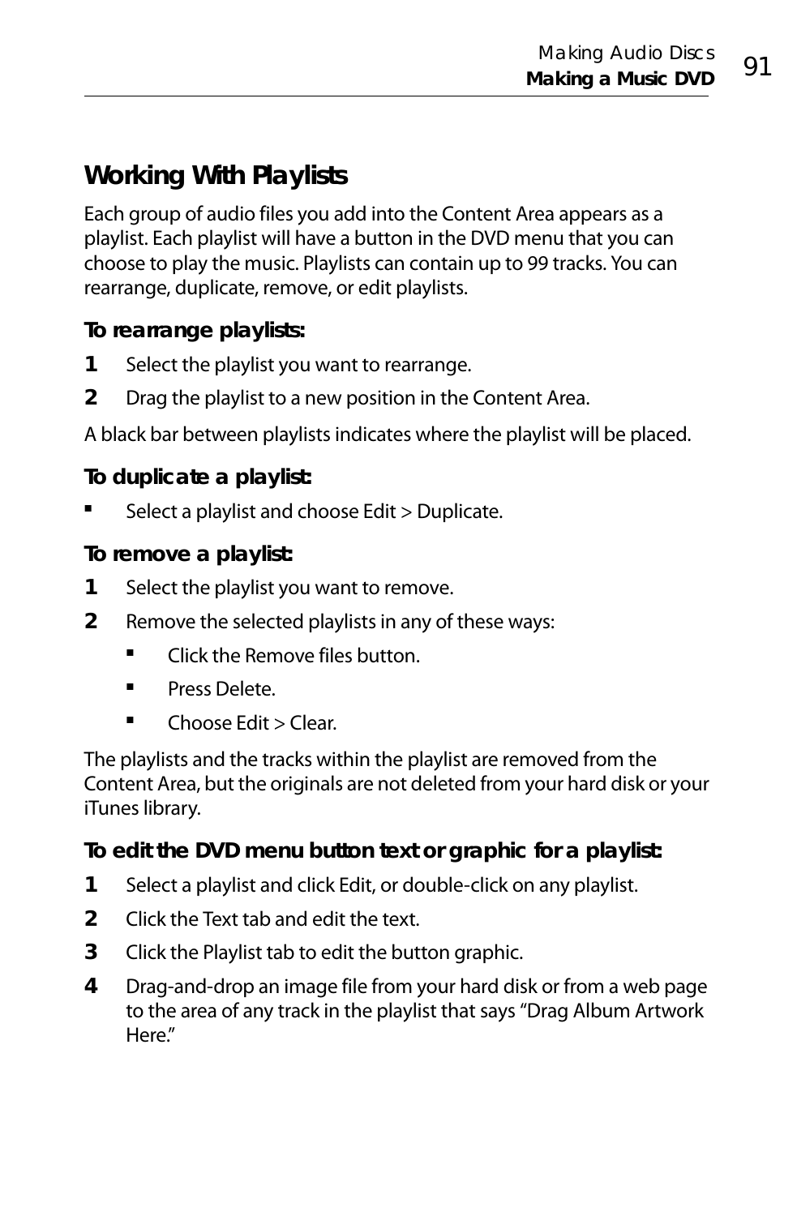## Working With Playlists

Each group of audio files you add into the Content Area appears as a playlist. Each playlist will have a button in the DVD menu that you can choose to play the music. Playlists can contain up to 99 tracks. You can rearrange, duplicate, remove, or edit playlists.

### To rearrange playlists:

1. Select the playlist you want to rearrange.
2. Drag the playlist to a new position in the Content Area.

A black bar between playlists indicates where the playlist will be placed.

### To duplicate a playlist:

- Select a playlist and choose Edit > Duplicate.

### To remove a playlist:

1. Select the playlist you want to remove.
2. Remove the selected playlists in any of these ways:
   - Click the Remove files button.
   - Press Delete.
   - Choose Edit > Clear.

The playlists and the tracks within the playlist are removed from the Content Area, but the originals are not deleted from your hard disk or your iTunes library.

### To edit the DVD menu button text or graphic for a playlist:

1. Select a playlist and click Edit, or double-click on any playlist.
2. Click the Text tab and edit the text.
3. Click the Playlist tab to edit the button graphic.
4. Drag-and-drop an image file from your hard disk or from a web page to the area of any track in the playlist that says "Drag Album Artwork Here."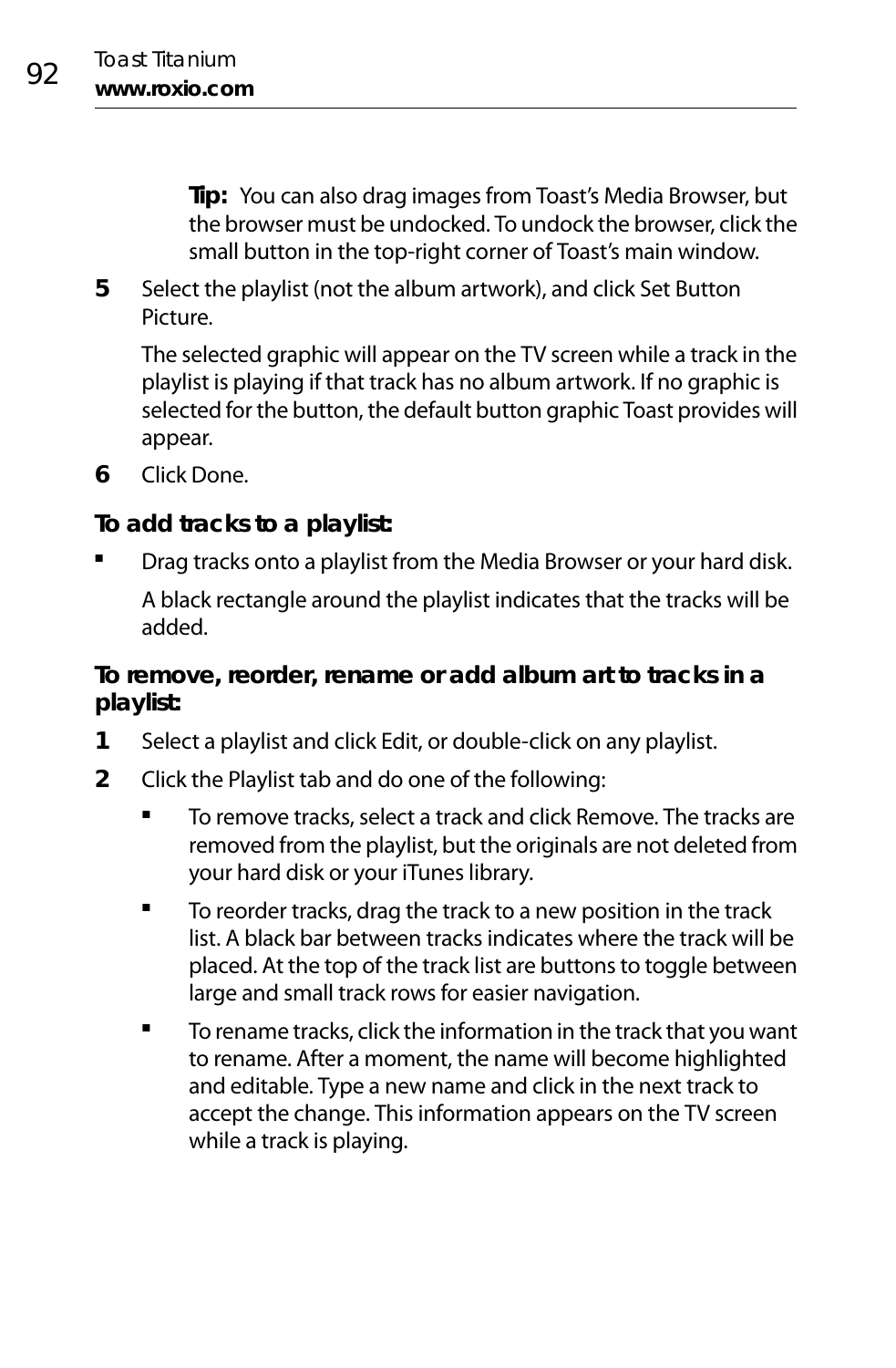**Tip:** You can also drag images from Toast's Media Browser, but the browser must be undocked. To undock the browser, click the small button in the top-right corner of Toast's main window.

5. Select the playlist (not the album artwork), and click Set Button Picture.

   The selected graphic will appear on the TV screen while a track in the playlist is playing if that track has no album artwork. If no graphic is selected for the button, the default button graphic Toast provides will appear.

6. Click Done.

### To add tracks to a playlist:

- Drag tracks onto a playlist from the Media Browser or your hard disk.

  A black rectangle around the playlist indicates that the tracks will be added.

### To remove, reorder, rename or add album art to tracks in a playlist:

1. Select a playlist and click Edit, or double-click on any playlist.
2. Click the Playlist tab and do one of the following:
   - To remove tracks, select a track and click Remove. The tracks are removed from the playlist, but the originals are not deleted from your hard disk or your iTunes library.
   - To reorder tracks, drag the track to a new position in the track list. A black bar between tracks indicates where the track will be placed. At the top of the track list are buttons to toggle between large and small track rows for easier navigation.
   - To rename tracks, click the information in the track that you want to rename. After a moment, the name will become highlighted and editable. Type a new name and click in the next track to accept the change. This information appears on the TV screen while a track is playing.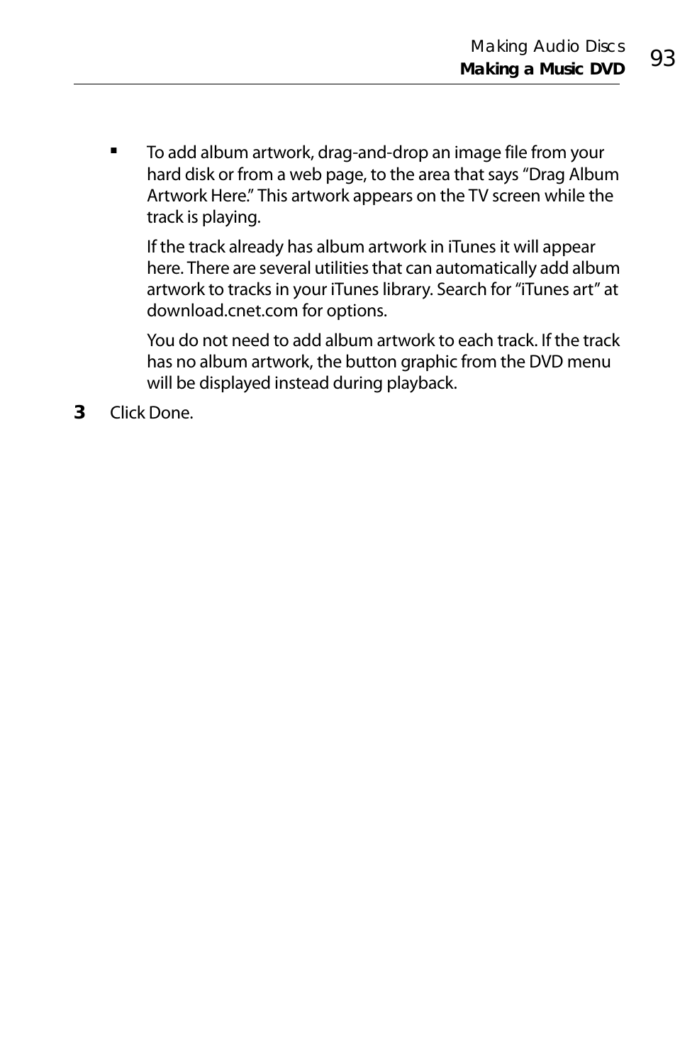- To add album artwork, drag-and-drop an image file from your hard disk or from a web page, to the area that says “Drag Album Artwork Here.” This artwork appears on the TV screen while the track is playing.

  If the track already has album artwork in iTunes it will appear here. There are several utilities that can automatically add album artwork to tracks in your iTunes library. Search for “iTunes art” at download.cnet.com for options.

  You do not need to add album artwork to each track. If the track has no album artwork, the button graphic from the DVD menu will be displayed instead during playback.

**3** Click Done.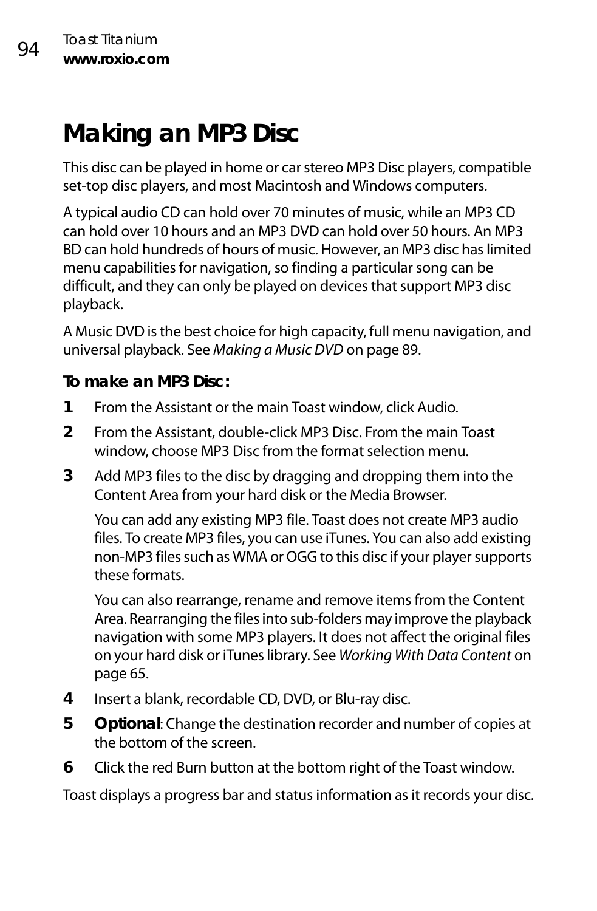# Making an MP3 Disc

This disc can be played in home or car stereo MP3 Disc players, compatible set-top disc players, and most Macintosh and Windows computers.

A typical audio CD can hold over 70 minutes of music, while an MP3 CD can hold over 10 hours and an MP3 DVD can hold over 50 hours. An MP3 BD can hold hundreds of hours of music. However, an MP3 disc has limited menu capabilities for navigation, so finding a particular song can be difficult, and they can only be played on devices that support MP3 disc playback.

A Music DVD is the best choice for high capacity, full menu navigation, and universal playback. See *Making a Music DVD* on page 89.

**To make an MP3 Disc:**

1. From the Assistant or the main Toast window, click Audio.
2. From the Assistant, double-click MP3 Disc. From the main Toast window, choose MP3 Disc from the format selection menu.
3. Add MP3 files to the disc by dragging and dropping them into the Content Area from your hard disk or the Media Browser.

   You can add any existing MP3 file. Toast does not create MP3 audio files. To create MP3 files, you can use iTunes. You can also add existing non-MP3 files such as WMA or OGG to this disc if your player supports these formats.

   You can also rearrange, rename and remove items from the Content Area. Rearranging the files into sub-folders may improve the playback navigation with some MP3 players. It does not affect the original files on your hard disk or iTunes library. See *Working With Data Content* on page 65.
4. Insert a blank, recordable CD, DVD, or Blu-ray disc.
5. **Optional**: Change the destination recorder and number of copies at the bottom of the screen.
6. Click the red Burn button at the bottom right of the Toast window.

Toast displays a progress bar and status information as it records your disc.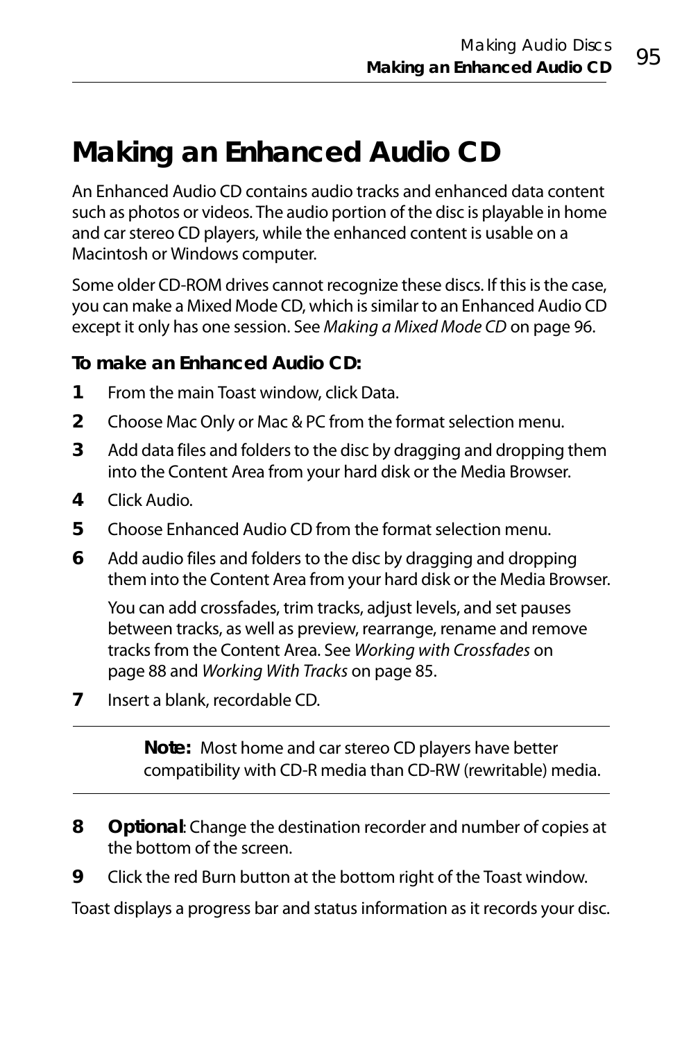# Making an Enhanced Audio CD

An Enhanced Audio CD contains audio tracks and enhanced data content such as photos or videos. The audio portion of the disc is playable in home and car stereo CD players, while the enhanced content is usable on a Macintosh or Windows computer.

Some older CD-ROM drives cannot recognize these discs. If this is the case, you can make a Mixed Mode CD, which is similar to an Enhanced Audio CD except it only has one session. See *Making a Mixed Mode CD* on page 96.

**To make an Enhanced Audio CD:**

1. From the main Toast window, click Data.
2. Choose Mac Only or Mac & PC from the format selection menu.
3. Add data files and folders to the disc by dragging and dropping them into the Content Area from your hard disk or the Media Browser.
4. Click Audio.
5. Choose Enhanced Audio CD from the format selection menu.
6. Add audio files and folders to the disc by dragging and dropping them into the Content Area from your hard disk or the Media Browser.

   You can add crossfades, trim tracks, adjust levels, and set pauses between tracks, as well as preview, rearrange, rename and remove tracks from the Content Area. See *Working with Crossfades* on page 88 and *Working With Tracks* on page 85.
7. Insert a blank, recordable CD.

---

> **Note:** Most home and car stereo CD players have better compatibility with CD-R media than CD-RW (rewritable) media.

---

8. **Optional**: Change the destination recorder and number of copies at the bottom of the screen.
9. Click the red Burn button at the bottom right of the Toast window.

Toast displays a progress bar and status information as it records your disc.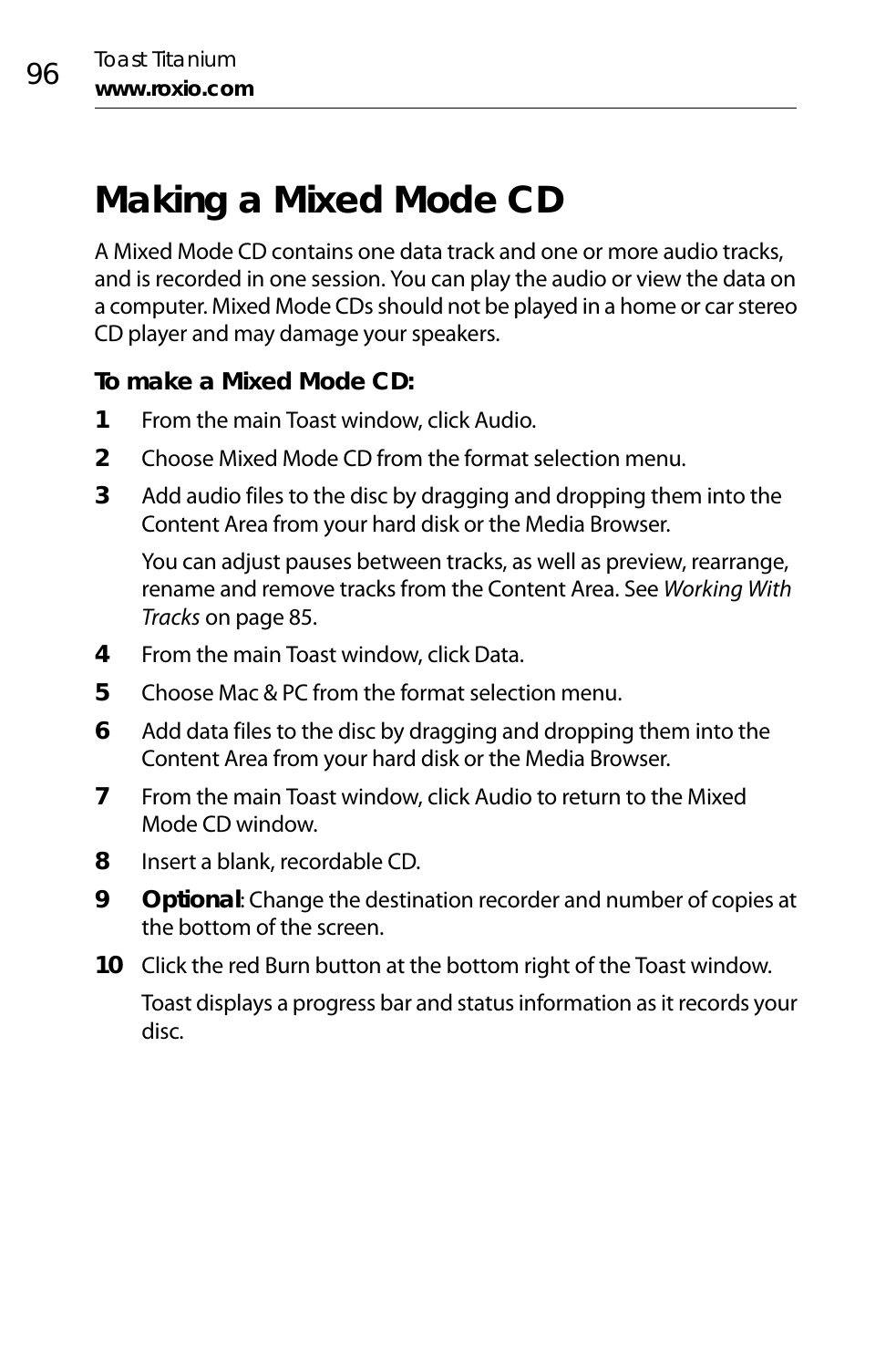# Making a Mixed Mode CD

A Mixed Mode CD contains one data track and one or more audio tracks, and is recorded in one session. You can play the audio or view the data on a computer. Mixed Mode CDs should not be played in a home or car stereo CD player and may damage your speakers.

**To make a Mixed Mode CD:**

1. From the main Toast window, click Audio.
2. Choose Mixed Mode CD from the format selection menu.
3. Add audio files to the disc by dragging and dropping them into the Content Area from your hard disk or the Media Browser.

   You can adjust pauses between tracks, as well as preview, rearrange, rename and remove tracks from the Content Area. See *Working With Tracks* on page 85.
4. From the main Toast window, click Data.
5. Choose Mac & PC from the format selection menu.
6. Add data files to the disc by dragging and dropping them into the Content Area from your hard disk or the Media Browser.
7. From the main Toast window, click Audio to return to the Mixed Mode CD window.
8. Insert a blank, recordable CD.
9. **Optional**: Change the destination recorder and number of copies at the bottom of the screen.
10. Click the red Burn button at the bottom right of the Toast window.

    Toast displays a progress bar and status information as it records your disc.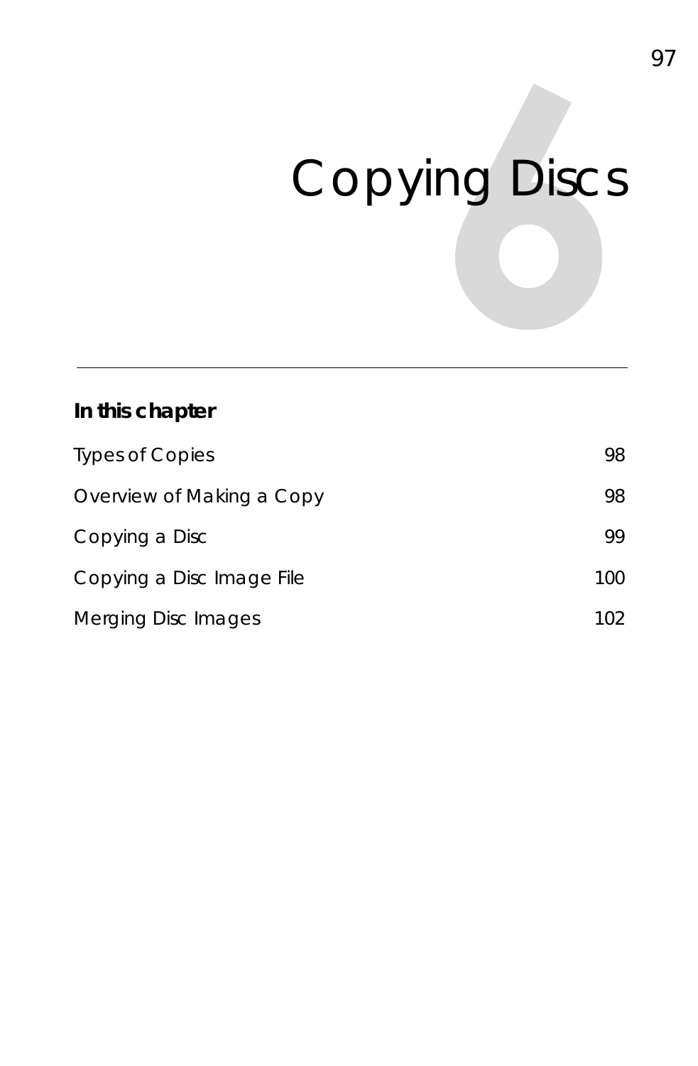# Copying Discs

## In this chapter

| | |
|---|---|
| Types of Copies | 98 |
| Overview of Making a Copy | 98 |
| Copying a Disc | 99 |
| Copying a Disc Image File | 100 |
| Merging Disc Images | 102 |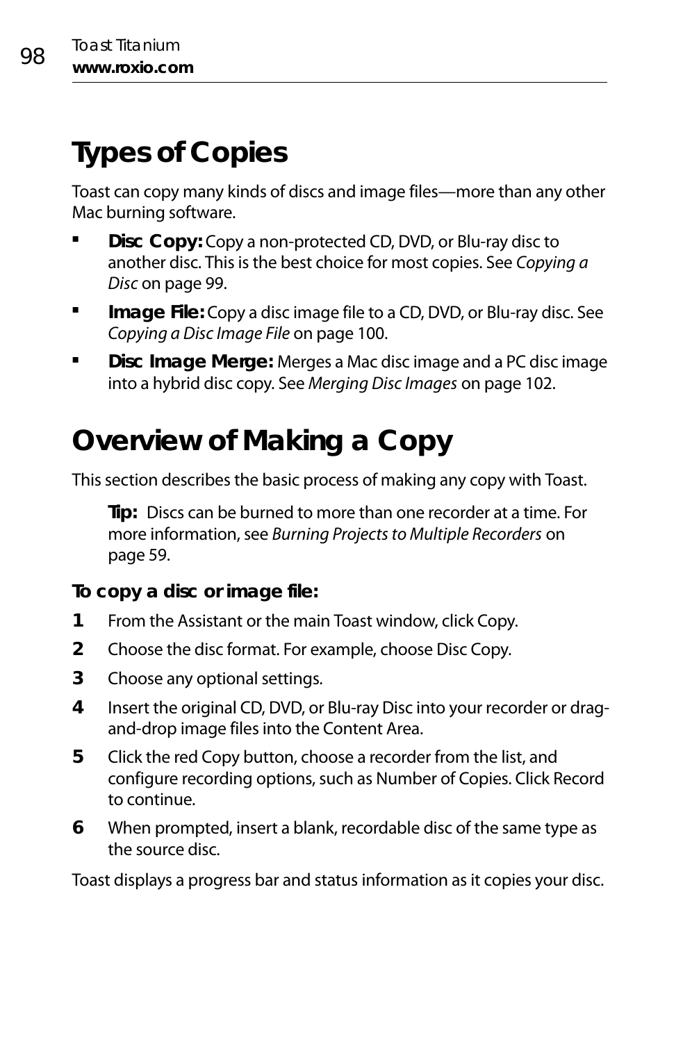## Types of Copies

Toast can copy many kinds of discs and image files—more than any other Mac burning software.

- **Disc Copy:** Copy a non-protected CD, DVD, or Blu-ray disc to another disc. This is the best choice for most copies. See *Copying a Disc* on page 99.
- **Image File:** Copy a disc image file to a CD, DVD, or Blu-ray disc. See *Copying a Disc Image File* on page 100.
- **Disc Image Merge:** Merges a Mac disc image and a PC disc image into a hybrid disc copy. See *Merging Disc Images* on page 102.

## Overview of Making a Copy

This section describes the basic process of making any copy with Toast.

> **Tip:** Discs can be burned to more than one recorder at a time. For more information, see *Burning Projects to Multiple Recorders* on page 59.

**To copy a disc or image file:**

1. From the Assistant or the main Toast window, click Copy.
2. Choose the disc format. For example, choose Disc Copy.
3. Choose any optional settings.
4. Insert the original CD, DVD, or Blu-ray Disc into your recorder or drag-and-drop image files into the Content Area.
5. Click the red Copy button, choose a recorder from the list, and configure recording options, such as Number of Copies. Click Record to continue.
6. When prompted, insert a blank, recordable disc of the same type as the source disc.

Toast displays a progress bar and status information as it copies your disc.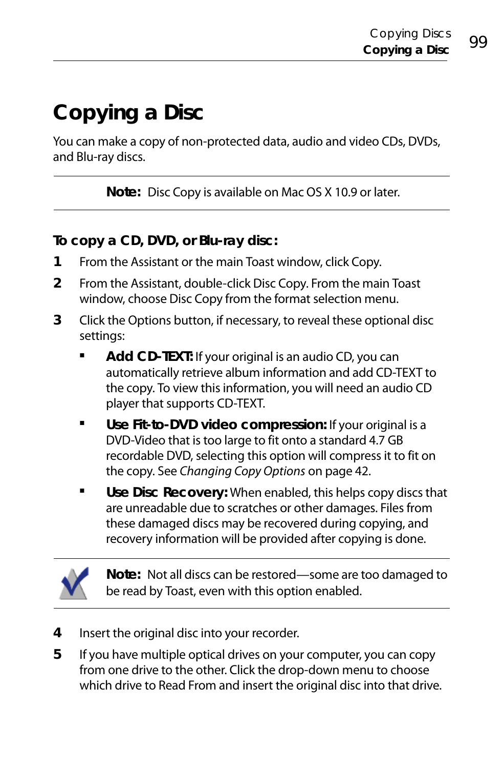# Copying a Disc

You can make a copy of non-protected data, audio and video CDs, DVDs, and Blu-ray discs.

**Note:** Disc Copy is available on Mac OS X 10.9 or later.

**To copy a CD, DVD, or Blu-ray disc:**

1. From the Assistant or the main Toast window, click Copy.
2. From the Assistant, double-click Disc Copy. From the main Toast window, choose Disc Copy from the format selection menu.
3. Click the Options button, if necessary, to reveal these optional disc settings:
   - **Add CD-TEXT:** If your original is an audio CD, you can automatically retrieve album information and add CD-TEXT to the copy. To view this information, you will need an audio CD player that supports CD-TEXT.
   - **Use Fit-to-DVD video compression:** If your original is a DVD-Video that is too large to fit onto a standard 4.7 GB recordable DVD, selecting this option will compress it to fit on the copy. See *Changing Copy Options* on page 42.
   - **Use Disc Recovery:** When enabled, this helps copy discs that are unreadable due to scratches or other damages. Files from these damaged discs may be recovered during copying, and recovery information will be provided after copying is done.

**Note:** Not all discs can be restored—some are too damaged to be read by Toast, even with this option enabled.

4. Insert the original disc into your recorder.
5. If you have multiple optical drives on your computer, you can copy from one drive to the other. Click the drop-down menu to choose which drive to Read From and insert the original disc into that drive.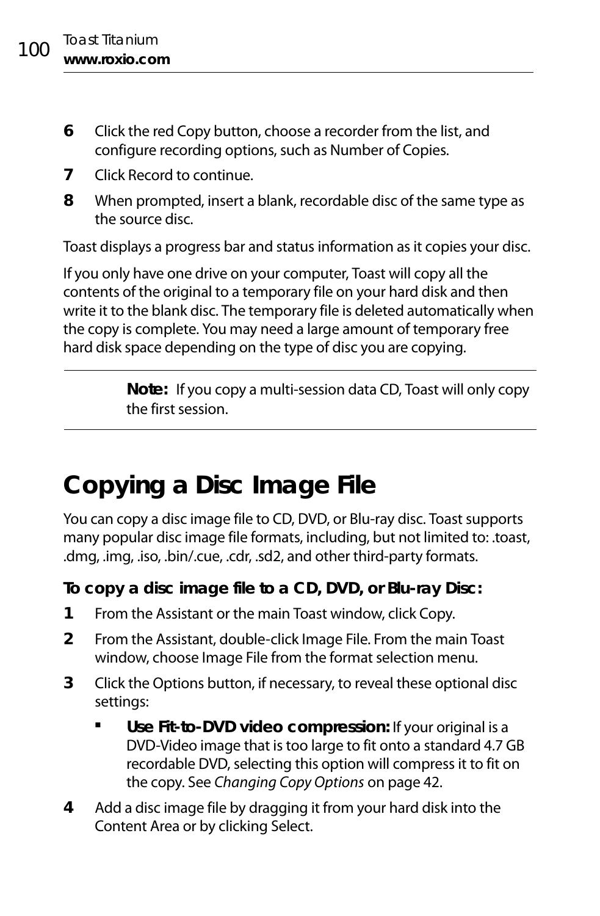6. Click the red Copy button, choose a recorder from the list, and configure recording options, such as Number of Copies.
7. Click Record to continue.
8. When prompted, insert a blank, recordable disc of the same type as the source disc.

Toast displays a progress bar and status information as it copies your disc.

If you only have one drive on your computer, Toast will copy all the contents of the original to a temporary file on your hard disk and then write it to the blank disc. The temporary file is deleted automatically when the copy is complete. You may need a large amount of temporary free hard disk space depending on the type of disc you are copying.

---

**Note:** If you copy a multi-session data CD, Toast will only copy the first session.

---

# Copying a Disc Image File

You can copy a disc image file to CD, DVD, or Blu-ray disc. Toast supports many popular disc image file formats, including, but not limited to: .toast, .dmg, .img, .iso, .bin/.cue, .cdr, .sd2, and other third-party formats.

### To copy a disc image file to a CD, DVD, or Blu-ray Disc:

1. From the Assistant or the main Toast window, click Copy.
2. From the Assistant, double-click Image File. From the main Toast window, choose Image File from the format selection menu.
3. Click the Options button, if necessary, to reveal these optional disc settings:
   - **Use Fit-to-DVD video compression:** If your original is a DVD-Video image that is too large to fit onto a standard 4.7 GB recordable DVD, selecting this option will compress it to fit on the copy. See *Changing Copy Options* on page 42.
4. Add a disc image file by dragging it from your hard disk into the Content Area or by clicking Select.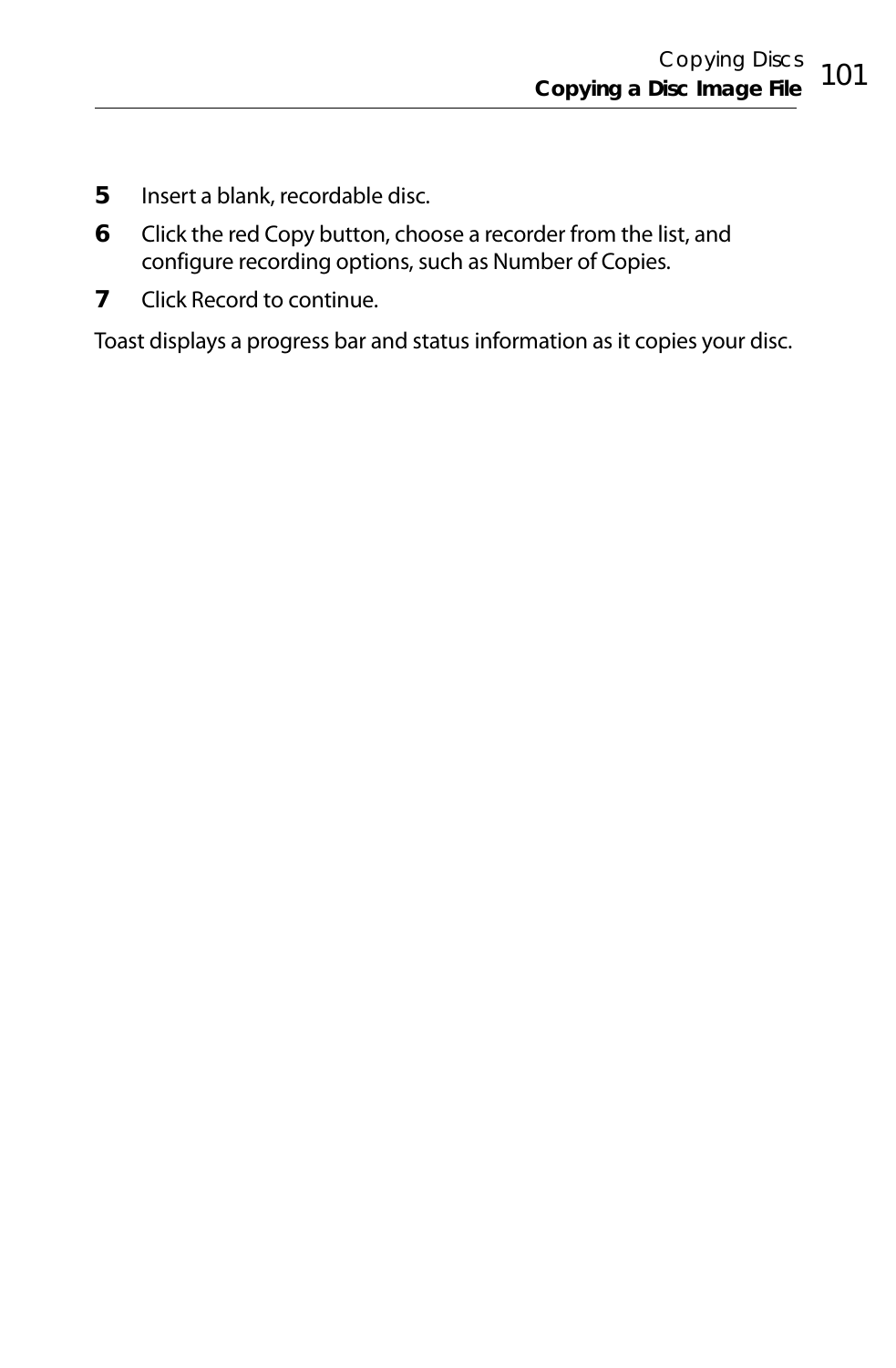5. Insert a blank, recordable disc.
6. Click the red Copy button, choose a recorder from the list, and configure recording options, such as Number of Copies.
7. Click Record to continue.

Toast displays a progress bar and status information as it copies your disc.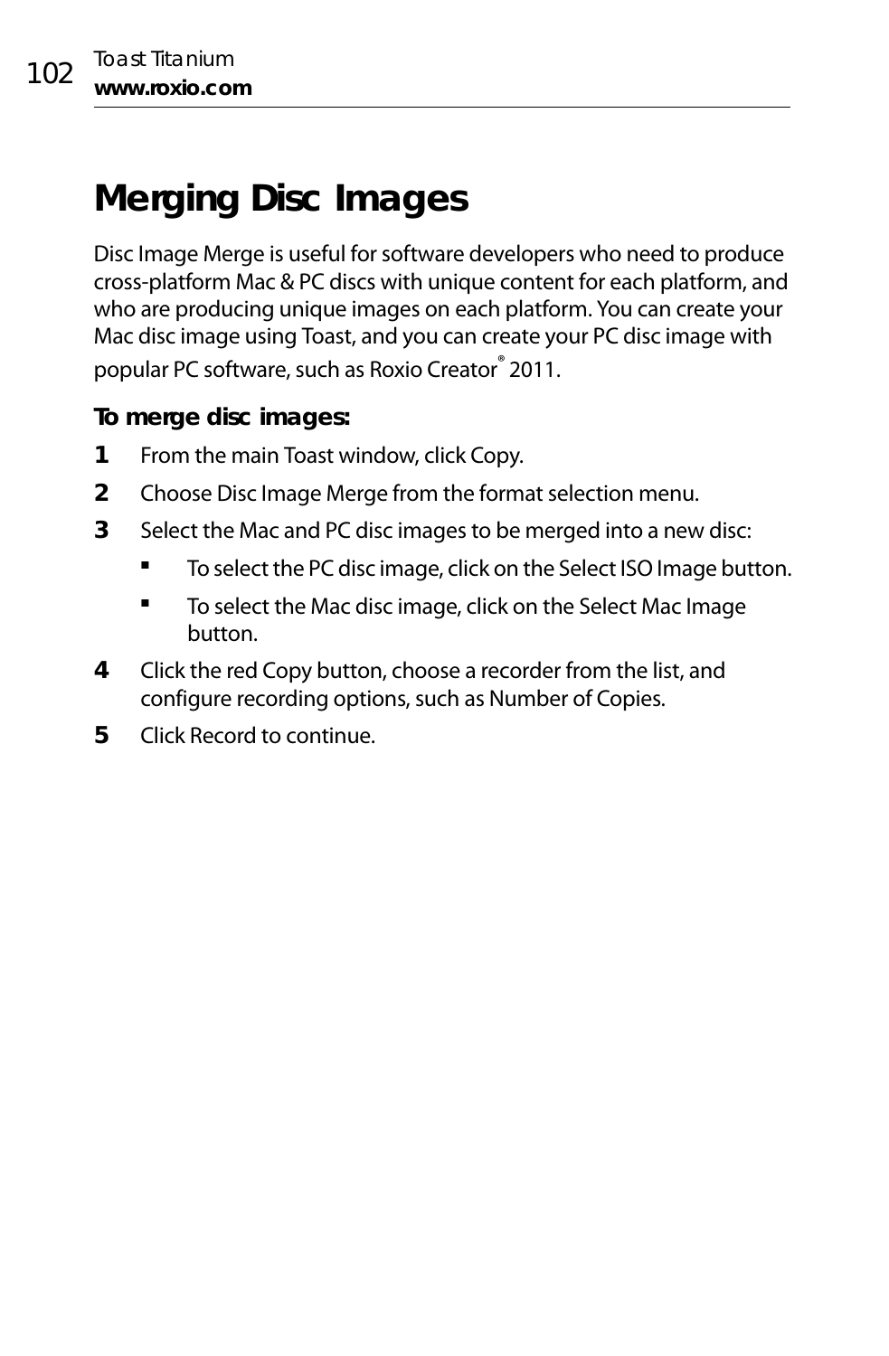# Merging Disc Images

Disc Image Merge is useful for software developers who need to produce cross-platform Mac & PC discs with unique content for each platform, and who are producing unique images on each platform. You can create your Mac disc image using Toast, and you can create your PC disc image with popular PC software, such as Roxio Creator® 2011.

**To merge disc images:**

1. From the main Toast window, click Copy.
2. Choose Disc Image Merge from the format selection menu.
3. Select the Mac and PC disc images to be merged into a new disc:
   - To select the PC disc image, click on the Select ISO Image button.
   - To select the Mac disc image, click on the Select Mac Image button.
4. Click the red Copy button, choose a recorder from the list, and configure recording options, such as Number of Copies.
5. Click Record to continue.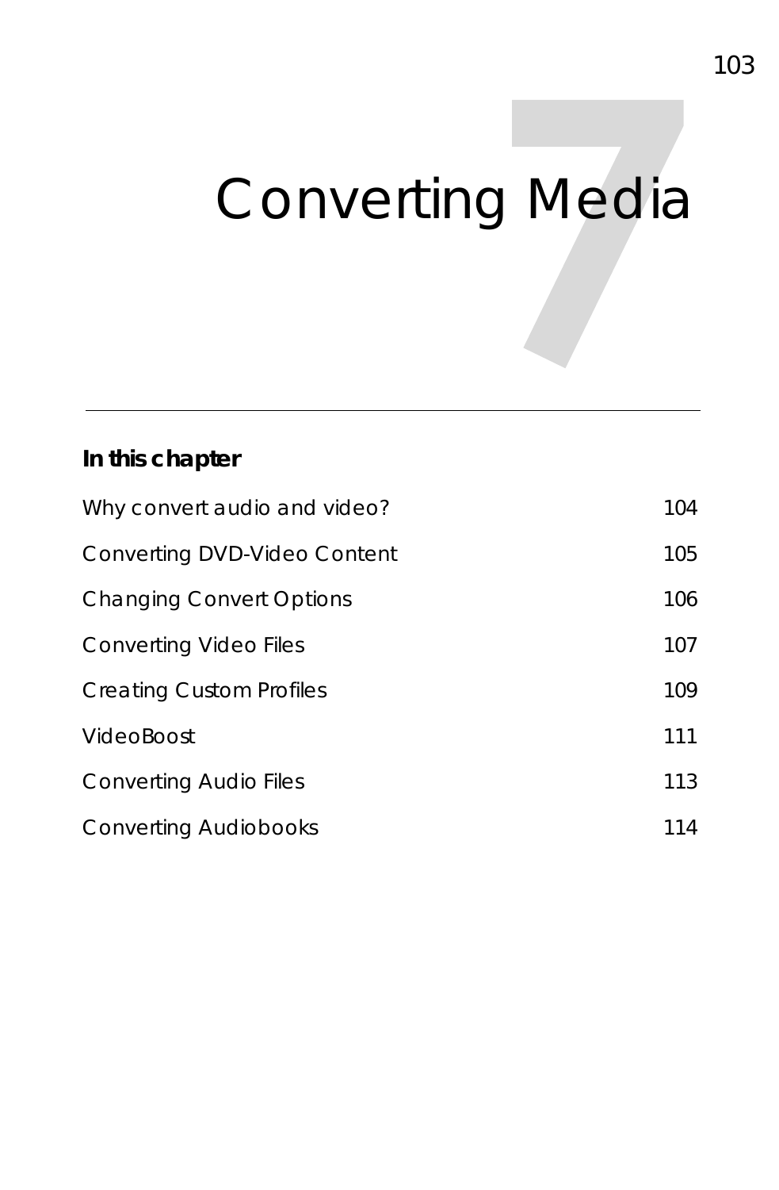# 7 Converting Media

**In this chapter**

| | |
|---|---|
| Why convert audio and video? | 104 |
| Converting DVD-Video Content | 105 |
| Changing Convert Options | 106 |
| Converting Video Files | 107 |
| Creating Custom Profiles | 109 |
| VideoBoost | 111 |
| Converting Audio Files | 113 |
| Converting Audiobooks | 114 |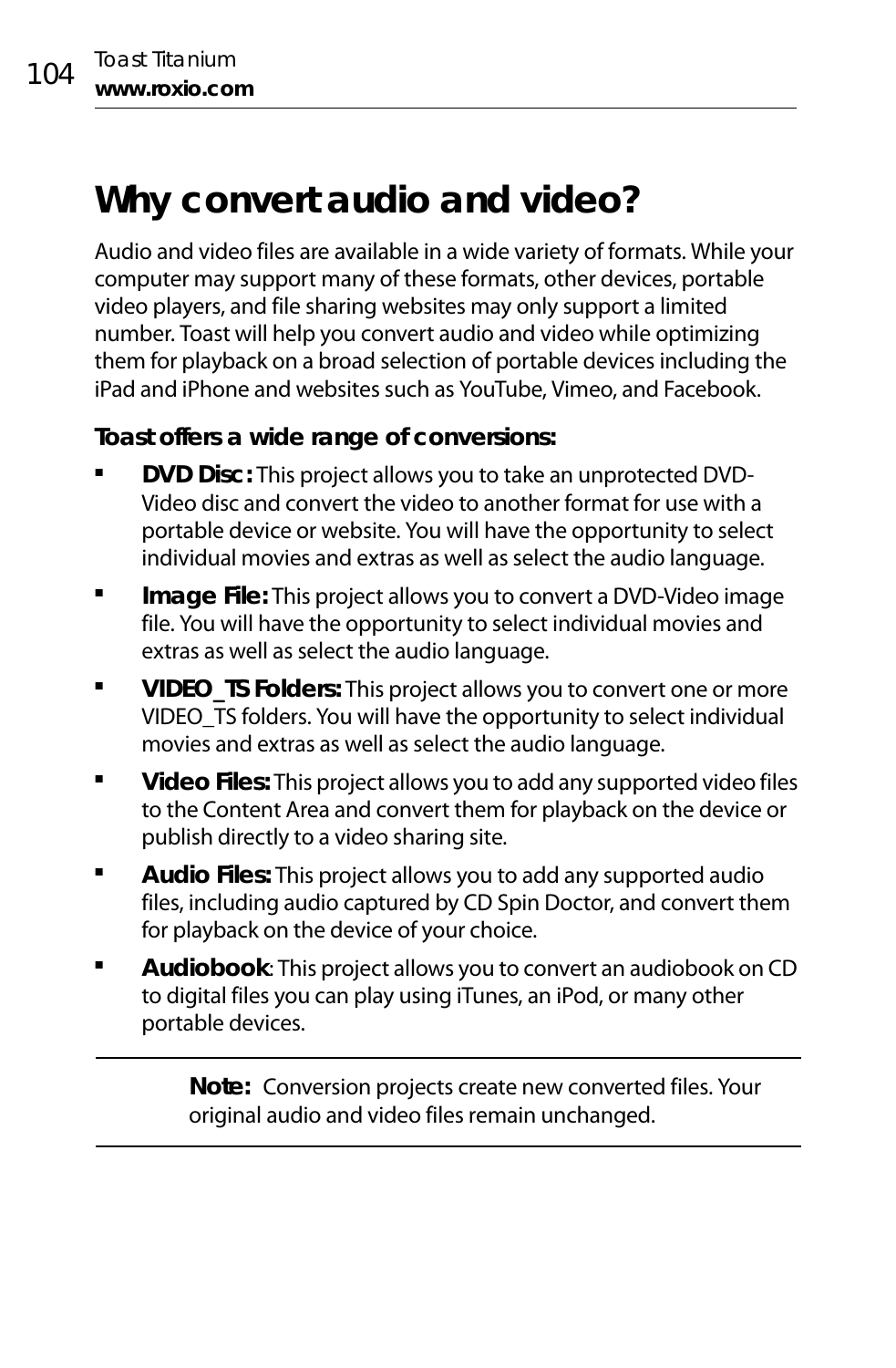# Why convert audio and video?

Audio and video files are available in a wide variety of formats. While your computer may support many of these formats, other devices, portable video players, and file sharing websites may only support a limited number. Toast will help you convert audio and video while optimizing them for playback on a broad selection of portable devices including the iPad and iPhone and websites such as YouTube, Vimeo, and Facebook.

**Toast offers a wide range of conversions:**

- **DVD Disc:** This project allows you to take an unprotected DVD-Video disc and convert the video to another format for use with a portable device or website. You will have the opportunity to select individual movies and extras as well as select the audio language.
- **Image File:** This project allows you to convert a DVD-Video image file. You will have the opportunity to select individual movies and extras as well as select the audio language.
- **VIDEO_TS Folders:** This project allows you to convert one or more VIDEO_TS folders. You will have the opportunity to select individual movies and extras as well as select the audio language.
- **Video Files:** This project allows you to add any supported video files to the Content Area and convert them for playback on the device or publish directly to a video sharing site.
- **Audio Files:** This project allows you to add any supported audio files, including audio captured by CD Spin Doctor, and convert them for playback on the device of your choice.
- **Audiobook**: This project allows you to convert an audiobook on CD to digital files you can play using iTunes, an iPod, or many other portable devices.

---

**Note:** Conversion projects create new converted files. Your original audio and video files remain unchanged.

---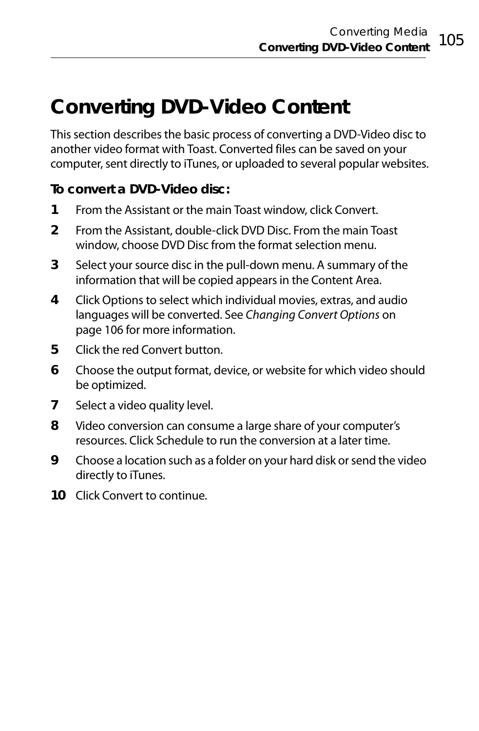# Converting DVD-Video Content

This section describes the basic process of converting a DVD-Video disc to another video format with Toast. Converted files can be saved on your computer, sent directly to iTunes, or uploaded to several popular websites.

**To convert a DVD-Video disc:**

1. From the Assistant or the main Toast window, click Convert.
2. From the Assistant, double-click DVD Disc. From the main Toast window, choose DVD Disc from the format selection menu.
3. Select your source disc in the pull-down menu. A summary of the information that will be copied appears in the Content Area.
4. Click Options to select which individual movies, extras, and audio languages will be converted. See *Changing Convert Options* on page 106 for more information.
5. Click the red Convert button.
6. Choose the output format, device, or website for which video should be optimized.
7. Select a video quality level.
8. Video conversion can consume a large share of your computer's resources. Click Schedule to run the conversion at a later time.
9. Choose a location such as a folder on your hard disk or send the video directly to iTunes.
10. Click Convert to continue.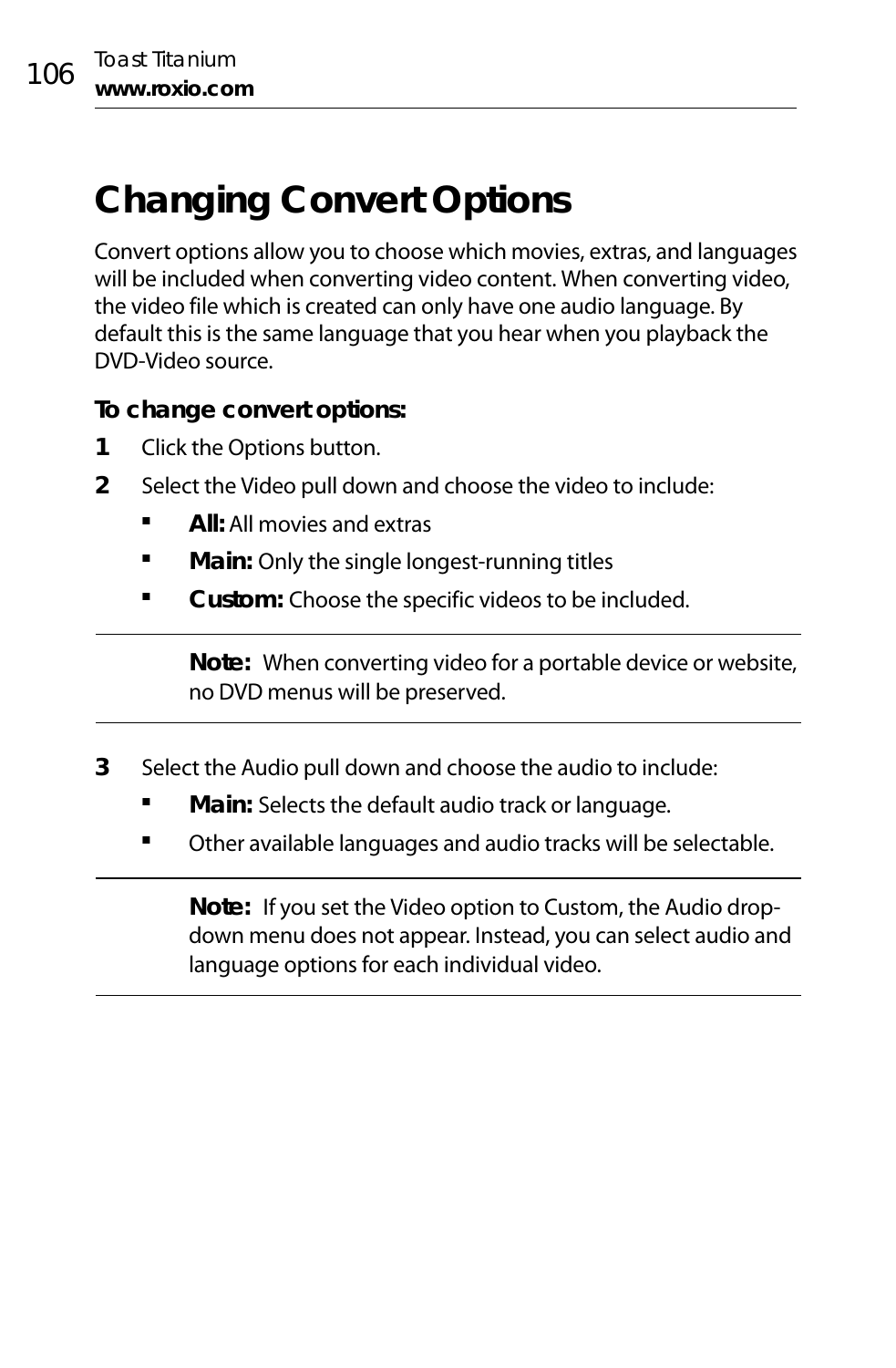# Changing Convert Options

Convert options allow you to choose which movies, extras, and languages will be included when converting video content. When converting video, the video file which is created can only have one audio language. By default this is the same language that you hear when you playback the DVD-Video source.

**To change convert options:**

1. Click the Options button.
2. Select the Video pull down and choose the video to include:
   - **All:** All movies and extras
   - **Main:** Only the single longest-running titles
   - **Custom:** Choose the specific videos to be included.

> **Note:** When converting video for a portable device or website, no DVD menus will be preserved.

3. Select the Audio pull down and choose the audio to include:
   - **Main:** Selects the default audio track or language.
   - Other available languages and audio tracks will be selectable.

> **Note:** If you set the Video option to Custom, the Audio drop-down menu does not appear. Instead, you can select audio and language options for each individual video.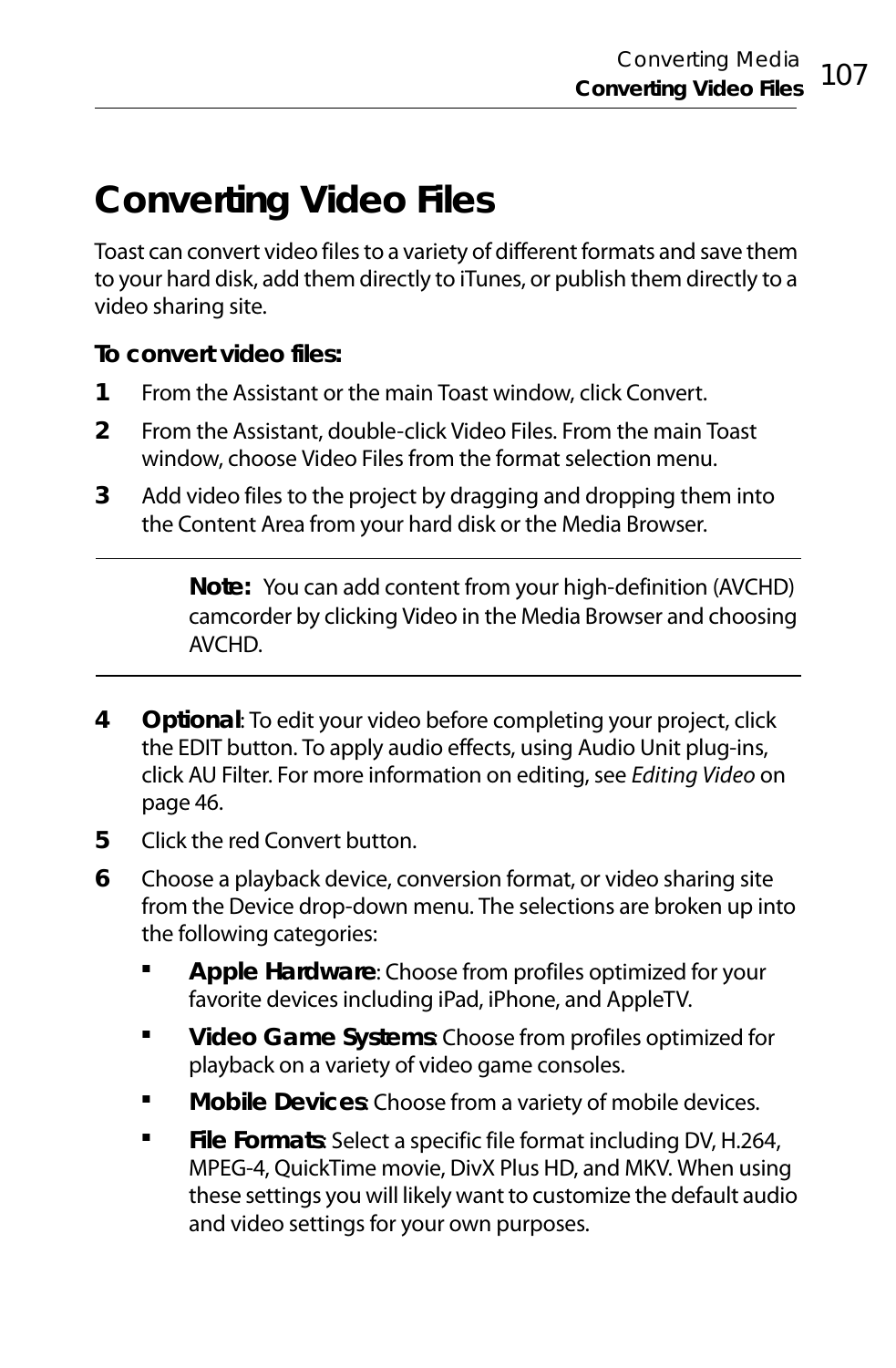# Converting Video Files

Toast can convert video files to a variety of different formats and save them to your hard disk, add them directly to iTunes, or publish them directly to a video sharing site.

**To convert video files:**

1. From the Assistant or the main Toast window, click Convert.
2. From the Assistant, double-click Video Files. From the main Toast window, choose Video Files from the format selection menu.
3. Add video files to the project by dragging and dropping them into the Content Area from your hard disk or the Media Browser.

> **Note:** You can add content from your high-definition (AVCHD) camcorder by clicking Video in the Media Browser and choosing AVCHD.

4. **Optional**: To edit your video before completing your project, click the EDIT button. To apply audio effects, using Audio Unit plug-ins, click AU Filter. For more information on editing, see *Editing Video* on page 46.
5. Click the red Convert button.
6. Choose a playback device, conversion format, or video sharing site from the Device drop-down menu. The selections are broken up into the following categories:
   - **Apple Hardware**: Choose from profiles optimized for your favorite devices including iPad, iPhone, and AppleTV.
   - **Video Game Systems**: Choose from profiles optimized for playback on a variety of video game consoles.
   - **Mobile Devices**: Choose from a variety of mobile devices.
   - **File Formats**: Select a specific file format including DV, H.264, MPEG-4, QuickTime movie, DivX Plus HD, and MKV. When using these settings you will likely want to customize the default audio and video settings for your own purposes.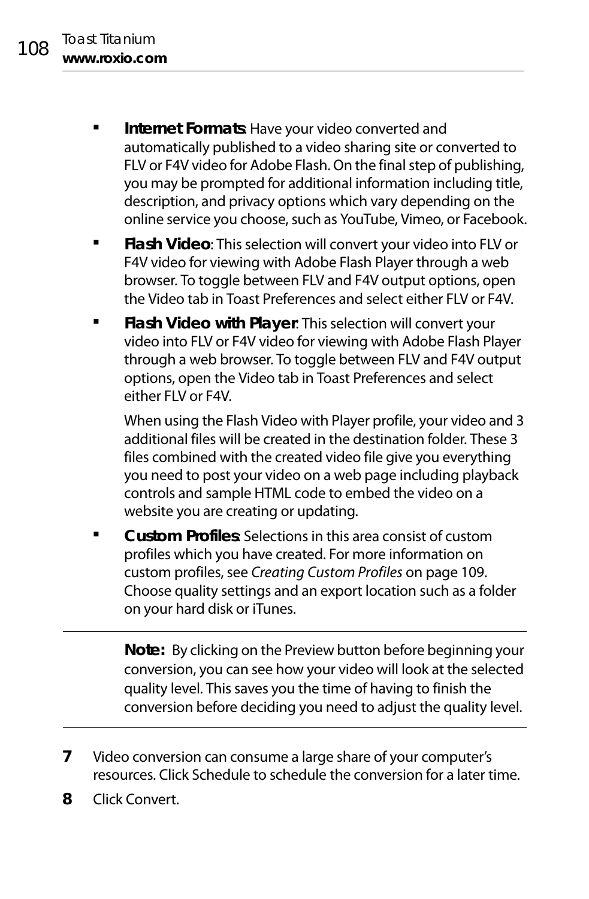- **Internet Formats**: Have your video converted and automatically published to a video sharing site or converted to FLV or F4V video for Adobe Flash. On the final step of publishing, you may be prompted for additional information including title, description, and privacy options which vary depending on the online service you choose, such as YouTube, Vimeo, or Facebook.
- **Flash Video**: This selection will convert your video into FLV or F4V video for viewing with Adobe Flash Player through a web browser. To toggle between FLV and F4V output options, open the Video tab in Toast Preferences and select either FLV or F4V.
- **Flash Video with Player**: This selection will convert your video into FLV or F4V video for viewing with Adobe Flash Player through a web browser. To toggle between FLV and F4V output options, open the Video tab in Toast Preferences and select either FLV or F4V.

  When using the Flash Video with Player profile, your video and 3 additional files will be created in the destination folder. These 3 files combined with the created video file give you everything you need to post your video on a web page including playback controls and sample HTML code to embed the video on a website you are creating or updating.
- **Custom Profiles**: Selections in this area consist of custom profiles which you have created. For more information on custom profiles, see *Creating Custom Profiles* on page 109. Choose quality settings and an export location such as a folder on your hard disk or iTunes.

---

**Note:** By clicking on the Preview button before beginning your conversion, you can see how your video will look at the selected quality level. This saves you the time of having to finish the conversion before deciding you need to adjust the quality level.

---

7. Video conversion can consume a large share of your computer's resources. Click Schedule to schedule the conversion for a later time.
8. Click Convert.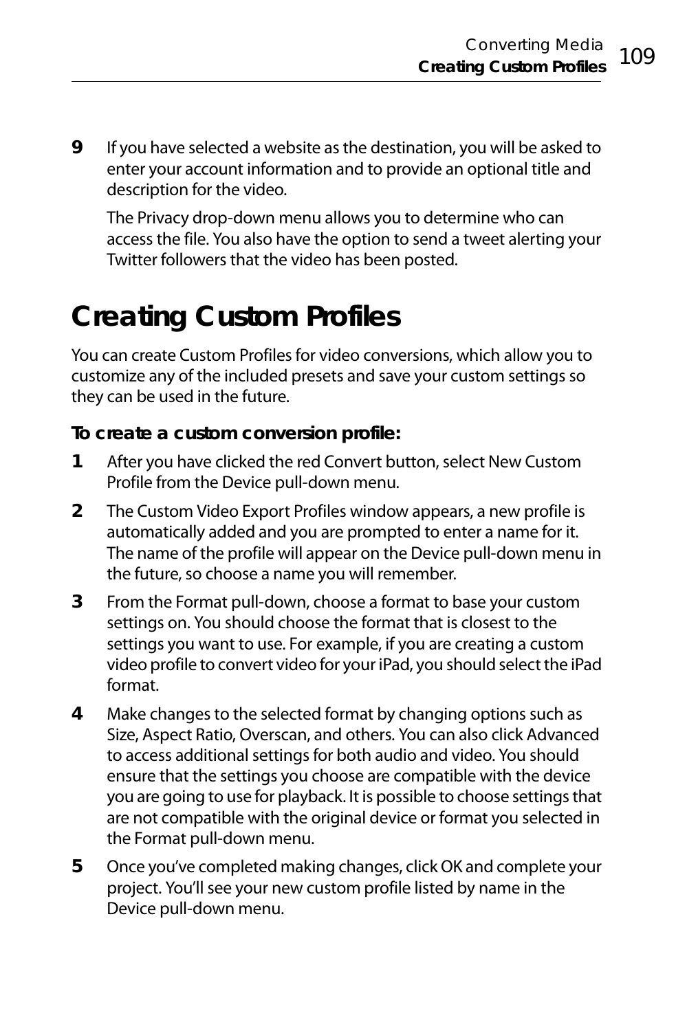9 If you have selected a website as the destination, you will be asked to enter your account information and to provide an optional title and description for the video.

   The Privacy drop-down menu allows you to determine who can access the file. You also have the option to send a tweet alerting your Twitter followers that the video has been posted.

# Creating Custom Profiles

You can create Custom Profiles for video conversions, which allow you to customize any of the included presets and save your custom settings so they can be used in the future.

**To create a custom conversion profile:**

1. After you have clicked the red Convert button, select New Custom Profile from the Device pull-down menu.
2. The Custom Video Export Profiles window appears, a new profile is automatically added and you are prompted to enter a name for it. The name of the profile will appear on the Device pull-down menu in the future, so choose a name you will remember.
3. From the Format pull-down, choose a format to base your custom settings on. You should choose the format that is closest to the settings you want to use. For example, if you are creating a custom video profile to convert video for your iPad, you should select the iPad format.
4. Make changes to the selected format by changing options such as Size, Aspect Ratio, Overscan, and others. You can also click Advanced to access additional settings for both audio and video. You should ensure that the settings you choose are compatible with the device you are going to use for playback. It is possible to choose settings that are not compatible with the original device or format you selected in the Format pull-down menu.
5. Once you've completed making changes, click OK and complete your project. You'll see your new custom profile listed by name in the Device pull-down menu.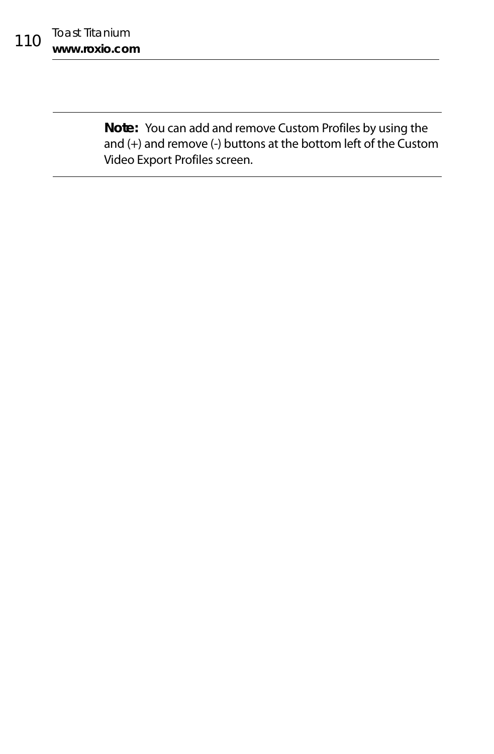**Note:** You can add and remove Custom Profiles by using the and (+) and remove (-) buttons at the bottom left of the Custom Video Export Profiles screen.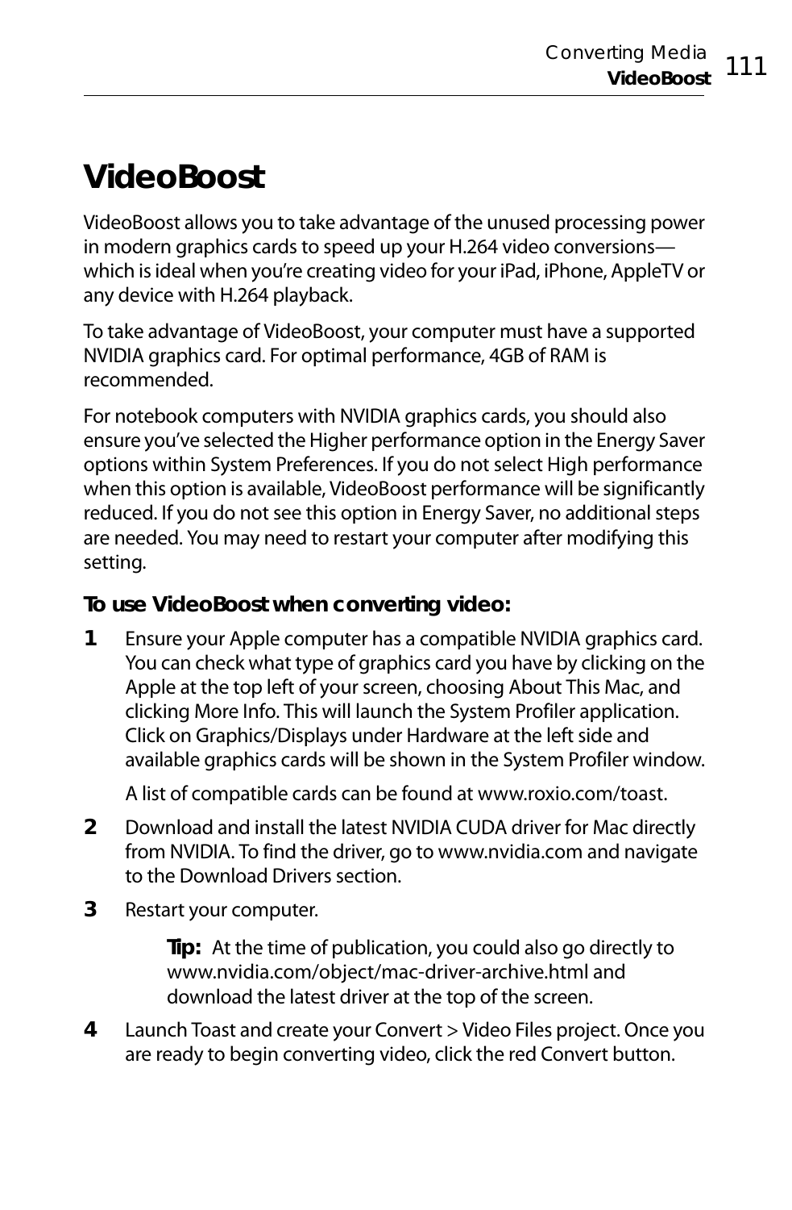# VideoBoost

VideoBoost allows you to take advantage of the unused processing power in modern graphics cards to speed up your H.264 video conversions—which is ideal when you're creating video for your iPad, iPhone, AppleTV or any device with H.264 playback.

To take advantage of VideoBoost, your computer must have a supported NVIDIA graphics card. For optimal performance, 4GB of RAM is recommended.

For notebook computers with NVIDIA graphics cards, you should also ensure you've selected the Higher performance option in the Energy Saver options within System Preferences. If you do not select High performance when this option is available, VideoBoost performance will be significantly reduced. If you do not see this option in Energy Saver, no additional steps are needed. You may need to restart your computer after modifying this setting.

**To use VideoBoost when converting video:**

1. Ensure your Apple computer has a compatible NVIDIA graphics card. You can check what type of graphics card you have by clicking on the Apple at the top left of your screen, choosing About This Mac, and clicking More Info. This will launch the System Profiler application. Click on Graphics/Displays under Hardware at the left side and available graphics cards will be shown in the System Profiler window.

   A list of compatible cards can be found at www.roxio.com/toast.

2. Download and install the latest NVIDIA CUDA driver for Mac directly from NVIDIA. To find the driver, go to www.nvidia.com and navigate to the Download Drivers section.

3. Restart your computer.

   > **Tip:** At the time of publication, you could also go directly to www.nvidia.com/object/mac-driver-archive.html and download the latest driver at the top of the screen.

4. Launch Toast and create your Convert > Video Files project. Once you are ready to begin converting video, click the red Convert button.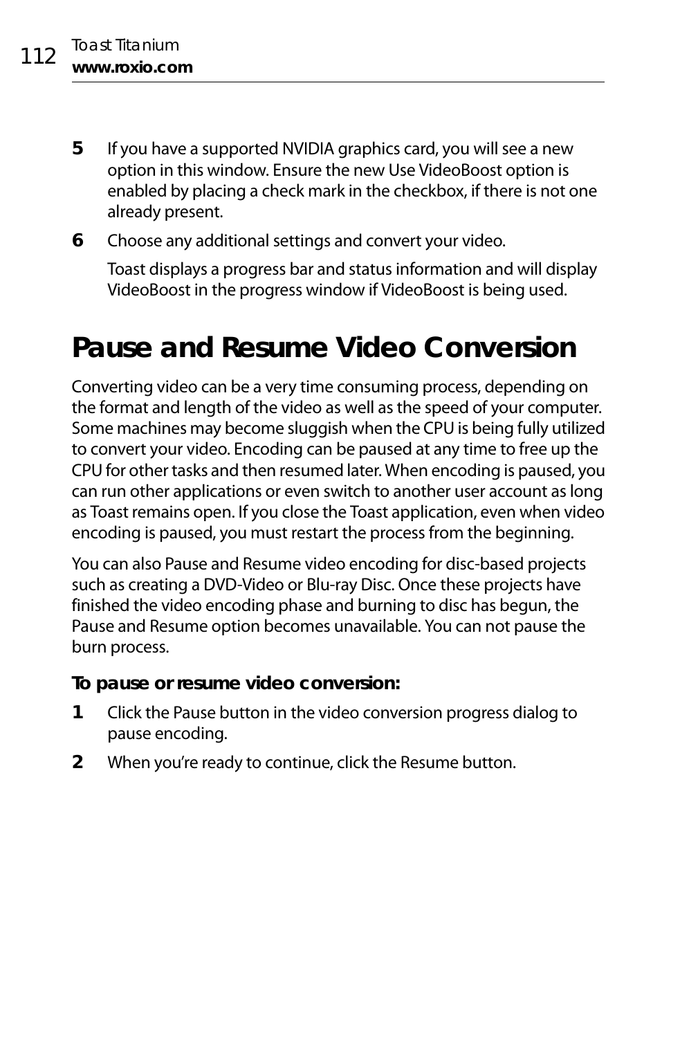5. If you have a supported NVIDIA graphics card, you will see a new option in this window. Ensure the new Use VideoBoost option is enabled by placing a check mark in the checkbox, if there is not one already present.
6. Choose any additional settings and convert your video.

   Toast displays a progress bar and status information and will display VideoBoost in the progress window if VideoBoost is being used.

# Pause and Resume Video Conversion

Converting video can be a very time consuming process, depending on the format and length of the video as well as the speed of your computer. Some machines may become sluggish when the CPU is being fully utilized to convert your video. Encoding can be paused at any time to free up the CPU for other tasks and then resumed later. When encoding is paused, you can run other applications or even switch to another user account as long as Toast remains open. If you close the Toast application, even when video encoding is paused, you must restart the process from the beginning.

You can also Pause and Resume video encoding for disc-based projects such as creating a DVD-Video or Blu-ray Disc. Once these projects have finished the video encoding phase and burning to disc has begun, the Pause and Resume option becomes unavailable. You can not pause the burn process.

**To pause or resume video conversion:**

1. Click the Pause button in the video conversion progress dialog to pause encoding.
2. When you’re ready to continue, click the Resume button.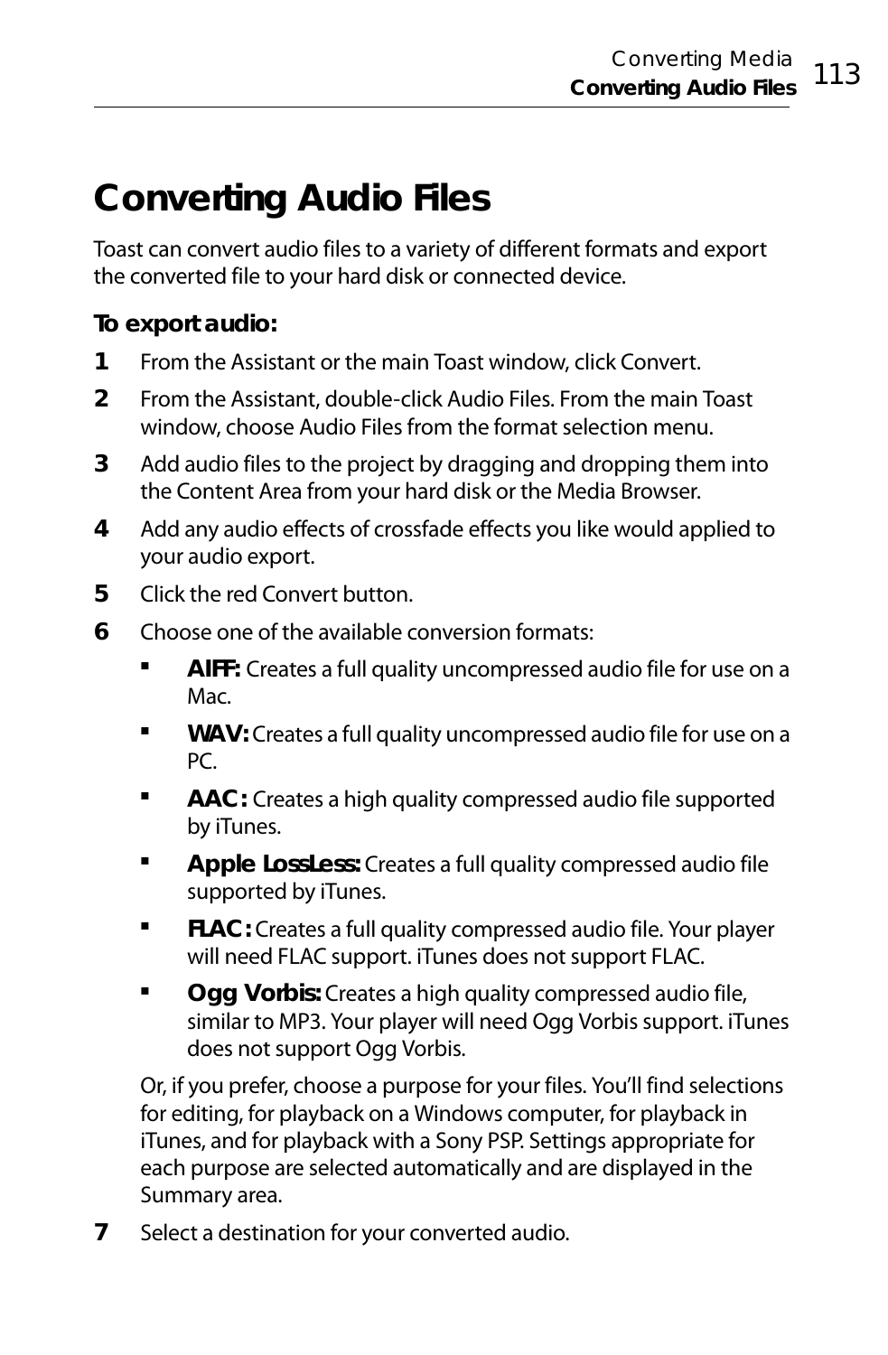# Converting Audio Files

Toast can convert audio files to a variety of different formats and export the converted file to your hard disk or connected device.

**To export audio:**

1. From the Assistant or the main Toast window, click Convert.
2. From the Assistant, double-click Audio Files. From the main Toast window, choose Audio Files from the format selection menu.
3. Add audio files to the project by dragging and dropping them into the Content Area from your hard disk or the Media Browser.
4. Add any audio effects of crossfade effects you like would applied to your audio export.
5. Click the red Convert button.
6. Choose one of the available conversion formats:
   - **AIFF:** Creates a full quality uncompressed audio file for use on a Mac.
   - **WAV:** Creates a full quality uncompressed audio file for use on a PC.
   - **AAC:** Creates a high quality compressed audio file supported by iTunes.
   - **Apple LossLess:** Creates a full quality compressed audio file supported by iTunes.
   - **FLAC:** Creates a full quality compressed audio file. Your player will need FLAC support. iTunes does not support FLAC.
   - **Ogg Vorbis:** Creates a high quality compressed audio file, similar to MP3. Your player will need Ogg Vorbis support. iTunes does not support Ogg Vorbis.

   Or, if you prefer, choose a purpose for your files. You'll find selections for editing, for playback on a Windows computer, for playback in iTunes, and for playback with a Sony PSP. Settings appropriate for each purpose are selected automatically and are displayed in the Summary area.
7. Select a destination for your converted audio.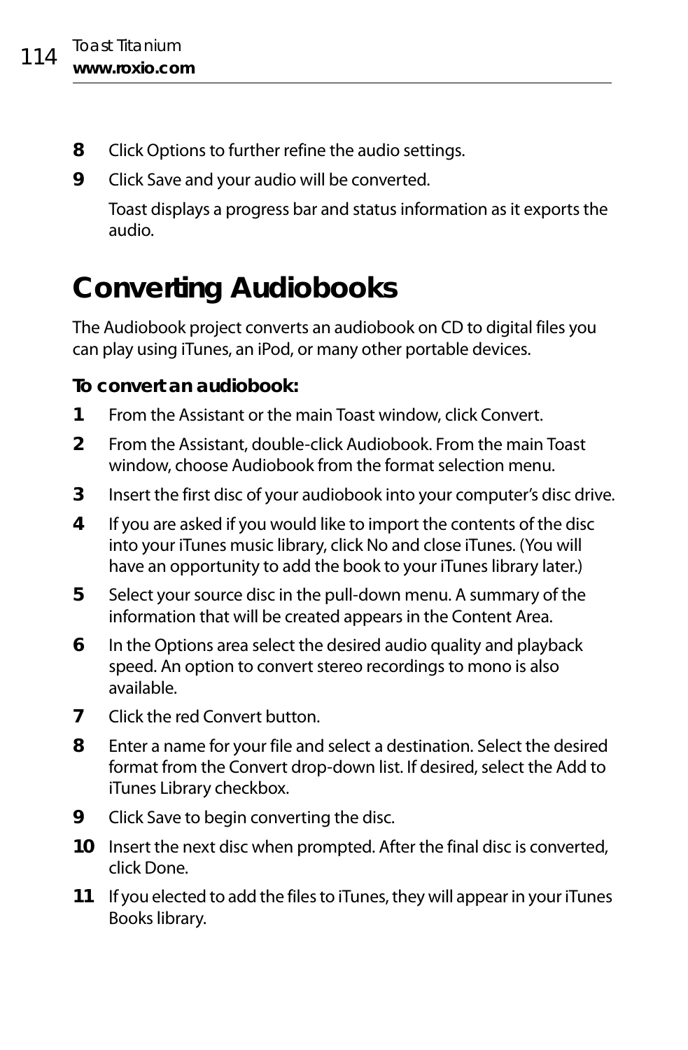8. Click Options to further refine the audio settings.
9. Click Save and your audio will be converted.

   Toast displays a progress bar and status information as it exports the audio.

# Converting Audiobooks

The Audiobook project converts an audiobook on CD to digital files you can play using iTunes, an iPod, or many other portable devices.

**To convert an audiobook:**

1. From the Assistant or the main Toast window, click Convert.
2. From the Assistant, double-click Audiobook. From the main Toast window, choose Audiobook from the format selection menu.
3. Insert the first disc of your audiobook into your computer's disc drive.
4. If you are asked if you would like to import the contents of the disc into your iTunes music library, click No and close iTunes. (You will have an opportunity to add the book to your iTunes library later.)
5. Select your source disc in the pull-down menu. A summary of the information that will be created appears in the Content Area.
6. In the Options area select the desired audio quality and playback speed. An option to convert stereo recordings to mono is also available.
7. Click the red Convert button.
8. Enter a name for your file and select a destination. Select the desired format from the Convert drop-down list. If desired, select the Add to iTunes Library checkbox.
9. Click Save to begin converting the disc.
10. Insert the next disc when prompted. After the final disc is converted, click Done.
11. If you elected to add the files to iTunes, they will appear in your iTunes Books library.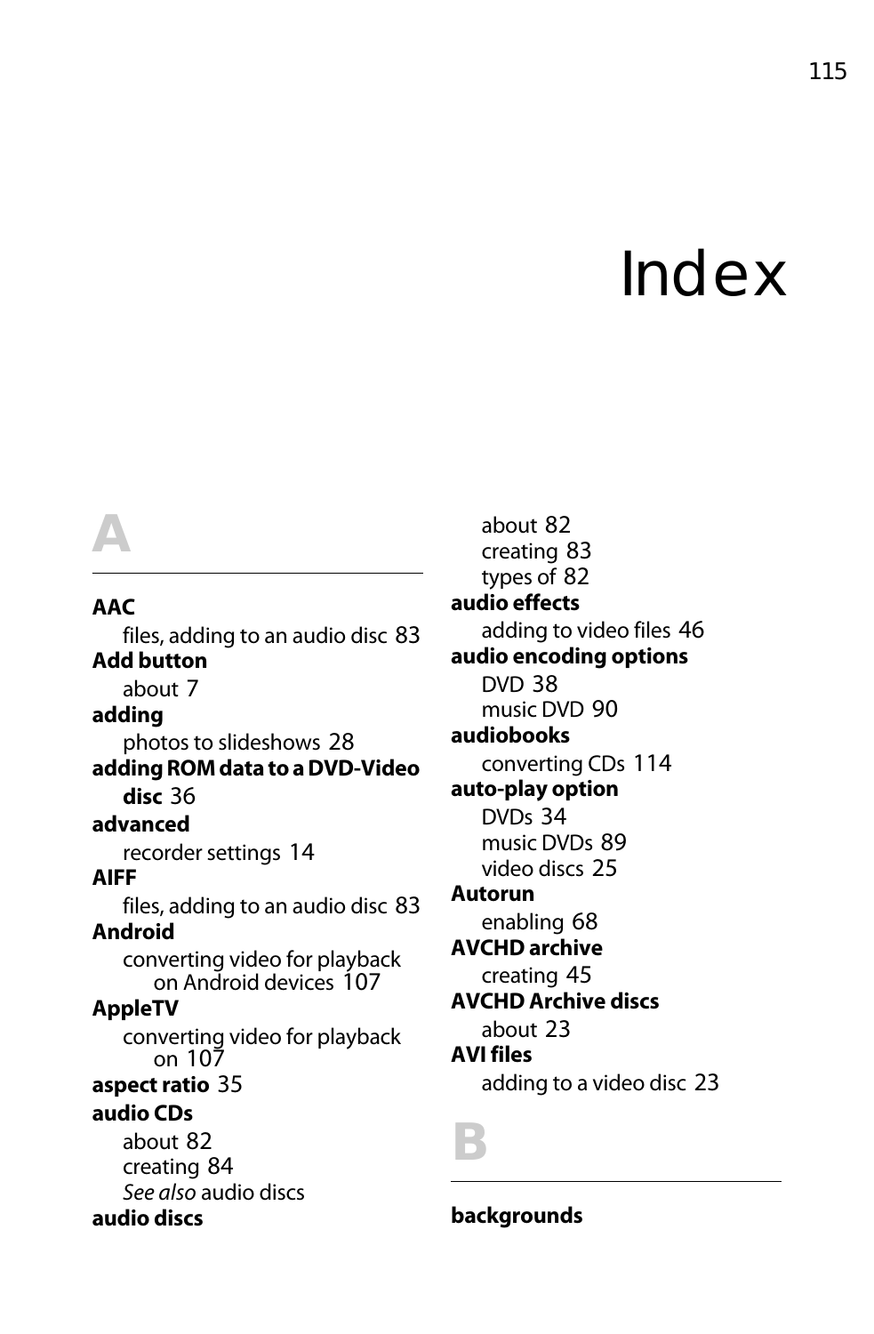# Index

## A

**AAC**
- files, adding to an audio disc 83

**Add button**
- about 7

**adding**
- photos to slideshows 28

**adding ROM data to a DVD-Video disc** 36

**advanced**
- recorder settings 14

**AIFF**
- files, adding to an audio disc 83

**Android**
- converting video for playback on Android devices 107

**AppleTV**
- converting video for playback on 107

**aspect ratio** 35

**audio CDs**
- about 82
- creating 84
- *See also* audio discs

**audio discs**
- about 82
- creating 83
- types of 82

**audio effects**
- adding to video files 46

**audio encoding options**
- DVD 38
- music DVD 90

**audiobooks**
- converting CDs 114

**auto-play option**
- DVDs 34
- music DVDs 89
- video discs 25

**Autorun**
- enabling 68

**AVCHD archive**
- creating 45

**AVCHD Archive discs**
- about 23

**AVI files**
- adding to a video disc 23

## B

**backgrounds**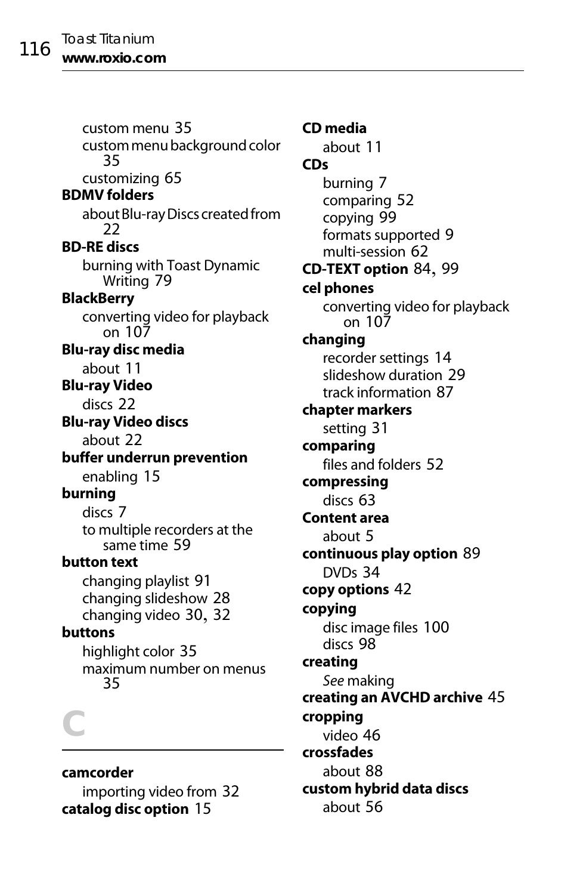custom menu 35
custom menu background color 35
customizing 65

**BDMV folders**
about Blu-ray Discs created from 22

**BD-RE discs**
burning with Toast Dynamic Writing 79

**BlackBerry**
converting video for playback on 107

**Blu-ray disc media**
about 11

**Blu-ray Video**
discs 22

**Blu-ray Video discs**
about 22

**buffer underrun prevention**
enabling 15

**burning**
discs 7
to multiple recorders at the same time 59

**button text**
changing playlist 91
changing slideshow 28
changing video 30, 32

**buttons**
highlight color 35
maximum number on menus 35

# C

**camcorder**
importing video from 32

**catalog disc option** 15

**CD media**
about 11

**CDs**
burning 7
comparing 52
copying 99
formats supported 9
multi-session 62

**CD-TEXT option** 84, 99

**cel phones**
converting video for playback on 107

**changing**
recorder settings 14
slideshow duration 29
track information 87

**chapter markers**
setting 31

**comparing**
files and folders 52

**compressing**
discs 63

**Content area**
about 5

**continuous play option** 89
DVDs 34

**copy options** 42

**copying**
disc image files 100
discs 98

**creating**
*See* making

**creating an AVCHD archive** 45

**cropping**
video 46

**crossfades**
about 88

**custom hybrid data discs**
about 56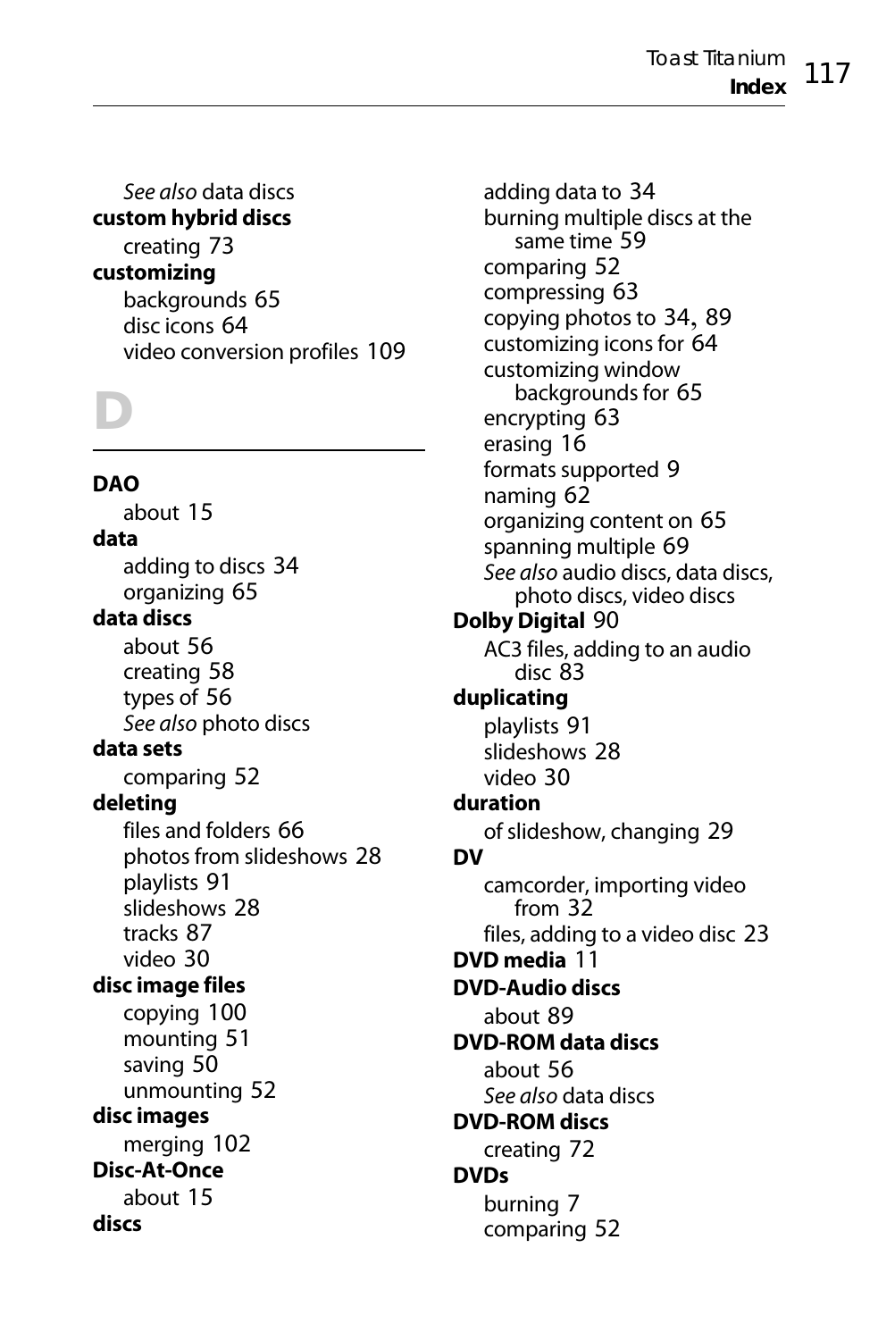*See also* data discs

**custom hybrid discs**

creating 73

**customizing**

backgrounds 65
disc icons 64
video conversion profiles 109

# D

**DAO**

about 15

**data**

adding to discs 34
organizing 65

**data discs**

about 56
creating 58
types of 56
*See also* photo discs

**data sets**

comparing 52

**deleting**

files and folders 66
photos from slideshows 28
playlists 91
slideshows 28
tracks 87
video 30

**disc image files**

copying 100
mounting 51
saving 50
unmounting 52

**disc images**

merging 102

**Disc-At-Once**

about 15

**discs**

adding data to 34
burning multiple discs at the same time 59
comparing 52
compressing 63
copying photos to 34, 89
customizing icons for 64
customizing window backgrounds for 65
encrypting 63
erasing 16
formats supported 9
naming 62
organizing content on 65
spanning multiple 69
*See also* audio discs, data discs, photo discs, video discs

**Dolby Digital** 90

AC3 files, adding to an audio disc 83

**duplicating**

playlists 91
slideshows 28
video 30

**duration**

of slideshow, changing 29

**DV**

camcorder, importing video from 32
files, adding to a video disc 23

**DVD media** 11

**DVD-Audio discs**

about 89

**DVD-ROM data discs**

about 56
*See also* data discs

**DVD-ROM discs**

creating 72

**DVDs**

burning 7
comparing 52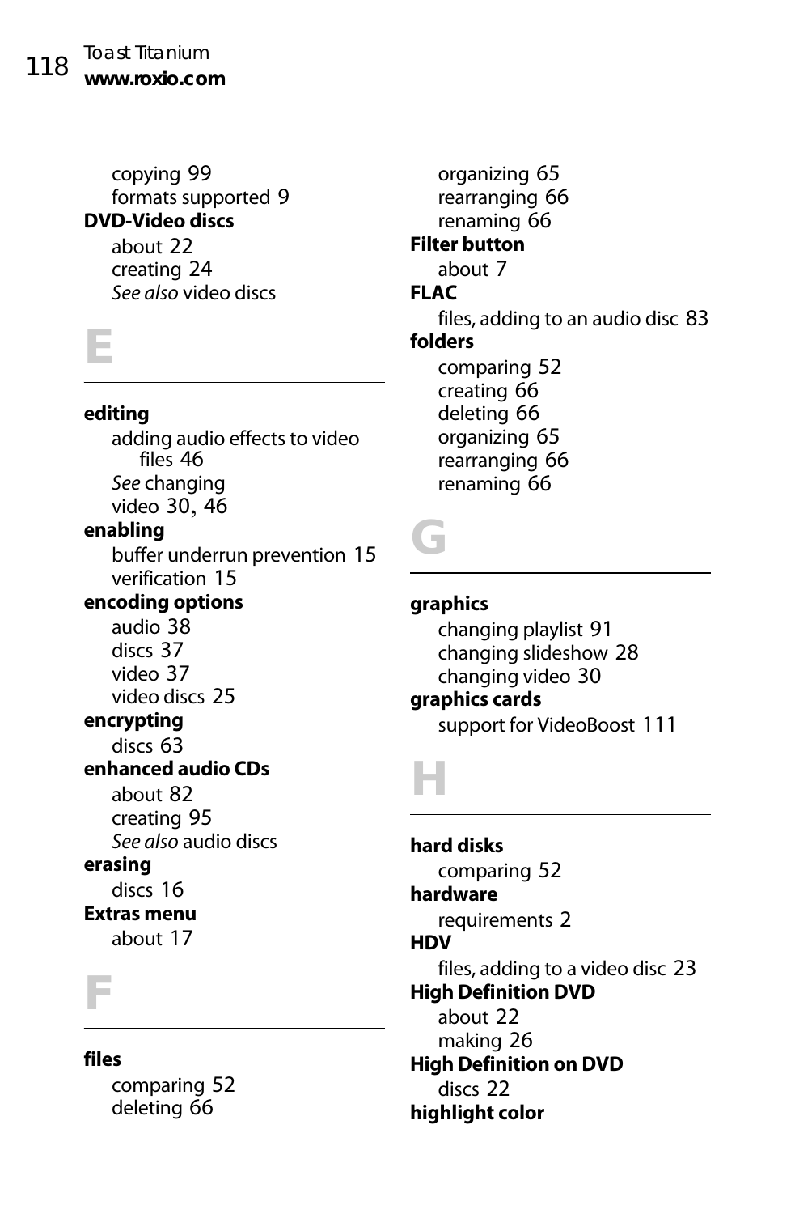copying 99
formats supported 9

**DVD-Video discs**
about 22
creating 24
*See also* video discs

## E

**editing**
adding audio effects to video files 46
*See* changing
video 30, 46

**enabling**
buffer underrun prevention 15
verification 15

**encoding options**
audio 38
discs 37
video 37
video discs 25

**encrypting**
discs 63

**enhanced audio CDs**
about 82
creating 95
*See also* audio discs

**erasing**
discs 16

**Extras menu**
about 17

## F

**files**
comparing 52
deleting 66
organizing 65
rearranging 66
renaming 66

**Filter button**
about 7

**FLAC**
files, adding to an audio disc 83

**folders**
comparing 52
creating 66
deleting 66
organizing 65
rearranging 66
renaming 66

## G

**graphics**
changing playlist 91
changing slideshow 28
changing video 30

**graphics cards**
support for VideoBoost 111

## H

**hard disks**
comparing 52

**hardware**
requirements 2

**HDV**
files, adding to a video disc 23

**High Definition DVD**
about 22
making 26

**High Definition on DVD**
discs 22

**highlight color**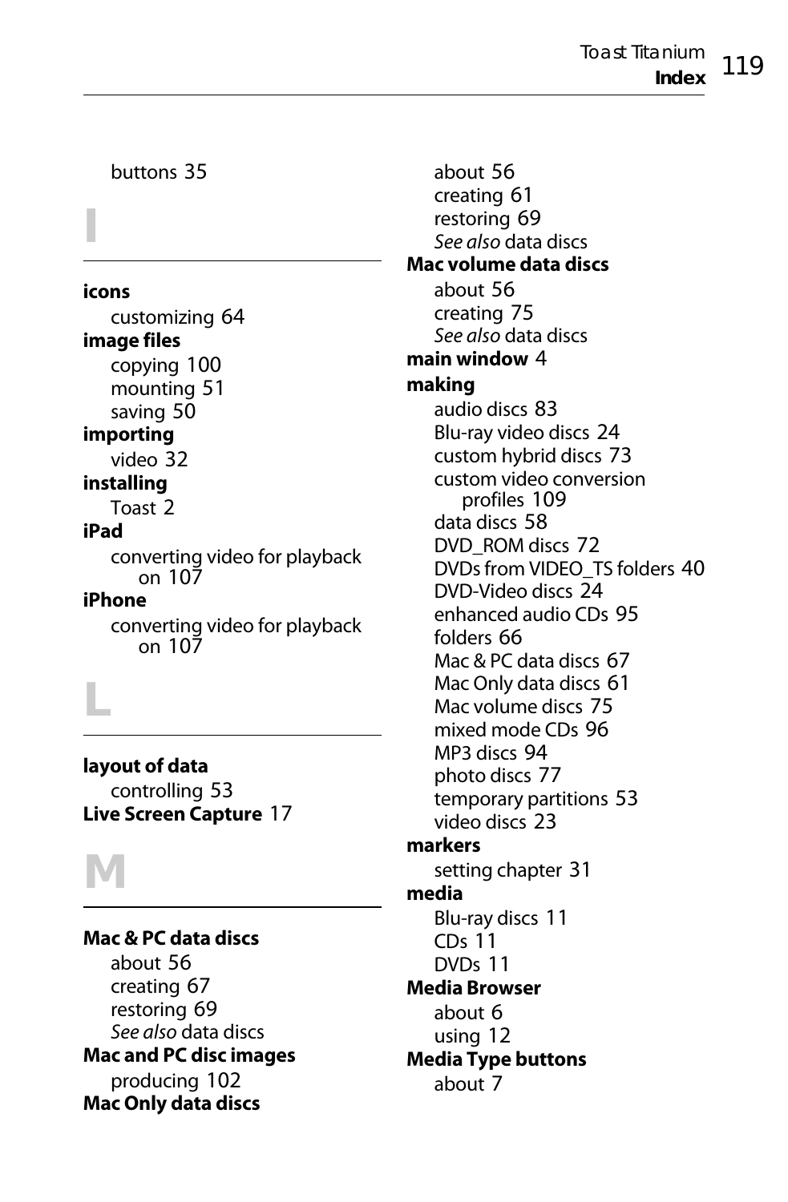buttons 35

## I

**icons**
customizing 64
**image files**
copying 100
mounting 51
saving 50
**importing**
video 32
**installing**
Toast 2
**iPad**
converting video for playback on 107
**iPhone**
converting video for playback on 107

## L

**layout of data**
controlling 53
**Live Screen Capture** 17

## M

**Mac & PC data discs**
about 56
creating 67
restoring 69
*See also* data discs
**Mac and PC disc images**
producing 102
**Mac Only data discs**
about 56
creating 61
restoring 69
*See also* data discs
**Mac volume data discs**
about 56
creating 75
*See also* data discs
**main window** 4
**making**
audio discs 83
Blu-ray video discs 24
custom hybrid discs 73
custom video conversion profiles 109
data discs 58
DVD_ROM discs 72
DVDs from VIDEO_TS folders 40
DVD-Video discs 24
enhanced audio CDs 95
folders 66
Mac & PC data discs 67
Mac Only data discs 61
Mac volume discs 75
mixed mode CDs 96
MP3 discs 94
photo discs 77
temporary partitions 53
video discs 23
**markers**
setting chapter 31
**media**
Blu-ray discs 11
CDs 11
DVDs 11
**Media Browser**
about 6
using 12
**Media Type buttons**
about 7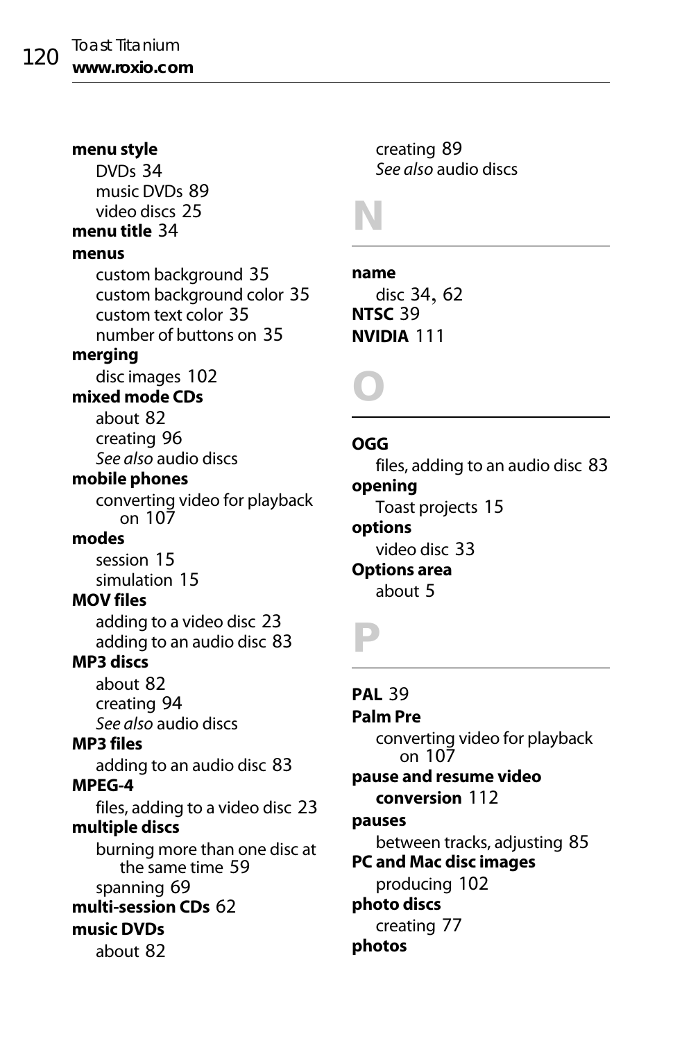**menu style**

- DVDs 34
- music DVDs 89
- video discs 25

**menu title** 34

**menus**

- custom background 35
- custom background color 35
- custom text color 35
- number of buttons on 35

**merging**

- disc images 102

**mixed mode CDs**

- about 82
- creating 96
- *See also* audio discs

**mobile phones**

- converting video for playback on 107

**modes**

- session 15
- simulation 15

**MOV files**

- adding to a video disc 23
- adding to an audio disc 83

**MP3 discs**

- about 82
- creating 94
- *See also* audio discs

**MP3 files**

- adding to an audio disc 83

**MPEG-4**

- files, adding to a video disc 23

**multiple discs**

- burning more than one disc at the same time 59
- spanning 69

**multi-session CDs** 62

**music DVDs**

- about 82
- creating 89
- *See also* audio discs

## N

**name**

- disc 34, 62

**NTSC** 39

**NVIDIA** 111

## O

**OGG**

- files, adding to an audio disc 83

**opening**

- Toast projects 15

**options**

- video disc 33

**Options area**

- about 5

## P

**PAL** 39

**Palm Pre**

- converting video for playback on 107

**pause and resume video conversion** 112

**pauses**

- between tracks, adjusting 85

**PC and Mac disc images**

- producing 102

**photo discs**

- creating 77

**photos**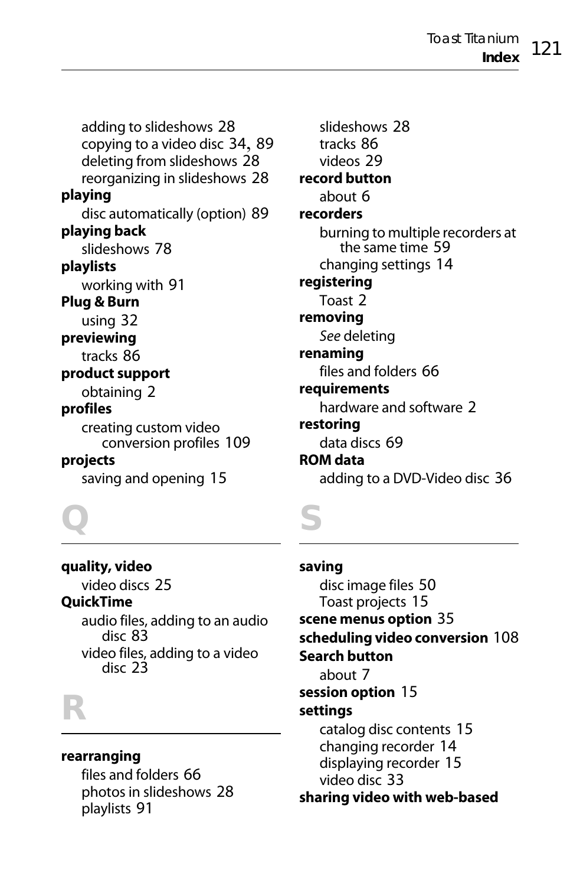adding to slideshows 28
copying to a video disc 34, 89
deleting from slideshows 28
reorganizing in slideshows 28

**playing**
disc automatically (option) 89

**playing back**
slideshows 78

**playlists**
working with 91

**Plug & Burn**
using 32

**previewing**
tracks 86

**product support**
obtaining 2

**profiles**
creating custom video conversion profiles 109

**projects**
saving and opening 15

## Q

**quality, video**
video discs 25

**QuickTime**
audio files, adding to an audio disc 83
video files, adding to a video disc 23

## R

**rearranging**
files and folders 66
photos in slideshows 28
playlists 91
slideshows 28
tracks 86
videos 29

**record button**
about 6

**recorders**
burning to multiple recorders at the same time 59
changing settings 14

**registering**
Toast 2

**removing**
*See* deleting

**renaming**
files and folders 66

**requirements**
hardware and software 2

**restoring**
data discs 69

**ROM data**
adding to a DVD-Video disc 36

## S

**saving**
disc image files 50
Toast projects 15

**scene menus option** 35

**scheduling video conversion** 108

**Search button**
about 7

**session option** 15

**settings**
catalog disc contents 15
changing recorder 14
displaying recorder 15
video disc 33

**sharing video with web-based**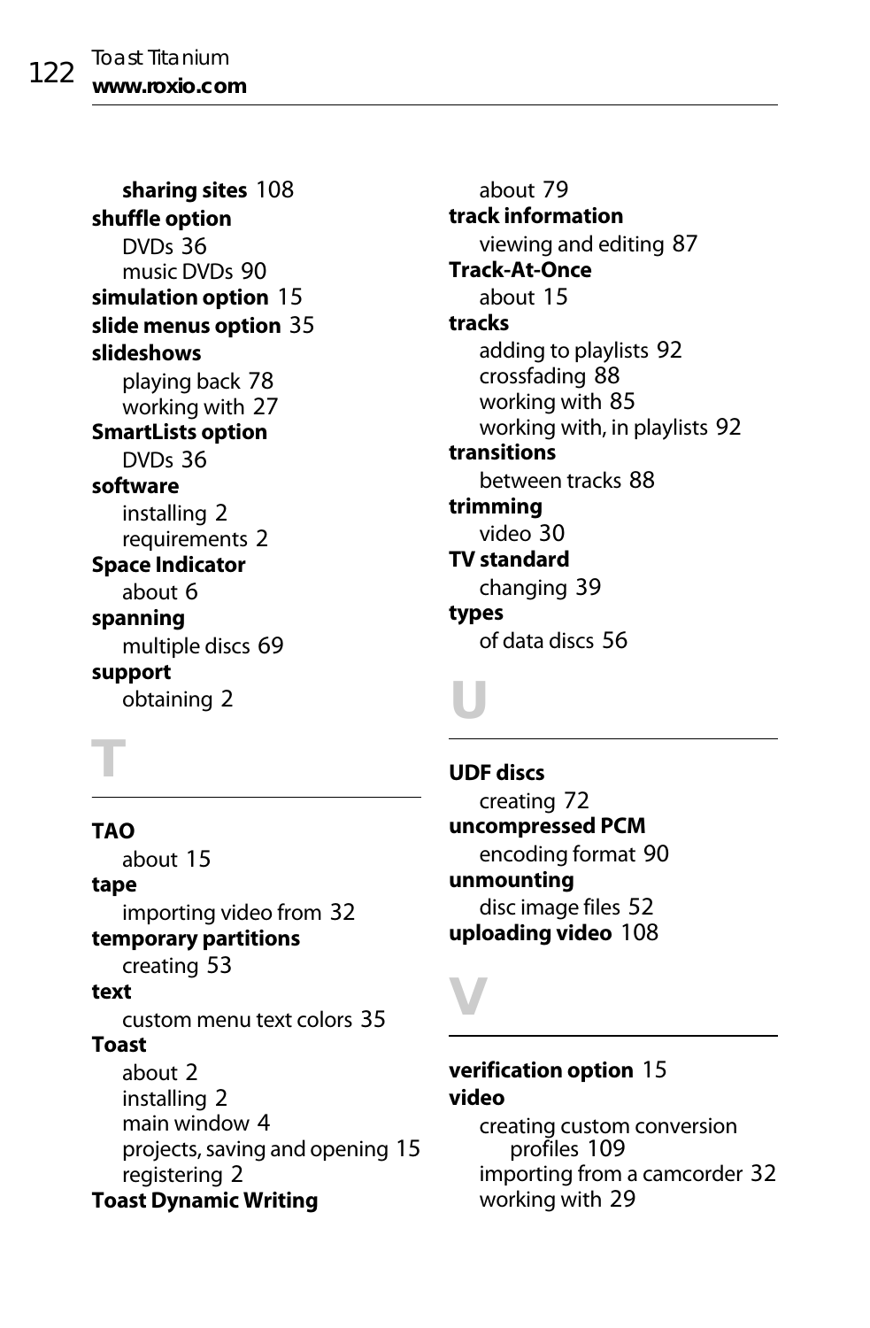**sharing sites** 108

**shuffle option**

DVDs 36

music DVDs 90

**simulation option** 15

**slide menus option** 35

**slideshows**

playing back 78

working with 27

**SmartLists option**

DVDs 36

**software**

installing 2

requirements 2

**Space Indicator**

about 6

**spanning**

multiple discs 69

**support**

obtaining 2

# T

**TAO**

about 15

**tape**

importing video from 32

**temporary partitions**

creating 53

**text**

custom menu text colors 35

**Toast**

about 2

installing 2

main window 4

projects, saving and opening 15

registering 2

**Toast Dynamic Writing**

about 79

**track information**

viewing and editing 87

**Track-At-Once**

about 15

**tracks**

adding to playlists 92

crossfading 88

working with 85

working with, in playlists 92

**transitions**

between tracks 88

**trimming**

video 30

**TV standard**

changing 39

**types**

of data discs 56

# U

**UDF discs**

creating 72

**uncompressed PCM**

encoding format 90

**unmounting**

disc image files 52

**uploading video** 108

# V

**verification option** 15

**video**

creating custom conversion profiles 109

importing from a camcorder 32

working with 29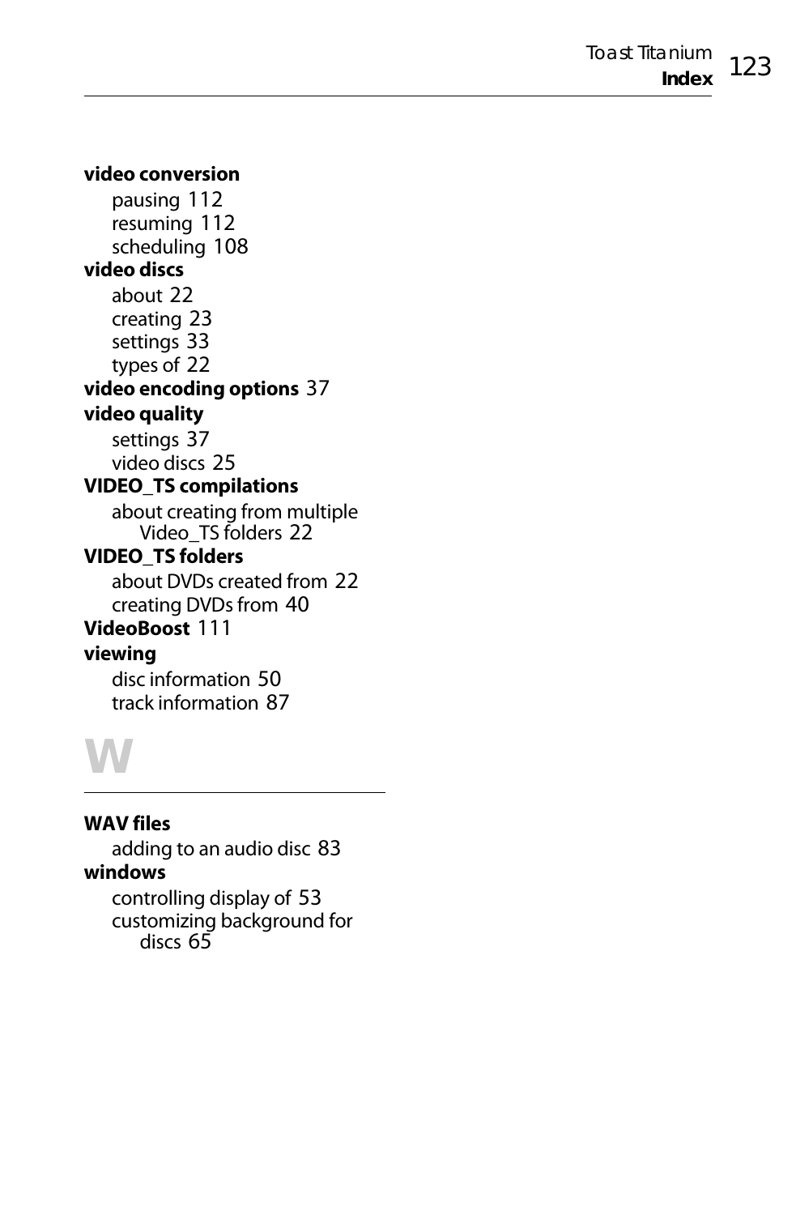**video conversion**
- pausing 112
- resuming 112
- scheduling 108

**video discs**
- about 22
- creating 23
- settings 33
- types of 22

**video encoding options** 37

**video quality**
- settings 37
- video discs 25

**VIDEO_TS compilations**
- about creating from multiple Video_TS folders 22

**VIDEO_TS folders**
- about DVDs created from 22
- creating DVDs from 40

**VideoBoost** 111

**viewing**
- disc information 50
- track information 87

# W

**WAV files**
- adding to an audio disc 83

**windows**
- controlling display of 53
- customizing background for discs 65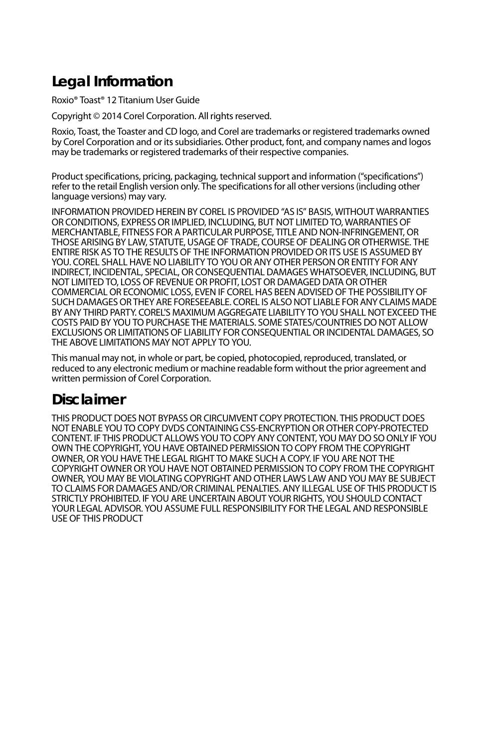## Legal Information

Roxio® Toast® 12 Titanium User Guide

Copyright © 2014 Corel Corporation. All rights reserved.

Roxio, Toast, the Toaster and CD logo, and Corel are trademarks or registered trademarks owned by Corel Corporation and or its subsidiaries. Other product, font, and company names and logos may be trademarks or registered trademarks of their respective companies.

Product specifications, pricing, packaging, technical support and information (“specifications”) refer to the retail English version only. The specifications for all other versions (including other language versions) may vary.

INFORMATION PROVIDED HEREIN BY COREL IS PROVIDED “AS IS” BASIS, WITHOUT WARRANTIES OR CONDITIONS, EXPRESS OR IMPLIED, INCLUDING, BUT NOT LIMITED TO, WARRANTIES OF MERCHANTABLE, FITNESS FOR A PARTICULAR PURPOSE, TITLE AND NON-INFRINGEMENT, OR THOSE ARISING BY LAW, STATUTE, USAGE OF TRADE, COURSE OF DEALING OR OTHERWISE. THE ENTIRE RISK AS TO THE RESULTS OF THE INFORMATION PROVIDED OR ITS USE IS ASSUMED BY YOU. COREL SHALL HAVE NO LIABILITY TO YOU OR ANY OTHER PERSON OR ENTITY FOR ANY INDIRECT, INCIDENTAL, SPECIAL, OR CONSEQUENTIAL DAMAGES WHATSOEVER, INCLUDING, BUT NOT LIMITED TO, LOSS OF REVENUE OR PROFIT, LOST OR DAMAGED DATA OR OTHER COMMERCIAL OR ECONOMIC LOSS, EVEN IF COREL HAS BEEN ADVISED OF THE POSSIBILITY OF SUCH DAMAGES OR THEY ARE FORESEEABLE. COREL IS ALSO NOT LIABLE FOR ANY CLAIMS MADE BY ANY THIRD PARTY. COREL'S MAXIMUM AGGREGATE LIABILITY TO YOU SHALL NOT EXCEED THE COSTS PAID BY YOU TO PURCHASE THE MATERIALS. SOME STATES/COUNTRIES DO NOT ALLOW EXCLUSIONS OR LIMITATIONS OF LIABILITY FOR CONSEQUENTIAL OR INCIDENTAL DAMAGES, SO THE ABOVE LIMITATIONS MAY NOT APPLY TO YOU.

This manual may not, in whole or part, be copied, photocopied, reproduced, translated, or reduced to any electronic medium or machine readable form without the prior agreement and written permission of Corel Corporation.

## Disclaimer

THIS PRODUCT DOES NOT BYPASS OR CIRCUMVENT COPY PROTECTION. THIS PRODUCT DOES NOT ENABLE YOU TO COPY DVDS CONTAINING CSS-ENCRYPTION OR OTHER COPY-PROTECTED CONTENT. IF THIS PRODUCT ALLOWS YOU TO COPY ANY CONTENT, YOU MAY DO SO ONLY IF YOU OWN THE COPYRIGHT, YOU HAVE OBTAINED PERMISSION TO COPY FROM THE COPYRIGHT OWNER, OR YOU HAVE THE LEGAL RIGHT TO MAKE SUCH A COPY. IF YOU ARE NOT THE COPYRIGHT OWNER OR YOU HAVE NOT OBTAINED PERMISSION TO COPY FROM THE COPYRIGHT OWNER, YOU MAY BE VIOLATING COPYRIGHT AND OTHER LAWS LAW AND YOU MAY BE SUBJECT TO CLAIMS FOR DAMAGES AND/OR CRIMINAL PENALTIES. ANY ILLEGAL USE OF THIS PRODUCT IS STRICTLY PROHIBITED. IF YOU ARE UNCERTAIN ABOUT YOUR RIGHTS, YOU SHOULD CONTACT YOUR LEGAL ADVISOR. YOU ASSUME FULL RESPONSIBILITY FOR THE LEGAL AND RESPONSIBLE USE OF THIS PRODUCT